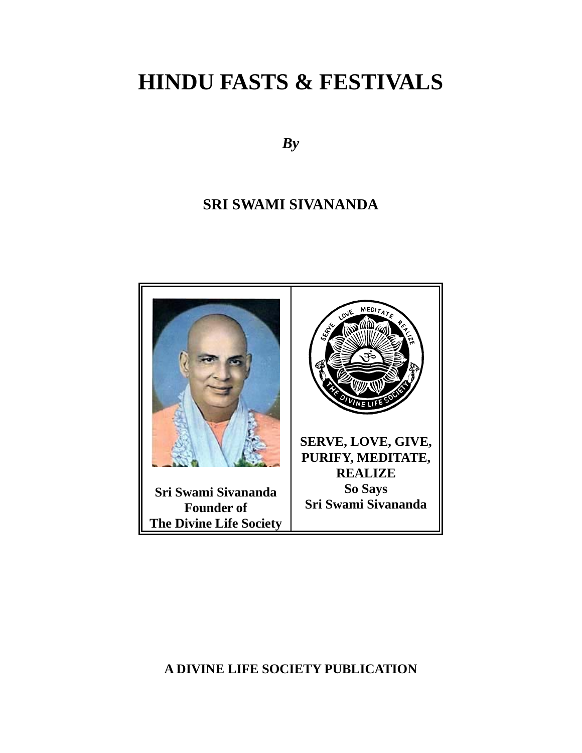# HINDU FASTS & FESTIVALS

***By***

**SRI SWAMI SIVANANDA**

**Sri Swami Sivananda**
**Founder of**
**The Divine Life Society**

**SERVE, LOVE, GIVE, PURIFY, MEDITATE, REALIZE**
**So Says**
**Sri Swami Sivananda**

**A DIVINE LIFE SOCIETY PUBLICATION**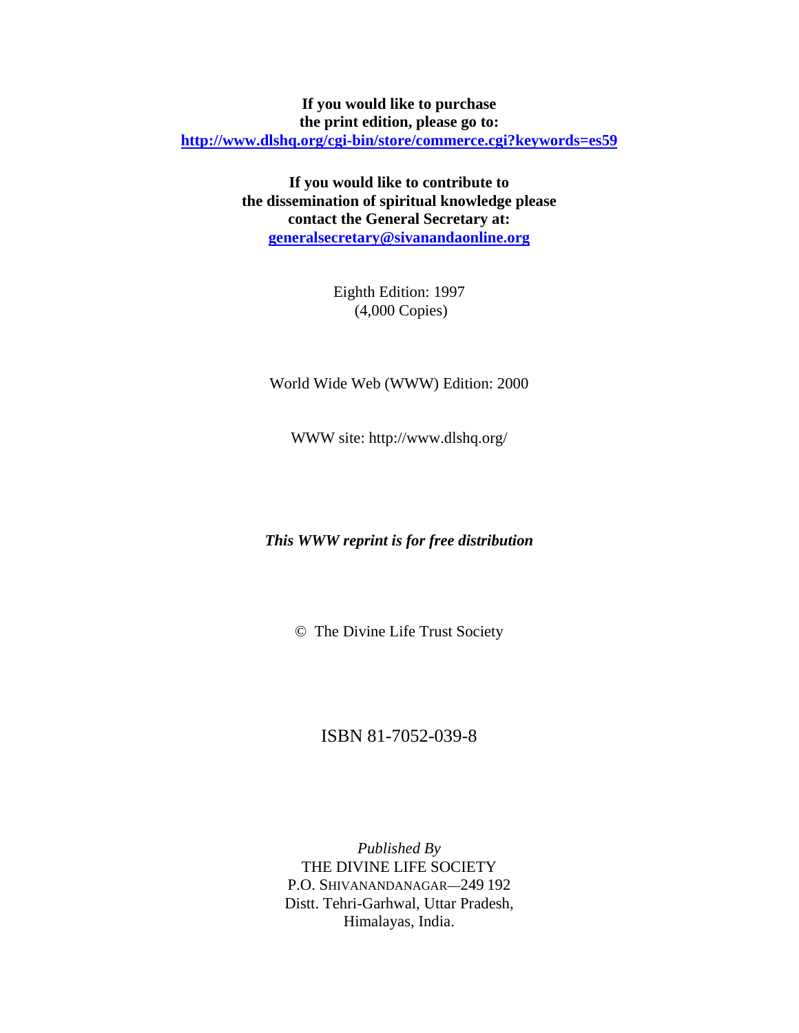**If you would like to purchase the print edition, please go to:**
**[http://www.dlshq.org/cgi-bin/store/commerce.cgi?keywords=es59](http://www.dlshq.org/cgi-bin/store/commerce.cgi?keywords=es59)**

**If you would like to contribute to the dissemination of spiritual knowledge please contact the General Secretary at:**
**[generalsecretary@sivanandaonline.org](mailto:generalsecretary@sivanandaonline.org)**

Eighth Edition: 1997
(4,000 Copies)

World Wide Web (WWW) Edition: 2000

WWW site: http://www.dlshq.org/

***This WWW reprint is for free distribution***

© The Divine Life Trust Society

ISBN 81-7052-039-8

*Published By*
THE DIVINE LIFE SOCIETY
P.O. SHIVANANDANAGAR—249 192
Distt. Tehri-Garhwal, Uttar Pradesh,
Himalayas, India.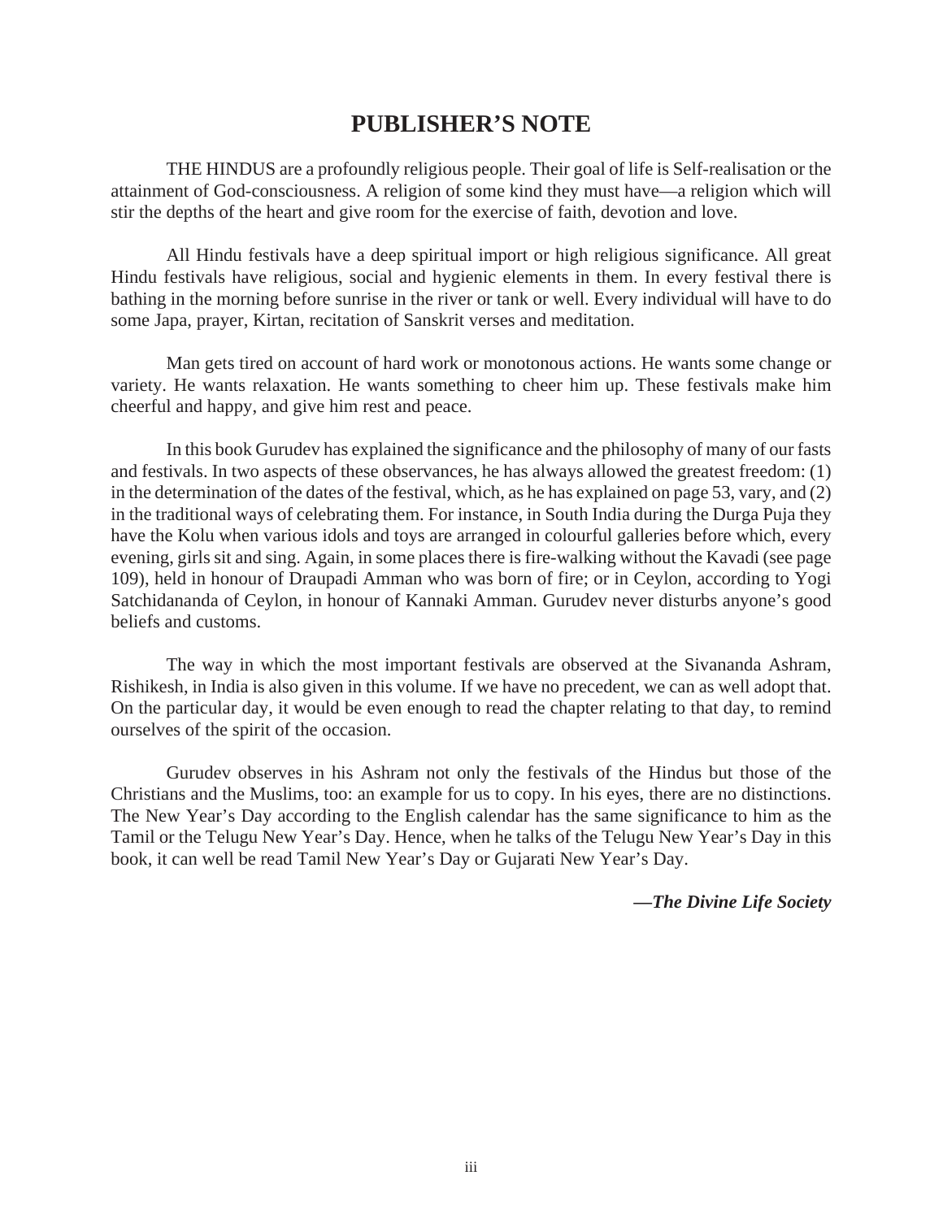# PUBLISHER'S NOTE

THE HINDUS are a profoundly religious people. Their goal of life is Self-realisation or the attainment of God-consciousness. A religion of some kind they must have—a religion which will stir the depths of the heart and give room for the exercise of faith, devotion and love.

All Hindu festivals have a deep spiritual import or high religious significance. All great Hindu festivals have religious, social and hygienic elements in them. In every festival there is bathing in the morning before sunrise in the river or tank or well. Every individual will have to do some Japa, prayer, Kirtan, recitation of Sanskrit verses and meditation.

Man gets tired on account of hard work or monotonous actions. He wants some change or variety. He wants relaxation. He wants something to cheer him up. These festivals make him cheerful and happy, and give him rest and peace.

In this book Gurudev has explained the significance and the philosophy of many of our fasts and festivals. In two aspects of these observances, he has always allowed the greatest freedom: (1) in the determination of the dates of the festival, which, as he has explained on page 53, vary, and (2) in the traditional ways of celebrating them. For instance, in South India during the Durga Puja they have the Kolu when various idols and toys are arranged in colourful galleries before which, every evening, girls sit and sing. Again, in some places there is fire-walking without the Kavadi (see page 109), held in honour of Draupadi Amman who was born of fire; or in Ceylon, according to Yogi Satchidananda of Ceylon, in honour of Kannaki Amman. Gurudev never disturbs anyone's good beliefs and customs.

The way in which the most important festivals are observed at the Sivananda Ashram, Rishikesh, in India is also given in this volume. If we have no precedent, we can as well adopt that. On the particular day, it would be even enough to read the chapter relating to that day, to remind ourselves of the spirit of the occasion.

Gurudev observes in his Ashram not only the festivals of the Hindus but those of the Christians and the Muslims, too: an example for us to copy. In his eyes, there are no distinctions. The New Year's Day according to the English calendar has the same significance to him as the Tamil or the Telugu New Year's Day. Hence, when he talks of the Telugu New Year's Day in this book, it can well be read Tamil New Year's Day or Gujarati New Year's Day.

***—The Divine Life Society***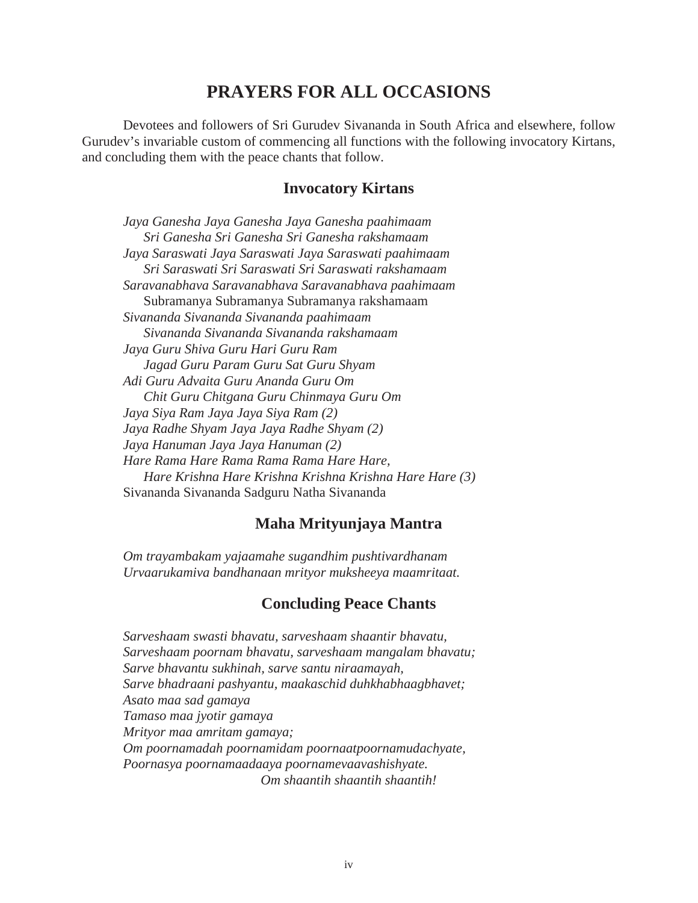# PRAYERS FOR ALL OCCASIONS

Devotees and followers of Sri Gurudev Sivananda in South Africa and elsewhere, follow Gurudev's invariable custom of commencing all functions with the following invocatory Kirtans, and concluding them with the peace chants that follow.

## Invocatory Kirtans

*Jaya Ganesha Jaya Ganesha Jaya Ganesha paahimaam*
*Sri Ganesha Sri Ganesha Sri Ganesha rakshamaam*
*Jaya Saraswati Jaya Saraswati Jaya Saraswati paahimaam*
*Sri Saraswati Sri Saraswati Sri Saraswati rakshamaam*
*Saravanabhava Saravanabhava Saravanabhava paahimaam*
Subramanya Subramanya Subramanya rakshamaam
*Sivananda Sivananda Sivananda paahimaam*
*Sivananda Sivananda Sivananda rakshamaam*
*Jaya Guru Shiva Guru Hari Guru Ram*
*Jagad Guru Param Guru Sat Guru Shyam*
*Adi Guru Advaita Guru Ananda Guru Om*
*Chit Guru Chitgana Guru Chinmaya Guru Om*
*Jaya Siya Ram Jaya Jaya Siya Ram (2)*
*Jaya Radhe Shyam Jaya Jaya Radhe Shyam (2)*
*Jaya Hanuman Jaya Jaya Hanuman (2)*
*Hare Rama Hare Rama Rama Rama Hare Hare,*
*Hare Krishna Hare Krishna Krishna Krishna Hare Hare (3)*
Sivananda Sivananda Sadguru Natha Sivananda

## Maha Mrityunjaya Mantra

*Om trayambakam yajaamahe sugandhim pushtivardhanam*
*Urvaarukamiva bandhanaan mrityor muksheeya maamritaat.*

## Concluding Peace Chants

*Sarveshaam swasti bhavatu, sarveshaam shaantir bhavatu,*
*Sarveshaam poornam bhavatu, sarveshaam mangalam bhavatu;*
*Sarve bhavantu sukhinah, sarve santu niraamayah,*
*Sarve bhadraani pashyantu, maakaschid duhkhabhaagbhavet;*
*Asato maa sad gamaya*
*Tamaso maa jyotir gamaya*
*Mrityor maa amritam gamaya;*
*Om poornamadah poornamidam poornaatpoornamudachyate,*
*Poornasya poornamaadaaya poornamevaavashishyate.*
*Om shaantih shaantih shaantih!*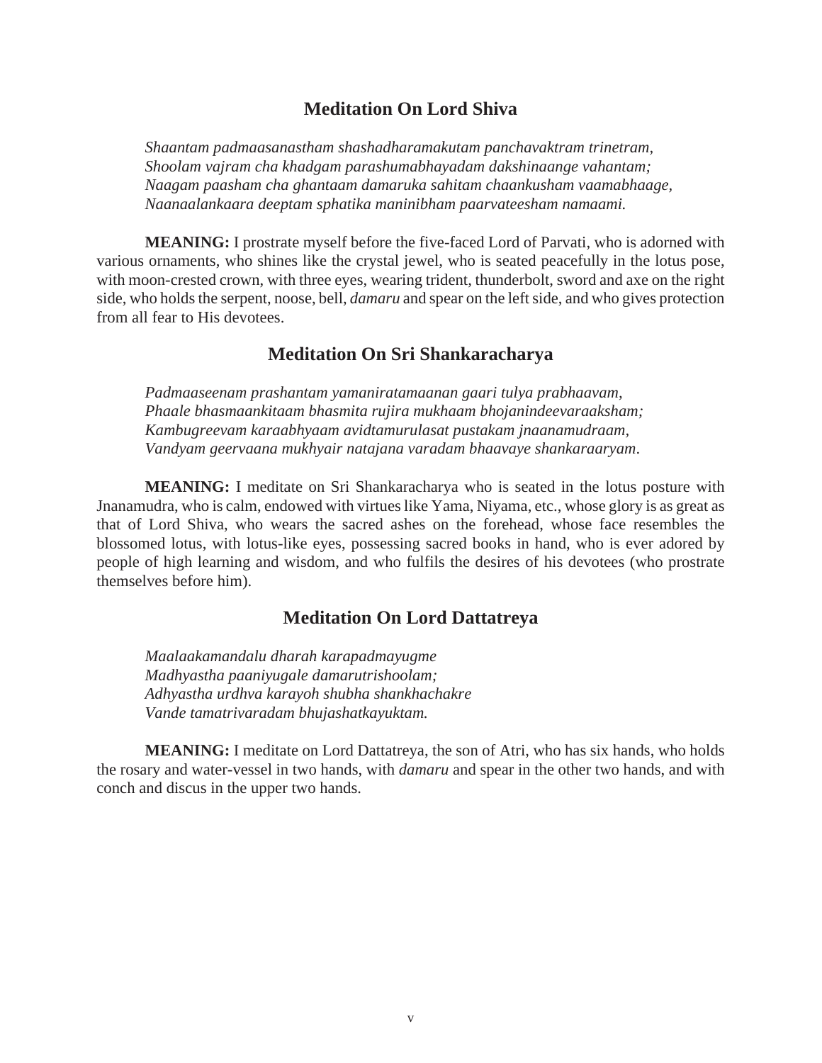## Meditation On Lord Shiva

*Shaantam padmaasanastham shashadharamakutam panchavaktram trinetram,*
*Shoolam vajram cha khadgam parashumabhayadam dakshinaange vahantam;*
*Naagam paasham cha ghantaam damaruka sahitam chaankusham vaamabhaage,*
*Naanaalankaara deeptam sphatika maninibham paarvateesham namaami.*

**MEANING:** I prostrate myself before the five-faced Lord of Parvati, who is adorned with various ornaments, who shines like the crystal jewel, who is seated peacefully in the lotus pose, with moon-crested crown, with three eyes, wearing trident, thunderbolt, sword and axe on the right side, who holds the serpent, noose, bell, *damaru* and spear on the left side, and who gives protection from all fear to His devotees.

## Meditation On Sri Shankaracharya

*Padmaaseenam prashantam yamaniratamaanan gaari tulya prabhaavam,*
*Phaale bhasmaankitaam bhasmita rujira mukhaam bhojanindeevaraaksham;*
*Kambugreevam karaabhyaam avidtamurulasat pustakam jnaanamudraam,*
*Vandyam geervaana mukhyair natajana varadam bhaavaye shankaraaryam.*

**MEANING:** I meditate on Sri Shankaracharya who is seated in the lotus posture with Jnanamudra, who is calm, endowed with virtues like Yama, Niyama, etc., whose glory is as great as that of Lord Shiva, who wears the sacred ashes on the forehead, whose face resembles the blossomed lotus, with lotus-like eyes, possessing sacred books in hand, who is ever adored by people of high learning and wisdom, and who fulfils the desires of his devotees (who prostrate themselves before him).

## Meditation On Lord Dattatreya

*Maalaakamandalu dharah karapadmayugme*
*Madhyastha paaniyugale damarutrishoolam;*
*Adhyastha urdhva karayoh shubha shankhachakre*
*Vande tamatrivaradam bhujashatkayuktam.*

**MEANING:** I meditate on Lord Dattatreya, the son of Atri, who has six hands, who holds the rosary and water-vessel in two hands, with *damaru* and spear in the other two hands, and with conch and discus in the upper two hands.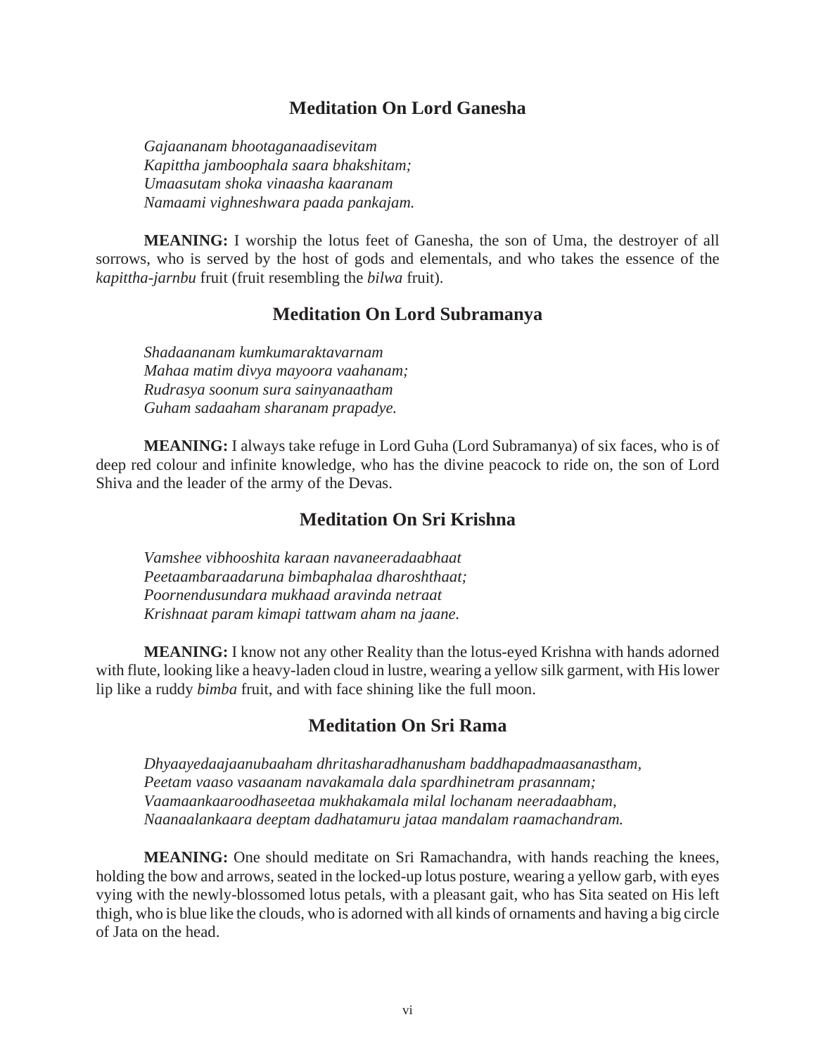## Meditation On Lord Ganesha

*Gajaananam bhootaganaadisevitam*
*Kapittha jamboophala saara bhakshitam;*
*Umaasutam shoka vinaasha kaaranam*
*Namaami vighneshwara paada pankajam.*

**MEANING:** I worship the lotus feet of Ganesha, the son of Uma, the destroyer of all sorrows, who is served by the host of gods and elementals, and who takes the essence of the *kapittha-jarnbu* fruit (fruit resembling the *bilwa* fruit).

## Meditation On Lord Subramanya

*Shadaananam kumkumaraktavarnam*
*Mahaa matim divya mayoora vaahanam;*
*Rudrasya soonum sura sainyanaatham*
*Guham sadaaham sharanam prapadye.*

**MEANING:** I always take refuge in Lord Guha (Lord Subramanya) of six faces, who is of deep red colour and infinite knowledge, who has the divine peacock to ride on, the son of Lord Shiva and the leader of the army of the Devas.

## Meditation On Sri Krishna

*Vamshee vibhooshita karaan navaneeradaabhaat*
*Peetaambaraadaruna bimbaphalaa dharoshthaat;*
*Poornendusundara mukhaad aravinda netraat*
*Krishnaat param kimapi tattwam aham na jaane.*

**MEANING:** I know not any other Reality than the lotus-eyed Krishna with hands adorned with flute, looking like a heavy-laden cloud in lustre, wearing a yellow silk garment, with His lower lip like a ruddy *bimba* fruit, and with face shining like the full moon.

## Meditation On Sri Rama

*Dhyaayedaajaanubaaham dhritasharadhanusham baddhapadmaasanastham,*
*Peetam vaaso vasaanam navakamala dala spardhinetram prasannam;*
*Vaamaankaaroodhaseetaa mukhakamala milal lochanam neeradaabham,*
*Naanaalankaara deeptam dadhatamuru jataa mandalam raamachandram.*

**MEANING:** One should meditate on Sri Ramachandra, with hands reaching the knees, holding the bow and arrows, seated in the locked-up lotus posture, wearing a yellow garb, with eyes vying with the newly-blossomed lotus petals, with a pleasant gait, who has Sita seated on His left thigh, who is blue like the clouds, who is adorned with all kinds of ornaments and having a big circle of Jata on the head.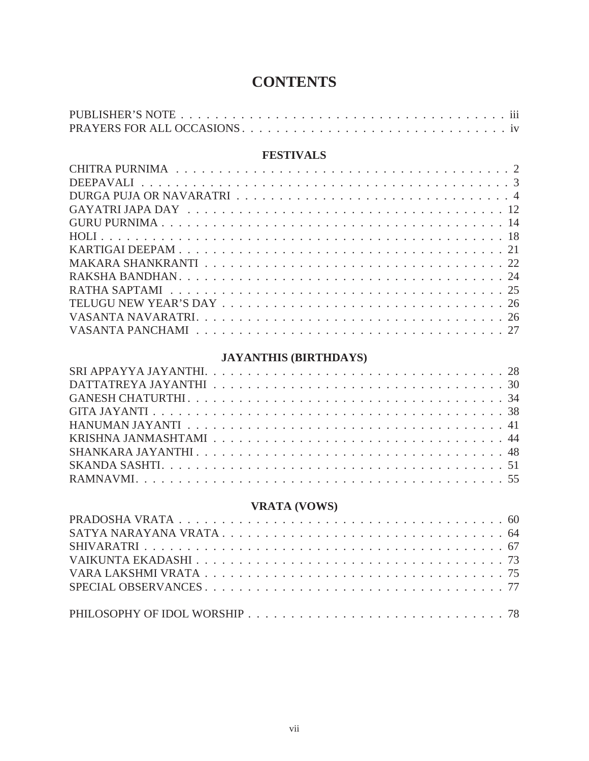# CONTENTS

PUBLISHER'S NOTE . . . . . . . . . . . . . . . . . . . . . . . . . . . . . . . . . . . . . . . iii
PRAYERS FOR ALL OCCASIONS . . . . . . . . . . . . . . . . . . . . . . . . . . . . . . . . iv

## FESTIVALS

CHITRA PURNIMA . . . . . . . . . . . . . . . . . . . . . . . . . . . . . . . . . . . . . . . . 2
DEEPAVALI . . . . . . . . . . . . . . . . . . . . . . . . . . . . . . . . . . . . . . . . . . . 3
DURGA PUJA OR NAVARATRI . . . . . . . . . . . . . . . . . . . . . . . . . . . . . . . . . 4
GAYATRI JAPA DAY . . . . . . . . . . . . . . . . . . . . . . . . . . . . . . . . . . . . . . 12
GURU PURNIMA . . . . . . . . . . . . . . . . . . . . . . . . . . . . . . . . . . . . . . . . 14
HOLI . . . . . . . . . . . . . . . . . . . . . . . . . . . . . . . . . . . . . . . . . . . . . . 18
KARTIGAI DEEPAM . . . . . . . . . . . . . . . . . . . . . . . . . . . . . . . . . . . . . . 21
MAKARA SHANKRANTI . . . . . . . . . . . . . . . . . . . . . . . . . . . . . . . . . . . . 22
RAKSHA BANDHAN . . . . . . . . . . . . . . . . . . . . . . . . . . . . . . . . . . . . . . 24
RATHA SAPTAMI . . . . . . . . . . . . . . . . . . . . . . . . . . . . . . . . . . . . . . . 25
TELUGU NEW YEAR'S DAY . . . . . . . . . . . . . . . . . . . . . . . . . . . . . . . . . 26
VASANTA NAVARATRI . . . . . . . . . . . . . . . . . . . . . . . . . . . . . . . . . . . . 26
VASANTA PANCHAMI . . . . . . . . . . . . . . . . . . . . . . . . . . . . . . . . . . . . . 27

## JAYANTHIS (BIRTHDAYS)

SRI APPAYYA JAYANTHI . . . . . . . . . . . . . . . . . . . . . . . . . . . . . . . . . . . 28
DATTATREYA JAYANTHI . . . . . . . . . . . . . . . . . . . . . . . . . . . . . . . . . . . 30
GANESH CHATURTHI . . . . . . . . . . . . . . . . . . . . . . . . . . . . . . . . . . . . . 34
GITA JAYANTI . . . . . . . . . . . . . . . . . . . . . . . . . . . . . . . . . . . . . . . . . 38
HANUMAN JAYANTI . . . . . . . . . . . . . . . . . . . . . . . . . . . . . . . . . . . . . . 41
KRISHNA JANMASHTAMI . . . . . . . . . . . . . . . . . . . . . . . . . . . . . . . . . . . 44
SHANKARA JAYANTHI . . . . . . . . . . . . . . . . . . . . . . . . . . . . . . . . . . . . 48
SKANDA SASHTI . . . . . . . . . . . . . . . . . . . . . . . . . . . . . . . . . . . . . . . . 51
RAMNAVMI . . . . . . . . . . . . . . . . . . . . . . . . . . . . . . . . . . . . . . . . . . . 55

## VRATA (VOWS)

PRADOSHA VRATA . . . . . . . . . . . . . . . . . . . . . . . . . . . . . . . . . . . . . . 60
SATYA NARAYANA VRATA . . . . . . . . . . . . . . . . . . . . . . . . . . . . . . . . . . 64
SHIVARATRI . . . . . . . . . . . . . . . . . . . . . . . . . . . . . . . . . . . . . . . . . . 67
VAIKUNTA EKADASHI . . . . . . . . . . . . . . . . . . . . . . . . . . . . . . . . . . . . 73
VARA LAKSHMI VRATA . . . . . . . . . . . . . . . . . . . . . . . . . . . . . . . . . . . . 75
SPECIAL OBSERVANCES . . . . . . . . . . . . . . . . . . . . . . . . . . . . . . . . . . . 77

PHILOSOPHY OF IDOL WORSHIP . . . . . . . . . . . . . . . . . . . . . . . . . . . . . . 78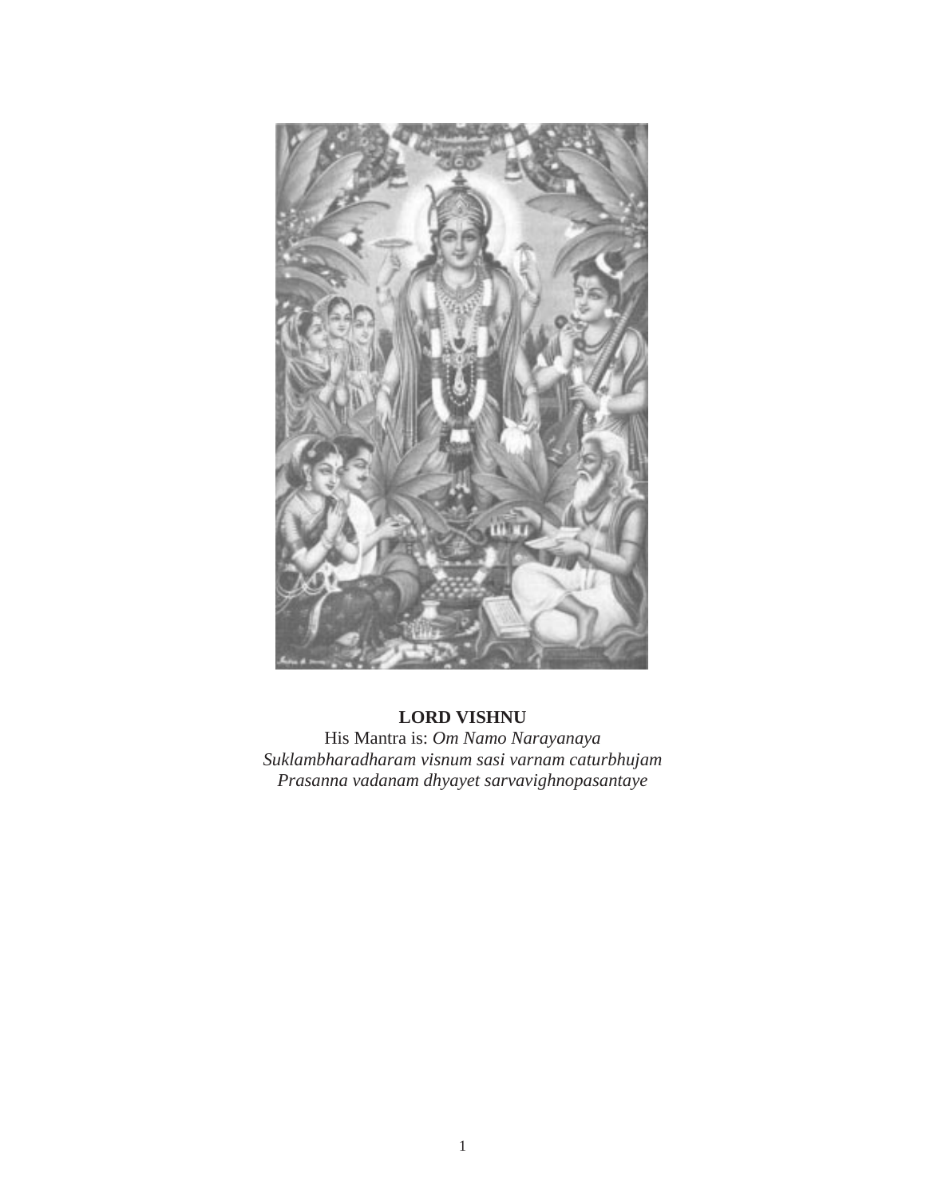**LORD VISHNU**

His Mantra is: *Om Namo Narayanaya*

*Suklambharadharam visnum sasi varnam caturbhujam*

*Prasanna vadanam dhyayet sarvavighnopasantaye*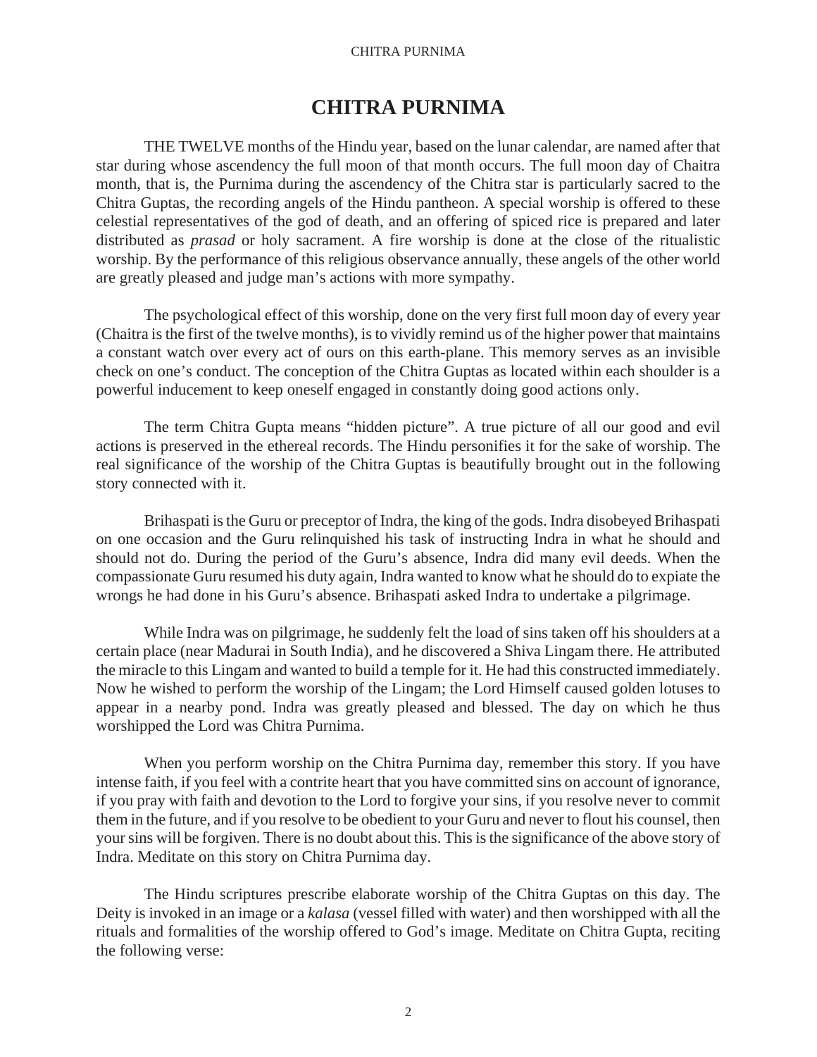# CHITRA PURNIMA

THE TWELVE months of the Hindu year, based on the lunar calendar, are named after that star during whose ascendency the full moon of that month occurs. The full moon day of Chaitra month, that is, the Purnima during the ascendency of the Chitra star is particularly sacred to the Chitra Guptas, the recording angels of the Hindu pantheon. A special worship is offered to these celestial representatives of the god of death, and an offering of spiced rice is prepared and later distributed as *prasad* or holy sacrament. A fire worship is done at the close of the ritualistic worship. By the performance of this religious observance annually, these angels of the other world are greatly pleased and judge man's actions with more sympathy.

The psychological effect of this worship, done on the very first full moon day of every year (Chaitra is the first of the twelve months), is to vividly remind us of the higher power that maintains a constant watch over every act of ours on this earth-plane. This memory serves as an invisible check on one's conduct. The conception of the Chitra Guptas as located within each shoulder is a powerful inducement to keep oneself engaged in constantly doing good actions only.

The term Chitra Gupta means "hidden picture". A true picture of all our good and evil actions is preserved in the ethereal records. The Hindu personifies it for the sake of worship. The real significance of the worship of the Chitra Guptas is beautifully brought out in the following story connected with it.

Brihaspati is the Guru or preceptor of Indra, the king of the gods. Indra disobeyed Brihaspati on one occasion and the Guru relinquished his task of instructing Indra in what he should and should not do. During the period of the Guru's absence, Indra did many evil deeds. When the compassionate Guru resumed his duty again, Indra wanted to know what he should do to expiate the wrongs he had done in his Guru's absence. Brihaspati asked Indra to undertake a pilgrimage.

While Indra was on pilgrimage, he suddenly felt the load of sins taken off his shoulders at a certain place (near Madurai in South India), and he discovered a Shiva Lingam there. He attributed the miracle to this Lingam and wanted to build a temple for it. He had this constructed immediately. Now he wished to perform the worship of the Lingam; the Lord Himself caused golden lotuses to appear in a nearby pond. Indra was greatly pleased and blessed. The day on which he thus worshipped the Lord was Chitra Purnima.

When you perform worship on the Chitra Purnima day, remember this story. If you have intense faith, if you feel with a contrite heart that you have committed sins on account of ignorance, if you pray with faith and devotion to the Lord to forgive your sins, if you resolve never to commit them in the future, and if you resolve to be obedient to your Guru and never to flout his counsel, then your sins will be forgiven. There is no doubt about this. This is the significance of the above story of Indra. Meditate on this story on Chitra Purnima day.

The Hindu scriptures prescribe elaborate worship of the Chitra Guptas on this day. The Deity is invoked in an image or a *kalasa* (vessel filled with water) and then worshipped with all the rituals and formalities of the worship offered to God's image. Meditate on Chitra Gupta, reciting the following verse: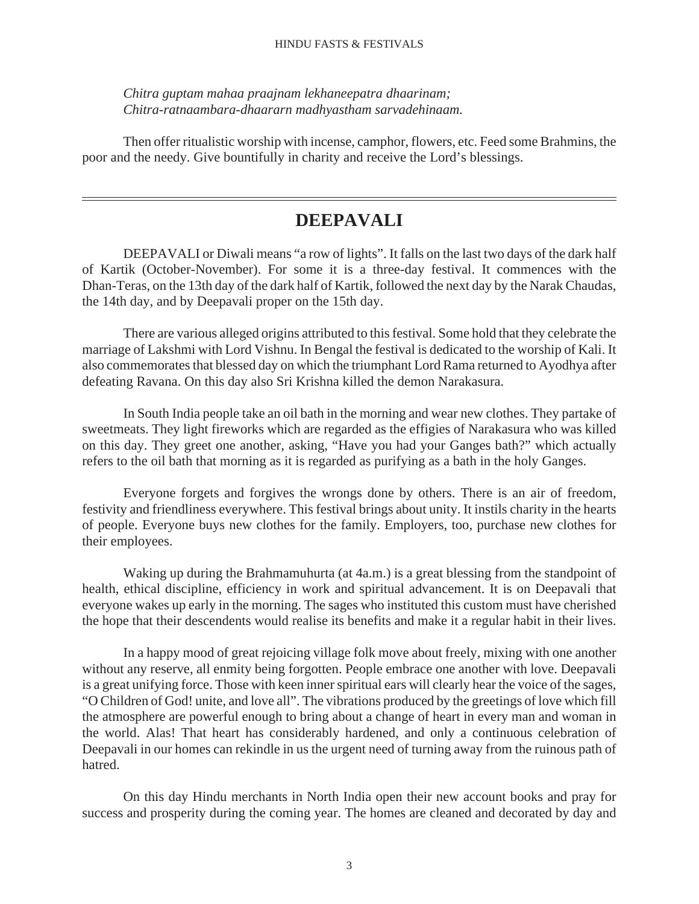*Chitra guptam mahaa praajnam lekhaneepatra dhaarinam;*
*Chitra-ratnaambara-dhaararn madhyastham sarvadehinaam.*

Then offer ritualistic worship with incense, camphor, flowers, etc. Feed some Brahmins, the poor and the needy. Give bountifully in charity and receive the Lord's blessings.

---

## DEEPAVALI

DEEPAVALI or Diwali means "a row of lights". It falls on the last two days of the dark half of Kartik (October-November). For some it is a three-day festival. It commences with the Dhan-Teras, on the 13th day of the dark half of Kartik, followed the next day by the Narak Chaudas, the 14th day, and by Deepavali proper on the 15th day.

There are various alleged origins attributed to this festival. Some hold that they celebrate the marriage of Lakshmi with Lord Vishnu. In Bengal the festival is dedicated to the worship of Kali. It also commemorates that blessed day on which the triumphant Lord Rama returned to Ayodhya after defeating Ravana. On this day also Sri Krishna killed the demon Narakasura.

In South India people take an oil bath in the morning and wear new clothes. They partake of sweetmeats. They light fireworks which are regarded as the effigies of Narakasura who was killed on this day. They greet one another, asking, "Have you had your Ganges bath?" which actually refers to the oil bath that morning as it is regarded as purifying as a bath in the holy Ganges.

Everyone forgets and forgives the wrongs done by others. There is an air of freedom, festivity and friendliness everywhere. This festival brings about unity. It instils charity in the hearts of people. Everyone buys new clothes for the family. Employers, too, purchase new clothes for their employees.

Waking up during the Brahmamuhurta (at 4a.m.) is a great blessing from the standpoint of health, ethical discipline, efficiency in work and spiritual advancement. It is on Deepavali that everyone wakes up early in the morning. The sages who instituted this custom must have cherished the hope that their descendents would realise its benefits and make it a regular habit in their lives.

In a happy mood of great rejoicing village folk move about freely, mixing with one another without any reserve, all enmity being forgotten. People embrace one another with love. Deepavali is a great unifying force. Those with keen inner spiritual ears will clearly hear the voice of the sages, "O Children of God! unite, and love all". The vibrations produced by the greetings of love which fill the atmosphere are powerful enough to bring about a change of heart in every man and woman in the world. Alas! That heart has considerably hardened, and only a continuous celebration of Deepavali in our homes can rekindle in us the urgent need of turning away from the ruinous path of hatred.

On this day Hindu merchants in North India open their new account books and pray for success and prosperity during the coming year. The homes are cleaned and decorated by day and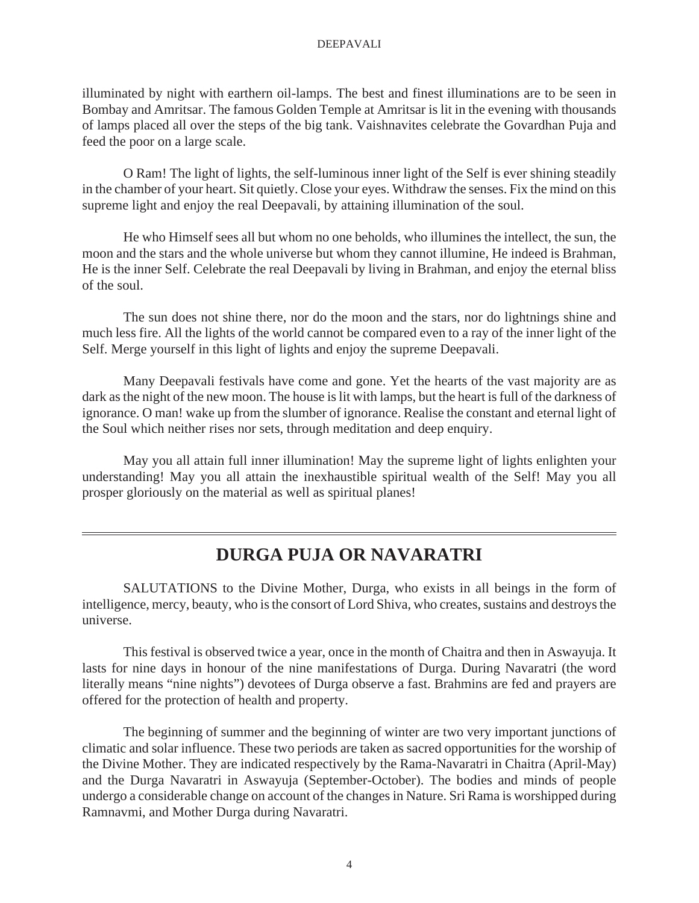illuminated by night with earthern oil-lamps. The best and finest illuminations are to be seen in Bombay and Amritsar. The famous Golden Temple at Amritsar is lit in the evening with thousands of lamps placed all over the steps of the big tank. Vaishnavites celebrate the Govardhan Puja and feed the poor on a large scale.

O Ram! The light of lights, the self-luminous inner light of the Self is ever shining steadily in the chamber of your heart. Sit quietly. Close your eyes. Withdraw the senses. Fix the mind on this supreme light and enjoy the real Deepavali, by attaining illumination of the soul.

He who Himself sees all but whom no one beholds, who illumines the intellect, the sun, the moon and the stars and the whole universe but whom they cannot illumine, He indeed is Brahman, He is the inner Self. Celebrate the real Deepavali by living in Brahman, and enjoy the eternal bliss of the soul.

The sun does not shine there, nor do the moon and the stars, nor do lightnings shine and much less fire. All the lights of the world cannot be compared even to a ray of the inner light of the Self. Merge yourself in this light of lights and enjoy the supreme Deepavali.

Many Deepavali festivals have come and gone. Yet the hearts of the vast majority are as dark as the night of the new moon. The house is lit with lamps, but the heart is full of the darkness of ignorance. O man! wake up from the slumber of ignorance. Realise the constant and eternal light of the Soul which neither rises nor sets, through meditation and deep enquiry.

May you all attain full inner illumination! May the supreme light of lights enlighten your understanding! May you all attain the inexhaustible spiritual wealth of the Self! May you all prosper gloriously on the material as well as spiritual planes!

---

## DURGA PUJA OR NAVARATRI

SALUTATIONS to the Divine Mother, Durga, who exists in all beings in the form of intelligence, mercy, beauty, who is the consort of Lord Shiva, who creates, sustains and destroys the universe.

This festival is observed twice a year, once in the month of Chaitra and then in Aswayuja. It lasts for nine days in honour of the nine manifestations of Durga. During Navaratri (the word literally means "nine nights") devotees of Durga observe a fast. Brahmins are fed and prayers are offered for the protection of health and property.

The beginning of summer and the beginning of winter are two very important junctions of climatic and solar influence. These two periods are taken as sacred opportunities for the worship of the Divine Mother. They are indicated respectively by the Rama-Navaratri in Chaitra (April-May) and the Durga Navaratri in Aswayuja (September-October). The bodies and minds of people undergo a considerable change on account of the changes in Nature. Sri Rama is worshipped during Ramnavmi, and Mother Durga during Navaratri.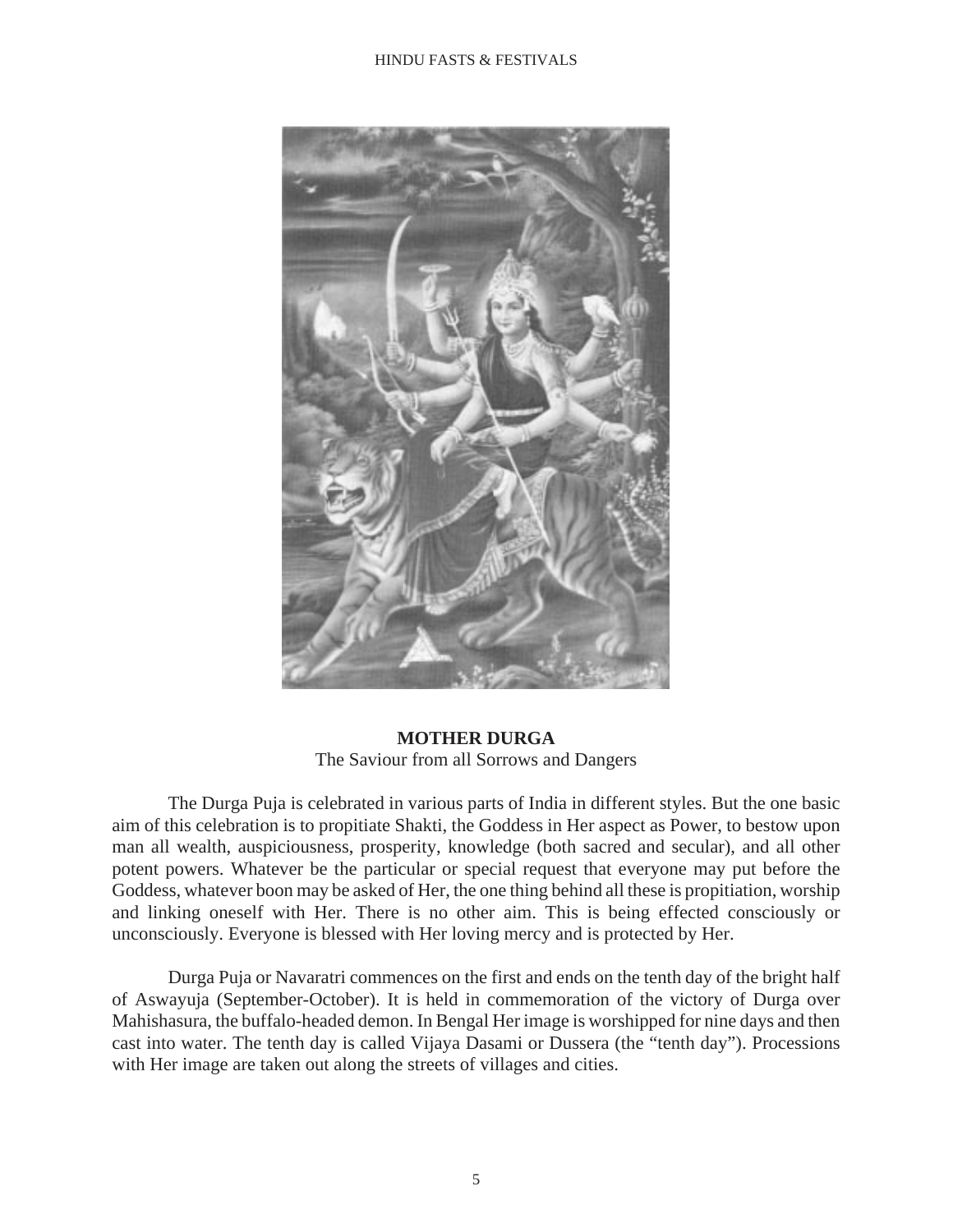**MOTHER DURGA**
The Saviour from all Sorrows and Dangers

The Durga Puja is celebrated in various parts of India in different styles. But the one basic aim of this celebration is to propitiate Shakti, the Goddess in Her aspect as Power, to bestow upon man all wealth, auspiciousness, prosperity, knowledge (both sacred and secular), and all other potent powers. Whatever be the particular or special request that everyone may put before the Goddess, whatever boon may be asked of Her, the one thing behind all these is propitiation, worship and linking oneself with Her. There is no other aim. This is being effected consciously or unconsciously. Everyone is blessed with Her loving mercy and is protected by Her.

Durga Puja or Navaratri commences on the first and ends on the tenth day of the bright half of Aswayuja (September-October). It is held in commemoration of the victory of Durga over Mahishasura, the buffalo-headed demon. In Bengal Her image is worshipped for nine days and then cast into water. The tenth day is called Vijaya Dasami or Dussera (the "tenth day"). Processions with Her image are taken out along the streets of villages and cities.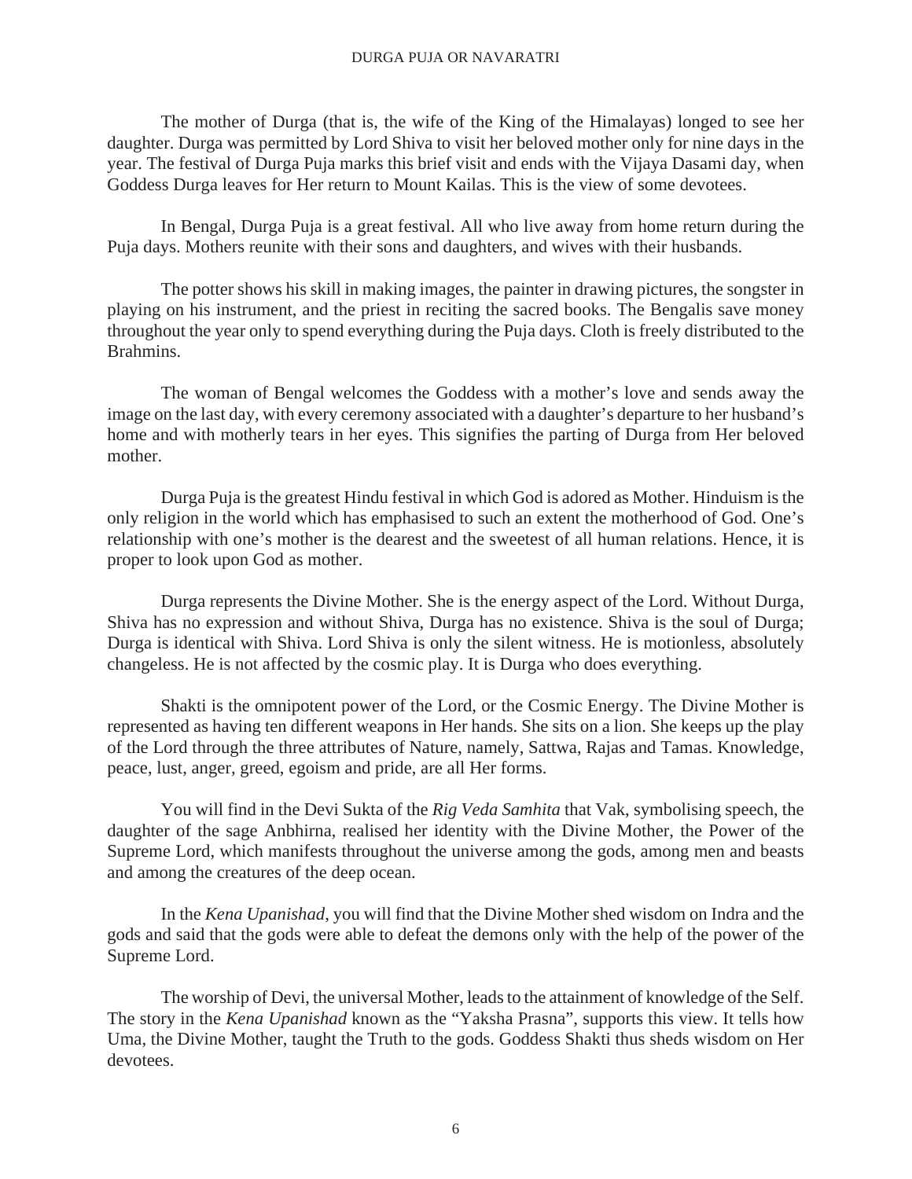The mother of Durga (that is, the wife of the King of the Himalayas) longed to see her daughter. Durga was permitted by Lord Shiva to visit her beloved mother only for nine days in the year. The festival of Durga Puja marks this brief visit and ends with the Vijaya Dasami day, when Goddess Durga leaves for Her return to Mount Kailas. This is the view of some devotees.

In Bengal, Durga Puja is a great festival. All who live away from home return during the Puja days. Mothers reunite with their sons and daughters, and wives with their husbands.

The potter shows his skill in making images, the painter in drawing pictures, the songster in playing on his instrument, and the priest in reciting the sacred books. The Bengalis save money throughout the year only to spend everything during the Puja days. Cloth is freely distributed to the Brahmins.

The woman of Bengal welcomes the Goddess with a mother's love and sends away the image on the last day, with every ceremony associated with a daughter's departure to her husband's home and with motherly tears in her eyes. This signifies the parting of Durga from Her beloved mother.

Durga Puja is the greatest Hindu festival in which God is adored as Mother. Hinduism is the only religion in the world which has emphasised to such an extent the motherhood of God. One's relationship with one's mother is the dearest and the sweetest of all human relations. Hence, it is proper to look upon God as mother.

Durga represents the Divine Mother. She is the energy aspect of the Lord. Without Durga, Shiva has no expression and without Shiva, Durga has no existence. Shiva is the soul of Durga; Durga is identical with Shiva. Lord Shiva is only the silent witness. He is motionless, absolutely changeless. He is not affected by the cosmic play. It is Durga who does everything.

Shakti is the omnipotent power of the Lord, or the Cosmic Energy. The Divine Mother is represented as having ten different weapons in Her hands. She sits on a lion. She keeps up the play of the Lord through the three attributes of Nature, namely, Sattwa, Rajas and Tamas. Knowledge, peace, lust, anger, greed, egoism and pride, are all Her forms.

You will find in the Devi Sukta of the *Rig Veda Samhita* that Vak, symbolising speech, the daughter of the sage Anbhirna, realised her identity with the Divine Mother, the Power of the Supreme Lord, which manifests throughout the universe among the gods, among men and beasts and among the creatures of the deep ocean.

In the *Kena Upanishad*, you will find that the Divine Mother shed wisdom on Indra and the gods and said that the gods were able to defeat the demons only with the help of the power of the Supreme Lord.

The worship of Devi, the universal Mother, leads to the attainment of knowledge of the Self. The story in the *Kena Upanishad* known as the "Yaksha Prasna", supports this view. It tells how Uma, the Divine Mother, taught the Truth to the gods. Goddess Shakti thus sheds wisdom on Her devotees.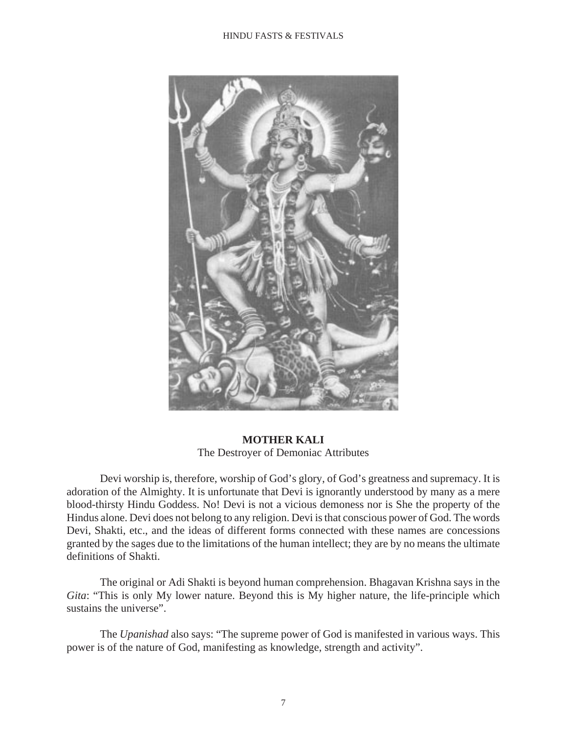**MOTHER KALI**

The Destroyer of Demoniac Attributes

Devi worship is, therefore, worship of God's glory, of God's greatness and supremacy. It is adoration of the Almighty. It is unfortunate that Devi is ignorantly understood by many as a mere blood-thirsty Hindu Goddess. No! Devi is not a vicious demoness nor is She the property of the Hindus alone. Devi does not belong to any religion. Devi is that conscious power of God. The words Devi, Shakti, etc., and the ideas of different forms connected with these names are concessions granted by the sages due to the limitations of the human intellect; they are by no means the ultimate definitions of Shakti.

The original or Adi Shakti is beyond human comprehension. Bhagavan Krishna says in the *Gita*: "This is only My lower nature. Beyond this is My higher nature, the life-principle which sustains the universe".

The *Upanishad* also says: "The supreme power of God is manifested in various ways. This power is of the nature of God, manifesting as knowledge, strength and activity".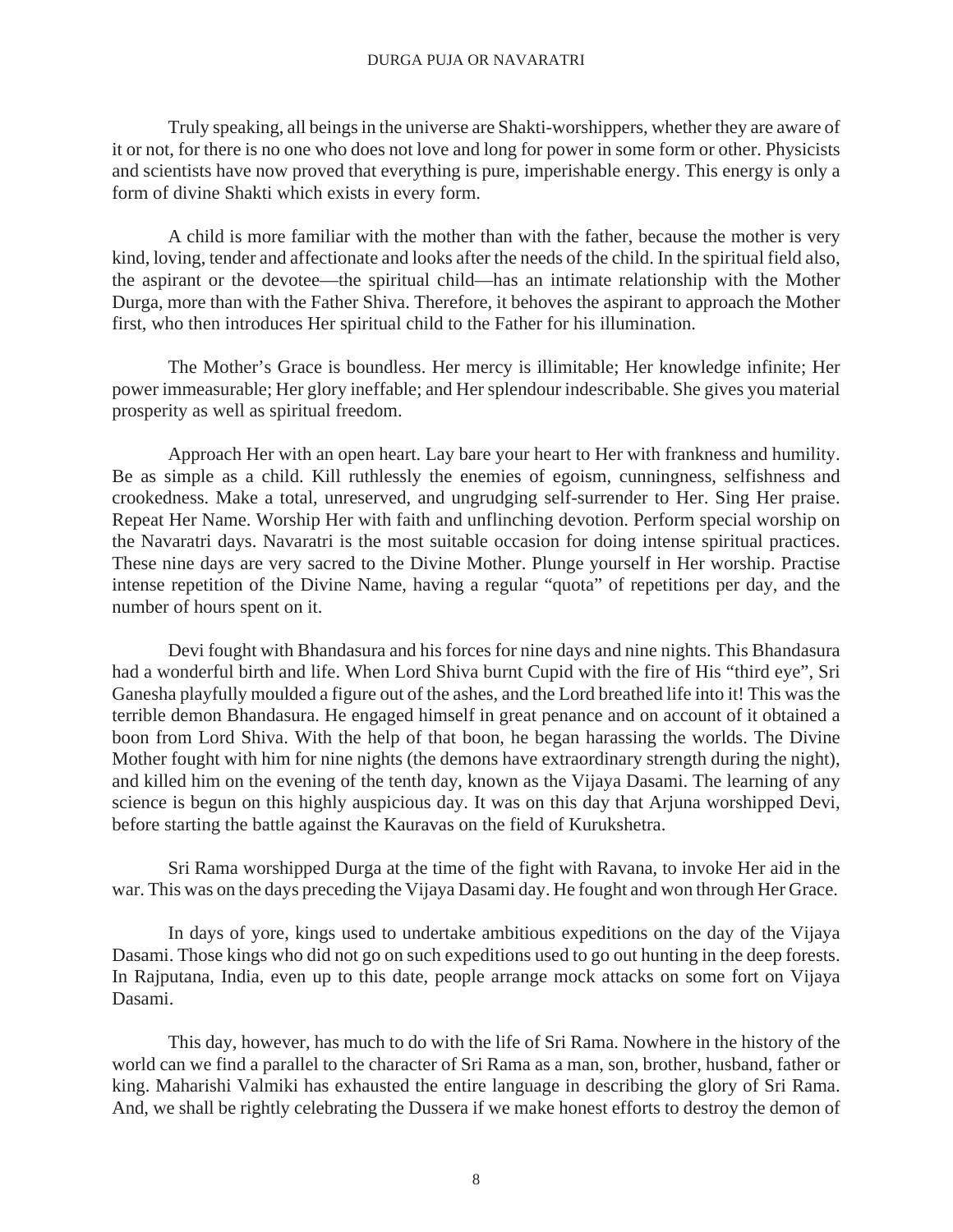Truly speaking, all beings in the universe are Shakti-worshippers, whether they are aware of it or not, for there is no one who does not love and long for power in some form or other. Physicists and scientists have now proved that everything is pure, imperishable energy. This energy is only a form of divine Shakti which exists in every form.

A child is more familiar with the mother than with the father, because the mother is very kind, loving, tender and affectionate and looks after the needs of the child. In the spiritual field also, the aspirant or the devotee—the spiritual child—has an intimate relationship with the Mother Durga, more than with the Father Shiva. Therefore, it behoves the aspirant to approach the Mother first, who then introduces Her spiritual child to the Father for his illumination.

The Mother's Grace is boundless. Her mercy is illimitable; Her knowledge infinite; Her power immeasurable; Her glory ineffable; and Her splendour indescribable. She gives you material prosperity as well as spiritual freedom.

Approach Her with an open heart. Lay bare your heart to Her with frankness and humility. Be as simple as a child. Kill ruthlessly the enemies of egoism, cunningness, selfishness and crookedness. Make a total, unreserved, and ungrudging self-surrender to Her. Sing Her praise. Repeat Her Name. Worship Her with faith and unflinching devotion. Perform special worship on the Navaratri days. Navaratri is the most suitable occasion for doing intense spiritual practices. These nine days are very sacred to the Divine Mother. Plunge yourself in Her worship. Practise intense repetition of the Divine Name, having a regular "quota" of repetitions per day, and the number of hours spent on it.

Devi fought with Bhandasura and his forces for nine days and nine nights. This Bhandasura had a wonderful birth and life. When Lord Shiva burnt Cupid with the fire of His "third eye", Sri Ganesha playfully moulded a figure out of the ashes, and the Lord breathed life into it! This was the terrible demon Bhandasura. He engaged himself in great penance and on account of it obtained a boon from Lord Shiva. With the help of that boon, he began harassing the worlds. The Divine Mother fought with him for nine nights (the demons have extraordinary strength during the night), and killed him on the evening of the tenth day, known as the Vijaya Dasami. The learning of any science is begun on this highly auspicious day. It was on this day that Arjuna worshipped Devi, before starting the battle against the Kauravas on the field of Kurukshetra.

Sri Rama worshipped Durga at the time of the fight with Ravana, to invoke Her aid in the war. This was on the days preceding the Vijaya Dasami day. He fought and won through Her Grace.

In days of yore, kings used to undertake ambitious expeditions on the day of the Vijaya Dasami. Those kings who did not go on such expeditions used to go out hunting in the deep forests. In Rajputana, India, even up to this date, people arrange mock attacks on some fort on Vijaya Dasami.

This day, however, has much to do with the life of Sri Rama. Nowhere in the history of the world can we find a parallel to the character of Sri Rama as a man, son, brother, husband, father or king. Maharishi Valmiki has exhausted the entire language in describing the glory of Sri Rama. And, we shall be rightly celebrating the Dussera if we make honest efforts to destroy the demon of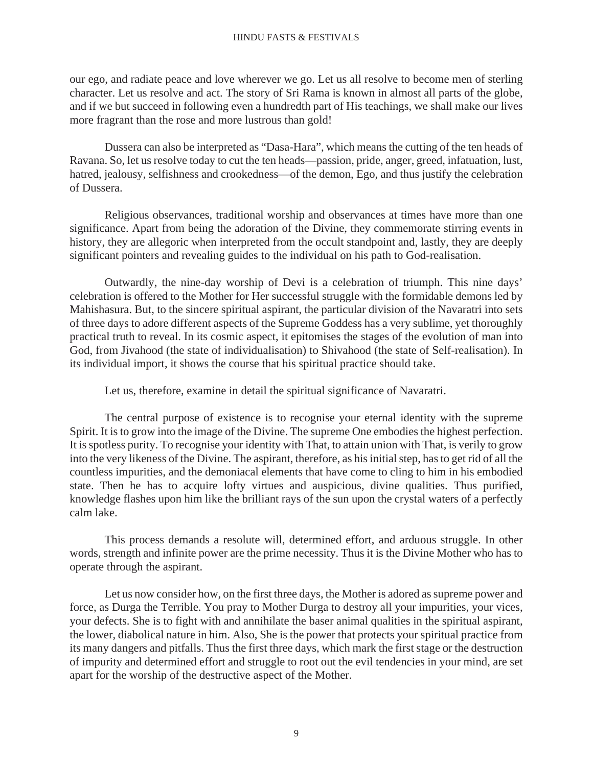our ego, and radiate peace and love wherever we go. Let us all resolve to become men of sterling character. Let us resolve and act. The story of Sri Rama is known in almost all parts of the globe, and if we but succeed in following even a hundredth part of His teachings, we shall make our lives more fragrant than the rose and more lustrous than gold!

Dussera can also be interpreted as "Dasa-Hara", which means the cutting of the ten heads of Ravana. So, let us resolve today to cut the ten heads—passion, pride, anger, greed, infatuation, lust, hatred, jealousy, selfishness and crookedness—of the demon, Ego, and thus justify the celebration of Dussera.

Religious observances, traditional worship and observances at times have more than one significance. Apart from being the adoration of the Divine, they commemorate stirring events in history, they are allegoric when interpreted from the occult standpoint and, lastly, they are deeply significant pointers and revealing guides to the individual on his path to God-realisation.

Outwardly, the nine-day worship of Devi is a celebration of triumph. This nine days' celebration is offered to the Mother for Her successful struggle with the formidable demons led by Mahishasura. But, to the sincere spiritual aspirant, the particular division of the Navaratri into sets of three days to adore different aspects of the Supreme Goddess has a very sublime, yet thoroughly practical truth to reveal. In its cosmic aspect, it epitomises the stages of the evolution of man into God, from Jivahood (the state of individualisation) to Shivahood (the state of Self-realisation). In its individual import, it shows the course that his spiritual practice should take.

Let us, therefore, examine in detail the spiritual significance of Navaratri.

The central purpose of existence is to recognise your eternal identity with the supreme Spirit. It is to grow into the image of the Divine. The supreme One embodies the highest perfection. It is spotless purity. To recognise your identity with That, to attain union with That, is verily to grow into the very likeness of the Divine. The aspirant, therefore, as his initial step, has to get rid of all the countless impurities, and the demoniacal elements that have come to cling to him in his embodied state. Then he has to acquire lofty virtues and auspicious, divine qualities. Thus purified, knowledge flashes upon him like the brilliant rays of the sun upon the crystal waters of a perfectly calm lake.

This process demands a resolute will, determined effort, and arduous struggle. In other words, strength and infinite power are the prime necessity. Thus it is the Divine Mother who has to operate through the aspirant.

Let us now consider how, on the first three days, the Mother is adored as supreme power and force, as Durga the Terrible. You pray to Mother Durga to destroy all your impurities, your vices, your defects. She is to fight with and annihilate the baser animal qualities in the spiritual aspirant, the lower, diabolical nature in him. Also, She is the power that protects your spiritual practice from its many dangers and pitfalls. Thus the first three days, which mark the first stage or the destruction of impurity and determined effort and struggle to root out the evil tendencies in your mind, are set apart for the worship of the destructive aspect of the Mother.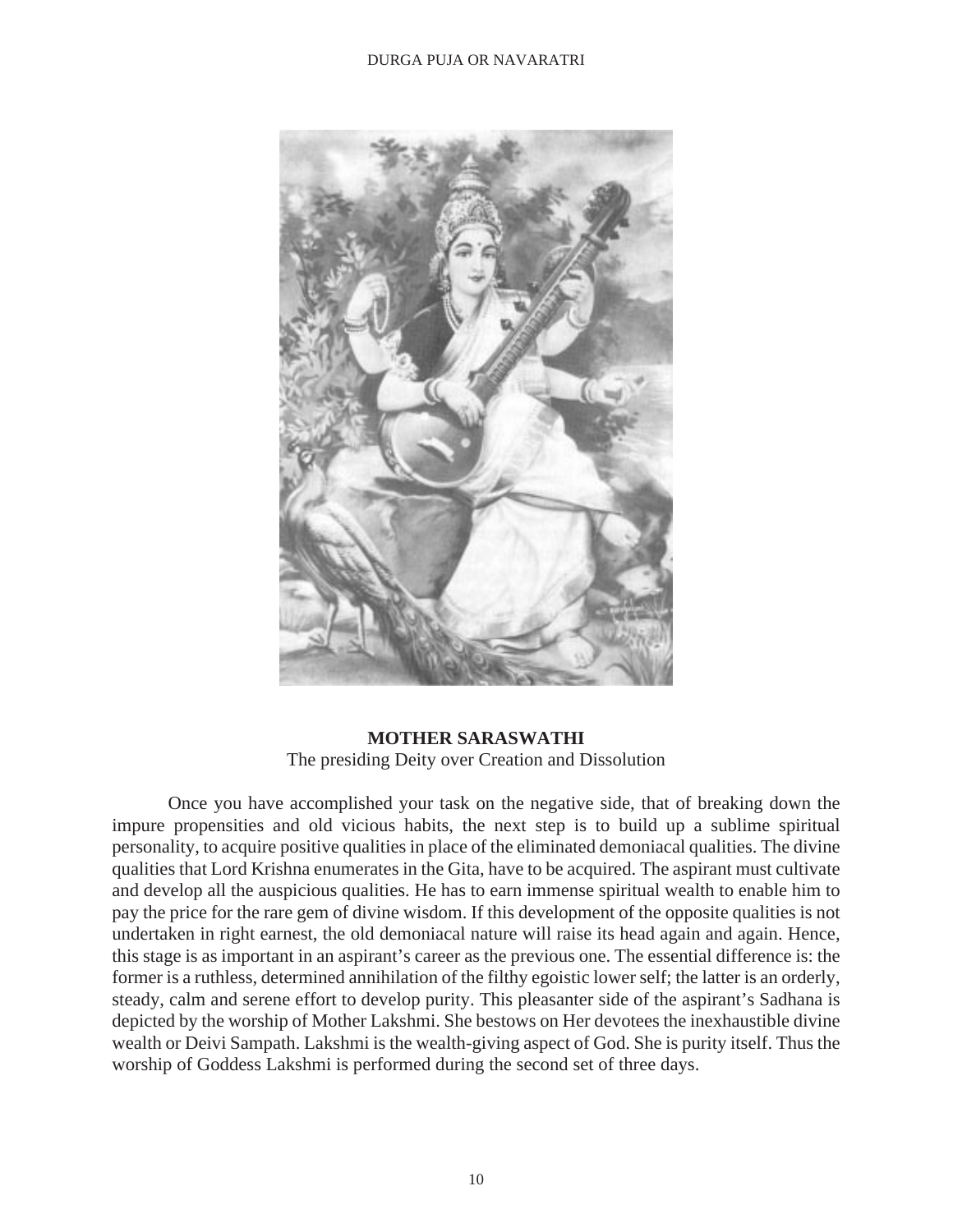**MOTHER SARASWATHI**

The presiding Deity over Creation and Dissolution

Once you have accomplished your task on the negative side, that of breaking down the impure propensities and old vicious habits, the next step is to build up a sublime spiritual personality, to acquire positive qualities in place of the eliminated demoniacal qualities. The divine qualities that Lord Krishna enumerates in the Gita, have to be acquired. The aspirant must cultivate and develop all the auspicious qualities. He has to earn immense spiritual wealth to enable him to pay the price for the rare gem of divine wisdom. If this development of the opposite qualities is not undertaken in right earnest, the old demoniacal nature will raise its head again and again. Hence, this stage is as important in an aspirant's career as the previous one. The essential difference is: the former is a ruthless, determined annihilation of the filthy egoistic lower self; the latter is an orderly, steady, calm and serene effort to develop purity. This pleasanter side of the aspirant's Sadhana is depicted by the worship of Mother Lakshmi. She bestows on Her devotees the inexhaustible divine wealth or Deivi Sampath. Lakshmi is the wealth-giving aspect of God. She is purity itself. Thus the worship of Goddess Lakshmi is performed during the second set of three days.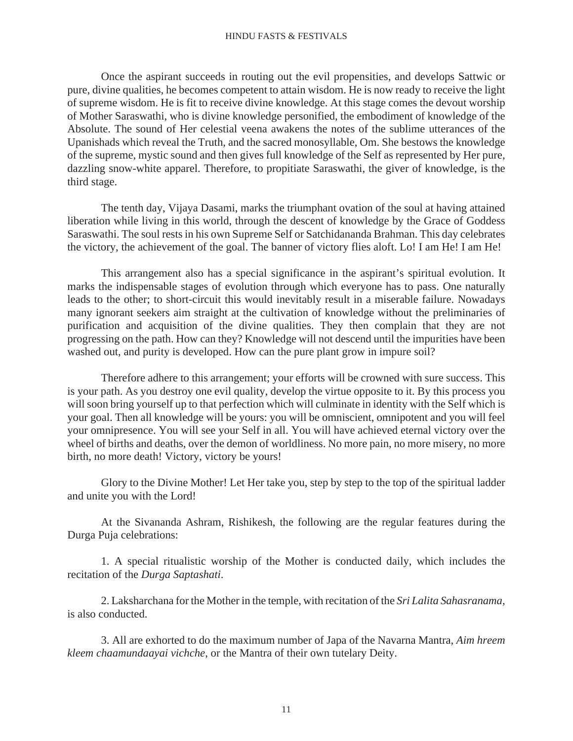Once the aspirant succeeds in routing out the evil propensities, and develops Sattwic or pure, divine qualities, he becomes competent to attain wisdom. He is now ready to receive the light of supreme wisdom. He is fit to receive divine knowledge. At this stage comes the devout worship of Mother Saraswathi, who is divine knowledge personified, the embodiment of knowledge of the Absolute. The sound of Her celestial veena awakens the notes of the sublime utterances of the Upanishads which reveal the Truth, and the sacred monosyllable, Om. She bestows the knowledge of the supreme, mystic sound and then gives full knowledge of the Self as represented by Her pure, dazzling snow-white apparel. Therefore, to propitiate Saraswathi, the giver of knowledge, is the third stage.

The tenth day, Vijaya Dasami, marks the triumphant ovation of the soul at having attained liberation while living in this world, through the descent of knowledge by the Grace of Goddess Saraswathi. The soul rests in his own Supreme Self or Satchidananda Brahman. This day celebrates the victory, the achievement of the goal. The banner of victory flies aloft. Lo! I am He! I am He!

This arrangement also has a special significance in the aspirant's spiritual evolution. It marks the indispensable stages of evolution through which everyone has to pass. One naturally leads to the other; to short-circuit this would inevitably result in a miserable failure. Nowadays many ignorant seekers aim straight at the cultivation of knowledge without the preliminaries of purification and acquisition of the divine qualities. They then complain that they are not progressing on the path. How can they? Knowledge will not descend until the impurities have been washed out, and purity is developed. How can the pure plant grow in impure soil?

Therefore adhere to this arrangement; your efforts will be crowned with sure success. This is your path. As you destroy one evil quality, develop the virtue opposite to it. By this process you will soon bring yourself up to that perfection which will culminate in identity with the Self which is your goal. Then all knowledge will be yours: you will be omniscient, omnipotent and you will feel your omnipresence. You will see your Self in all. You will have achieved eternal victory over the wheel of births and deaths, over the demon of worldliness. No more pain, no more misery, no more birth, no more death! Victory, victory be yours!

Glory to the Divine Mother! Let Her take you, step by step to the top of the spiritual ladder and unite you with the Lord!

At the Sivananda Ashram, Rishikesh, the following are the regular features during the Durga Puja celebrations:

1. A special ritualistic worship of the Mother is conducted daily, which includes the recitation of the *Durga Saptashati*.

2. Laksharchana for the Mother in the temple, with recitation of the *Sri Lalita Sahasranama*, is also conducted.

3. All are exhorted to do the maximum number of Japa of the Navarna Mantra, *Aim hreem kleem chaamundaayai vichche*, or the Mantra of their own tutelary Deity.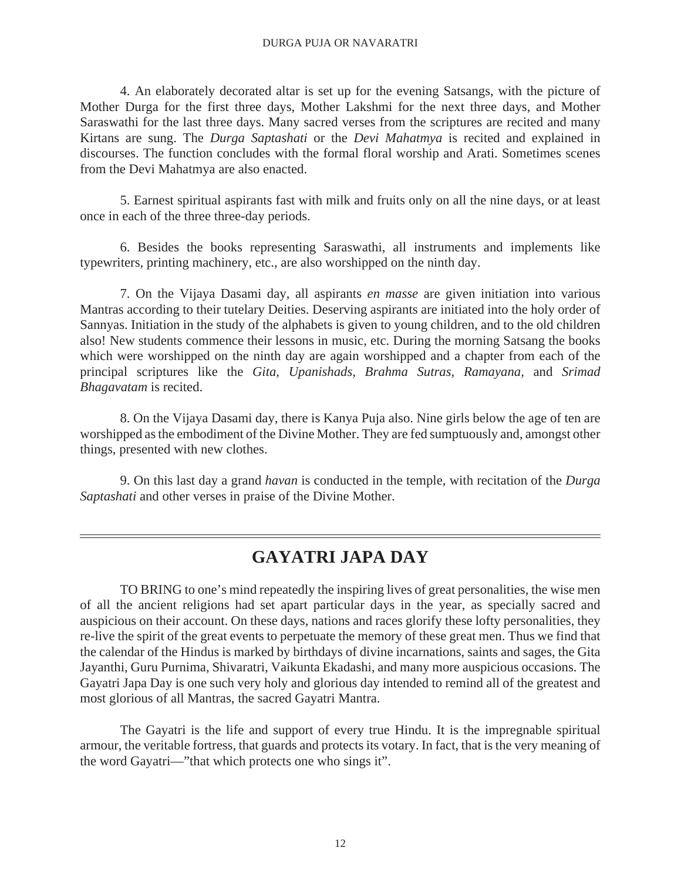4. An elaborately decorated altar is set up for the evening Satsangs, with the picture of Mother Durga for the first three days, Mother Lakshmi for the next three days, and Mother Saraswathi for the last three days. Many sacred verses from the scriptures are recited and many Kirtans are sung. The *Durga Saptashati* or the *Devi Mahatmya* is recited and explained in discourses. The function concludes with the formal floral worship and Arati. Sometimes scenes from the Devi Mahatmya are also enacted.

5. Earnest spiritual aspirants fast with milk and fruits only on all the nine days, or at least once in each of the three three-day periods.

6. Besides the books representing Saraswathi, all instruments and implements like typewriters, printing machinery, etc., are also worshipped on the ninth day.

7. On the Vijaya Dasami day, all aspirants *en masse* are given initiation into various Mantras according to their tutelary Deities. Deserving aspirants are initiated into the holy order of Sannyas. Initiation in the study of the alphabets is given to young children, and to the old children also! New students commence their lessons in music, etc. During the morning Satsang the books which were worshipped on the ninth day are again worshipped and a chapter from each of the principal scriptures like the *Gita, Upanishads, Brahma Sutras, Ramayana,* and *Srimad Bhagavatam* is recited.

8. On the Vijaya Dasami day, there is Kanya Puja also. Nine girls below the age of ten are worshipped as the embodiment of the Divine Mother. They are fed sumptuously and, amongst other things, presented with new clothes.

9. On this last day a grand *havan* is conducted in the temple, with recitation of the *Durga Saptashati* and other verses in praise of the Divine Mother.

---

## GAYATRI JAPA DAY

TO BRING to one's mind repeatedly the inspiring lives of great personalities, the wise men of all the ancient religions had set apart particular days in the year, as specially sacred and auspicious on their account. On these days, nations and races glorify these lofty personalities, they re-live the spirit of the great events to perpetuate the memory of these great men. Thus we find that the calendar of the Hindus is marked by birthdays of divine incarnations, saints and sages, the Gita Jayanthi, Guru Purnima, Shivaratri, Vaikunta Ekadashi, and many more auspicious occasions. The Gayatri Japa Day is one such very holy and glorious day intended to remind all of the greatest and most glorious of all Mantras, the sacred Gayatri Mantra.

The Gayatri is the life and support of every true Hindu. It is the impregnable spiritual armour, the veritable fortress, that guards and protects its votary. In fact, that is the very meaning of the word Gayatri—"that which protects one who sings it".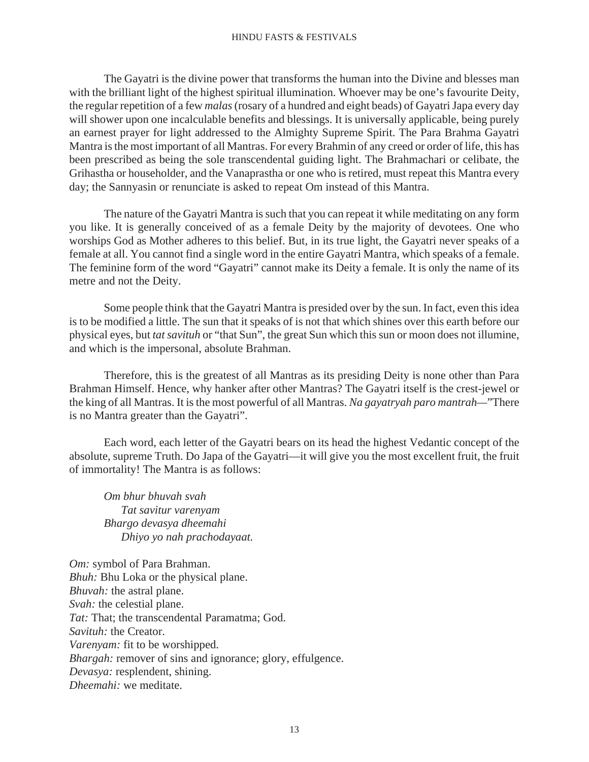The Gayatri is the divine power that transforms the human into the Divine and blesses man with the brilliant light of the highest spiritual illumination. Whoever may be one's favourite Deity, the regular repetition of a few *malas* (rosary of a hundred and eight beads) of Gayatri Japa every day will shower upon one incalculable benefits and blessings. It is universally applicable, being purely an earnest prayer for light addressed to the Almighty Supreme Spirit. The Para Brahma Gayatri Mantra is the most important of all Mantras. For every Brahmin of any creed or order of life, this has been prescribed as being the sole transcendental guiding light. The Brahmachari or celibate, the Grihastha or householder, and the Vanaprastha or one who is retired, must repeat this Mantra every day; the Sannyasin or renunciate is asked to repeat Om instead of this Mantra.

The nature of the Gayatri Mantra is such that you can repeat it while meditating on any form you like. It is generally conceived of as a female Deity by the majority of devotees. One who worships God as Mother adheres to this belief. But, in its true light, the Gayatri never speaks of a female at all. You cannot find a single word in the entire Gayatri Mantra, which speaks of a female. The feminine form of the word "Gayatri" cannot make its Deity a female. It is only the name of its metre and not the Deity.

Some people think that the Gayatri Mantra is presided over by the sun. In fact, even this idea is to be modified a little. The sun that it speaks of is not that which shines over this earth before our physical eyes, but *tat savituh* or "that Sun", the great Sun which this sun or moon does not illumine, and which is the impersonal, absolute Brahman.

Therefore, this is the greatest of all Mantras as its presiding Deity is none other than Para Brahman Himself. Hence, why hanker after other Mantras? The Gayatri itself is the crest-jewel or the king of all Mantras. It is the most powerful of all Mantras. *Na gayatryah paro mantrah*—"There is no Mantra greater than the Gayatri".

Each word, each letter of the Gayatri bears on its head the highest Vedantic concept of the absolute, supreme Truth. Do Japa of the Gayatri—it will give you the most excellent fruit, the fruit of immortality! The Mantra is as follows:

*Om bhur bhuvah svah*
*Tat savitur varenyam*
*Bhargo devasya dheemahi*
*Dhiyo yo nah prachodayaat.*

*Om:* symbol of Para Brahman.
*Bhuh:* Bhu Loka or the physical plane.
*Bhuvah:* the astral plane.
*Svah:* the celestial plane.
*Tat:* That; the transcendental Paramatma; God.
*Savituh:* the Creator.
*Varenyam:* fit to be worshipped.
*Bhargah:* remover of sins and ignorance; glory, effulgence.
*Devasya:* resplendent, shining.
*Dheemahi:* we meditate.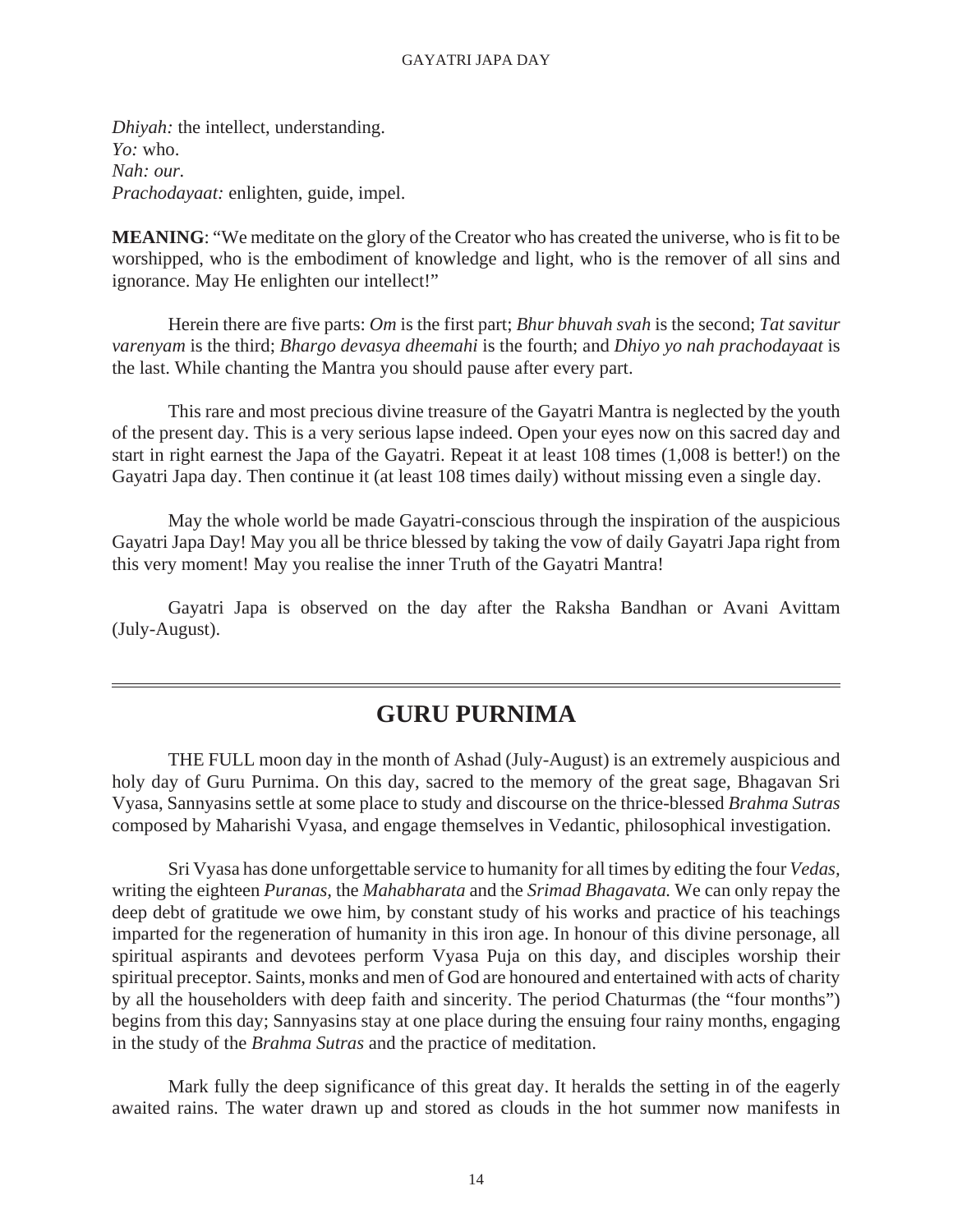*Dhiyah:* the intellect, understanding.
*Yo:* who.
*Nah: our.*
*Prachodayaat:* enlighten, guide, impel.

**MEANING**: "We meditate on the glory of the Creator who has created the universe, who is fit to be worshipped, who is the embodiment of knowledge and light, who is the remover of all sins and ignorance. May He enlighten our intellect!"

Herein there are five parts: *Om* is the first part; *Bhur bhuvah svah* is the second; *Tat savitur varenyam* is the third; *Bhargo devasya dheemahi* is the fourth; and *Dhiyo yo nah prachodayaat* is the last. While chanting the Mantra you should pause after every part.

This rare and most precious divine treasure of the Gayatri Mantra is neglected by the youth of the present day. This is a very serious lapse indeed. Open your eyes now on this sacred day and start in right earnest the Japa of the Gayatri. Repeat it at least 108 times (1,008 is better!) on the Gayatri Japa day. Then continue it (at least 108 times daily) without missing even a single day.

May the whole world be made Gayatri-conscious through the inspiration of the auspicious Gayatri Japa Day! May you all be thrice blessed by taking the vow of daily Gayatri Japa right from this very moment! May you realise the inner Truth of the Gayatri Mantra!

Gayatri Japa is observed on the day after the Raksha Bandhan or Avani Avittam (July-August).

## GURU PURNIMA

THE FULL moon day in the month of Ashad (July-August) is an extremely auspicious and holy day of Guru Purnima. On this day, sacred to the memory of the great sage, Bhagavan Sri Vyasa, Sannyasins settle at some place to study and discourse on the thrice-blessed *Brahma Sutras* composed by Maharishi Vyasa, and engage themselves in Vedantic, philosophical investigation.

Sri Vyasa has done unforgettable service to humanity for all times by editing the four *Vedas*, writing the eighteen *Puranas*, the *Mahabharata* and the *Srimad Bhagavata.* We can only repay the deep debt of gratitude we owe him, by constant study of his works and practice of his teachings imparted for the regeneration of humanity in this iron age. In honour of this divine personage, all spiritual aspirants and devotees perform Vyasa Puja on this day, and disciples worship their spiritual preceptor. Saints, monks and men of God are honoured and entertained with acts of charity by all the householders with deep faith and sincerity. The period Chaturmas (the "four months") begins from this day; Sannyasins stay at one place during the ensuing four rainy months, engaging in the study of the *Brahma Sutras* and the practice of meditation.

Mark fully the deep significance of this great day. It heralds the setting in of the eagerly awaited rains. The water drawn up and stored as clouds in the hot summer now manifests in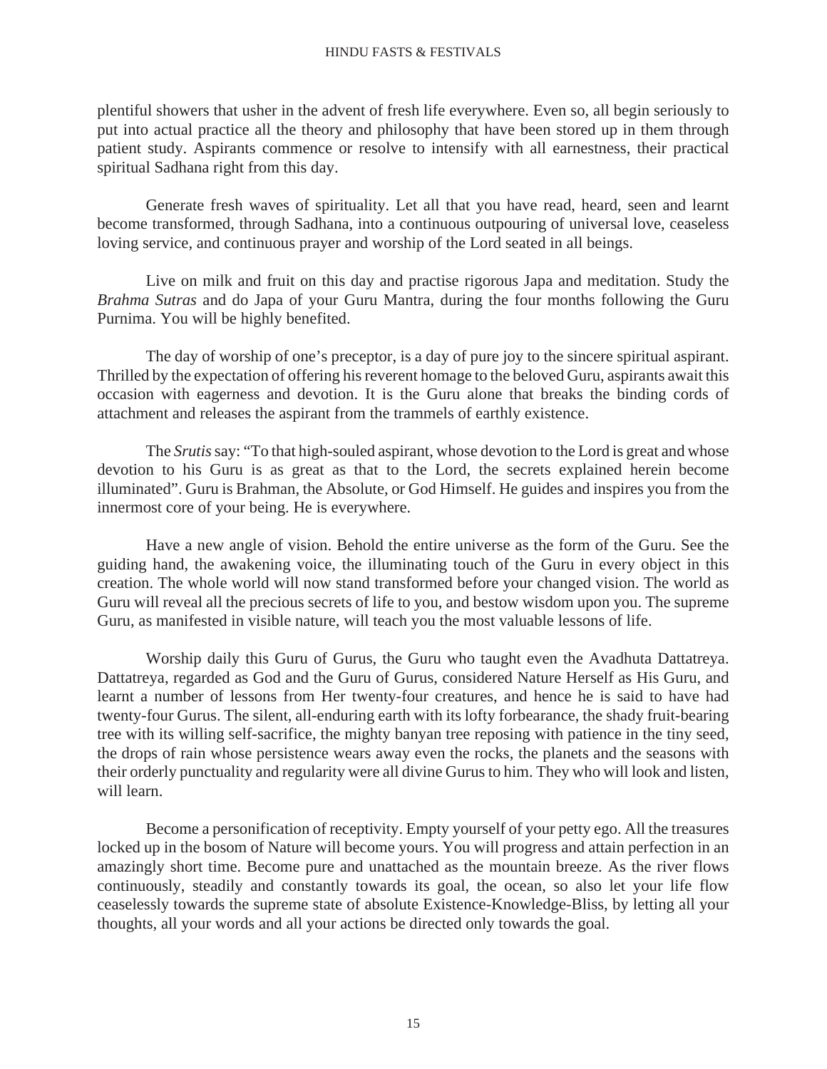plentiful showers that usher in the advent of fresh life everywhere. Even so, all begin seriously to put into actual practice all the theory and philosophy that have been stored up in them through patient study. Aspirants commence or resolve to intensify with all earnestness, their practical spiritual Sadhana right from this day.

Generate fresh waves of spirituality. Let all that you have read, heard, seen and learnt become transformed, through Sadhana, into a continuous outpouring of universal love, ceaseless loving service, and continuous prayer and worship of the Lord seated in all beings.

Live on milk and fruit on this day and practise rigorous Japa and meditation. Study the *Brahma Sutras* and do Japa of your Guru Mantra, during the four months following the Guru Purnima. You will be highly benefited.

The day of worship of one's preceptor, is a day of pure joy to the sincere spiritual aspirant. Thrilled by the expectation of offering his reverent homage to the beloved Guru, aspirants await this occasion with eagerness and devotion. It is the Guru alone that breaks the binding cords of attachment and releases the aspirant from the trammels of earthly existence.

The *Srutis* say: "To that high-souled aspirant, whose devotion to the Lord is great and whose devotion to his Guru is as great as that to the Lord, the secrets explained herein become illuminated". Guru is Brahman, the Absolute, or God Himself. He guides and inspires you from the innermost core of your being. He is everywhere.

Have a new angle of vision. Behold the entire universe as the form of the Guru. See the guiding hand, the awakening voice, the illuminating touch of the Guru in every object in this creation. The whole world will now stand transformed before your changed vision. The world as Guru will reveal all the precious secrets of life to you, and bestow wisdom upon you. The supreme Guru, as manifested in visible nature, will teach you the most valuable lessons of life.

Worship daily this Guru of Gurus, the Guru who taught even the Avadhuta Dattatreya. Dattatreya, regarded as God and the Guru of Gurus, considered Nature Herself as His Guru, and learnt a number of lessons from Her twenty-four creatures, and hence he is said to have had twenty-four Gurus. The silent, all-enduring earth with its lofty forbearance, the shady fruit-bearing tree with its willing self-sacrifice, the mighty banyan tree reposing with patience in the tiny seed, the drops of rain whose persistence wears away even the rocks, the planets and the seasons with their orderly punctuality and regularity were all divine Gurus to him. They who will look and listen, will learn.

Become a personification of receptivity. Empty yourself of your petty ego. All the treasures locked up in the bosom of Nature will become yours. You will progress and attain perfection in an amazingly short time. Become pure and unattached as the mountain breeze. As the river flows continuously, steadily and constantly towards its goal, the ocean, so also let your life flow ceaselessly towards the supreme state of absolute Existence-Knowledge-Bliss, by letting all your thoughts, all your words and all your actions be directed only towards the goal.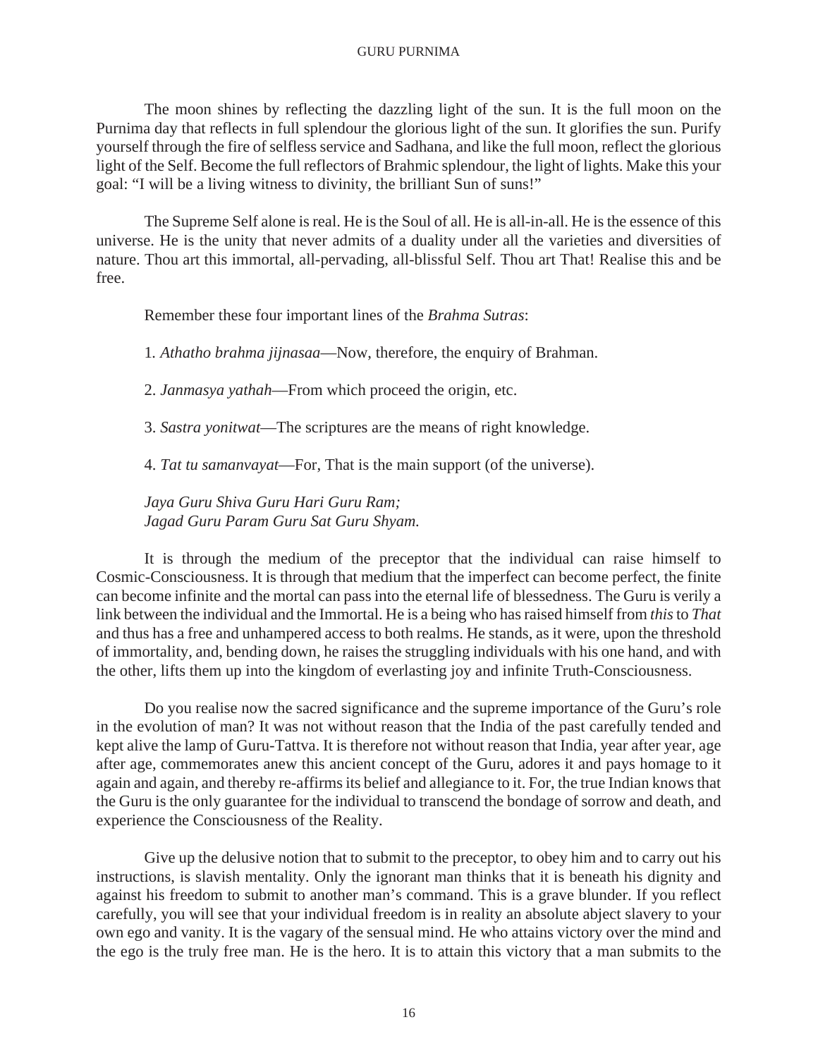The moon shines by reflecting the dazzling light of the sun. It is the full moon on the Purnima day that reflects in full splendour the glorious light of the sun. It glorifies the sun. Purify yourself through the fire of selfless service and Sadhana, and like the full moon, reflect the glorious light of the Self. Become the full reflectors of Brahmic splendour, the light of lights. Make this your goal: "I will be a living witness to divinity, the brilliant Sun of suns!"

The Supreme Self alone is real. He is the Soul of all. He is all-in-all. He is the essence of this universe. He is the unity that never admits of a duality under all the varieties and diversities of nature. Thou art this immortal, all-pervading, all-blissful Self. Thou art That! Realise this and be free.

Remember these four important lines of the *Brahma Sutras*:

1. *Athatho brahma jijnasaa*—Now, therefore, the enquiry of Brahman.

2. *Janmasya yathah*—From which proceed the origin, etc.

3. *Sastra yonitwat*—The scriptures are the means of right knowledge.

4. *Tat tu samanvayat*—For, That is the main support (of the universe).

*Jaya Guru Shiva Guru Hari Guru Ram;*
*Jagad Guru Param Guru Sat Guru Shyam.*

It is through the medium of the preceptor that the individual can raise himself to Cosmic-Consciousness. It is through that medium that the imperfect can become perfect, the finite can become infinite and the mortal can pass into the eternal life of blessedness. The Guru is verily a link between the individual and the Immortal. He is a being who has raised himself from *this* to *That* and thus has a free and unhampered access to both realms. He stands, as it were, upon the threshold of immortality, and, bending down, he raises the struggling individuals with his one hand, and with the other, lifts them up into the kingdom of everlasting joy and infinite Truth-Consciousness.

Do you realise now the sacred significance and the supreme importance of the Guru's role in the evolution of man? It was not without reason that the India of the past carefully tended and kept alive the lamp of Guru-Tattva. It is therefore not without reason that India, year after year, age after age, commemorates anew this ancient concept of the Guru, adores it and pays homage to it again and again, and thereby re-affirms its belief and allegiance to it. For, the true Indian knows that the Guru is the only guarantee for the individual to transcend the bondage of sorrow and death, and experience the Consciousness of the Reality.

Give up the delusive notion that to submit to the preceptor, to obey him and to carry out his instructions, is slavish mentality. Only the ignorant man thinks that it is beneath his dignity and against his freedom to submit to another man's command. This is a grave blunder. If you reflect carefully, you will see that your individual freedom is in reality an absolute abject slavery to your own ego and vanity. It is the vagary of the sensual mind. He who attains victory over the mind and the ego is the truly free man. He is the hero. It is to attain this victory that a man submits to the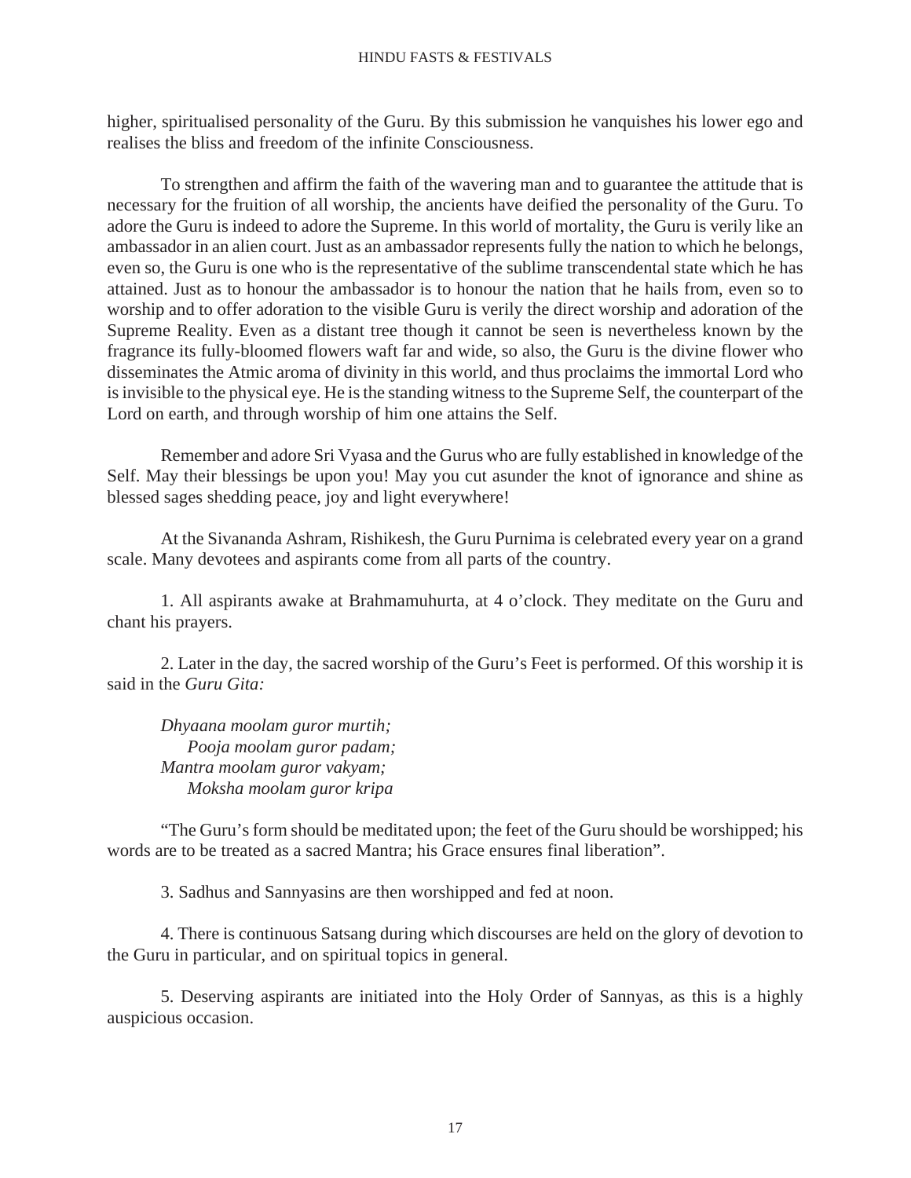higher, spiritualised personality of the Guru. By this submission he vanquishes his lower ego and realises the bliss and freedom of the infinite Consciousness.

To strengthen and affirm the faith of the wavering man and to guarantee the attitude that is necessary for the fruition of all worship, the ancients have deified the personality of the Guru. To adore the Guru is indeed to adore the Supreme. In this world of mortality, the Guru is verily like an ambassador in an alien court. Just as an ambassador represents fully the nation to which he belongs, even so, the Guru is one who is the representative of the sublime transcendental state which he has attained. Just as to honour the ambassador is to honour the nation that he hails from, even so to worship and to offer adoration to the visible Guru is verily the direct worship and adoration of the Supreme Reality. Even as a distant tree though it cannot be seen is nevertheless known by the fragrance its fully-bloomed flowers waft far and wide, so also, the Guru is the divine flower who disseminates the Atmic aroma of divinity in this world, and thus proclaims the immortal Lord who is invisible to the physical eye. He is the standing witness to the Supreme Self, the counterpart of the Lord on earth, and through worship of him one attains the Self.

Remember and adore Sri Vyasa and the Gurus who are fully established in knowledge of the Self. May their blessings be upon you! May you cut asunder the knot of ignorance and shine as blessed sages shedding peace, joy and light everywhere!

At the Sivananda Ashram, Rishikesh, the Guru Purnima is celebrated every year on a grand scale. Many devotees and aspirants come from all parts of the country.

1. All aspirants awake at Brahmamuhurta, at 4 o'clock. They meditate on the Guru and chant his prayers.

2. Later in the day, the sacred worship of the Guru's Feet is performed. Of this worship it is said in the *Guru Gita:*

*Dhyaana moolam guror murtih;*
*Pooja moolam guror padam;*
*Mantra moolam guror vakyam;*
*Moksha moolam guror kripa*

"The Guru's form should be meditated upon; the feet of the Guru should be worshipped; his words are to be treated as a sacred Mantra; his Grace ensures final liberation".

3. Sadhus and Sannyasins are then worshipped and fed at noon.

4. There is continuous Satsang during which discourses are held on the glory of devotion to the Guru in particular, and on spiritual topics in general.

5. Deserving aspirants are initiated into the Holy Order of Sannyas, as this is a highly auspicious occasion.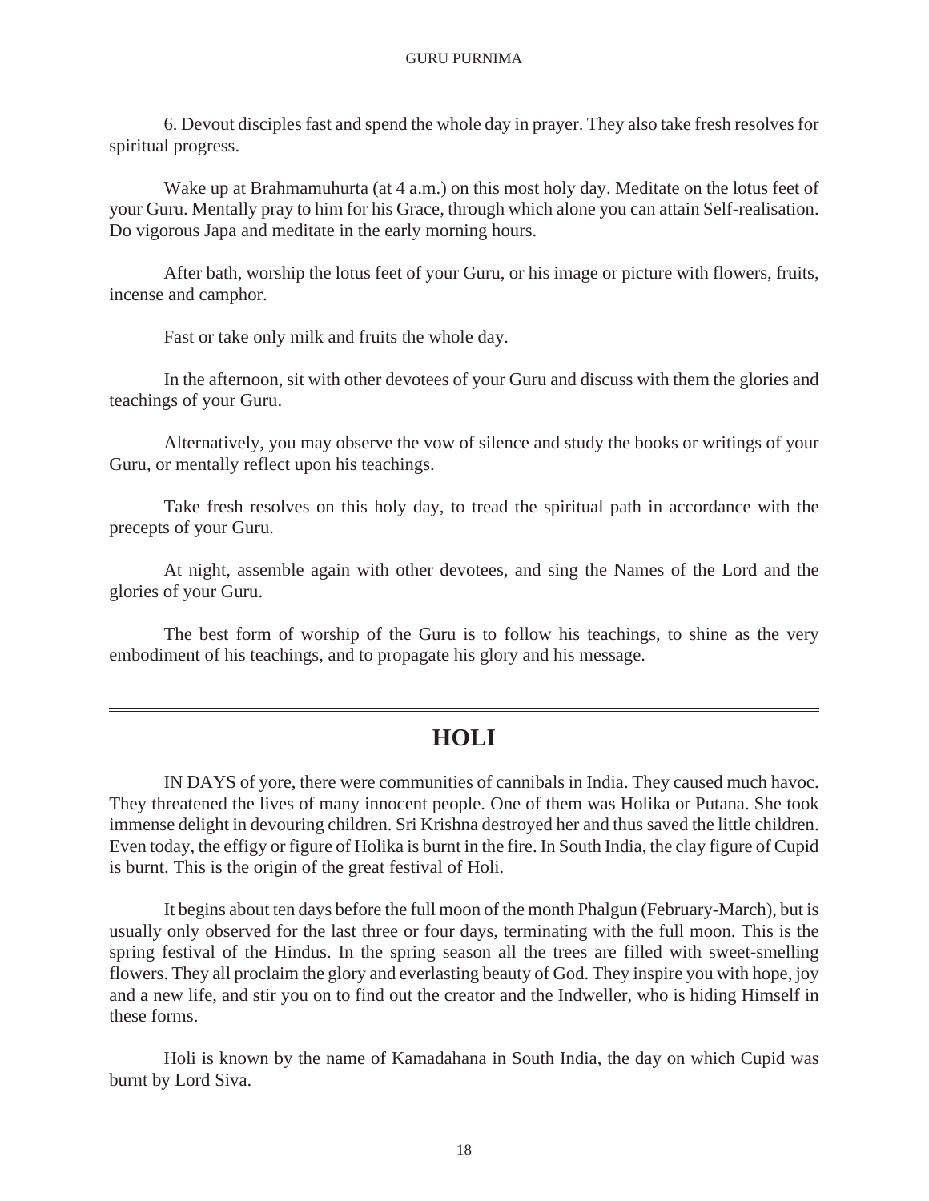6. Devout disciples fast and spend the whole day in prayer. They also take fresh resolves for spiritual progress.

Wake up at Brahmamuhurta (at 4 a.m.) on this most holy day. Meditate on the lotus feet of your Guru. Mentally pray to him for his Grace, through which alone you can attain Self-realisation. Do vigorous Japa and meditate in the early morning hours.

After bath, worship the lotus feet of your Guru, or his image or picture with flowers, fruits, incense and camphor.

Fast or take only milk and fruits the whole day.

In the afternoon, sit with other devotees of your Guru and discuss with them the glories and teachings of your Guru.

Alternatively, you may observe the vow of silence and study the books or writings of your Guru, or mentally reflect upon his teachings.

Take fresh resolves on this holy day, to tread the spiritual path in accordance with the precepts of your Guru.

At night, assemble again with other devotees, and sing the Names of the Lord and the glories of your Guru.

The best form of worship of the Guru is to follow his teachings, to shine as the very embodiment of his teachings, and to propagate his glory and his message.

---

# HOLI

IN DAYS of yore, there were communities of cannibals in India. They caused much havoc. They threatened the lives of many innocent people. One of them was Holika or Putana. She took immense delight in devouring children. Sri Krishna destroyed her and thus saved the little children. Even today, the effigy or figure of Holika is burnt in the fire. In South India, the clay figure of Cupid is burnt. This is the origin of the great festival of Holi.

It begins about ten days before the full moon of the month Phalgun (February-March), but is usually only observed for the last three or four days, terminating with the full moon. This is the spring festival of the Hindus. In the spring season all the trees are filled with sweet-smelling flowers. They all proclaim the glory and everlasting beauty of God. They inspire you with hope, joy and a new life, and stir you on to find out the creator and the Indweller, who is hiding Himself in these forms.

Holi is known by the name of Kamadahana in South India, the day on which Cupid was burnt by Lord Siva.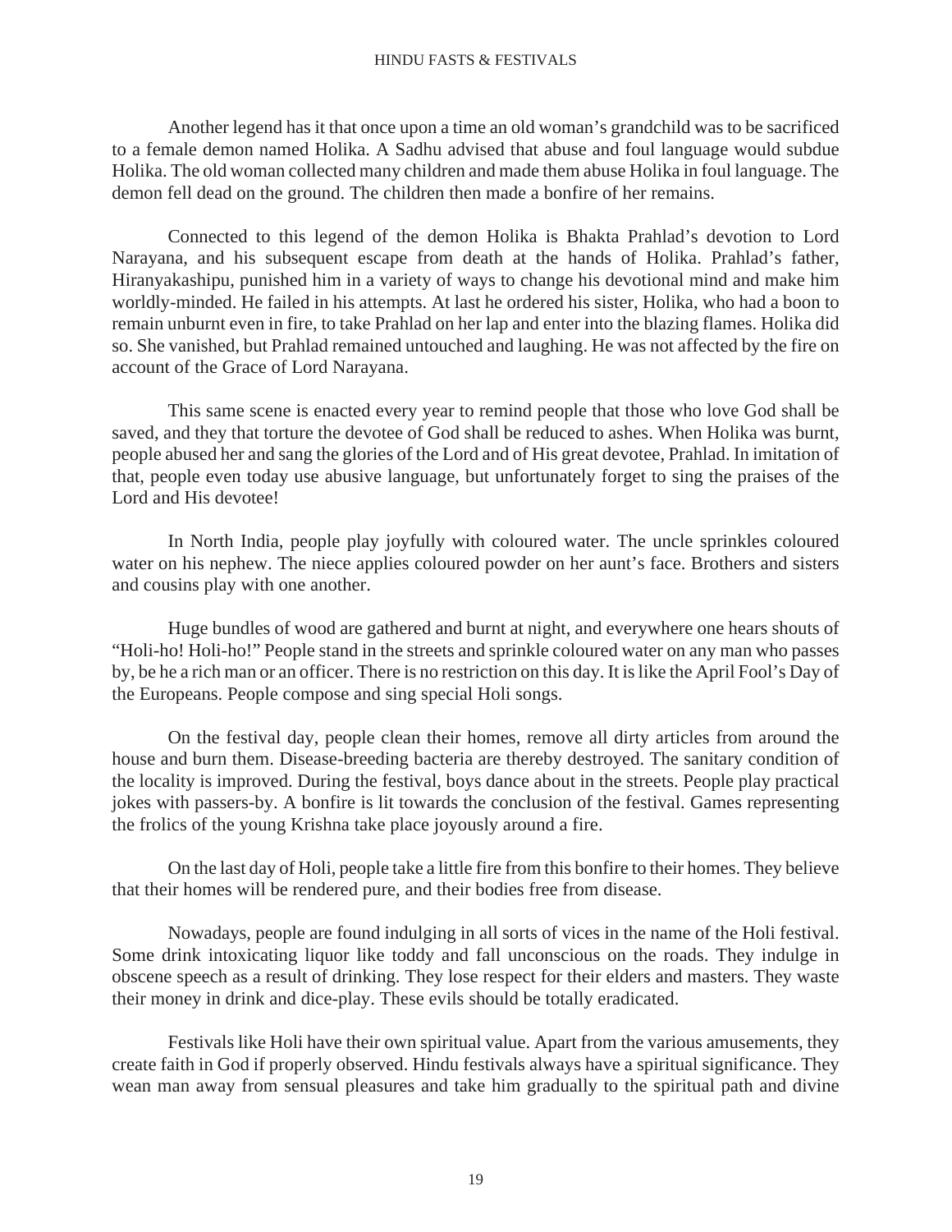Another legend has it that once upon a time an old woman's grandchild was to be sacrificed to a female demon named Holika. A Sadhu advised that abuse and foul language would subdue Holika. The old woman collected many children and made them abuse Holika in foul language. The demon fell dead on the ground. The children then made a bonfire of her remains.

Connected to this legend of the demon Holika is Bhakta Prahlad's devotion to Lord Narayana, and his subsequent escape from death at the hands of Holika. Prahlad's father, Hiranyakashipu, punished him in a variety of ways to change his devotional mind and make him worldly-minded. He failed in his attempts. At last he ordered his sister, Holika, who had a boon to remain unburnt even in fire, to take Prahlad on her lap and enter into the blazing flames. Holika did so. She vanished, but Prahlad remained untouched and laughing. He was not affected by the fire on account of the Grace of Lord Narayana.

This same scene is enacted every year to remind people that those who love God shall be saved, and they that torture the devotee of God shall be reduced to ashes. When Holika was burnt, people abused her and sang the glories of the Lord and of His great devotee, Prahlad. In imitation of that, people even today use abusive language, but unfortunately forget to sing the praises of the Lord and His devotee!

In North India, people play joyfully with coloured water. The uncle sprinkles coloured water on his nephew. The niece applies coloured powder on her aunt's face. Brothers and sisters and cousins play with one another.

Huge bundles of wood are gathered and burnt at night, and everywhere one hears shouts of "Holi-ho! Holi-ho!" People stand in the streets and sprinkle coloured water on any man who passes by, be he a rich man or an officer. There is no restriction on this day. It is like the April Fool's Day of the Europeans. People compose and sing special Holi songs.

On the festival day, people clean their homes, remove all dirty articles from around the house and burn them. Disease-breeding bacteria are thereby destroyed. The sanitary condition of the locality is improved. During the festival, boys dance about in the streets. People play practical jokes with passers-by. A bonfire is lit towards the conclusion of the festival. Games representing the frolics of the young Krishna take place joyously around a fire.

On the last day of Holi, people take a little fire from this bonfire to their homes. They believe that their homes will be rendered pure, and their bodies free from disease.

Nowadays, people are found indulging in all sorts of vices in the name of the Holi festival. Some drink intoxicating liquor like toddy and fall unconscious on the roads. They indulge in obscene speech as a result of drinking. They lose respect for their elders and masters. They waste their money in drink and dice-play. These evils should be totally eradicated.

Festivals like Holi have their own spiritual value. Apart from the various amusements, they create faith in God if properly observed. Hindu festivals always have a spiritual significance. They wean man away from sensual pleasures and take him gradually to the spiritual path and divine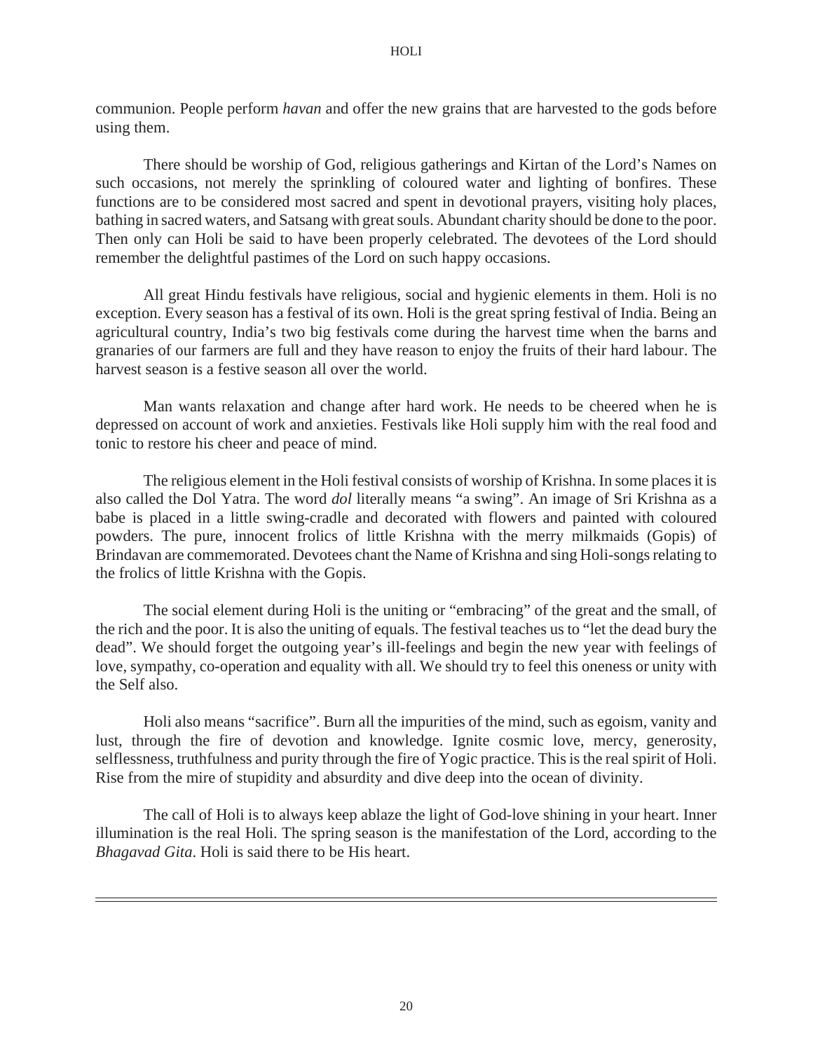communion. People perform *havan* and offer the new grains that are harvested to the gods before using them.

There should be worship of God, religious gatherings and Kirtan of the Lord's Names on such occasions, not merely the sprinkling of coloured water and lighting of bonfires. These functions are to be considered most sacred and spent in devotional prayers, visiting holy places, bathing in sacred waters, and Satsang with great souls. Abundant charity should be done to the poor. Then only can Holi be said to have been properly celebrated. The devotees of the Lord should remember the delightful pastimes of the Lord on such happy occasions.

All great Hindu festivals have religious, social and hygienic elements in them. Holi is no exception. Every season has a festival of its own. Holi is the great spring festival of India. Being an agricultural country, India's two big festivals come during the harvest time when the barns and granaries of our farmers are full and they have reason to enjoy the fruits of their hard labour. The harvest season is a festive season all over the world.

Man wants relaxation and change after hard work. He needs to be cheered when he is depressed on account of work and anxieties. Festivals like Holi supply him with the real food and tonic to restore his cheer and peace of mind.

The religious element in the Holi festival consists of worship of Krishna. In some places it is also called the Dol Yatra. The word *dol* literally means "a swing". An image of Sri Krishna as a babe is placed in a little swing-cradle and decorated with flowers and painted with coloured powders. The pure, innocent frolics of little Krishna with the merry milkmaids (Gopis) of Brindavan are commemorated. Devotees chant the Name of Krishna and sing Holi-songs relating to the frolics of little Krishna with the Gopis.

The social element during Holi is the uniting or "embracing" of the great and the small, of the rich and the poor. It is also the uniting of equals. The festival teaches us to "let the dead bury the dead". We should forget the outgoing year's ill-feelings and begin the new year with feelings of love, sympathy, co-operation and equality with all. We should try to feel this oneness or unity with the Self also.

Holi also means "sacrifice". Burn all the impurities of the mind, such as egoism, vanity and lust, through the fire of devotion and knowledge. Ignite cosmic love, mercy, generosity, selflessness, truthfulness and purity through the fire of Yogic practice. This is the real spirit of Holi. Rise from the mire of stupidity and absurdity and dive deep into the ocean of divinity.

The call of Holi is to always keep ablaze the light of God-love shining in your heart. Inner illumination is the real Holi. The spring season is the manifestation of the Lord, according to the *Bhagavad Gita*. Holi is said there to be His heart.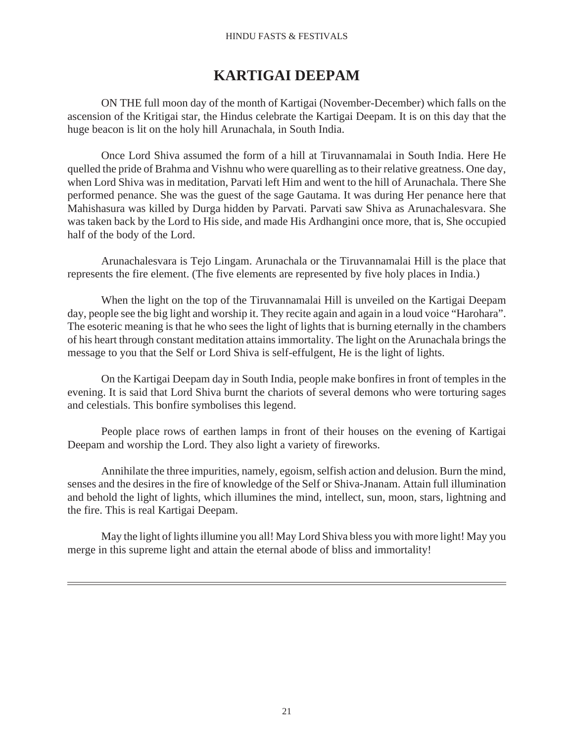# KARTIGAI DEEPAM

ON THE full moon day of the month of Kartigai (November-December) which falls on the ascension of the Kritigai star, the Hindus celebrate the Kartigai Deepam. It is on this day that the huge beacon is lit on the holy hill Arunachala, in South India.

Once Lord Shiva assumed the form of a hill at Tiruvannamalai in South India. Here He quelled the pride of Brahma and Vishnu who were quarelling as to their relative greatness. One day, when Lord Shiva was in meditation, Parvati left Him and went to the hill of Arunachala. There She performed penance. She was the guest of the sage Gautama. It was during Her penance here that Mahishasura was killed by Durga hidden by Parvati. Parvati saw Shiva as Arunachalesvara. She was taken back by the Lord to His side, and made His Ardhangini once more, that is, She occupied half of the body of the Lord.

Arunachalesvara is Tejo Lingam. Arunachala or the Tiruvannamalai Hill is the place that represents the fire element. (The five elements are represented by five holy places in India.)

When the light on the top of the Tiruvannamalai Hill is unveiled on the Kartigai Deepam day, people see the big light and worship it. They recite again and again in a loud voice "Harohara". The esoteric meaning is that he who sees the light of lights that is burning eternally in the chambers of his heart through constant meditation attains immortality. The light on the Arunachala brings the message to you that the Self or Lord Shiva is self-effulgent, He is the light of lights.

On the Kartigai Deepam day in South India, people make bonfires in front of temples in the evening. It is said that Lord Shiva burnt the chariots of several demons who were torturing sages and celestials. This bonfire symbolises this legend.

People place rows of earthen lamps in front of their houses on the evening of Kartigai Deepam and worship the Lord. They also light a variety of fireworks.

Annihilate the three impurities, namely, egoism, selfish action and delusion. Burn the mind, senses and the desires in the fire of knowledge of the Self or Shiva-Jnanam. Attain full illumination and behold the light of lights, which illumines the mind, intellect, sun, moon, stars, lightning and the fire. This is real Kartigai Deepam.

May the light of lights illumine you all! May Lord Shiva bless you with more light! May you merge in this supreme light and attain the eternal abode of bliss and immortality!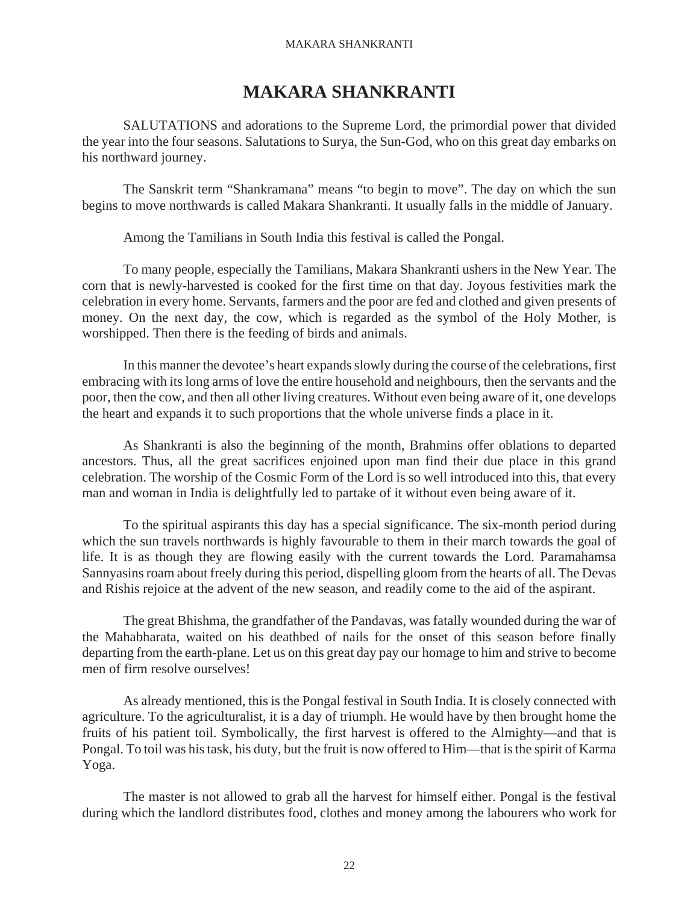# MAKARA SHANKRANTI

SALUTATIONS and adorations to the Supreme Lord, the primordial power that divided the year into the four seasons. Salutations to Surya, the Sun-God, who on this great day embarks on his northward journey.

The Sanskrit term "Shankramana" means "to begin to move". The day on which the sun begins to move northwards is called Makara Shankranti. It usually falls in the middle of January.

Among the Tamilians in South India this festival is called the Pongal.

To many people, especially the Tamilians, Makara Shankranti ushers in the New Year. The corn that is newly-harvested is cooked for the first time on that day. Joyous festivities mark the celebration in every home. Servants, farmers and the poor are fed and clothed and given presents of money. On the next day, the cow, which is regarded as the symbol of the Holy Mother, is worshipped. Then there is the feeding of birds and animals.

In this manner the devotee's heart expands slowly during the course of the celebrations, first embracing with its long arms of love the entire household and neighbours, then the servants and the poor, then the cow, and then all other living creatures. Without even being aware of it, one develops the heart and expands it to such proportions that the whole universe finds a place in it.

As Shankranti is also the beginning of the month, Brahmins offer oblations to departed ancestors. Thus, all the great sacrifices enjoined upon man find their due place in this grand celebration. The worship of the Cosmic Form of the Lord is so well introduced into this, that every man and woman in India is delightfully led to partake of it without even being aware of it.

To the spiritual aspirants this day has a special significance. The six-month period during which the sun travels northwards is highly favourable to them in their march towards the goal of life. It is as though they are flowing easily with the current towards the Lord. Paramahamsa Sannyasins roam about freely during this period, dispelling gloom from the hearts of all. The Devas and Rishis rejoice at the advent of the new season, and readily come to the aid of the aspirant.

The great Bhishma, the grandfather of the Pandavas, was fatally wounded during the war of the Mahabharata, waited on his deathbed of nails for the onset of this season before finally departing from the earth-plane. Let us on this great day pay our homage to him and strive to become men of firm resolve ourselves!

As already mentioned, this is the Pongal festival in South India. It is closely connected with agriculture. To the agriculturalist, it is a day of triumph. He would have by then brought home the fruits of his patient toil. Symbolically, the first harvest is offered to the Almighty—and that is Pongal. To toil was his task, his duty, but the fruit is now offered to Him—that is the spirit of Karma Yoga.

The master is not allowed to grab all the harvest for himself either. Pongal is the festival during which the landlord distributes food, clothes and money among the labourers who work for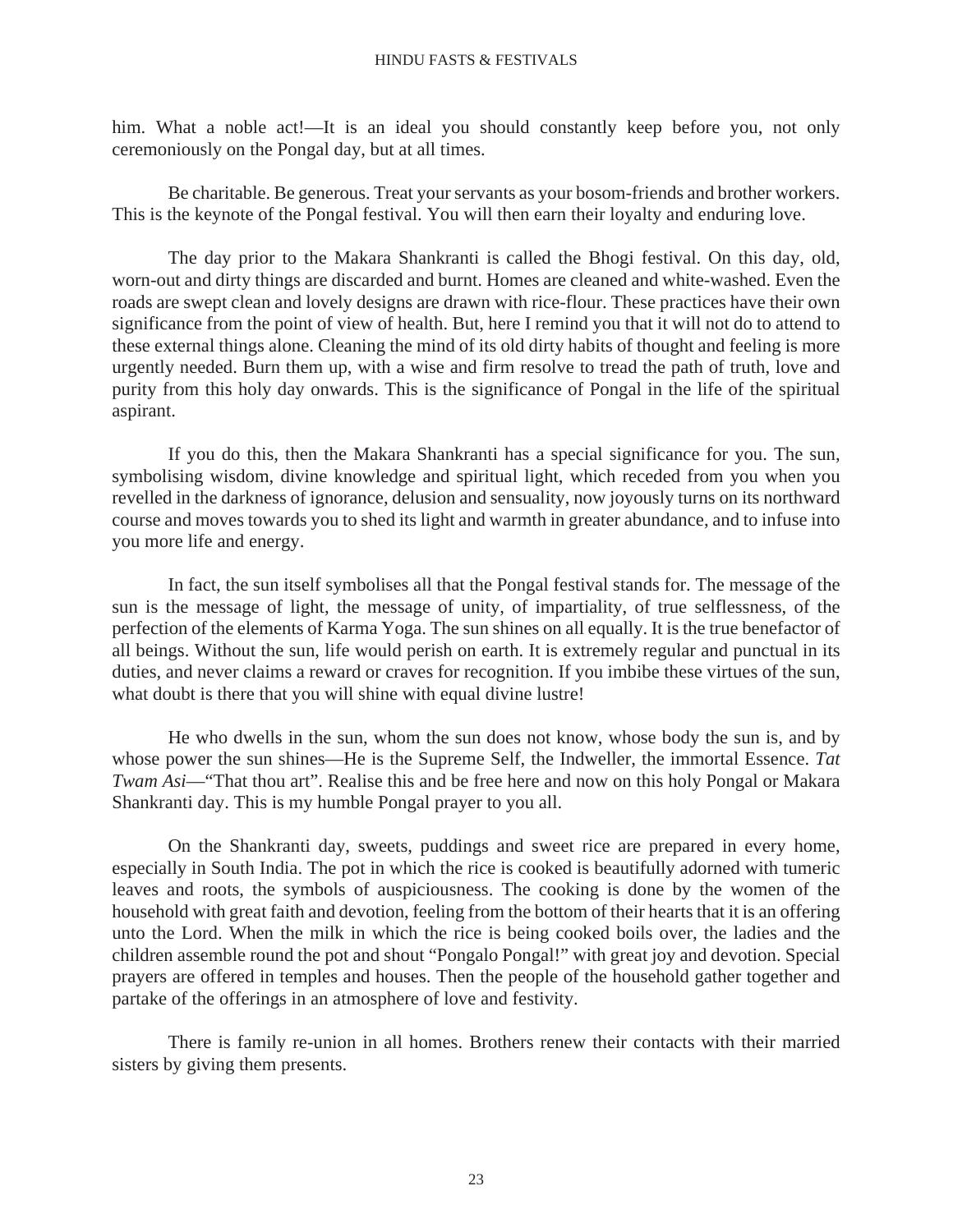him. What a noble act!—It is an ideal you should constantly keep before you, not only ceremoniously on the Pongal day, but at all times.

Be charitable. Be generous. Treat your servants as your bosom-friends and brother workers. This is the keynote of the Pongal festival. You will then earn their loyalty and enduring love.

The day prior to the Makara Shankranti is called the Bhogi festival. On this day, old, worn-out and dirty things are discarded and burnt. Homes are cleaned and white-washed. Even the roads are swept clean and lovely designs are drawn with rice-flour. These practices have their own significance from the point of view of health. But, here I remind you that it will not do to attend to these external things alone. Cleaning the mind of its old dirty habits of thought and feeling is more urgently needed. Burn them up, with a wise and firm resolve to tread the path of truth, love and purity from this holy day onwards. This is the significance of Pongal in the life of the spiritual aspirant.

If you do this, then the Makara Shankranti has a special significance for you. The sun, symbolising wisdom, divine knowledge and spiritual light, which receded from you when you revelled in the darkness of ignorance, delusion and sensuality, now joyously turns on its northward course and moves towards you to shed its light and warmth in greater abundance, and to infuse into you more life and energy.

In fact, the sun itself symbolises all that the Pongal festival stands for. The message of the sun is the message of light, the message of unity, of impartiality, of true selflessness, of the perfection of the elements of Karma Yoga. The sun shines on all equally. It is the true benefactor of all beings. Without the sun, life would perish on earth. It is extremely regular and punctual in its duties, and never claims a reward or craves for recognition. If you imbibe these virtues of the sun, what doubt is there that you will shine with equal divine lustre!

He who dwells in the sun, whom the sun does not know, whose body the sun is, and by whose power the sun shines—He is the Supreme Self, the Indweller, the immortal Essence. *Tat Twam Asi*—"That thou art". Realise this and be free here and now on this holy Pongal or Makara Shankranti day. This is my humble Pongal prayer to you all.

On the Shankranti day, sweets, puddings and sweet rice are prepared in every home, especially in South India. The pot in which the rice is cooked is beautifully adorned with tumeric leaves and roots, the symbols of auspiciousness. The cooking is done by the women of the household with great faith and devotion, feeling from the bottom of their hearts that it is an offering unto the Lord. When the milk in which the rice is being cooked boils over, the ladies and the children assemble round the pot and shout "Pongalo Pongal!" with great joy and devotion. Special prayers are offered in temples and houses. Then the people of the household gather together and partake of the offerings in an atmosphere of love and festivity.

There is family re-union in all homes. Brothers renew their contacts with their married sisters by giving them presents.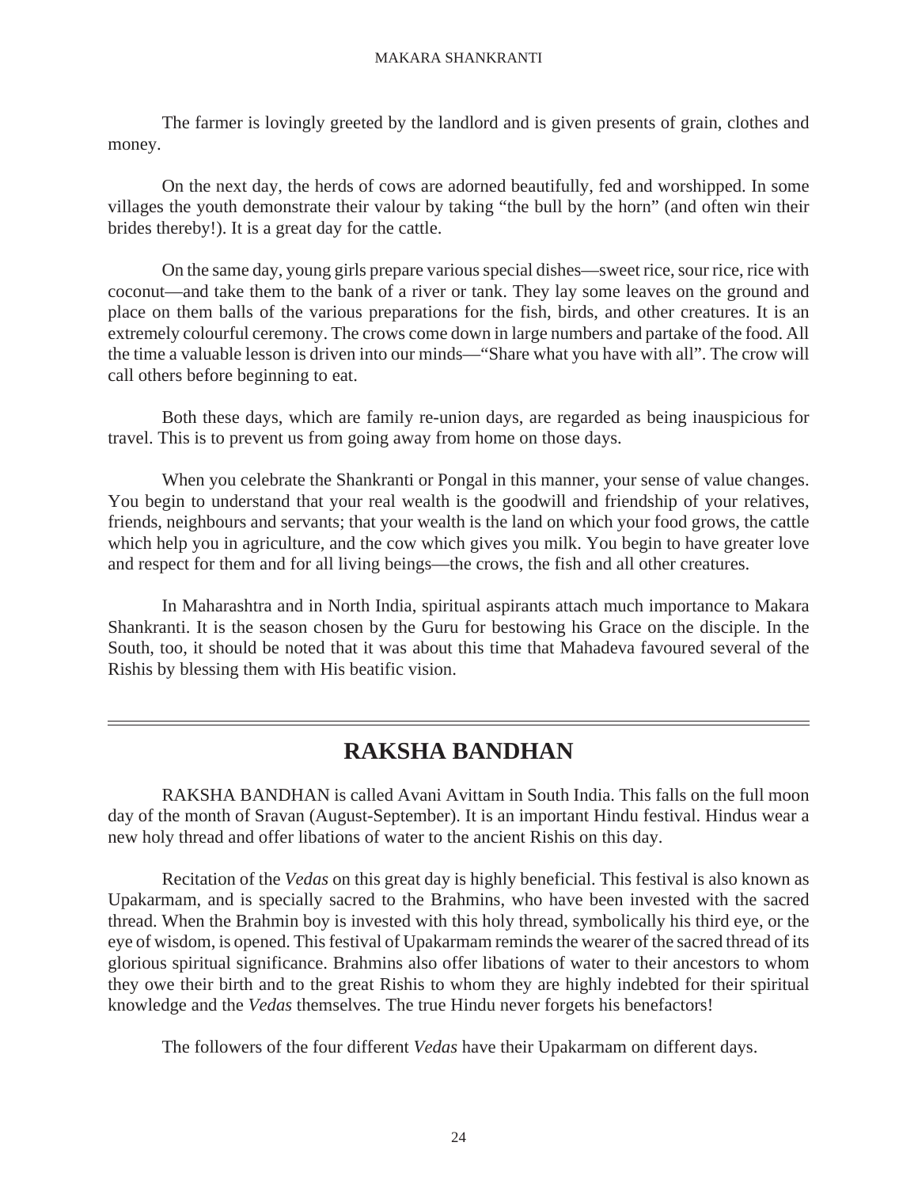The farmer is lovingly greeted by the landlord and is given presents of grain, clothes and money.

On the next day, the herds of cows are adorned beautifully, fed and worshipped. In some villages the youth demonstrate their valour by taking "the bull by the horn" (and often win their brides thereby!). It is a great day for the cattle.

On the same day, young girls prepare various special dishes—sweet rice, sour rice, rice with coconut—and take them to the bank of a river or tank. They lay some leaves on the ground and place on them balls of the various preparations for the fish, birds, and other creatures. It is an extremely colourful ceremony. The crows come down in large numbers and partake of the food. All the time a valuable lesson is driven into our minds—"Share what you have with all". The crow will call others before beginning to eat.

Both these days, which are family re-union days, are regarded as being inauspicious for travel. This is to prevent us from going away from home on those days.

When you celebrate the Shankranti or Pongal in this manner, your sense of value changes. You begin to understand that your real wealth is the goodwill and friendship of your relatives, friends, neighbours and servants; that your wealth is the land on which your food grows, the cattle which help you in agriculture, and the cow which gives you milk. You begin to have greater love and respect for them and for all living beings—the crows, the fish and all other creatures.

In Maharashtra and in North India, spiritual aspirants attach much importance to Makara Shankranti. It is the season chosen by the Guru for bestowing his Grace on the disciple. In the South, too, it should be noted that it was about this time that Mahadeva favoured several of the Rishis by blessing them with His beatific vision.

## RAKSHA BANDHAN

RAKSHA BANDHAN is called Avani Avittam in South India. This falls on the full moon day of the month of Sravan (August-September). It is an important Hindu festival. Hindus wear a new holy thread and offer libations of water to the ancient Rishis on this day.

Recitation of the *Vedas* on this great day is highly beneficial. This festival is also known as Upakarmam, and is specially sacred to the Brahmins, who have been invested with the sacred thread. When the Brahmin boy is invested with this holy thread, symbolically his third eye, or the eye of wisdom, is opened. This festival of Upakarmam reminds the wearer of the sacred thread of its glorious spiritual significance. Brahmins also offer libations of water to their ancestors to whom they owe their birth and to the great Rishis to whom they are highly indebted for their spiritual knowledge and the *Vedas* themselves. The true Hindu never forgets his benefactors!

The followers of the four different *Vedas* have their Upakarmam on different days.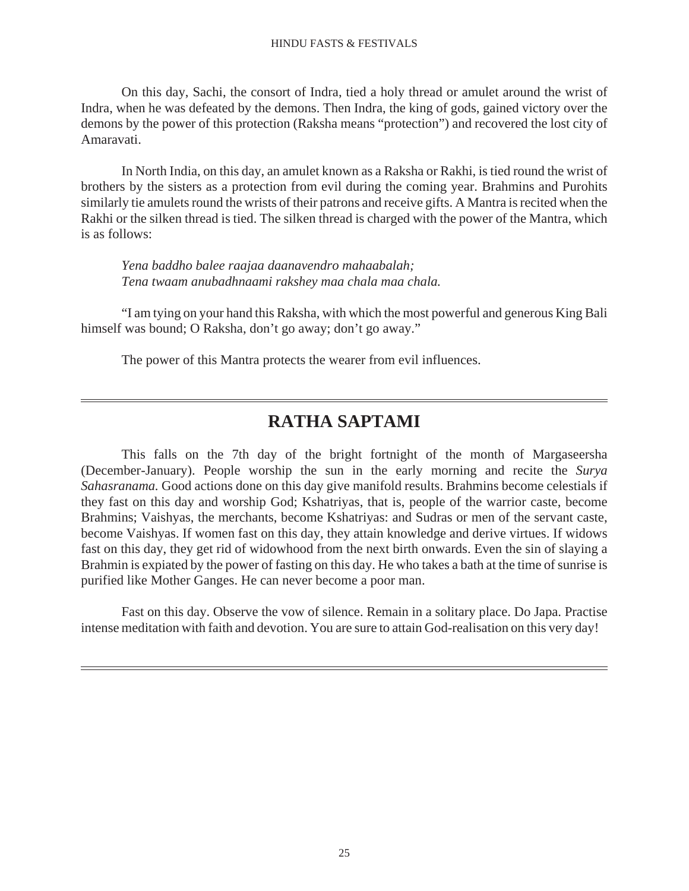On this day, Sachi, the consort of Indra, tied a holy thread or amulet around the wrist of Indra, when he was defeated by the demons. Then Indra, the king of gods, gained victory over the demons by the power of this protection (Raksha means "protection") and recovered the lost city of Amaravati.

In North India, on this day, an amulet known as a Raksha or Rakhi, is tied round the wrist of brothers by the sisters as a protection from evil during the coming year. Brahmins and Purohits similarly tie amulets round the wrists of their patrons and receive gifts. A Mantra is recited when the Rakhi or the silken thread is tied. The silken thread is charged with the power of the Mantra, which is as follows:

*Yena baddho balee raajaa daanavendro mahaabalah;*
*Tena twaam anubadhnaami rakshey maa chala maa chala.*

"I am tying on your hand this Raksha, with which the most powerful and generous King Bali himself was bound; O Raksha, don't go away; don't go away."

The power of this Mantra protects the wearer from evil influences.

## RATHA SAPTAMI

This falls on the 7th day of the bright fortnight of the month of Margaseersha (December-January). People worship the sun in the early morning and recite the *Surya Sahasranama.* Good actions done on this day give manifold results. Brahmins become celestials if they fast on this day and worship God; Kshatriyas, that is, people of the warrior caste, become Brahmins; Vaishyas, the merchants, become Kshatriyas: and Sudras or men of the servant caste, become Vaishyas. If women fast on this day, they attain knowledge and derive virtues. If widows fast on this day, they get rid of widowhood from the next birth onwards. Even the sin of slaying a Brahmin is expiated by the power of fasting on this day. He who takes a bath at the time of sunrise is purified like Mother Ganges. He can never become a poor man.

Fast on this day. Observe the vow of silence. Remain in a solitary place. Do Japa. Practise intense meditation with faith and devotion. You are sure to attain God-realisation on this very day!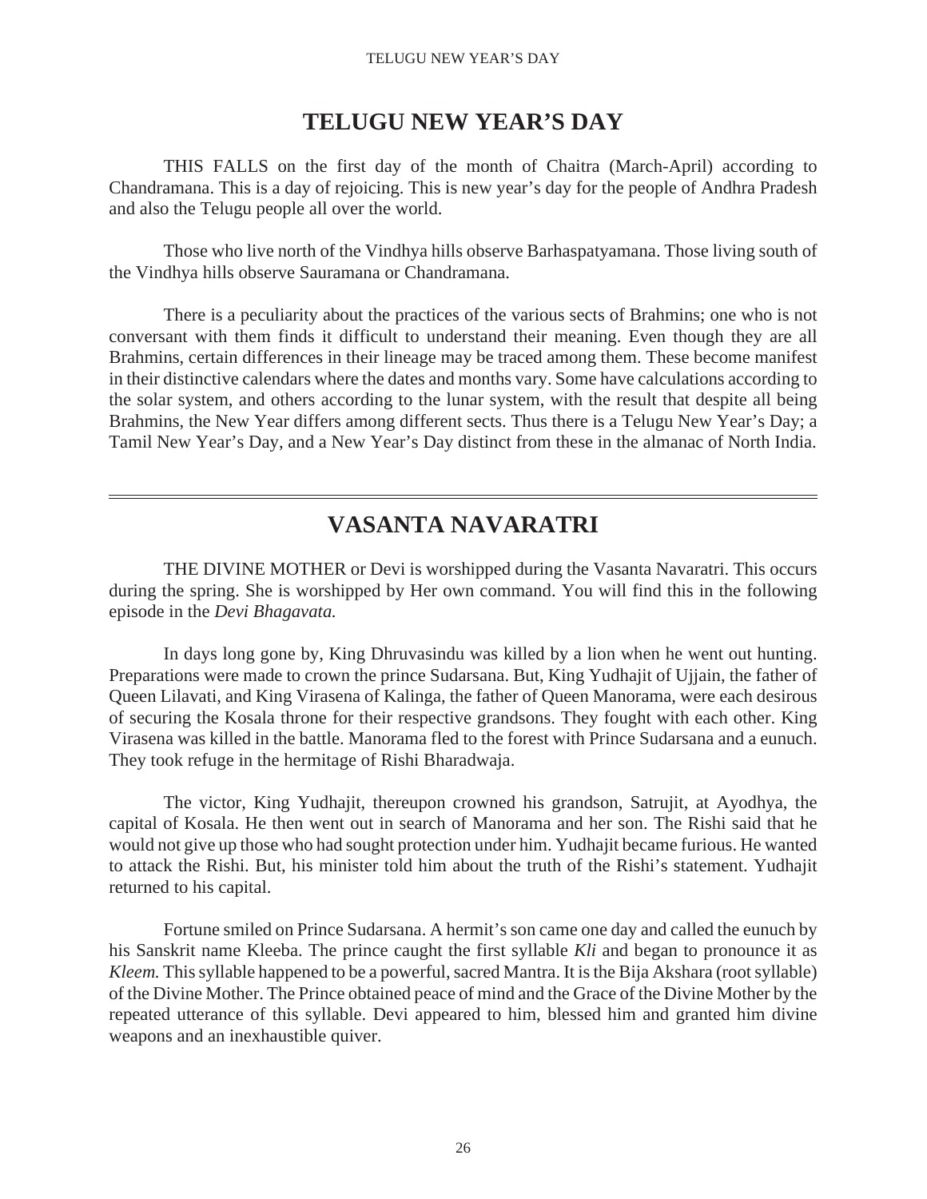## TELUGU NEW YEAR'S DAY

THIS FALLS on the first day of the month of Chaitra (March-April) according to Chandramana. This is a day of rejoicing. This is new year's day for the people of Andhra Pradesh and also the Telugu people all over the world.

Those who live north of the Vindhya hills observe Barhaspatyamana. Those living south of the Vindhya hills observe Sauramana or Chandramana.

There is a peculiarity about the practices of the various sects of Brahmins; one who is not conversant with them finds it difficult to understand their meaning. Even though they are all Brahmins, certain differences in their lineage may be traced among them. These become manifest in their distinctive calendars where the dates and months vary. Some have calculations according to the solar system, and others according to the lunar system, with the result that despite all being Brahmins, the New Year differs among different sects. Thus there is a Telugu New Year's Day; a Tamil New Year's Day, and a New Year's Day distinct from these in the almanac of North India.

---

## VASANTA NAVARATRI

THE DIVINE MOTHER or Devi is worshipped during the Vasanta Navaratri. This occurs during the spring. She is worshipped by Her own command. You will find this in the following episode in the *Devi Bhagavata.*

In days long gone by, King Dhruvasindu was killed by a lion when he went out hunting. Preparations were made to crown the prince Sudarsana. But, King Yudhajit of Ujjain, the father of Queen Lilavati, and King Virasena of Kalinga, the father of Queen Manorama, were each desirous of securing the Kosala throne for their respective grandsons. They fought with each other. King Virasena was killed in the battle. Manorama fled to the forest with Prince Sudarsana and a eunuch. They took refuge in the hermitage of Rishi Bharadwaja.

The victor, King Yudhajit, thereupon crowned his grandson, Satrujit, at Ayodhya, the capital of Kosala. He then went out in search of Manorama and her son. The Rishi said that he would not give up those who had sought protection under him. Yudhajit became furious. He wanted to attack the Rishi. But, his minister told him about the truth of the Rishi's statement. Yudhajit returned to his capital.

Fortune smiled on Prince Sudarsana. A hermit's son came one day and called the eunuch by his Sanskrit name Kleeba. The prince caught the first syllable *Kli* and began to pronounce it as *Kleem.* This syllable happened to be a powerful, sacred Mantra. It is the Bija Akshara (root syllable) of the Divine Mother. The Prince obtained peace of mind and the Grace of the Divine Mother by the repeated utterance of this syllable. Devi appeared to him, blessed him and granted him divine weapons and an inexhaustible quiver.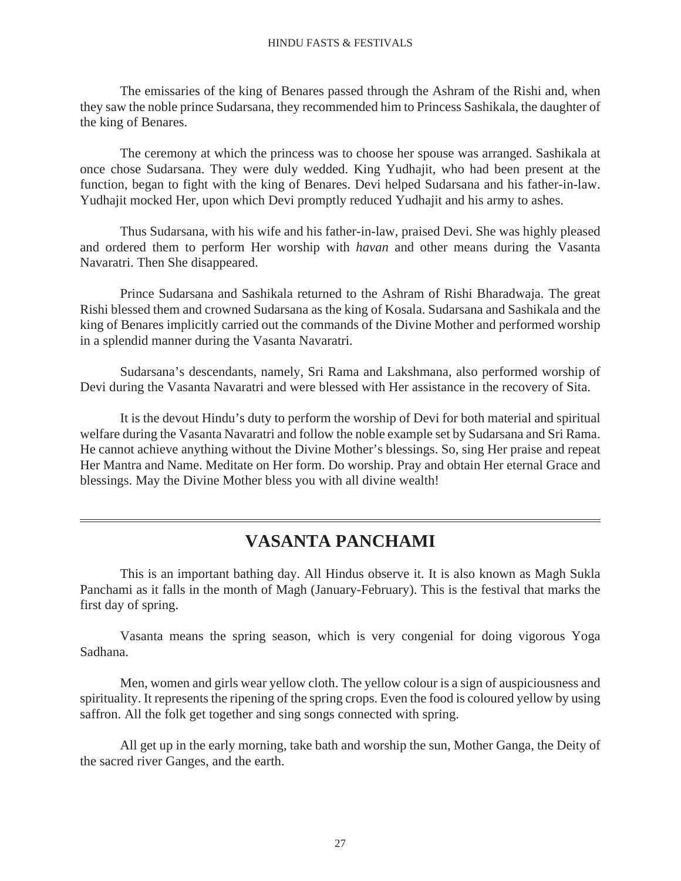The emissaries of the king of Benares passed through the Ashram of the Rishi and, when they saw the noble prince Sudarsana, they recommended him to Princess Sashikala, the daughter of the king of Benares.

The ceremony at which the princess was to choose her spouse was arranged. Sashikala at once chose Sudarsana. They were duly wedded. King Yudhajit, who had been present at the function, began to fight with the king of Benares. Devi helped Sudarsana and his father-in-law. Yudhajit mocked Her, upon which Devi promptly reduced Yudhajit and his army to ashes.

Thus Sudarsana, with his wife and his father-in-law, praised Devi. She was highly pleased and ordered them to perform Her worship with *havan* and other means during the Vasanta Navaratri. Then She disappeared.

Prince Sudarsana and Sashikala returned to the Ashram of Rishi Bharadwaja. The great Rishi blessed them and crowned Sudarsana as the king of Kosala. Sudarsana and Sashikala and the king of Benares implicitly carried out the commands of the Divine Mother and performed worship in a splendid manner during the Vasanta Navaratri.

Sudarsana's descendants, namely, Sri Rama and Lakshmana, also performed worship of Devi during the Vasanta Navaratri and were blessed with Her assistance in the recovery of Sita.

It is the devout Hindu's duty to perform the worship of Devi for both material and spiritual welfare during the Vasanta Navaratri and follow the noble example set by Sudarsana and Sri Rama. He cannot achieve anything without the Divine Mother's blessings. So, sing Her praise and repeat Her Mantra and Name. Meditate on Her form. Do worship. Pray and obtain Her eternal Grace and blessings. May the Divine Mother bless you with all divine wealth!

## VASANTA PANCHAMI

This is an important bathing day. All Hindus observe it. It is also known as Magh Sukla Panchami as it falls in the month of Magh (January-February). This is the festival that marks the first day of spring.

Vasanta means the spring season, which is very congenial for doing vigorous Yoga Sadhana.

Men, women and girls wear yellow cloth. The yellow colour is a sign of auspiciousness and spirituality. It represents the ripening of the spring crops. Even the food is coloured yellow by using saffron. All the folk get together and sing songs connected with spring.

All get up in the early morning, take bath and worship the sun, Mother Ganga, the Deity of the sacred river Ganges, and the earth.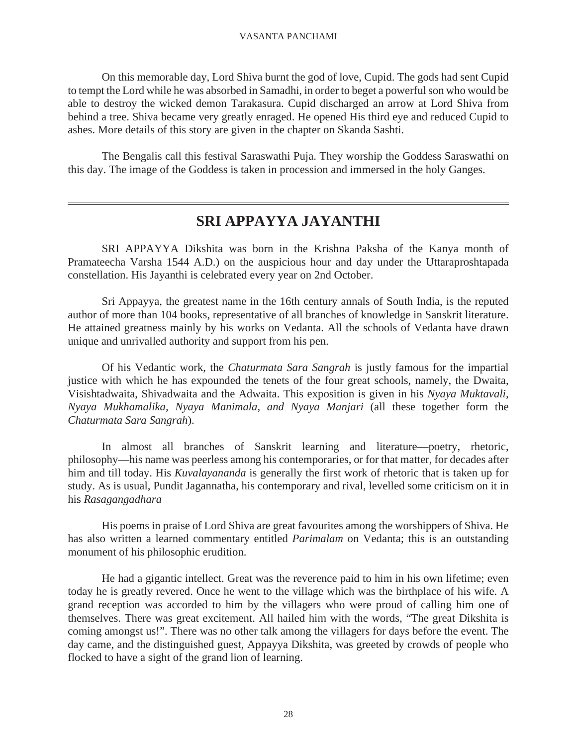On this memorable day, Lord Shiva burnt the god of love, Cupid. The gods had sent Cupid to tempt the Lord while he was absorbed in Samadhi, in order to beget a powerful son who would be able to destroy the wicked demon Tarakasura. Cupid discharged an arrow at Lord Shiva from behind a tree. Shiva became very greatly enraged. He opened His third eye and reduced Cupid to ashes. More details of this story are given in the chapter on Skanda Sashti.

The Bengalis call this festival Saraswathi Puja. They worship the Goddess Saraswathi on this day. The image of the Goddess is taken in procession and immersed in the holy Ganges.

---

## SRI APPAYYA JAYANTHI

SRI APPAYYA Dikshita was born in the Krishna Paksha of the Kanya month of Pramateecha Varsha 1544 A.D.) on the auspicious hour and day under the Uttaraproshtapada constellation. His Jayanthi is celebrated every year on 2nd October.

Sri Appayya, the greatest name in the 16th century annals of South India, is the reputed author of more than 104 books, representative of all branches of knowledge in Sanskrit literature. He attained greatness mainly by his works on Vedanta. All the schools of Vedanta have drawn unique and unrivalled authority and support from his pen.

Of his Vedantic work, the *Chaturmata Sara Sangrah* is justly famous for the impartial justice with which he has expounded the tenets of the four great schools, namely, the Dwaita, Visishtadwaita, Shivadwaita and the Adwaita. This exposition is given in his *Nyaya Muktavali, Nyaya Mukhamalika, Nyaya Manimala, and Nyaya Manjari* (all these together form the *Chaturmata Sara Sangrah*).

In almost all branches of Sanskrit learning and literature—poetry, rhetoric, philosophy—his name was peerless among his contemporaries, or for that matter, for decades after him and till today. His *Kuvalayananda* is generally the first work of rhetoric that is taken up for study. As is usual, Pundit Jagannatha, his contemporary and rival, levelled some criticism on it in his *Rasagangadhara*

His poems in praise of Lord Shiva are great favourites among the worshippers of Shiva. He has also written a learned commentary entitled *Parimalam* on Vedanta; this is an outstanding monument of his philosophic erudition.

He had a gigantic intellect. Great was the reverence paid to him in his own lifetime; even today he is greatly revered. Once he went to the village which was the birthplace of his wife. A grand reception was accorded to him by the villagers who were proud of calling him one of themselves. There was great excitement. All hailed him with the words, "The great Dikshita is coming amongst us!". There was no other talk among the villagers for days before the event. The day came, and the distinguished guest, Appayya Dikshita, was greeted by crowds of people who flocked to have a sight of the grand lion of learning.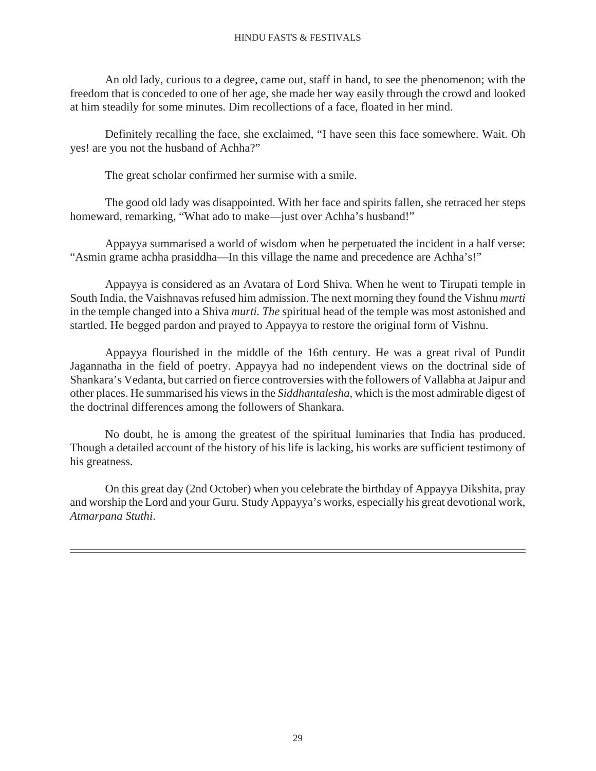An old lady, curious to a degree, came out, staff in hand, to see the phenomenon; with the freedom that is conceded to one of her age, she made her way easily through the crowd and looked at him steadily for some minutes. Dim recollections of a face, floated in her mind.

Definitely recalling the face, she exclaimed, "I have seen this face somewhere. Wait. Oh yes! are you not the husband of Achha?"

The great scholar confirmed her surmise with a smile.

The good old lady was disappointed. With her face and spirits fallen, she retraced her steps homeward, remarking, "What ado to make—just over Achha's husband!"

Appayya summarised a world of wisdom when he perpetuated the incident in a half verse: "Asmin grame achha prasiddha—In this village the name and precedence are Achha's!"

Appayya is considered as an Avatara of Lord Shiva. When he went to Tirupati temple in South India, the Vaishnavas refused him admission. The next morning they found the Vishnu *murti* in the temple changed into a Shiva *murti. The* spiritual head of the temple was most astonished and startled. He begged pardon and prayed to Appayya to restore the original form of Vishnu.

Appayya flourished in the middle of the 16th century. He was a great rival of Pundit Jagannatha in the field of poetry. Appayya had no independent views on the doctrinal side of Shankara's Vedanta, but carried on fierce controversies with the followers of Vallabha at Jaipur and other places. He summarised his views in the *Siddhantalesha*, which is the most admirable digest of the doctrinal differences among the followers of Shankara.

No doubt, he is among the greatest of the spiritual luminaries that India has produced. Though a detailed account of the history of his life is lacking, his works are sufficient testimony of his greatness.

On this great day (2nd October) when you celebrate the birthday of Appayya Dikshita, pray and worship the Lord and your Guru. Study Appayya's works, especially his great devotional work, *Atmarpana Stuthi*.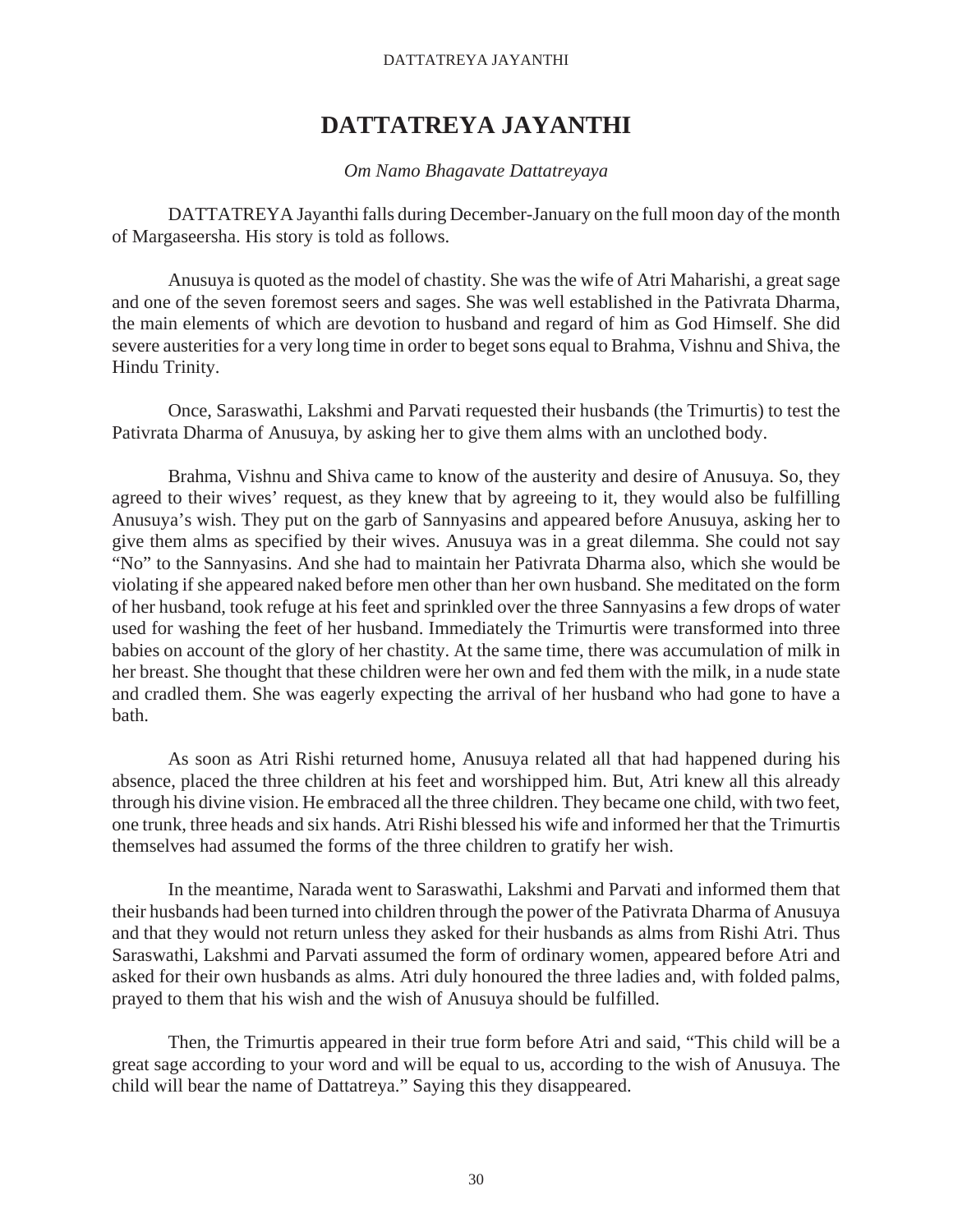# DATTATREYA JAYANTHI

*Om Namo Bhagavate Dattatreyaya*

DATTATREYA Jayanthi falls during December-January on the full moon day of the month of Margaseersha. His story is told as follows.

Anusuya is quoted as the model of chastity. She was the wife of Atri Maharishi, a great sage and one of the seven foremost seers and sages. She was well established in the Pativrata Dharma, the main elements of which are devotion to husband and regard of him as God Himself. She did severe austerities for a very long time in order to beget sons equal to Brahma, Vishnu and Shiva, the Hindu Trinity.

Once, Saraswathi, Lakshmi and Parvati requested their husbands (the Trimurtis) to test the Pativrata Dharma of Anusuya, by asking her to give them alms with an unclothed body.

Brahma, Vishnu and Shiva came to know of the austerity and desire of Anusuya. So, they agreed to their wives' request, as they knew that by agreeing to it, they would also be fulfilling Anusuya's wish. They put on the garb of Sannyasins and appeared before Anusuya, asking her to give them alms as specified by their wives. Anusuya was in a great dilemma. She could not say "No" to the Sannyasins. And she had to maintain her Pativrata Dharma also, which she would be violating if she appeared naked before men other than her own husband. She meditated on the form of her husband, took refuge at his feet and sprinkled over the three Sannyasins a few drops of water used for washing the feet of her husband. Immediately the Trimurtis were transformed into three babies on account of the glory of her chastity. At the same time, there was accumulation of milk in her breast. She thought that these children were her own and fed them with the milk, in a nude state and cradled them. She was eagerly expecting the arrival of her husband who had gone to have a bath.

As soon as Atri Rishi returned home, Anusuya related all that had happened during his absence, placed the three children at his feet and worshipped him. But, Atri knew all this already through his divine vision. He embraced all the three children. They became one child, with two feet, one trunk, three heads and six hands. Atri Rishi blessed his wife and informed her that the Trimurtis themselves had assumed the forms of the three children to gratify her wish.

In the meantime, Narada went to Saraswathi, Lakshmi and Parvati and informed them that their husbands had been turned into children through the power of the Pativrata Dharma of Anusuya and that they would not return unless they asked for their husbands as alms from Rishi Atri. Thus Saraswathi, Lakshmi and Parvati assumed the form of ordinary women, appeared before Atri and asked for their own husbands as alms. Atri duly honoured the three ladies and, with folded palms, prayed to them that his wish and the wish of Anusuya should be fulfilled.

Then, the Trimurtis appeared in their true form before Atri and said, "This child will be a great sage according to your word and will be equal to us, according to the wish of Anusuya. The child will bear the name of Dattatreya." Saying this they disappeared.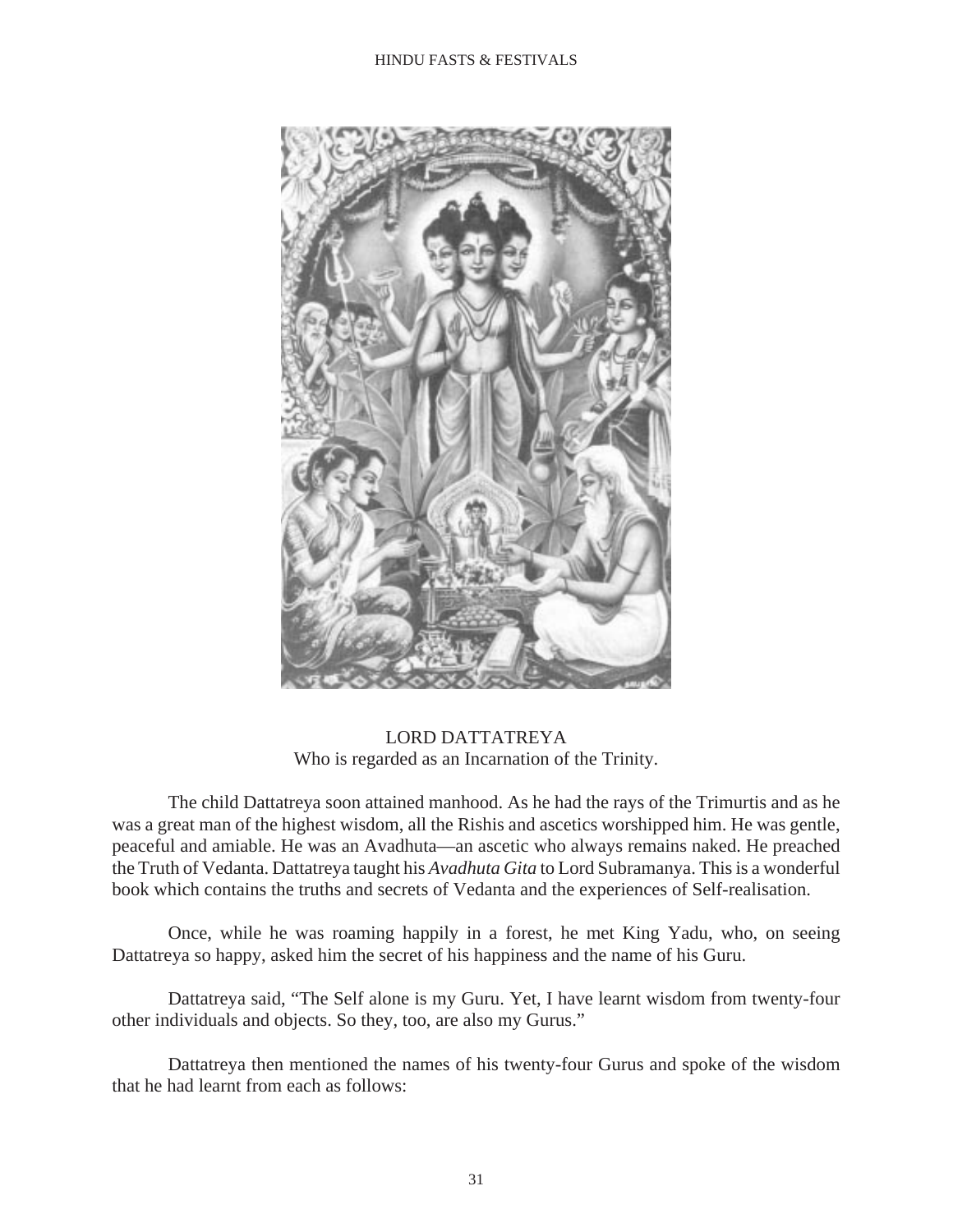LORD DATTATREYA
Who is regarded as an Incarnation of the Trinity.

The child Dattatreya soon attained manhood. As he had the rays of the Trimurtis and as he was a great man of the highest wisdom, all the Rishis and ascetics worshipped him. He was gentle, peaceful and amiable. He was an Avadhuta—an ascetic who always remains naked. He preached the Truth of Vedanta. Dattatreya taught his *Avadhuta Gita* to Lord Subramanya. This is a wonderful book which contains the truths and secrets of Vedanta and the experiences of Self-realisation.

Once, while he was roaming happily in a forest, he met King Yadu, who, on seeing Dattatreya so happy, asked him the secret of his happiness and the name of his Guru.

Dattatreya said, "The Self alone is my Guru. Yet, I have learnt wisdom from twenty-four other individuals and objects. So they, too, are also my Gurus."

Dattatreya then mentioned the names of his twenty-four Gurus and spoke of the wisdom that he had learnt from each as follows: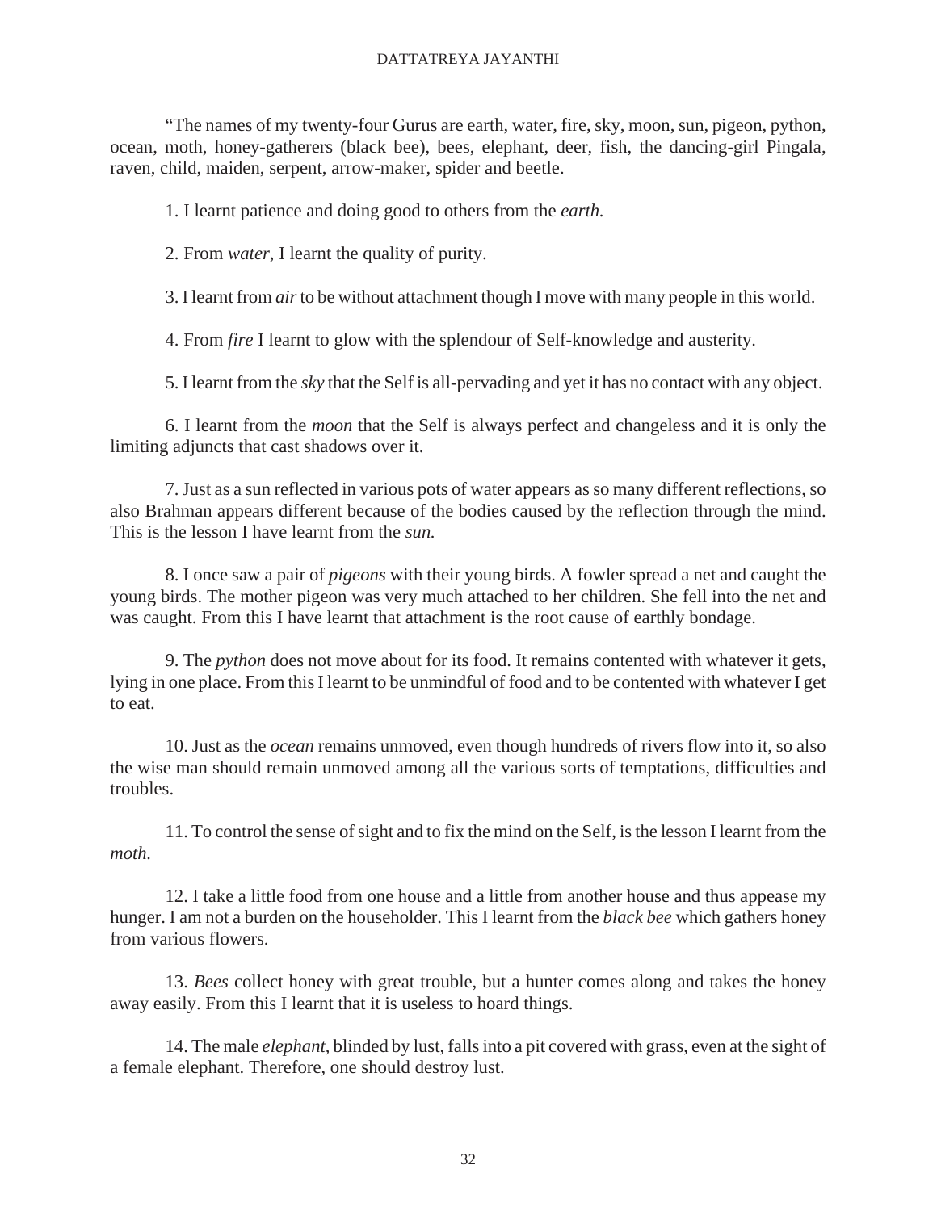"The names of my twenty-four Gurus are earth, water, fire, sky, moon, sun, pigeon, python, ocean, moth, honey-gatherers (black bee), bees, elephant, deer, fish, the dancing-girl Pingala, raven, child, maiden, serpent, arrow-maker, spider and beetle.

1. I learnt patience and doing good to others from the *earth.*

2. From *water*, I learnt the quality of purity.

3. I learnt from *air* to be without attachment though I move with many people in this world.

4. From *fire* I learnt to glow with the splendour of Self-knowledge and austerity.

5. I learnt from the *sky* that the Self is all-pervading and yet it has no contact with any object.

6. I learnt from the *moon* that the Self is always perfect and changeless and it is only the limiting adjuncts that cast shadows over it.

7. Just as a sun reflected in various pots of water appears as so many different reflections, so also Brahman appears different because of the bodies caused by the reflection through the mind. This is the lesson I have learnt from the *sun.*

8. I once saw a pair of *pigeons* with their young birds. A fowler spread a net and caught the young birds. The mother pigeon was very much attached to her children. She fell into the net and was caught. From this I have learnt that attachment is the root cause of earthly bondage.

9. The *python* does not move about for its food. It remains contented with whatever it gets, lying in one place. From this I learnt to be unmindful of food and to be contented with whatever I get to eat.

10. Just as the *ocean* remains unmoved, even though hundreds of rivers flow into it, so also the wise man should remain unmoved among all the various sorts of temptations, difficulties and troubles.

11. To control the sense of sight and to fix the mind on the Self, is the lesson I learnt from the *moth.*

12. I take a little food from one house and a little from another house and thus appease my hunger. I am not a burden on the householder. This I learnt from the *black bee* which gathers honey from various flowers.

13. *Bees* collect honey with great trouble, but a hunter comes along and takes the honey away easily. From this I learnt that it is useless to hoard things.

14. The male *elephant*, blinded by lust, falls into a pit covered with grass, even at the sight of a female elephant. Therefore, one should destroy lust.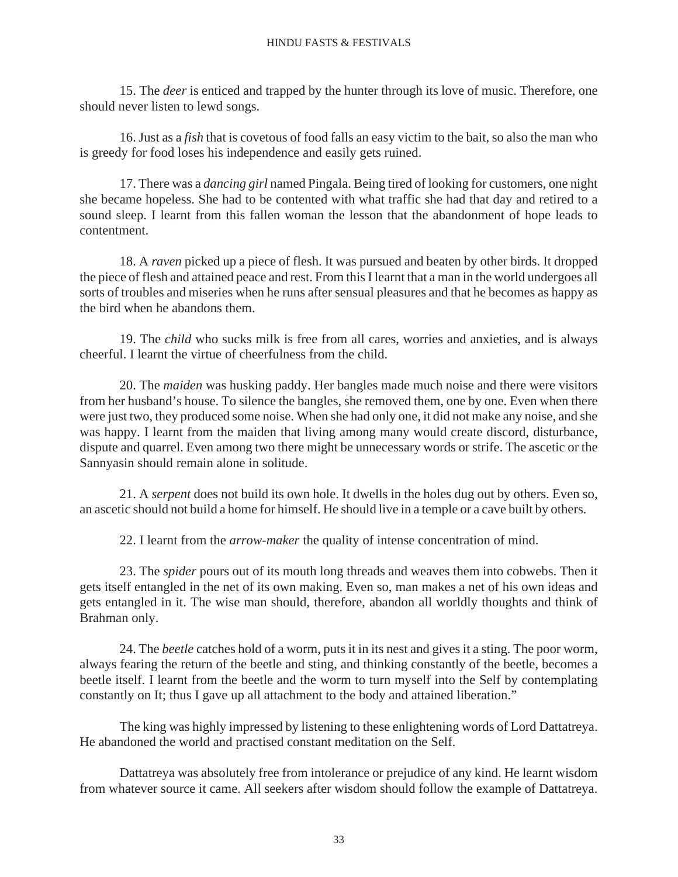15. The *deer* is enticed and trapped by the hunter through its love of music. Therefore, one should never listen to lewd songs.

16. Just as a *fish* that is covetous of food falls an easy victim to the bait, so also the man who is greedy for food loses his independence and easily gets ruined.

17. There was a *dancing girl* named Pingala. Being tired of looking for customers, one night she became hopeless. She had to be contented with what traffic she had that day and retired to a sound sleep. I learnt from this fallen woman the lesson that the abandonment of hope leads to contentment.

18. A *raven* picked up a piece of flesh. It was pursued and beaten by other birds. It dropped the piece of flesh and attained peace and rest. From this I learnt that a man in the world undergoes all sorts of troubles and miseries when he runs after sensual pleasures and that he becomes as happy as the bird when he abandons them.

19. The *child* who sucks milk is free from all cares, worries and anxieties, and is always cheerful. I learnt the virtue of cheerfulness from the child.

20. The *maiden* was husking paddy. Her bangles made much noise and there were visitors from her husband's house. To silence the bangles, she removed them, one by one. Even when there were just two, they produced some noise. When she had only one, it did not make any noise, and she was happy. I learnt from the maiden that living among many would create discord, disturbance, dispute and quarrel. Even among two there might be unnecessary words or strife. The ascetic or the Sannyasin should remain alone in solitude.

21. A *serpent* does not build its own hole. It dwells in the holes dug out by others. Even so, an ascetic should not build a home for himself. He should live in a temple or a cave built by others.

22. I learnt from the *arrow-maker* the quality of intense concentration of mind.

23. The *spider* pours out of its mouth long threads and weaves them into cobwebs. Then it gets itself entangled in the net of its own making. Even so, man makes a net of his own ideas and gets entangled in it. The wise man should, therefore, abandon all worldly thoughts and think of Brahman only.

24. The *beetle* catches hold of a worm, puts it in its nest and gives it a sting. The poor worm, always fearing the return of the beetle and sting, and thinking constantly of the beetle, becomes a beetle itself. I learnt from the beetle and the worm to turn myself into the Self by contemplating constantly on It; thus I gave up all attachment to the body and attained liberation."

The king was highly impressed by listening to these enlightening words of Lord Dattatreya. He abandoned the world and practised constant meditation on the Self.

Dattatreya was absolutely free from intolerance or prejudice of any kind. He learnt wisdom from whatever source it came. All seekers after wisdom should follow the example of Dattatreya.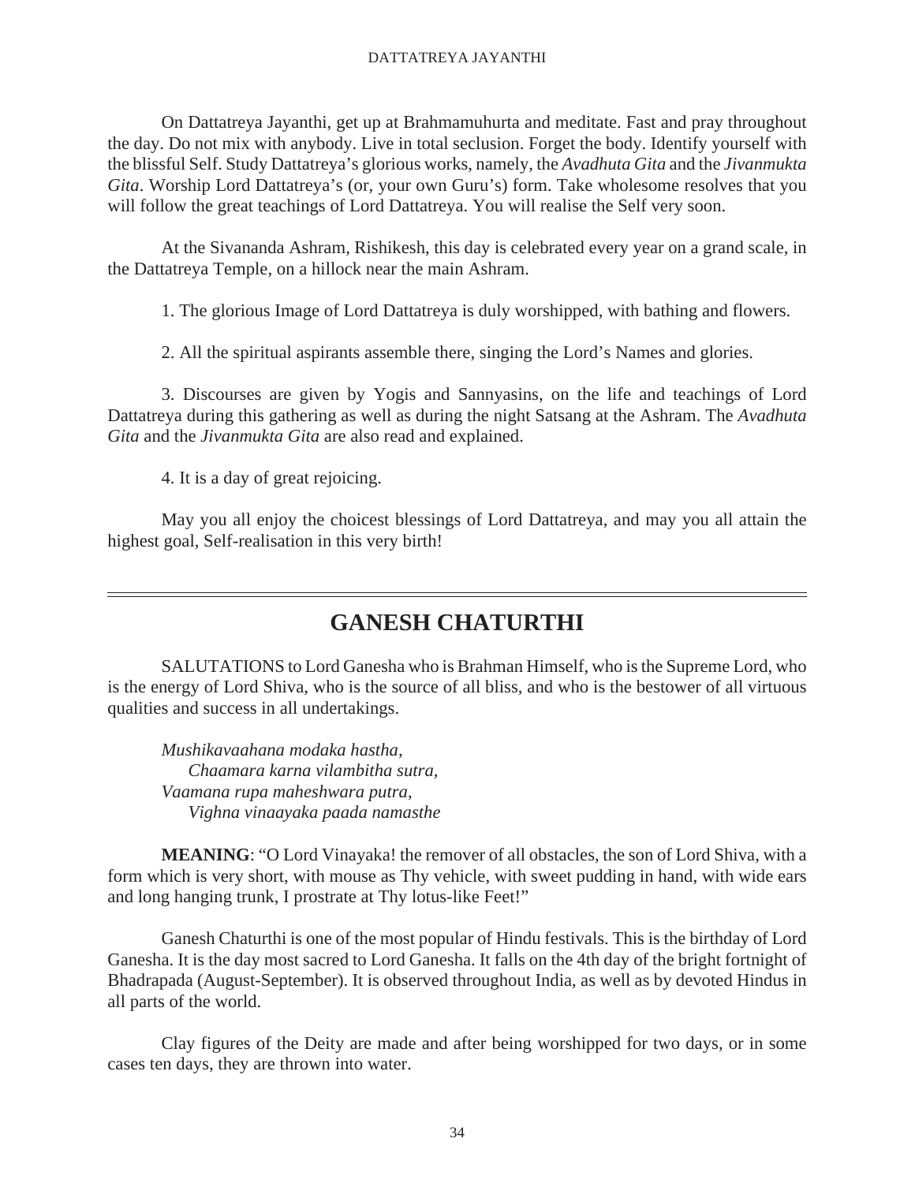On Dattatreya Jayanthi, get up at Brahmamuhurta and meditate. Fast and pray throughout the day. Do not mix with anybody. Live in total seclusion. Forget the body. Identify yourself with the blissful Self. Study Dattatreya's glorious works, namely, the *Avadhuta Gita* and the *Jivanmukta Gita*. Worship Lord Dattatreya's (or, your own Guru's) form. Take wholesome resolves that you will follow the great teachings of Lord Dattatreya. You will realise the Self very soon.

At the Sivananda Ashram, Rishikesh, this day is celebrated every year on a grand scale, in the Dattatreya Temple, on a hillock near the main Ashram.

1. The glorious Image of Lord Dattatreya is duly worshipped, with bathing and flowers.

2. All the spiritual aspirants assemble there, singing the Lord's Names and glories.

3. Discourses are given by Yogis and Sannyasins, on the life and teachings of Lord Dattatreya during this gathering as well as during the night Satsang at the Ashram. The *Avadhuta Gita* and the *Jivanmukta Gita* are also read and explained.

4. It is a day of great rejoicing.

May you all enjoy the choicest blessings of Lord Dattatreya, and may you all attain the highest goal, Self-realisation in this very birth!

---

# GANESH CHATURTHI

SALUTATIONS to Lord Ganesha who is Brahman Himself, who is the Supreme Lord, who is the energy of Lord Shiva, who is the source of all bliss, and who is the bestower of all virtuous qualities and success in all undertakings.

*Mushikavaahana modaka hastha,*
*Chaamara karna vilambitha sutra,*
*Vaamana rupa maheshwara putra,*
*Vighna vinaayaka paada namasthe*

**MEANING**: "O Lord Vinayaka! the remover of all obstacles, the son of Lord Shiva, with a form which is very short, with mouse as Thy vehicle, with sweet pudding in hand, with wide ears and long hanging trunk, I prostrate at Thy lotus-like Feet!"

Ganesh Chaturthi is one of the most popular of Hindu festivals. This is the birthday of Lord Ganesha. It is the day most sacred to Lord Ganesha. It falls on the 4th day of the bright fortnight of Bhadrapada (August-September). It is observed throughout India, as well as by devoted Hindus in all parts of the world.

Clay figures of the Deity are made and after being worshipped for two days, or in some cases ten days, they are thrown into water.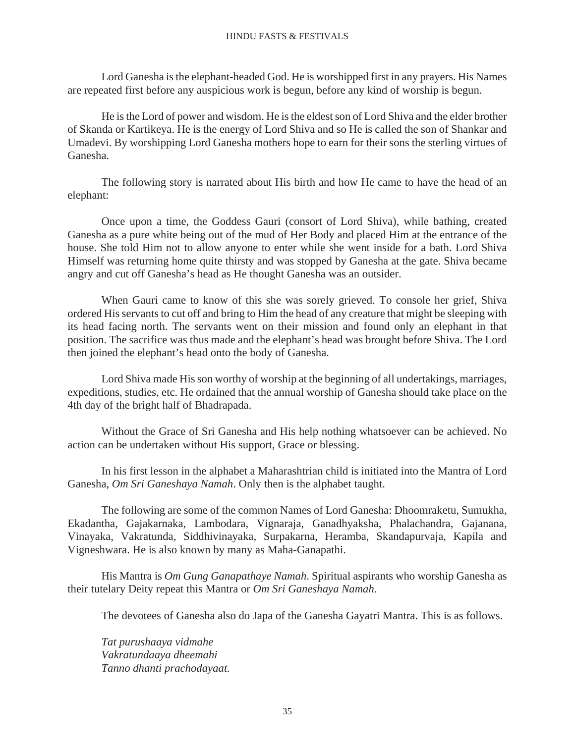Lord Ganesha is the elephant-headed God. He is worshipped first in any prayers. His Names are repeated first before any auspicious work is begun, before any kind of worship is begun.

He is the Lord of power and wisdom. He is the eldest son of Lord Shiva and the elder brother of Skanda or Kartikeya. He is the energy of Lord Shiva and so He is called the son of Shankar and Umadevi. By worshipping Lord Ganesha mothers hope to earn for their sons the sterling virtues of Ganesha.

The following story is narrated about His birth and how He came to have the head of an elephant:

Once upon a time, the Goddess Gauri (consort of Lord Shiva), while bathing, created Ganesha as a pure white being out of the mud of Her Body and placed Him at the entrance of the house. She told Him not to allow anyone to enter while she went inside for a bath. Lord Shiva Himself was returning home quite thirsty and was stopped by Ganesha at the gate. Shiva became angry and cut off Ganesha's head as He thought Ganesha was an outsider.

When Gauri came to know of this she was sorely grieved. To console her grief, Shiva ordered His servants to cut off and bring to Him the head of any creature that might be sleeping with its head facing north. The servants went on their mission and found only an elephant in that position. The sacrifice was thus made and the elephant's head was brought before Shiva. The Lord then joined the elephant's head onto the body of Ganesha.

Lord Shiva made His son worthy of worship at the beginning of all undertakings, marriages, expeditions, studies, etc. He ordained that the annual worship of Ganesha should take place on the 4th day of the bright half of Bhadrapada.

Without the Grace of Sri Ganesha and His help nothing whatsoever can be achieved. No action can be undertaken without His support, Grace or blessing.

In his first lesson in the alphabet a Maharashtrian child is initiated into the Mantra of Lord Ganesha, *Om Sri Ganeshaya Namah*. Only then is the alphabet taught.

The following are some of the common Names of Lord Ganesha: Dhoomraketu, Sumukha, Ekadantha, Gajakarnaka, Lambodara, Vignaraja, Ganadhyaksha, Phalachandra, Gajanana, Vinayaka, Vakratunda, Siddhivinayaka, Surpakarna, Heramba, Skandapurvaja, Kapila and Vigneshwara. He is also known by many as Maha-Ganapathi.

His Mantra is *Om Gung Ganapathaye Namah*. Spiritual aspirants who worship Ganesha as their tutelary Deity repeat this Mantra or *Om Sri Ganeshaya Namah*.

The devotees of Ganesha also do Japa of the Ganesha Gayatri Mantra. This is as follows.

*Tat purushaaya vidmahe*
*Vakratundaaya dheemahi*
*Tanno dhanti prachodayaat.*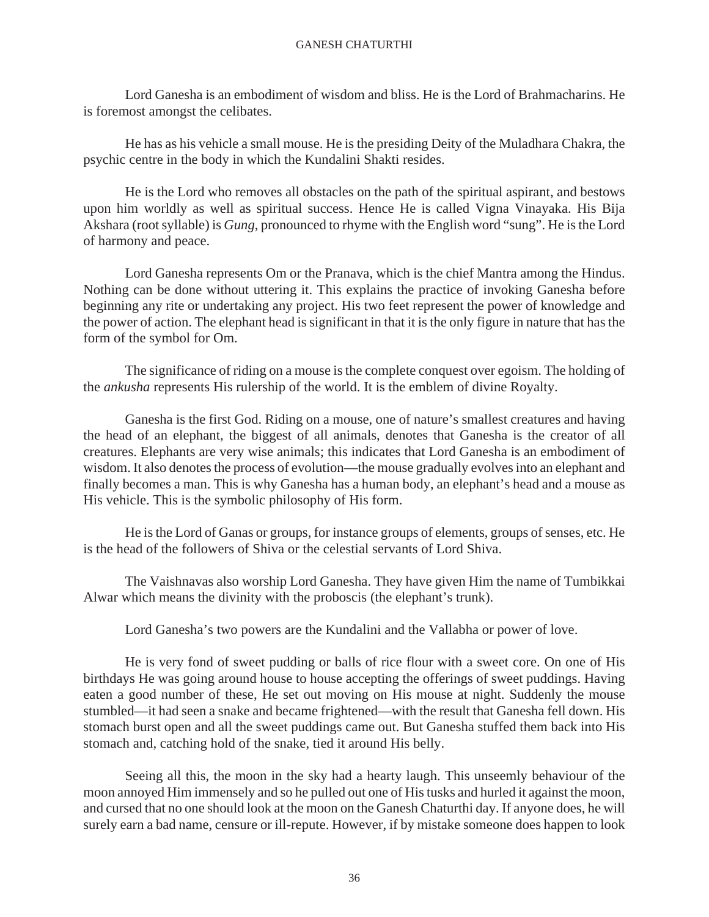Lord Ganesha is an embodiment of wisdom and bliss. He is the Lord of Brahmacharins. He is foremost amongst the celibates.

He has as his vehicle a small mouse. He is the presiding Deity of the Muladhara Chakra, the psychic centre in the body in which the Kundalini Shakti resides.

He is the Lord who removes all obstacles on the path of the spiritual aspirant, and bestows upon him worldly as well as spiritual success. Hence He is called Vigna Vinayaka. His Bija Akshara (root syllable) is *Gung*, pronounced to rhyme with the English word "sung". He is the Lord of harmony and peace.

Lord Ganesha represents Om or the Pranava, which is the chief Mantra among the Hindus. Nothing can be done without uttering it. This explains the practice of invoking Ganesha before beginning any rite or undertaking any project. His two feet represent the power of knowledge and the power of action. The elephant head is significant in that it is the only figure in nature that has the form of the symbol for Om.

The significance of riding on a mouse is the complete conquest over egoism. The holding of the *ankusha* represents His rulership of the world. It is the emblem of divine Royalty.

Ganesha is the first God. Riding on a mouse, one of nature's smallest creatures and having the head of an elephant, the biggest of all animals, denotes that Ganesha is the creator of all creatures. Elephants are very wise animals; this indicates that Lord Ganesha is an embodiment of wisdom. It also denotes the process of evolution—the mouse gradually evolves into an elephant and finally becomes a man. This is why Ganesha has a human body, an elephant's head and a mouse as His vehicle. This is the symbolic philosophy of His form.

He is the Lord of Ganas or groups, for instance groups of elements, groups of senses, etc. He is the head of the followers of Shiva or the celestial servants of Lord Shiva.

The Vaishnavas also worship Lord Ganesha. They have given Him the name of Tumbikkai Alwar which means the divinity with the proboscis (the elephant's trunk).

Lord Ganesha's two powers are the Kundalini and the Vallabha or power of love.

He is very fond of sweet pudding or balls of rice flour with a sweet core. On one of His birthdays He was going around house to house accepting the offerings of sweet puddings. Having eaten a good number of these, He set out moving on His mouse at night. Suddenly the mouse stumbled—it had seen a snake and became frightened—with the result that Ganesha fell down. His stomach burst open and all the sweet puddings came out. But Ganesha stuffed them back into His stomach and, catching hold of the snake, tied it around His belly.

Seeing all this, the moon in the sky had a hearty laugh. This unseemly behaviour of the moon annoyed Him immensely and so he pulled out one of His tusks and hurled it against the moon, and cursed that no one should look at the moon on the Ganesh Chaturthi day. If anyone does, he will surely earn a bad name, censure or ill-repute. However, if by mistake someone does happen to look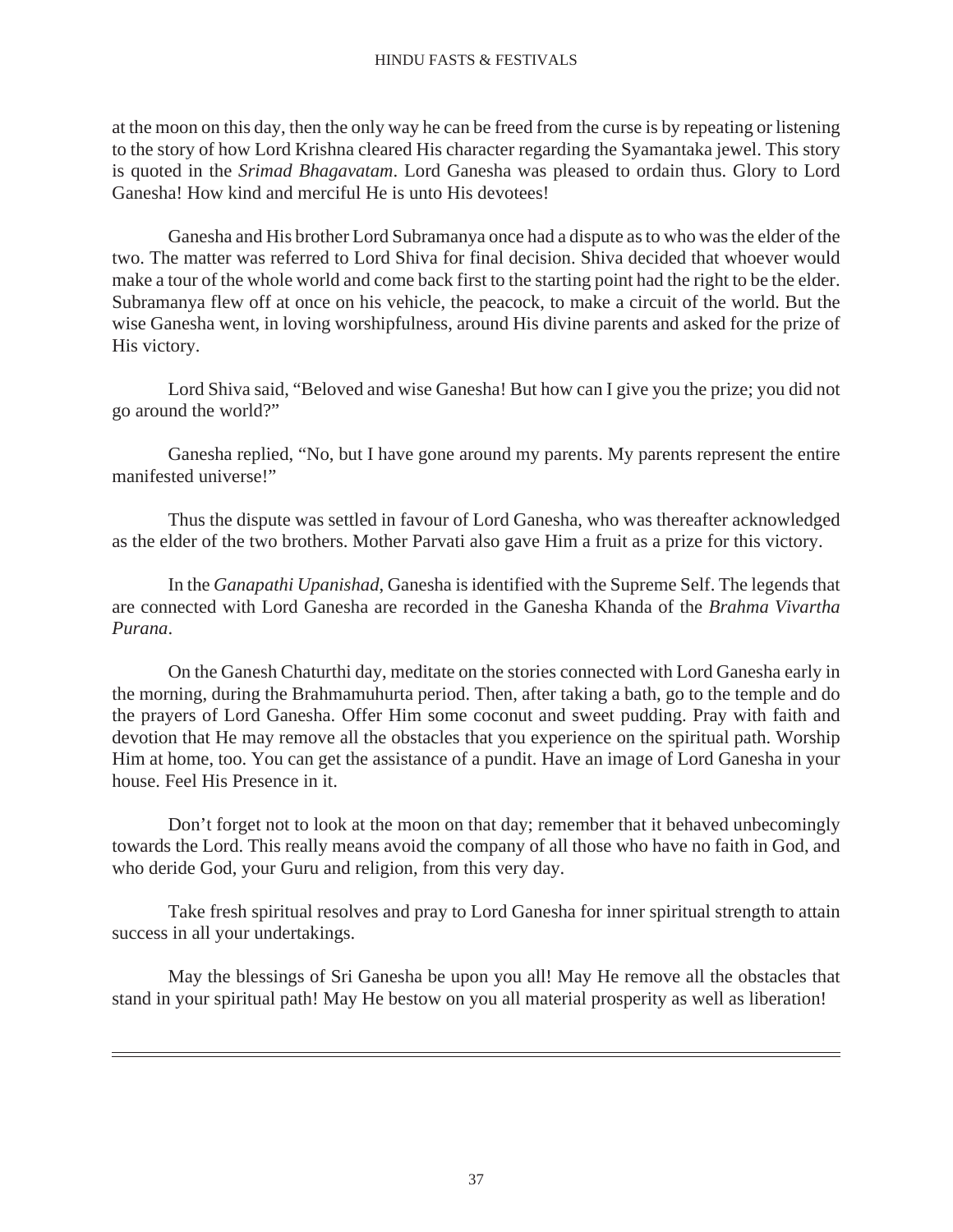at the moon on this day, then the only way he can be freed from the curse is by repeating or listening to the story of how Lord Krishna cleared His character regarding the Syamantaka jewel. This story is quoted in the *Srimad Bhagavatam*. Lord Ganesha was pleased to ordain thus. Glory to Lord Ganesha! How kind and merciful He is unto His devotees!

Ganesha and His brother Lord Subramanya once had a dispute as to who was the elder of the two. The matter was referred to Lord Shiva for final decision. Shiva decided that whoever would make a tour of the whole world and come back first to the starting point had the right to be the elder. Subramanya flew off at once on his vehicle, the peacock, to make a circuit of the world. But the wise Ganesha went, in loving worshipfulness, around His divine parents and asked for the prize of His victory.

Lord Shiva said, "Beloved and wise Ganesha! But how can I give you the prize; you did not go around the world?"

Ganesha replied, "No, but I have gone around my parents. My parents represent the entire manifested universe!"

Thus the dispute was settled in favour of Lord Ganesha, who was thereafter acknowledged as the elder of the two brothers. Mother Parvati also gave Him a fruit as a prize for this victory.

In the *Ganapathi Upanishad*, Ganesha is identified with the Supreme Self. The legends that are connected with Lord Ganesha are recorded in the Ganesha Khanda of the *Brahma Vivartha Purana*.

On the Ganesh Chaturthi day, meditate on the stories connected with Lord Ganesha early in the morning, during the Brahmamuhurta period. Then, after taking a bath, go to the temple and do the prayers of Lord Ganesha. Offer Him some coconut and sweet pudding. Pray with faith and devotion that He may remove all the obstacles that you experience on the spiritual path. Worship Him at home, too. You can get the assistance of a pundit. Have an image of Lord Ganesha in your house. Feel His Presence in it.

Don't forget not to look at the moon on that day; remember that it behaved unbecomingly towards the Lord. This really means avoid the company of all those who have no faith in God, and who deride God, your Guru and religion, from this very day.

Take fresh spiritual resolves and pray to Lord Ganesha for inner spiritual strength to attain success in all your undertakings.

May the blessings of Sri Ganesha be upon you all! May He remove all the obstacles that stand in your spiritual path! May He bestow on you all material prosperity as well as liberation!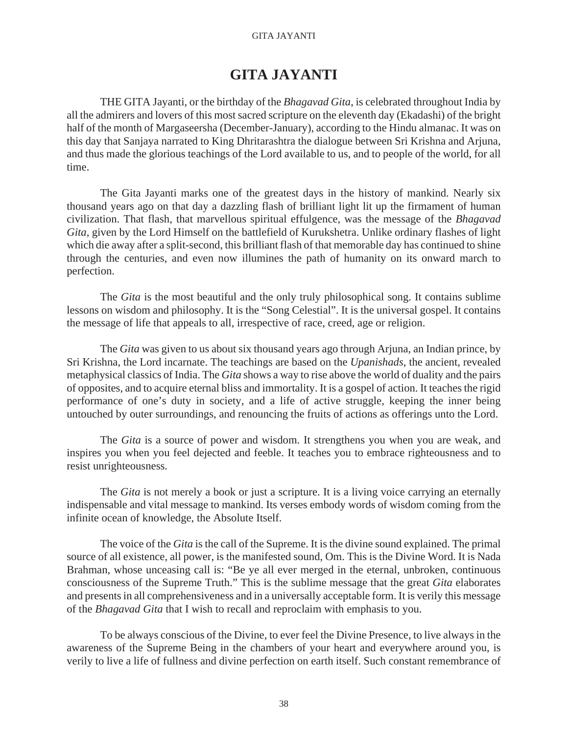# GITA JAYANTI

THE GITA Jayanti, or the birthday of the *Bhagavad Gita*, is celebrated throughout India by all the admirers and lovers of this most sacred scripture on the eleventh day (Ekadashi) of the bright half of the month of Margaseersha (December-January), according to the Hindu almanac. It was on this day that Sanjaya narrated to King Dhritarashtra the dialogue between Sri Krishna and Arjuna, and thus made the glorious teachings of the Lord available to us, and to people of the world, for all time.

The Gita Jayanti marks one of the greatest days in the history of mankind. Nearly six thousand years ago on that day a dazzling flash of brilliant light lit up the firmament of human civilization. That flash, that marvellous spiritual effulgence, was the message of the *Bhagavad Gita*, given by the Lord Himself on the battlefield of Kurukshetra. Unlike ordinary flashes of light which die away after a split-second, this brilliant flash of that memorable day has continued to shine through the centuries, and even now illumines the path of humanity on its onward march to perfection.

The *Gita* is the most beautiful and the only truly philosophical song. It contains sublime lessons on wisdom and philosophy. It is the "Song Celestial". It is the universal gospel. It contains the message of life that appeals to all, irrespective of race, creed, age or religion.

The *Gita* was given to us about six thousand years ago through Arjuna, an Indian prince, by Sri Krishna, the Lord incarnate. The teachings are based on the *Upanishads*, the ancient, revealed metaphysical classics of India. The *Gita* shows a way to rise above the world of duality and the pairs of opposites, and to acquire eternal bliss and immortality. It is a gospel of action. It teaches the rigid performance of one's duty in society, and a life of active struggle, keeping the inner being untouched by outer surroundings, and renouncing the fruits of actions as offerings unto the Lord.

The *Gita* is a source of power and wisdom. It strengthens you when you are weak, and inspires you when you feel dejected and feeble. It teaches you to embrace righteousness and to resist unrighteousness.

The *Gita* is not merely a book or just a scripture. It is a living voice carrying an eternally indispensable and vital message to mankind. Its verses embody words of wisdom coming from the infinite ocean of knowledge, the Absolute Itself.

The voice of the *Gita* is the call of the Supreme. It is the divine sound explained. The primal source of all existence, all power, is the manifested sound, Om. This is the Divine Word. It is Nada Brahman, whose unceasing call is: "Be ye all ever merged in the eternal, unbroken, continuous consciousness of the Supreme Truth." This is the sublime message that the great *Gita* elaborates and presents in all comprehensiveness and in a universally acceptable form. It is verily this message of the *Bhagavad Gita* that I wish to recall and reproclaim with emphasis to you.

To be always conscious of the Divine, to ever feel the Divine Presence, to live always in the awareness of the Supreme Being in the chambers of your heart and everywhere around you, is verily to live a life of fullness and divine perfection on earth itself. Such constant remembrance of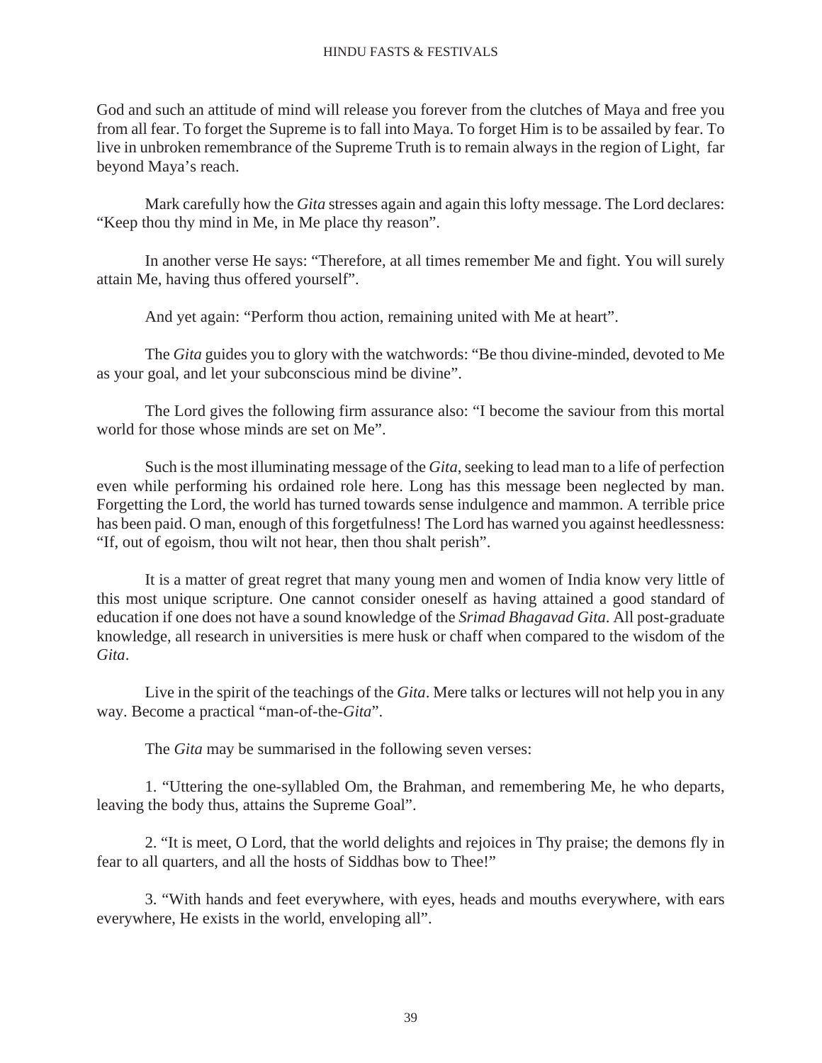God and such an attitude of mind will release you forever from the clutches of Maya and free you from all fear. To forget the Supreme is to fall into Maya. To forget Him is to be assailed by fear. To live in unbroken remembrance of the Supreme Truth is to remain always in the region of Light, far beyond Maya's reach.

Mark carefully how the *Gita* stresses again and again this lofty message. The Lord declares: "Keep thou thy mind in Me, in Me place thy reason".

In another verse He says: "Therefore, at all times remember Me and fight. You will surely attain Me, having thus offered yourself".

And yet again: "Perform thou action, remaining united with Me at heart".

The *Gita* guides you to glory with the watchwords: "Be thou divine-minded, devoted to Me as your goal, and let your subconscious mind be divine".

The Lord gives the following firm assurance also: "I become the saviour from this mortal world for those whose minds are set on Me".

Such is the most illuminating message of the *Gita*, seeking to lead man to a life of perfection even while performing his ordained role here. Long has this message been neglected by man. Forgetting the Lord, the world has turned towards sense indulgence and mammon. A terrible price has been paid. O man, enough of this forgetfulness! The Lord has warned you against heedlessness: "If, out of egoism, thou wilt not hear, then thou shalt perish".

It is a matter of great regret that many young men and women of India know very little of this most unique scripture. One cannot consider oneself as having attained a good standard of education if one does not have a sound knowledge of the *Srimad Bhagavad Gita*. All post-graduate knowledge, all research in universities is mere husk or chaff when compared to the wisdom of the *Gita*.

Live in the spirit of the teachings of the *Gita*. Mere talks or lectures will not help you in any way. Become a practical "man-of-the-*Gita*".

The *Gita* may be summarised in the following seven verses:

1. "Uttering the one-syllabled Om, the Brahman, and remembering Me, he who departs, leaving the body thus, attains the Supreme Goal".

2. "It is meet, O Lord, that the world delights and rejoices in Thy praise; the demons fly in fear to all quarters, and all the hosts of Siddhas bow to Thee!"

3. "With hands and feet everywhere, with eyes, heads and mouths everywhere, with ears everywhere, He exists in the world, enveloping all".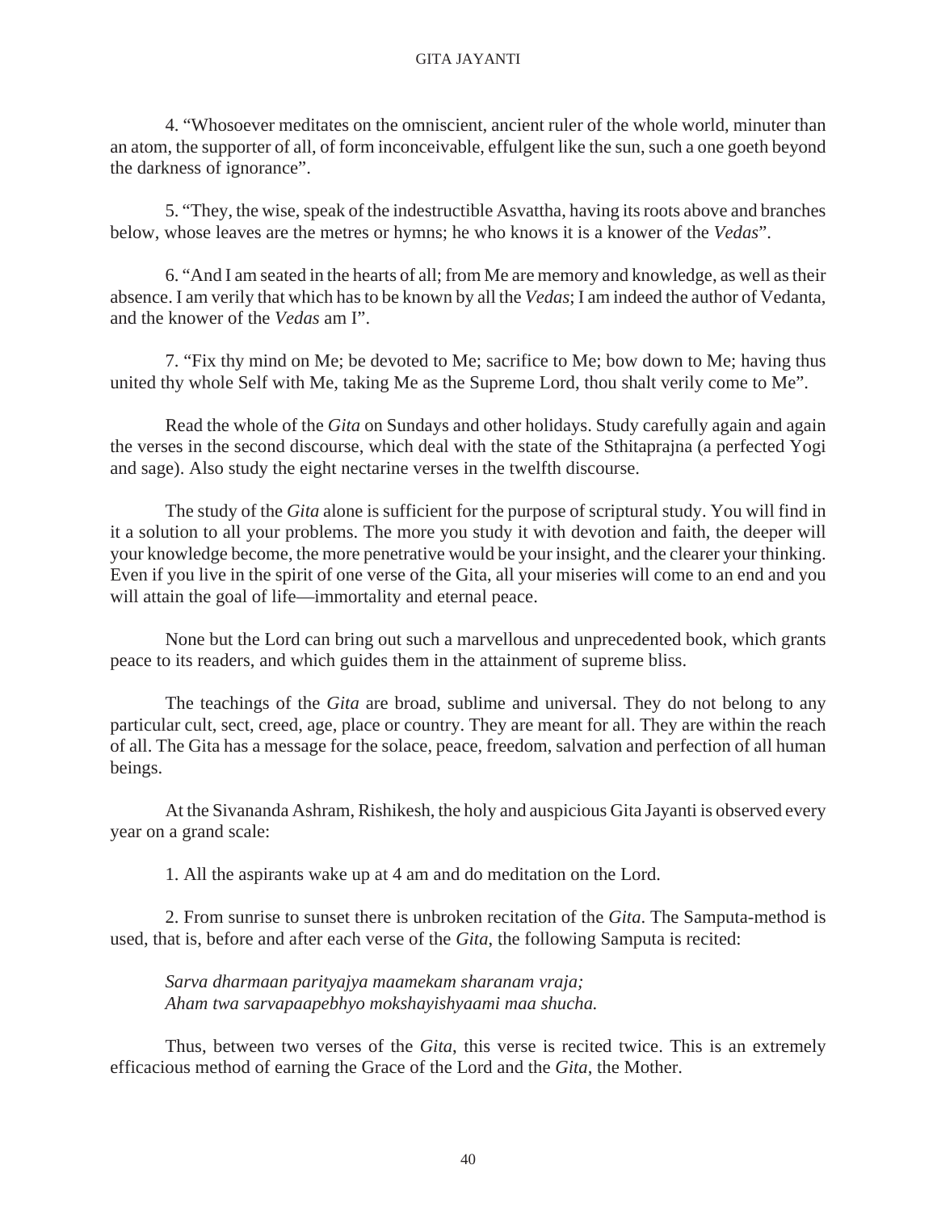4. “Whosoever meditates on the omniscient, ancient ruler of the whole world, minuter than an atom, the supporter of all, of form inconceivable, effulgent like the sun, such a one goeth beyond the darkness of ignorance”.

5. “They, the wise, speak of the indestructible Asvattha, having its roots above and branches below, whose leaves are the metres or hymns; he who knows it is a knower of the *Vedas*”.

6. “And I am seated in the hearts of all; from Me are memory and knowledge, as well as their absence. I am verily that which has to be known by all the *Vedas*; I am indeed the author of Vedanta, and the knower of the *Vedas* am I”.

7. “Fix thy mind on Me; be devoted to Me; sacrifice to Me; bow down to Me; having thus united thy whole Self with Me, taking Me as the Supreme Lord, thou shalt verily come to Me”.

Read the whole of the *Gita* on Sundays and other holidays. Study carefully again and again the verses in the second discourse, which deal with the state of the Sthitaprajna (a perfected Yogi and sage). Also study the eight nectarine verses in the twelfth discourse.

The study of the *Gita* alone is sufficient for the purpose of scriptural study. You will find in it a solution to all your problems. The more you study it with devotion and faith, the deeper will your knowledge become, the more penetrative would be your insight, and the clearer your thinking. Even if you live in the spirit of one verse of the Gita, all your miseries will come to an end and you will attain the goal of life—immortality and eternal peace.

None but the Lord can bring out such a marvellous and unprecedented book, which grants peace to its readers, and which guides them in the attainment of supreme bliss.

The teachings of the *Gita* are broad, sublime and universal. They do not belong to any particular cult, sect, creed, age, place or country. They are meant for all. They are within the reach of all. The Gita has a message for the solace, peace, freedom, salvation and perfection of all human beings.

At the Sivananda Ashram, Rishikesh, the holy and auspicious Gita Jayanti is observed every year on a grand scale:

1. All the aspirants wake up at 4 am and do meditation on the Lord.

2. From sunrise to sunset there is unbroken recitation of the *Gita*. The Samputa-method is used, that is, before and after each verse of the *Gita*, the following Samputa is recited:

*Sarva dharmaan parityajya maamekam sharanam vraja;*
*Aham twa sarvapaapebhyo mokshayishyaami maa shucha.*

Thus, between two verses of the *Gita*, this verse is recited twice. This is an extremely efficacious method of earning the Grace of the Lord and the *Gita*, the Mother.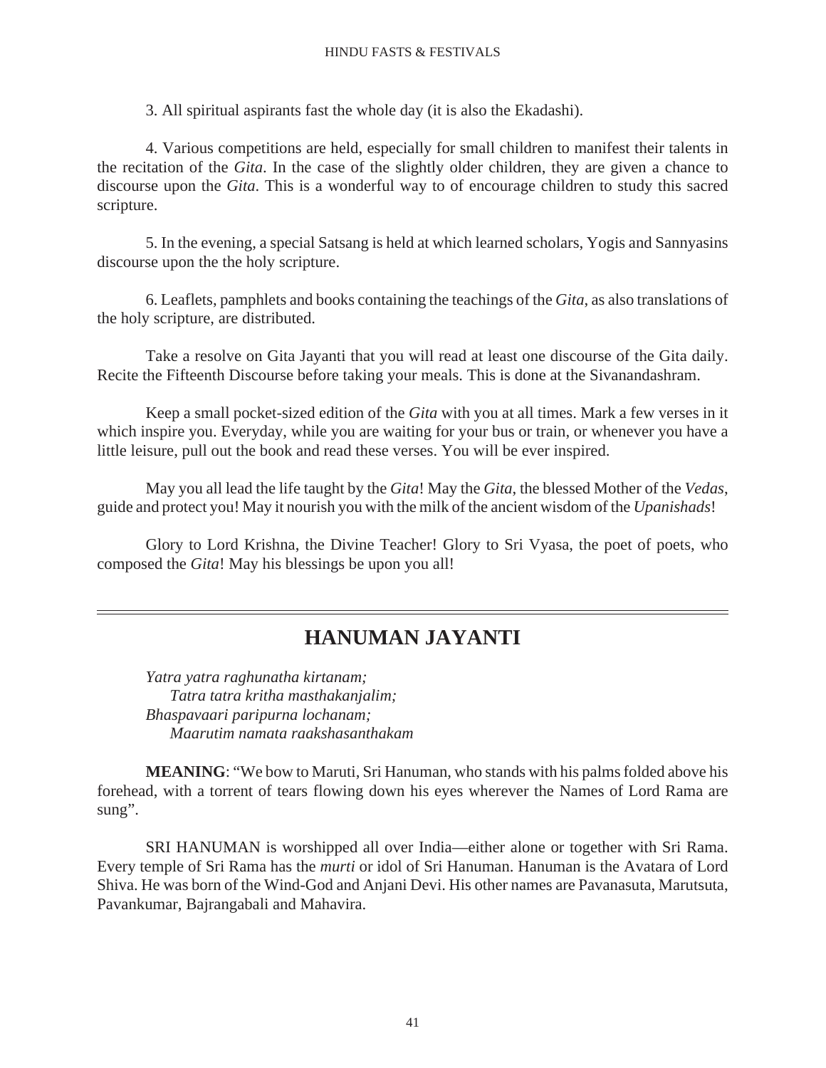3. All spiritual aspirants fast the whole day (it is also the Ekadashi).

4. Various competitions are held, especially for small children to manifest their talents in the recitation of the *Gita*. In the case of the slightly older children, they are given a chance to discourse upon the *Gita*. This is a wonderful way to of encourage children to study this sacred scripture.

5. In the evening, a special Satsang is held at which learned scholars, Yogis and Sannyasins discourse upon the the holy scripture.

6. Leaflets, pamphlets and books containing the teachings of the *Gita*, as also translations of the holy scripture, are distributed.

Take a resolve on Gita Jayanti that you will read at least one discourse of the Gita daily. Recite the Fifteenth Discourse before taking your meals. This is done at the Sivanandashram.

Keep a small pocket-sized edition of the *Gita* with you at all times. Mark a few verses in it which inspire you. Everyday, while you are waiting for your bus or train, or whenever you have a little leisure, pull out the book and read these verses. You will be ever inspired.

May you all lead the life taught by the *Gita*! May the *Gita*, the blessed Mother of the *Vedas*, guide and protect you! May it nourish you with the milk of the ancient wisdom of the *Upanishads*!

Glory to Lord Krishna, the Divine Teacher! Glory to Sri Vyasa, the poet of poets, who composed the *Gita*! May his blessings be upon you all!

---

## HANUMAN JAYANTI

*Yatra yatra raghunatha kirtanam;*
*Tatra tatra kritha masthakanjalim;*
*Bhaspavaari paripurna lochanam;*
*Maarutim namata raakshasanthakam*

**MEANING**: "We bow to Maruti, Sri Hanuman, who stands with his palms folded above his forehead, with a torrent of tears flowing down his eyes wherever the Names of Lord Rama are sung".

SRI HANUMAN is worshipped all over India—either alone or together with Sri Rama. Every temple of Sri Rama has the *murti* or idol of Sri Hanuman. Hanuman is the Avatara of Lord Shiva. He was born of the Wind-God and Anjani Devi. His other names are Pavanasuta, Marutsuta, Pavankumar, Bajrangabali and Mahavira.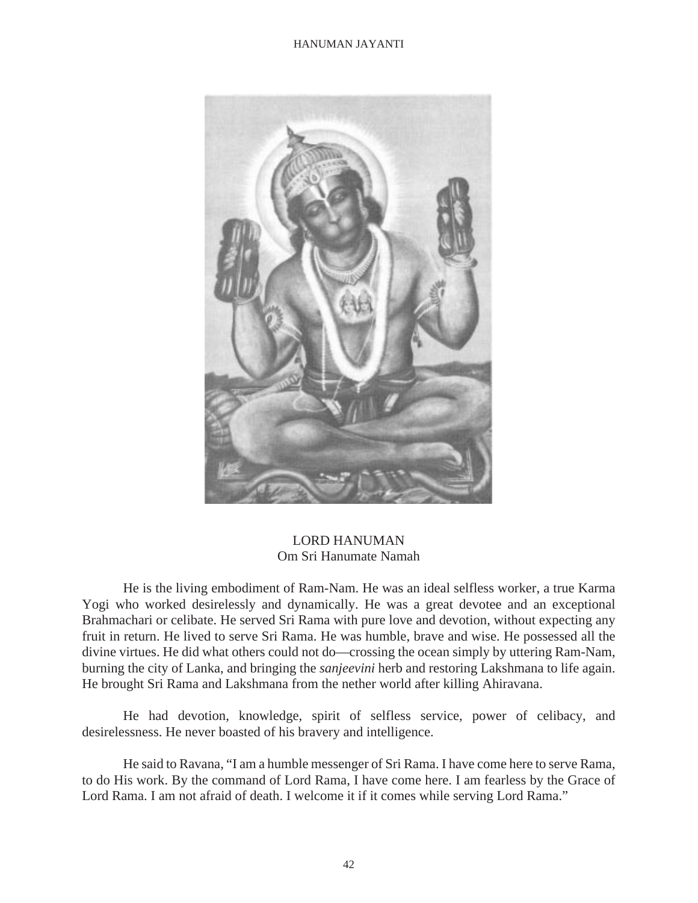LORD HANUMAN

Om Sri Hanumate Namah

He is the living embodiment of Ram-Nam. He was an ideal selfless worker, a true Karma Yogi who worked desirelessly and dynamically. He was a great devotee and an exceptional Brahmachari or celibate. He served Sri Rama with pure love and devotion, without expecting any fruit in return. He lived to serve Sri Rama. He was humble, brave and wise. He possessed all the divine virtues. He did what others could not do—crossing the ocean simply by uttering Ram-Nam, burning the city of Lanka, and bringing the *sanjeevini* herb and restoring Lakshmana to life again. He brought Sri Rama and Lakshmana from the nether world after killing Ahiravana.

He had devotion, knowledge, spirit of selfless service, power of celibacy, and desirelessness. He never boasted of his bravery and intelligence.

He said to Ravana, "I am a humble messenger of Sri Rama. I have come here to serve Rama, to do His work. By the command of Lord Rama, I have come here. I am fearless by the Grace of Lord Rama. I am not afraid of death. I welcome it if it comes while serving Lord Rama."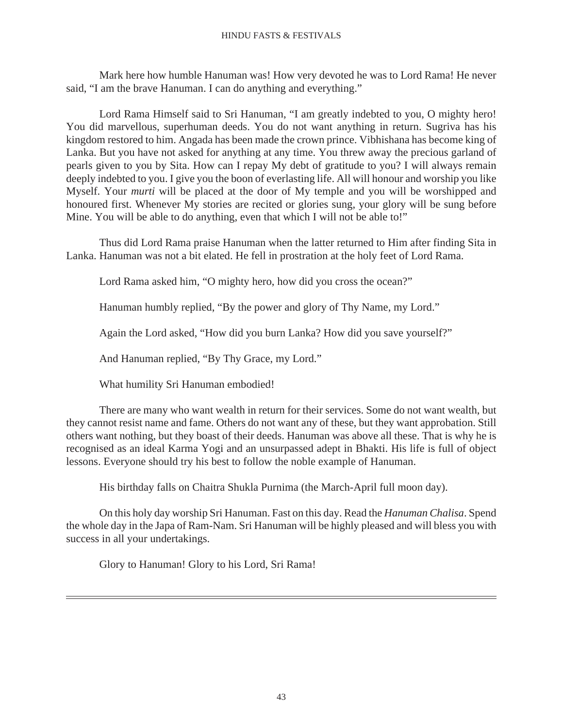Mark here how humble Hanuman was! How very devoted he was to Lord Rama! He never said, “I am the brave Hanuman. I can do anything and everything.”

Lord Rama Himself said to Sri Hanuman, “I am greatly indebted to you, O mighty hero! You did marvellous, superhuman deeds. You do not want anything in return. Sugriva has his kingdom restored to him. Angada has been made the crown prince. Vibhishana has become king of Lanka. But you have not asked for anything at any time. You threw away the precious garland of pearls given to you by Sita. How can I repay My debt of gratitude to you? I will always remain deeply indebted to you. I give you the boon of everlasting life. All will honour and worship you like Myself. Your *murti* will be placed at the door of My temple and you will be worshipped and honoured first. Whenever My stories are recited or glories sung, your glory will be sung before Mine. You will be able to do anything, even that which I will not be able to!”

Thus did Lord Rama praise Hanuman when the latter returned to Him after finding Sita in Lanka. Hanuman was not a bit elated. He fell in prostration at the holy feet of Lord Rama.

Lord Rama asked him, “O mighty hero, how did you cross the ocean?”

Hanuman humbly replied, “By the power and glory of Thy Name, my Lord.”

Again the Lord asked, “How did you burn Lanka? How did you save yourself?”

And Hanuman replied, “By Thy Grace, my Lord.”

What humility Sri Hanuman embodied!

There are many who want wealth in return for their services. Some do not want wealth, but they cannot resist name and fame. Others do not want any of these, but they want approbation. Still others want nothing, but they boast of their deeds. Hanuman was above all these. That is why he is recognised as an ideal Karma Yogi and an unsurpassed adept in Bhakti. His life is full of object lessons. Everyone should try his best to follow the noble example of Hanuman.

His birthday falls on Chaitra Shukla Purnima (the March-April full moon day).

On this holy day worship Sri Hanuman. Fast on this day. Read the *Hanuman Chalisa*. Spend the whole day in the Japa of Ram-Nam. Sri Hanuman will be highly pleased and will bless you with success in all your undertakings.

Glory to Hanuman! Glory to his Lord, Sri Rama!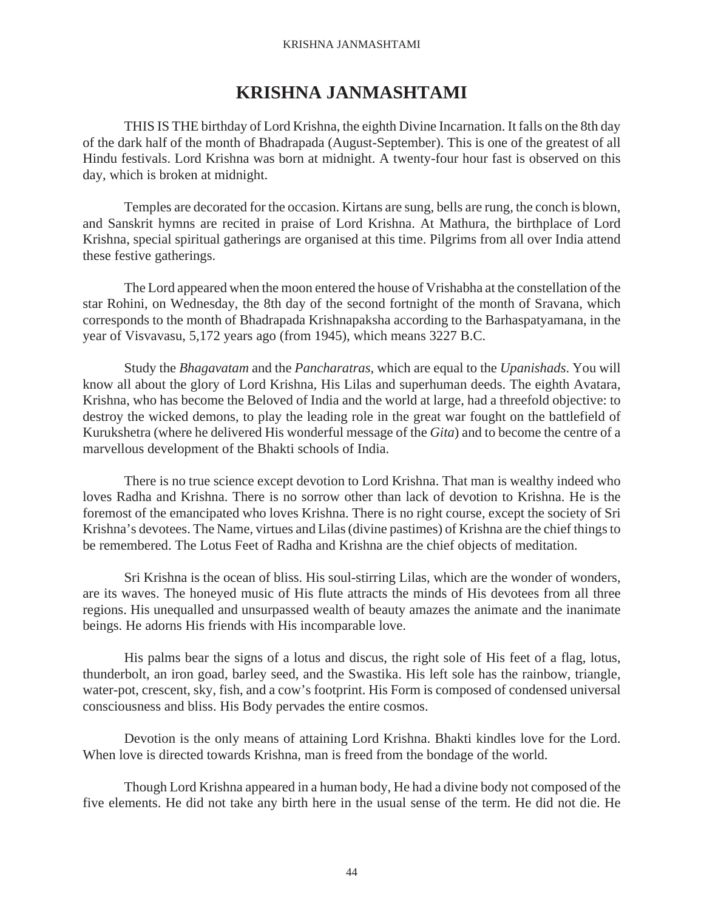# KRISHNA JANMASHTAMI

THIS IS THE birthday of Lord Krishna, the eighth Divine Incarnation. It falls on the 8th day of the dark half of the month of Bhadrapada (August-September). This is one of the greatest of all Hindu festivals. Lord Krishna was born at midnight. A twenty-four hour fast is observed on this day, which is broken at midnight.

Temples are decorated for the occasion. Kirtans are sung, bells are rung, the conch is blown, and Sanskrit hymns are recited in praise of Lord Krishna. At Mathura, the birthplace of Lord Krishna, special spiritual gatherings are organised at this time. Pilgrims from all over India attend these festive gatherings.

The Lord appeared when the moon entered the house of Vrishabha at the constellation of the star Rohini, on Wednesday, the 8th day of the second fortnight of the month of Sravana, which corresponds to the month of Bhadrapada Krishnapaksha according to the Barhaspatyamana, in the year of Visvavasu, 5,172 years ago (from 1945), which means 3227 B.C.

Study the *Bhagavatam* and the *Pancharatras*, which are equal to the *Upanishads*. You will know all about the glory of Lord Krishna, His Lilas and superhuman deeds. The eighth Avatara, Krishna, who has become the Beloved of India and the world at large, had a threefold objective: to destroy the wicked demons, to play the leading role in the great war fought on the battlefield of Kurukshetra (where he delivered His wonderful message of the *Gita*) and to become the centre of a marvellous development of the Bhakti schools of India.

There is no true science except devotion to Lord Krishna. That man is wealthy indeed who loves Radha and Krishna. There is no sorrow other than lack of devotion to Krishna. He is the foremost of the emancipated who loves Krishna. There is no right course, except the society of Sri Krishna's devotees. The Name, virtues and Lilas (divine pastimes) of Krishna are the chief things to be remembered. The Lotus Feet of Radha and Krishna are the chief objects of meditation.

Sri Krishna is the ocean of bliss. His soul-stirring Lilas, which are the wonder of wonders, are its waves. The honeyed music of His flute attracts the minds of His devotees from all three regions. His unequalled and unsurpassed wealth of beauty amazes the animate and the inanimate beings. He adorns His friends with His incomparable love.

His palms bear the signs of a lotus and discus, the right sole of His feet of a flag, lotus, thunderbolt, an iron goad, barley seed, and the Swastika. His left sole has the rainbow, triangle, water-pot, crescent, sky, fish, and a cow's footprint. His Form is composed of condensed universal consciousness and bliss. His Body pervades the entire cosmos.

Devotion is the only means of attaining Lord Krishna. Bhakti kindles love for the Lord. When love is directed towards Krishna, man is freed from the bondage of the world.

Though Lord Krishna appeared in a human body, He had a divine body not composed of the five elements. He did not take any birth here in the usual sense of the term. He did not die. He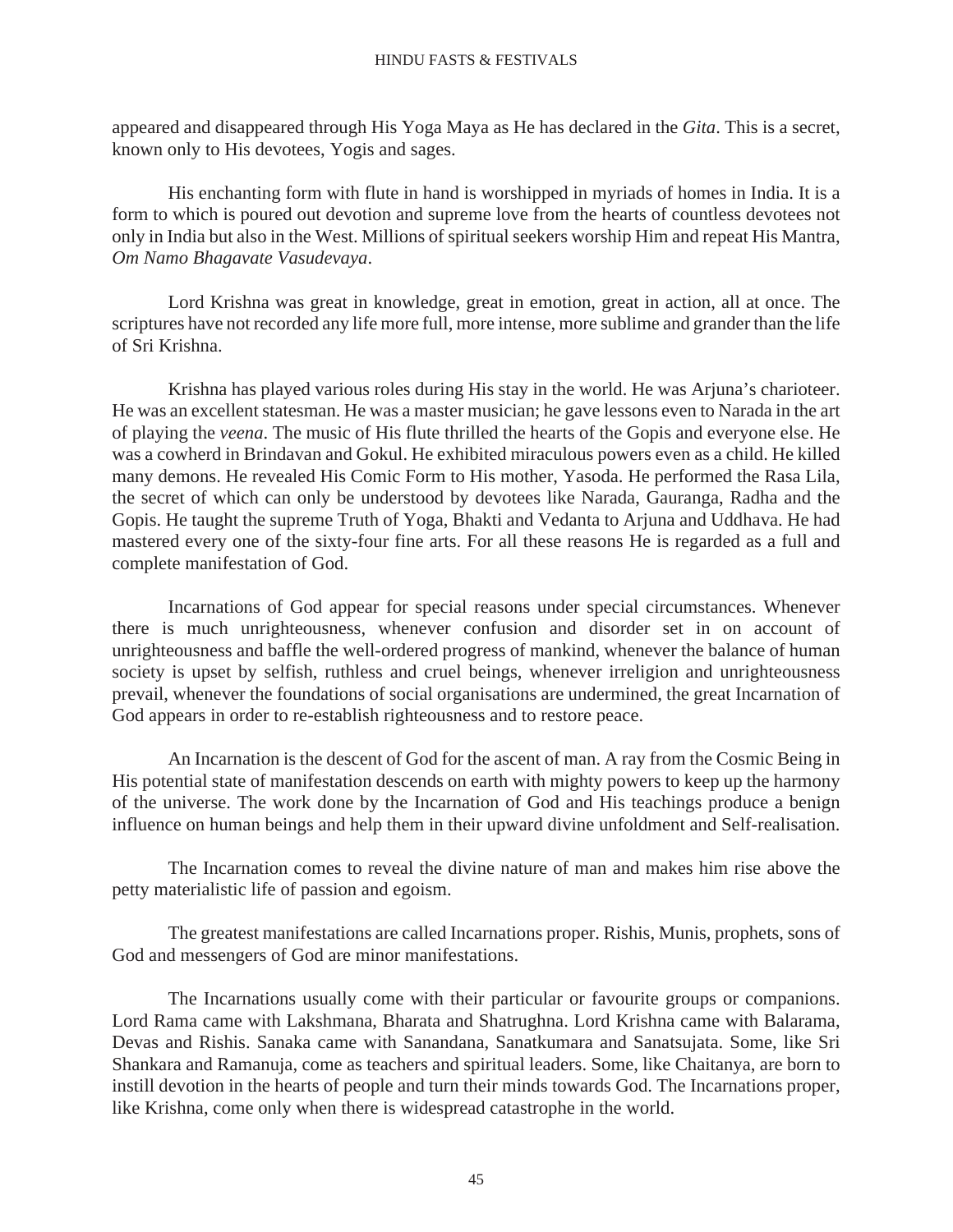appeared and disappeared through His Yoga Maya as He has declared in the *Gita*. This is a secret, known only to His devotees, Yogis and sages.

His enchanting form with flute in hand is worshipped in myriads of homes in India. It is a form to which is poured out devotion and supreme love from the hearts of countless devotees not only in India but also in the West. Millions of spiritual seekers worship Him and repeat His Mantra, *Om Namo Bhagavate Vasudevaya*.

Lord Krishna was great in knowledge, great in emotion, great in action, all at once. The scriptures have not recorded any life more full, more intense, more sublime and grander than the life of Sri Krishna.

Krishna has played various roles during His stay in the world. He was Arjuna's charioteer. He was an excellent statesman. He was a master musician; he gave lessons even to Narada in the art of playing the *veena*. The music of His flute thrilled the hearts of the Gopis and everyone else. He was a cowherd in Brindavan and Gokul. He exhibited miraculous powers even as a child. He killed many demons. He revealed His Comic Form to His mother, Yasoda. He performed the Rasa Lila, the secret of which can only be understood by devotees like Narada, Gauranga, Radha and the Gopis. He taught the supreme Truth of Yoga, Bhakti and Vedanta to Arjuna and Uddhava. He had mastered every one of the sixty-four fine arts. For all these reasons He is regarded as a full and complete manifestation of God.

Incarnations of God appear for special reasons under special circumstances. Whenever there is much unrighteousness, whenever confusion and disorder set in on account of unrighteousness and baffle the well-ordered progress of mankind, whenever the balance of human society is upset by selfish, ruthless and cruel beings, whenever irreligion and unrighteousness prevail, whenever the foundations of social organisations are undermined, the great Incarnation of God appears in order to re-establish righteousness and to restore peace.

An Incarnation is the descent of God for the ascent of man. A ray from the Cosmic Being in His potential state of manifestation descends on earth with mighty powers to keep up the harmony of the universe. The work done by the Incarnation of God and His teachings produce a benign influence on human beings and help them in their upward divine unfoldment and Self-realisation.

The Incarnation comes to reveal the divine nature of man and makes him rise above the petty materialistic life of passion and egoism.

The greatest manifestations are called Incarnations proper. Rishis, Munis, prophets, sons of God and messengers of God are minor manifestations.

The Incarnations usually come with their particular or favourite groups or companions. Lord Rama came with Lakshmana, Bharata and Shatrughna. Lord Krishna came with Balarama, Devas and Rishis. Sanaka came with Sanandana, Sanatkumara and Sanatsujata. Some, like Sri Shankara and Ramanuja, come as teachers and spiritual leaders. Some, like Chaitanya, are born to instill devotion in the hearts of people and turn their minds towards God. The Incarnations proper, like Krishna, come only when there is widespread catastrophe in the world.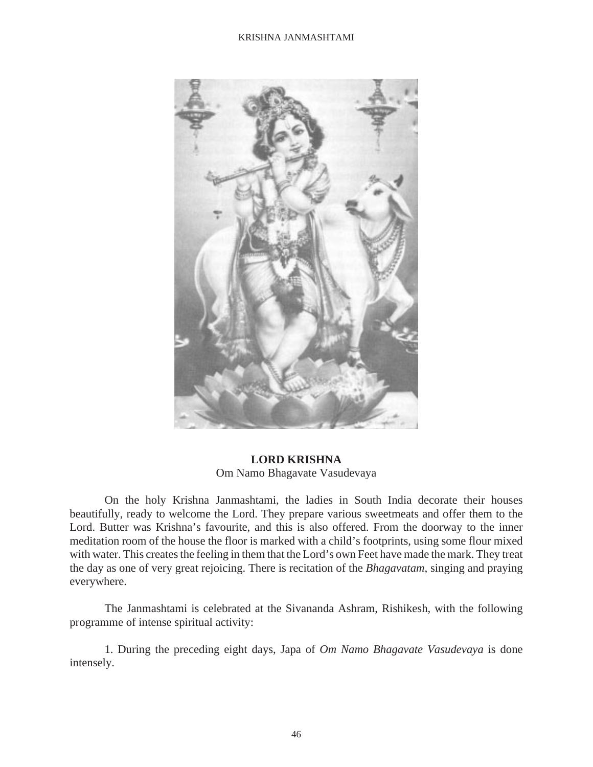**LORD KRISHNA**
Om Namo Bhagavate Vasudevaya

On the holy Krishna Janmashtami, the ladies in South India decorate their houses beautifully, ready to welcome the Lord. They prepare various sweetmeats and offer them to the Lord. Butter was Krishna's favourite, and this is also offered. From the doorway to the inner meditation room of the house the floor is marked with a child's footprints, using some flour mixed with water. This creates the feeling in them that the Lord's own Feet have made the mark. They treat the day as one of very great rejoicing. There is recitation of the *Bhagavatam*, singing and praying everywhere.

The Janmashtami is celebrated at the Sivananda Ashram, Rishikesh, with the following programme of intense spiritual activity:

1. During the preceding eight days, Japa of *Om Namo Bhagavate Vasudevaya* is done intensely.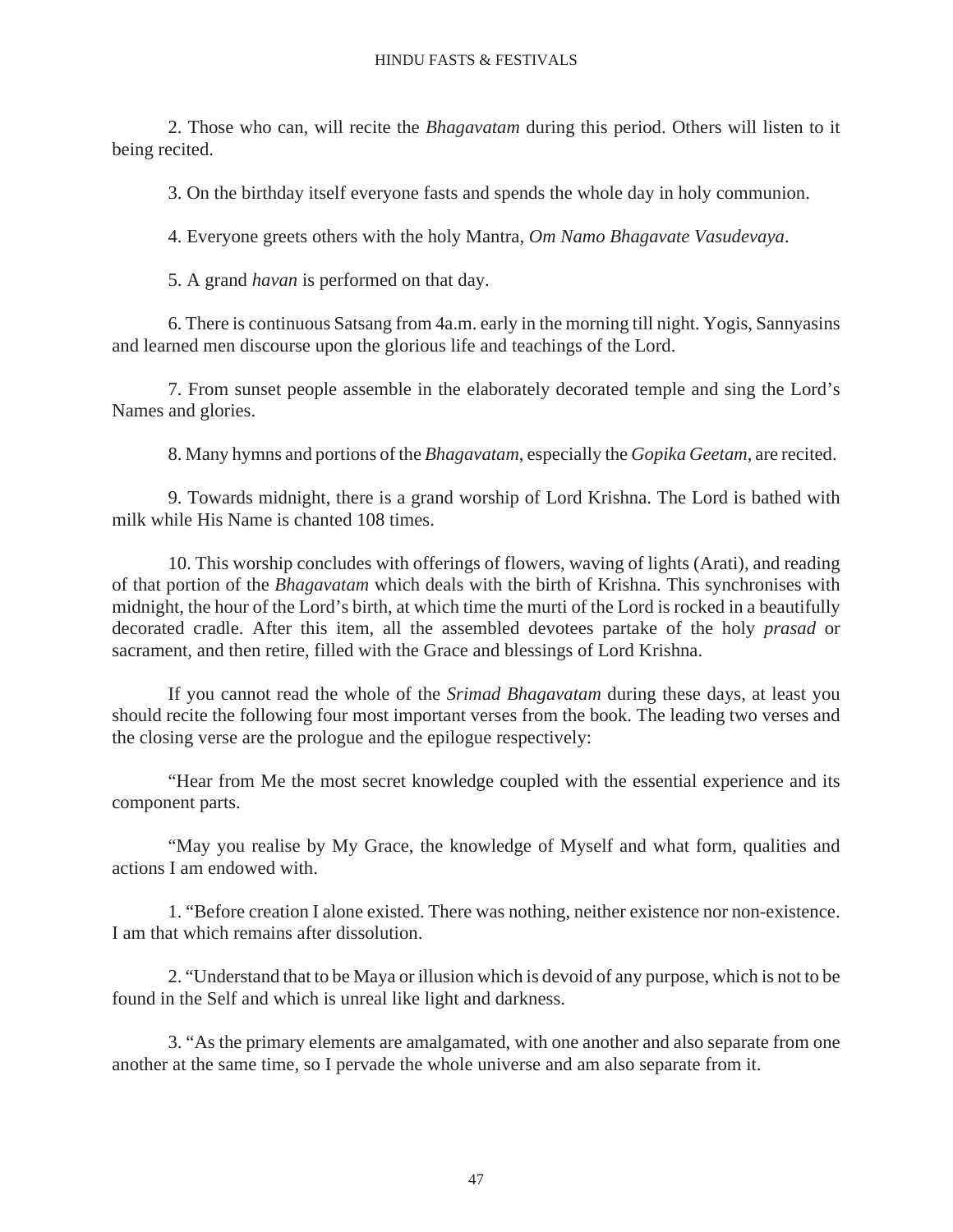2. Those who can, will recite the *Bhagavatam* during this period. Others will listen to it being recited.

3. On the birthday itself everyone fasts and spends the whole day in holy communion.

4. Everyone greets others with the holy Mantra, *Om Namo Bhagavate Vasudevaya*.

5. A grand *havan* is performed on that day.

6. There is continuous Satsang from 4a.m. early in the morning till night. Yogis, Sannyasins and learned men discourse upon the glorious life and teachings of the Lord.

7. From sunset people assemble in the elaborately decorated temple and sing the Lord's Names and glories.

8. Many hymns and portions of the *Bhagavatam*, especially the *Gopika Geetam*, are recited.

9. Towards midnight, there is a grand worship of Lord Krishna. The Lord is bathed with milk while His Name is chanted 108 times.

10. This worship concludes with offerings of flowers, waving of lights (Arati), and reading of that portion of the *Bhagavatam* which deals with the birth of Krishna. This synchronises with midnight, the hour of the Lord's birth, at which time the murti of the Lord is rocked in a beautifully decorated cradle. After this item, all the assembled devotees partake of the holy *prasad* or sacrament, and then retire, filled with the Grace and blessings of Lord Krishna.

If you cannot read the whole of the *Srimad Bhagavatam* during these days, at least you should recite the following four most important verses from the book. The leading two verses and the closing verse are the prologue and the epilogue respectively:

"Hear from Me the most secret knowledge coupled with the essential experience and its component parts.

"May you realise by My Grace, the knowledge of Myself and what form, qualities and actions I am endowed with.

1. "Before creation I alone existed. There was nothing, neither existence nor non-existence. I am that which remains after dissolution.

2. "Understand that to be Maya or illusion which is devoid of any purpose, which is not to be found in the Self and which is unreal like light and darkness.

3. "As the primary elements are amalgamated, with one another and also separate from one another at the same time, so I pervade the whole universe and am also separate from it.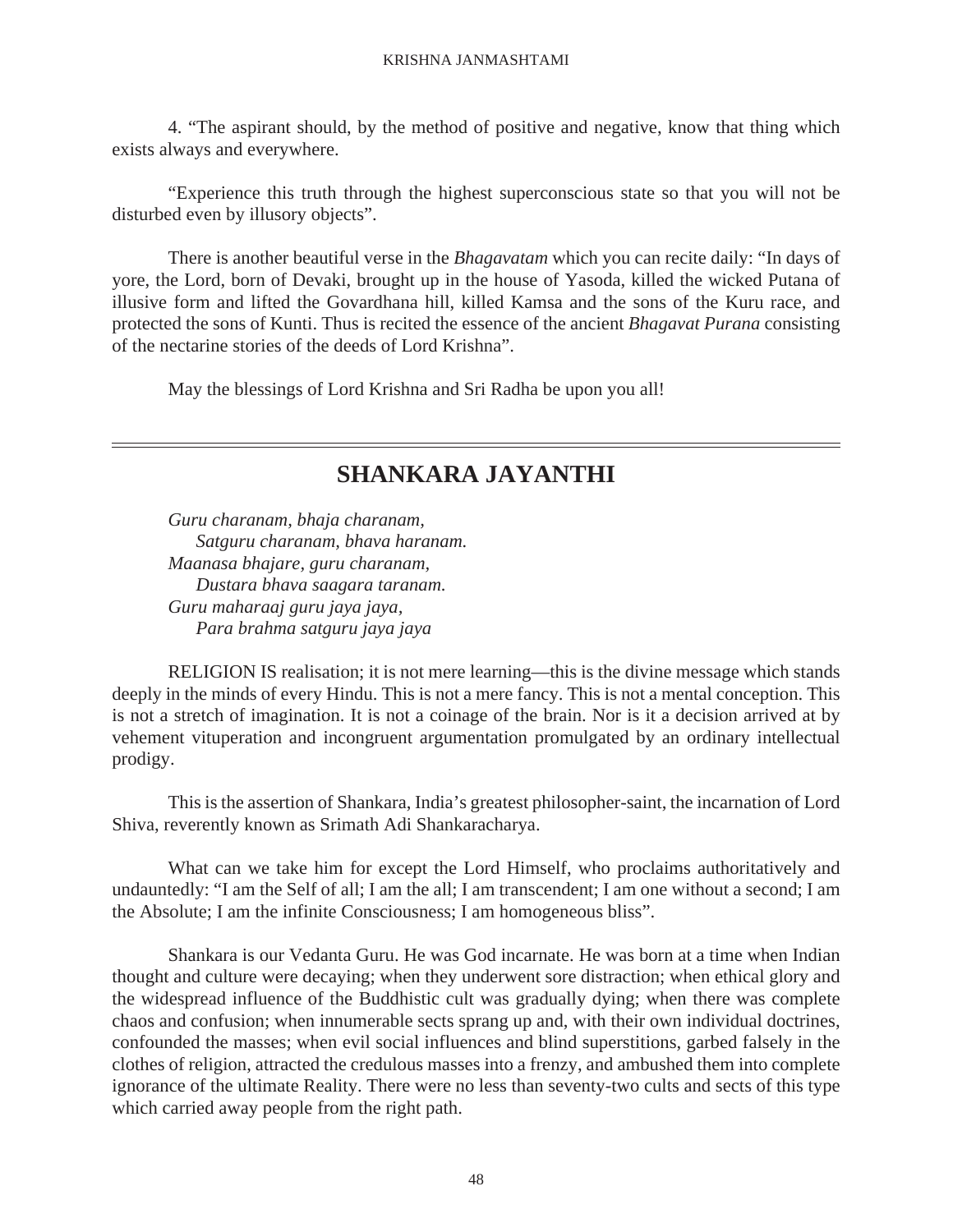4. “The aspirant should, by the method of positive and negative, know that thing which exists always and everywhere.

“Experience this truth through the highest superconscious state so that you will not be disturbed even by illusory objects”.

There is another beautiful verse in the *Bhagavatam* which you can recite daily: “In days of yore, the Lord, born of Devaki, brought up in the house of Yasoda, killed the wicked Putana of illusive form and lifted the Govardhana hill, killed Kamsa and the sons of the Kuru race, and protected the sons of Kunti. Thus is recited the essence of the ancient *Bhagavat Purana* consisting of the nectarine stories of the deeds of Lord Krishna”.

May the blessings of Lord Krishna and Sri Radha be upon you all!

---

## SHANKARA JAYANTHI

*Guru charanam, bhaja charanam,*
*Satguru charanam, bhava haranam.*
*Maanasa bhajare, guru charanam,*
*Dustara bhava saagara taranam.*
*Guru maharaaj guru jaya jaya,*
*Para brahma satguru jaya jaya*

RELIGION IS realisation; it is not mere learning—this is the divine message which stands deeply in the minds of every Hindu. This is not a mere fancy. This is not a mental conception. This is not a stretch of imagination. It is not a coinage of the brain. Nor is it a decision arrived at by vehement vituperation and incongruent argumentation promulgated by an ordinary intellectual prodigy.

This is the assertion of Shankara, India’s greatest philosopher-saint, the incarnation of Lord Shiva, reverently known as Srimath Adi Shankaracharya.

What can we take him for except the Lord Himself, who proclaims authoritatively and undauntedly: “I am the Self of all; I am the all; I am transcendent; I am one without a second; I am the Absolute; I am the infinite Consciousness; I am homogeneous bliss”.

Shankara is our Vedanta Guru. He was God incarnate. He was born at a time when Indian thought and culture were decaying; when they underwent sore distraction; when ethical glory and the widespread influence of the Buddhistic cult was gradually dying; when there was complete chaos and confusion; when innumerable sects sprang up and, with their own individual doctrines, confounded the masses; when evil social influences and blind superstitions, garbed falsely in the clothes of religion, attracted the credulous masses into a frenzy, and ambushed them into complete ignorance of the ultimate Reality. There were no less than seventy-two cults and sects of this type which carried away people from the right path.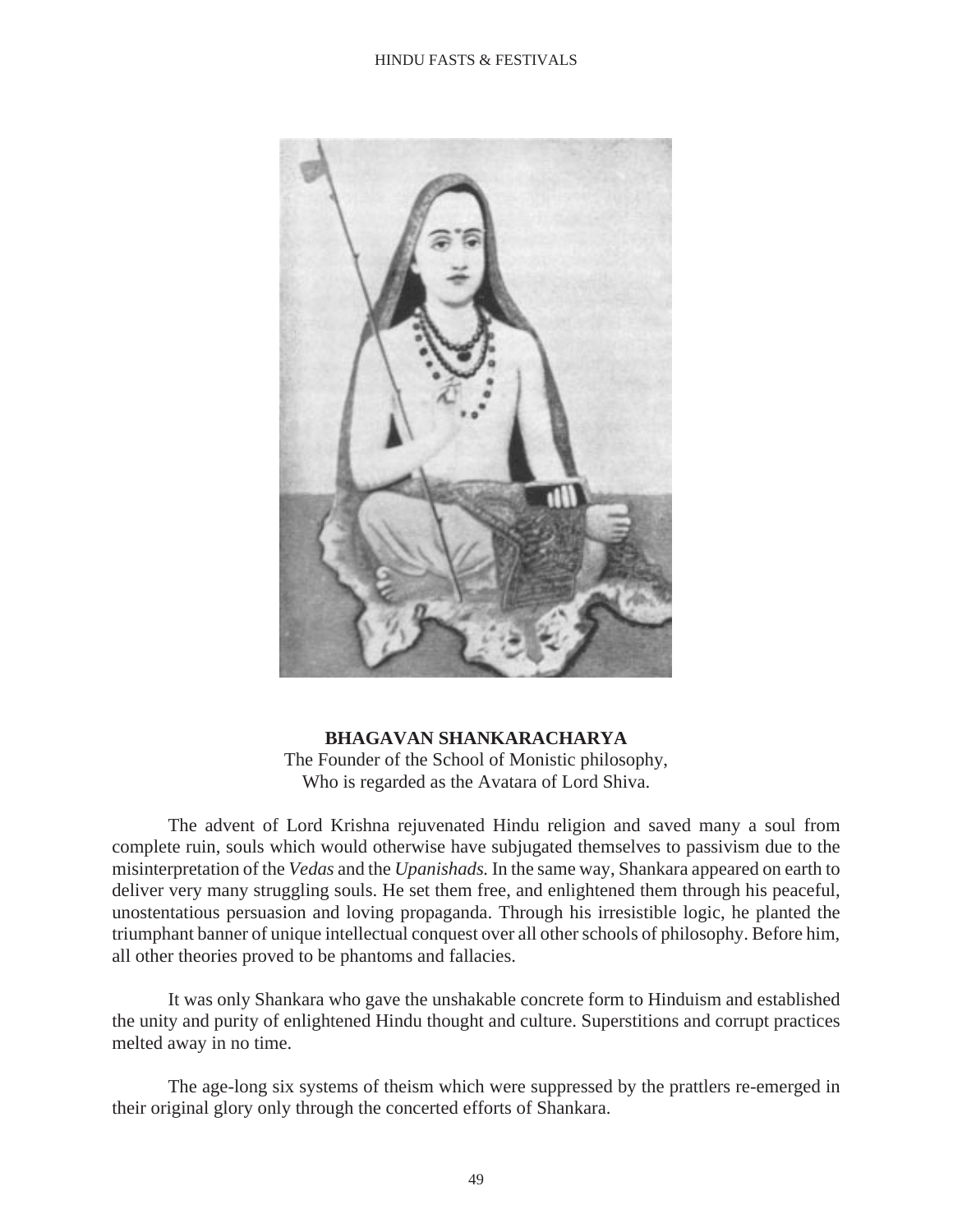**BHAGAVAN SHANKARACHARYA**

The Founder of the School of Monistic philosophy,
Who is regarded as the Avatara of Lord Shiva.

The advent of Lord Krishna rejuvenated Hindu religion and saved many a soul from complete ruin, souls which would otherwise have subjugated themselves to passivism due to the misinterpretation of the *Vedas* and the *Upanishads.* In the same way, Shankara appeared on earth to deliver very many struggling souls. He set them free, and enlightened them through his peaceful, unostentatious persuasion and loving propaganda. Through his irresistible logic, he planted the triumphant banner of unique intellectual conquest over all other schools of philosophy. Before him, all other theories proved to be phantoms and fallacies.

It was only Shankara who gave the unshakable concrete form to Hinduism and established the unity and purity of enlightened Hindu thought and culture. Superstitions and corrupt practices melted away in no time.

The age-long six systems of theism which were suppressed by the prattlers re-emerged in their original glory only through the concerted efforts of Shankara.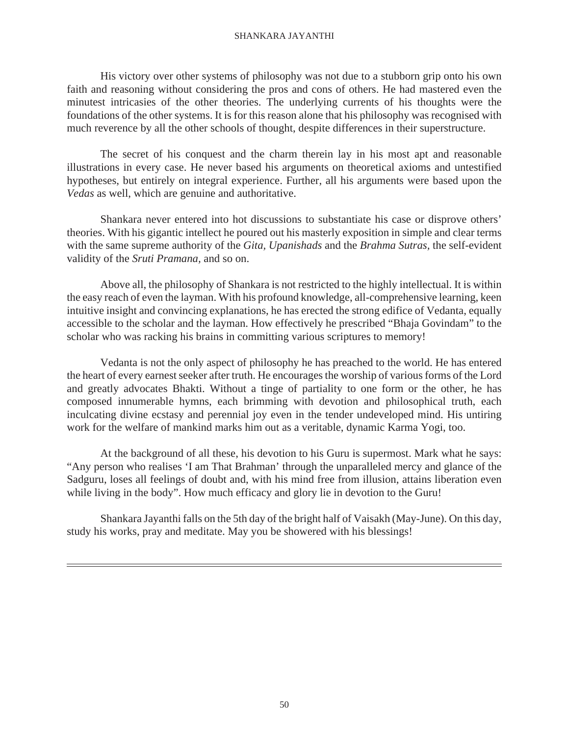His victory over other systems of philosophy was not due to a stubborn grip onto his own faith and reasoning without considering the pros and cons of others. He had mastered even the minutest intricasies of the other theories. The underlying currents of his thoughts were the foundations of the other systems. It is for this reason alone that his philosophy was recognised with much reverence by all the other schools of thought, despite differences in their superstructure.

The secret of his conquest and the charm therein lay in his most apt and reasonable illustrations in every case. He never based his arguments on theoretical axioms and untestified hypotheses, but entirely on integral experience. Further, all his arguments were based upon the *Vedas* as well, which are genuine and authoritative.

Shankara never entered into hot discussions to substantiate his case or disprove others' theories. With his gigantic intellect he poured out his masterly exposition in simple and clear terms with the same supreme authority of the *Gita, Upanishads* and the *Brahma Sutras,* the self-evident validity of the *Sruti Pramana,* and so on.

Above all, the philosophy of Shankara is not restricted to the highly intellectual. It is within the easy reach of even the layman. With his profound knowledge, all-comprehensive learning, keen intuitive insight and convincing explanations, he has erected the strong edifice of Vedanta, equally accessible to the scholar and the layman. How effectively he prescribed "Bhaja Govindam" to the scholar who was racking his brains in committing various scriptures to memory!

Vedanta is not the only aspect of philosophy he has preached to the world. He has entered the heart of every earnest seeker after truth. He encourages the worship of various forms of the Lord and greatly advocates Bhakti. Without a tinge of partiality to one form or the other, he has composed innumerable hymns, each brimming with devotion and philosophical truth, each inculcating divine ecstasy and perennial joy even in the tender undeveloped mind. His untiring work for the welfare of mankind marks him out as a veritable, dynamic Karma Yogi, too.

At the background of all these, his devotion to his Guru is supermost. Mark what he says: "Any person who realises 'I am That Brahman' through the unparalleled mercy and glance of the Sadguru, loses all feelings of doubt and, with his mind free from illusion, attains liberation even while living in the body". How much efficacy and glory lie in devotion to the Guru!

Shankara Jayanthi falls on the 5th day of the bright half of Vaisakh (May-June). On this day, study his works, pray and meditate. May you be showered with his blessings!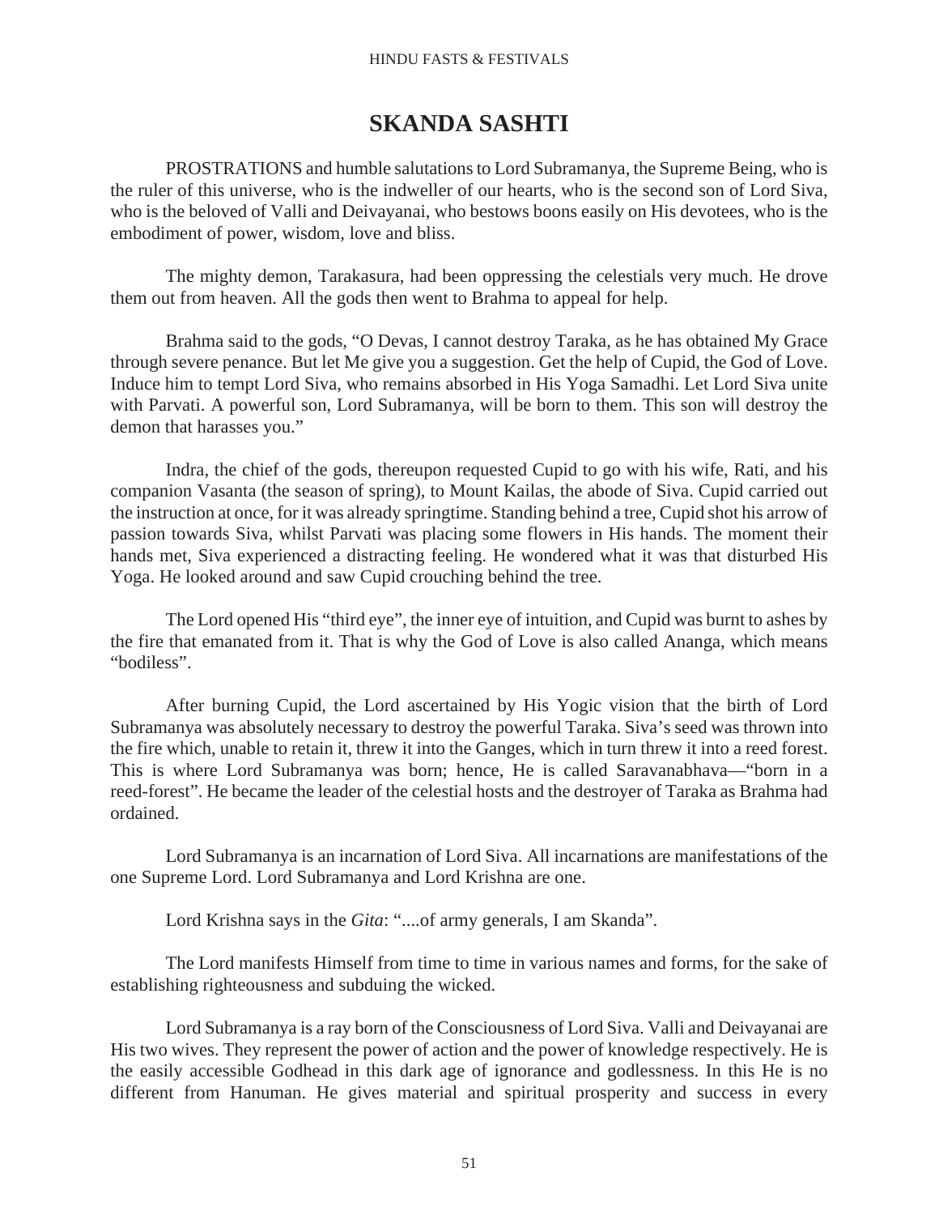# SKANDA SASHTI

PROSTRATIONS and humble salutations to Lord Subramanya, the Supreme Being, who is the ruler of this universe, who is the indweller of our hearts, who is the second son of Lord Siva, who is the beloved of Valli and Deivayanai, who bestows boons easily on His devotees, who is the embodiment of power, wisdom, love and bliss.

The mighty demon, Tarakasura, had been oppressing the celestials very much. He drove them out from heaven. All the gods then went to Brahma to appeal for help.

Brahma said to the gods, "O Devas, I cannot destroy Taraka, as he has obtained My Grace through severe penance. But let Me give you a suggestion. Get the help of Cupid, the God of Love. Induce him to tempt Lord Siva, who remains absorbed in His Yoga Samadhi. Let Lord Siva unite with Parvati. A powerful son, Lord Subramanya, will be born to them. This son will destroy the demon that harasses you."

Indra, the chief of the gods, thereupon requested Cupid to go with his wife, Rati, and his companion Vasanta (the season of spring), to Mount Kailas, the abode of Siva. Cupid carried out the instruction at once, for it was already springtime. Standing behind a tree, Cupid shot his arrow of passion towards Siva, whilst Parvati was placing some flowers in His hands. The moment their hands met, Siva experienced a distracting feeling. He wondered what it was that disturbed His Yoga. He looked around and saw Cupid crouching behind the tree.

The Lord opened His "third eye", the inner eye of intuition, and Cupid was burnt to ashes by the fire that emanated from it. That is why the God of Love is also called Ananga, which means "bodiless".

After burning Cupid, the Lord ascertained by His Yogic vision that the birth of Lord Subramanya was absolutely necessary to destroy the powerful Taraka. Siva's seed was thrown into the fire which, unable to retain it, threw it into the Ganges, which in turn threw it into a reed forest. This is where Lord Subramanya was born; hence, He is called Saravanabhava—"born in a reed-forest". He became the leader of the celestial hosts and the destroyer of Taraka as Brahma had ordained.

Lord Subramanya is an incarnation of Lord Siva. All incarnations are manifestations of the one Supreme Lord. Lord Subramanya and Lord Krishna are one.

Lord Krishna says in the *Gita*: "....of army generals, I am Skanda".

The Lord manifests Himself from time to time in various names and forms, for the sake of establishing righteousness and subduing the wicked.

Lord Subramanya is a ray born of the Consciousness of Lord Siva. Valli and Deivayanai are His two wives. They represent the power of action and the power of knowledge respectively. He is the easily accessible Godhead in this dark age of ignorance and godlessness. In this He is no different from Hanuman. He gives material and spiritual prosperity and success in every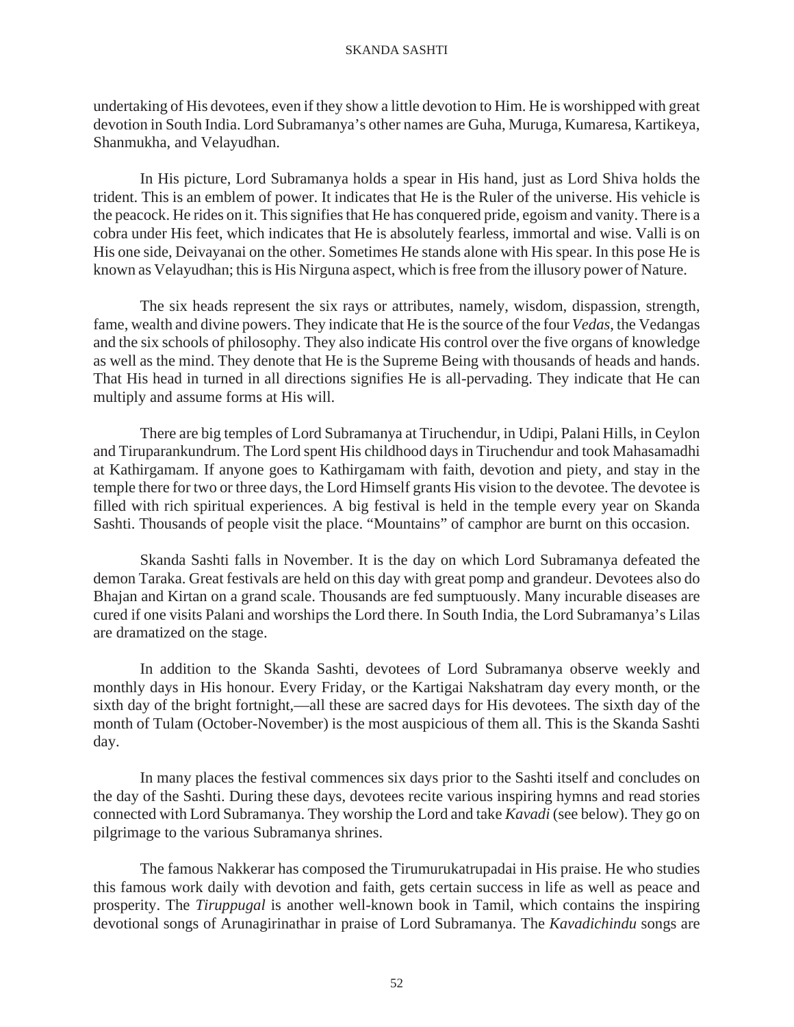undertaking of His devotees, even if they show a little devotion to Him. He is worshipped with great devotion in South India. Lord Subramanya's other names are Guha, Muruga, Kumaresa, Kartikeya, Shanmukha, and Velayudhan.

In His picture, Lord Subramanya holds a spear in His hand, just as Lord Shiva holds the trident. This is an emblem of power. It indicates that He is the Ruler of the universe. His vehicle is the peacock. He rides on it. This signifies that He has conquered pride, egoism and vanity. There is a cobra under His feet, which indicates that He is absolutely fearless, immortal and wise. Valli is on His one side, Deivayanai on the other. Sometimes He stands alone with His spear. In this pose He is known as Velayudhan; this is His Nirguna aspect, which is free from the illusory power of Nature.

The six heads represent the six rays or attributes, namely, wisdom, dispassion, strength, fame, wealth and divine powers. They indicate that He is the source of the four *Vedas*, the Vedangas and the six schools of philosophy. They also indicate His control over the five organs of knowledge as well as the mind. They denote that He is the Supreme Being with thousands of heads and hands. That His head in turned in all directions signifies He is all-pervading. They indicate that He can multiply and assume forms at His will.

There are big temples of Lord Subramanya at Tiruchendur, in Udipi, Palani Hills, in Ceylon and Tiruparankundrum. The Lord spent His childhood days in Tiruchendur and took Mahasamadhi at Kathirgamam. If anyone goes to Kathirgamam with faith, devotion and piety, and stay in the temple there for two or three days, the Lord Himself grants His vision to the devotee. The devotee is filled with rich spiritual experiences. A big festival is held in the temple every year on Skanda Sashti. Thousands of people visit the place. "Mountains" of camphor are burnt on this occasion.

Skanda Sashti falls in November. It is the day on which Lord Subramanya defeated the demon Taraka. Great festivals are held on this day with great pomp and grandeur. Devotees also do Bhajan and Kirtan on a grand scale. Thousands are fed sumptuously. Many incurable diseases are cured if one visits Palani and worships the Lord there. In South India, the Lord Subramanya's Lilas are dramatized on the stage.

In addition to the Skanda Sashti, devotees of Lord Subramanya observe weekly and monthly days in His honour. Every Friday, or the Kartigai Nakshatram day every month, or the sixth day of the bright fortnight,—all these are sacred days for His devotees. The sixth day of the month of Tulam (October-November) is the most auspicious of them all. This is the Skanda Sashti day.

In many places the festival commences six days prior to the Sashti itself and concludes on the day of the Sashti. During these days, devotees recite various inspiring hymns and read stories connected with Lord Subramanya. They worship the Lord and take *Kavadi* (see below). They go on pilgrimage to the various Subramanya shrines.

The famous Nakkerar has composed the Tirumurukatrupadai in His praise. He who studies this famous work daily with devotion and faith, gets certain success in life as well as peace and prosperity. The *Tiruppugal* is another well-known book in Tamil, which contains the inspiring devotional songs of Arunagirinathar in praise of Lord Subramanya. The *Kavadichindu* songs are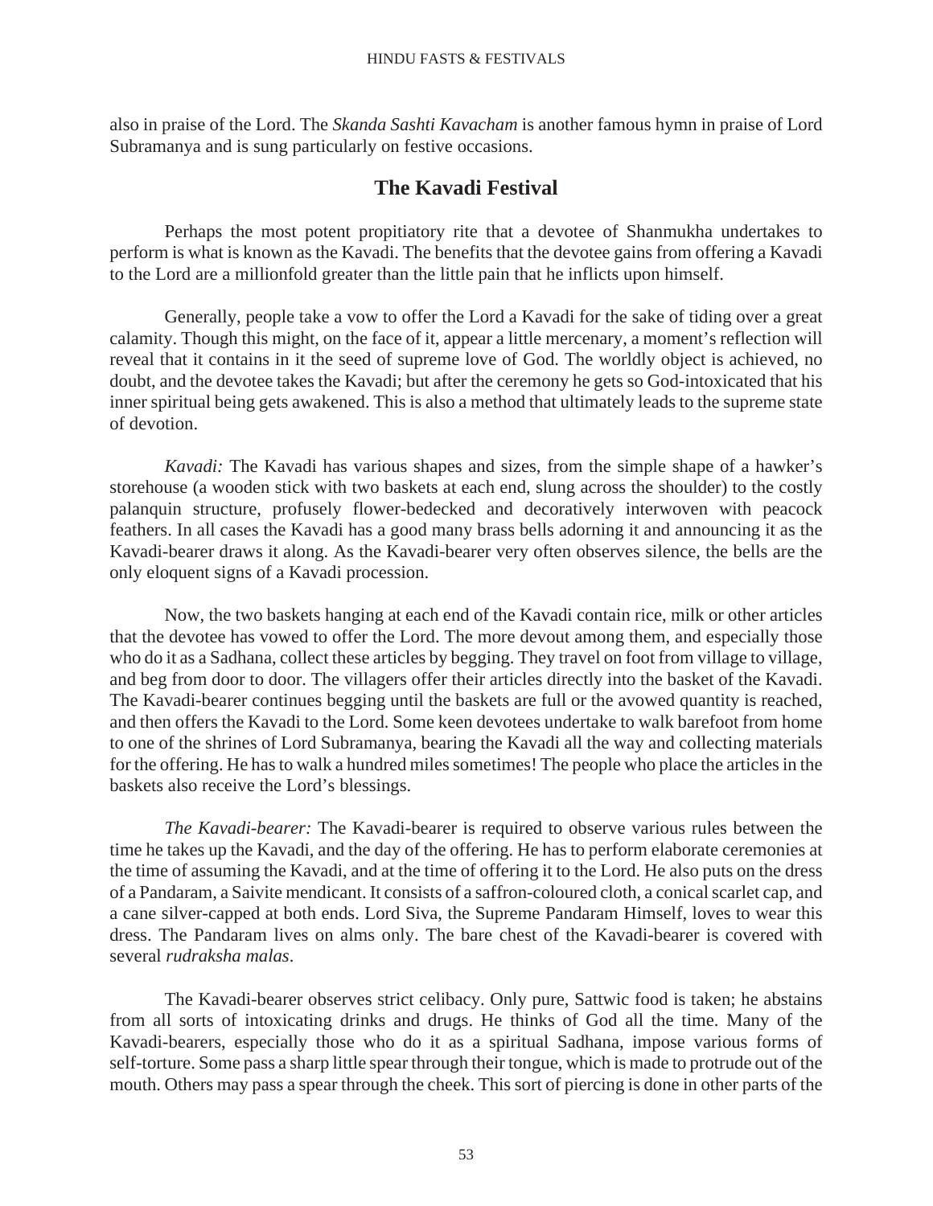also in praise of the Lord. The *Skanda Sashti Kavacham* is another famous hymn in praise of Lord Subramanya and is sung particularly on festive occasions.

## The Kavadi Festival

Perhaps the most potent propitiatory rite that a devotee of Shanmukha undertakes to perform is what is known as the Kavadi. The benefits that the devotee gains from offering a Kavadi to the Lord are a millionfold greater than the little pain that he inflicts upon himself.

Generally, people take a vow to offer the Lord a Kavadi for the sake of tiding over a great calamity. Though this might, on the face of it, appear a little mercenary, a moment's reflection will reveal that it contains in it the seed of supreme love of God. The worldly object is achieved, no doubt, and the devotee takes the Kavadi; but after the ceremony he gets so God-intoxicated that his inner spiritual being gets awakened. This is also a method that ultimately leads to the supreme state of devotion.

*Kavadi:* The Kavadi has various shapes and sizes, from the simple shape of a hawker's storehouse (a wooden stick with two baskets at each end, slung across the shoulder) to the costly palanquin structure, profusely flower-bedecked and decoratively interwoven with peacock feathers. In all cases the Kavadi has a good many brass bells adorning it and announcing it as the Kavadi-bearer draws it along. As the Kavadi-bearer very often observes silence, the bells are the only eloquent signs of a Kavadi procession.

Now, the two baskets hanging at each end of the Kavadi contain rice, milk or other articles that the devotee has vowed to offer the Lord. The more devout among them, and especially those who do it as a Sadhana, collect these articles by begging. They travel on foot from village to village, and beg from door to door. The villagers offer their articles directly into the basket of the Kavadi. The Kavadi-bearer continues begging until the baskets are full or the avowed quantity is reached, and then offers the Kavadi to the Lord. Some keen devotees undertake to walk barefoot from home to one of the shrines of Lord Subramanya, bearing the Kavadi all the way and collecting materials for the offering. He has to walk a hundred miles sometimes! The people who place the articles in the baskets also receive the Lord's blessings.

*The Kavadi-bearer:* The Kavadi-bearer is required to observe various rules between the time he takes up the Kavadi, and the day of the offering. He has to perform elaborate ceremonies at the time of assuming the Kavadi, and at the time of offering it to the Lord. He also puts on the dress of a Pandaram, a Saivite mendicant. It consists of a saffron-coloured cloth, a conical scarlet cap, and a cane silver-capped at both ends. Lord Siva, the Supreme Pandaram Himself, loves to wear this dress. The Pandaram lives on alms only. The bare chest of the Kavadi-bearer is covered with several *rudraksha malas*.

The Kavadi-bearer observes strict celibacy. Only pure, Sattwic food is taken; he abstains from all sorts of intoxicating drinks and drugs. He thinks of God all the time. Many of the Kavadi-bearers, especially those who do it as a spiritual Sadhana, impose various forms of self-torture. Some pass a sharp little spear through their tongue, which is made to protrude out of the mouth. Others may pass a spear through the cheek. This sort of piercing is done in other parts of the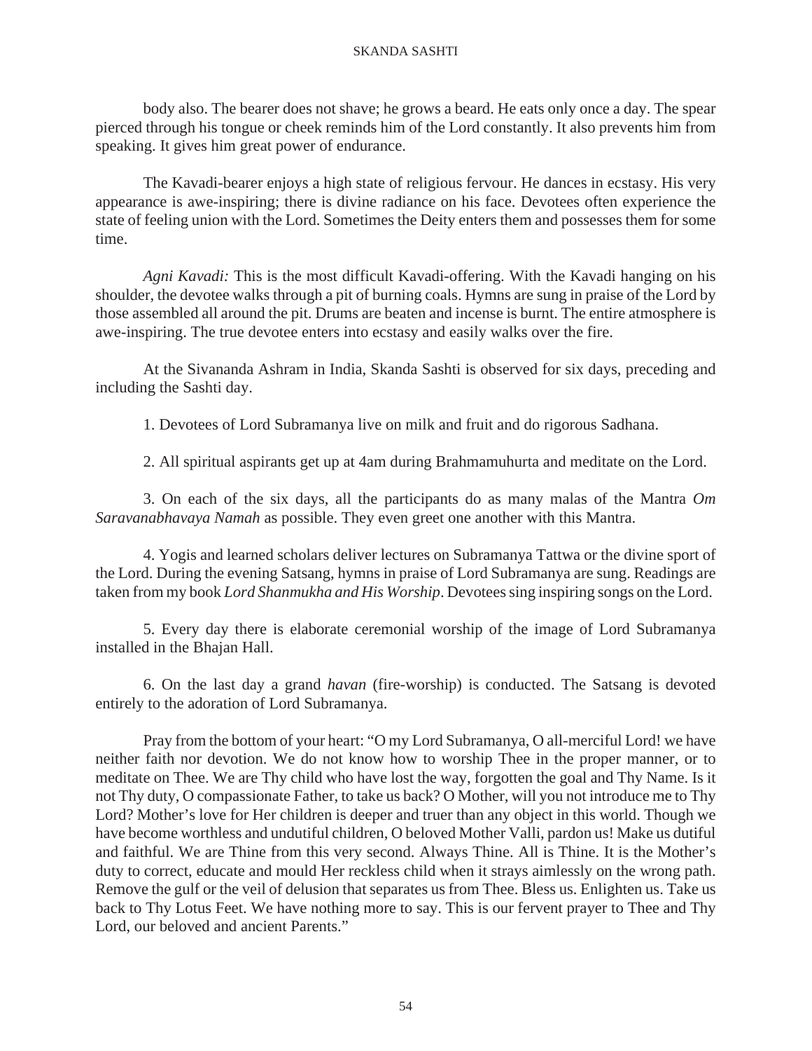body also. The bearer does not shave; he grows a beard. He eats only once a day. The spear pierced through his tongue or cheek reminds him of the Lord constantly. It also prevents him from speaking. It gives him great power of endurance.

The Kavadi-bearer enjoys a high state of religious fervour. He dances in ecstasy. His very appearance is awe-inspiring; there is divine radiance on his face. Devotees often experience the state of feeling union with the Lord. Sometimes the Deity enters them and possesses them for some time.

*Agni Kavadi:* This is the most difficult Kavadi-offering. With the Kavadi hanging on his shoulder, the devotee walks through a pit of burning coals. Hymns are sung in praise of the Lord by those assembled all around the pit. Drums are beaten and incense is burnt. The entire atmosphere is awe-inspiring. The true devotee enters into ecstasy and easily walks over the fire.

At the Sivananda Ashram in India, Skanda Sashti is observed for six days, preceding and including the Sashti day.

1. Devotees of Lord Subramanya live on milk and fruit and do rigorous Sadhana.

2. All spiritual aspirants get up at 4am during Brahmamuhurta and meditate on the Lord.

3. On each of the six days, all the participants do as many malas of the Mantra *Om Saravanabhavaya Namah* as possible. They even greet one another with this Mantra.

4. Yogis and learned scholars deliver lectures on Subramanya Tattwa or the divine sport of the Lord. During the evening Satsang, hymns in praise of Lord Subramanya are sung. Readings are taken from my book *Lord Shanmukha and His Worship*. Devotees sing inspiring songs on the Lord.

5. Every day there is elaborate ceremonial worship of the image of Lord Subramanya installed in the Bhajan Hall.

6. On the last day a grand *havan* (fire-worship) is conducted. The Satsang is devoted entirely to the adoration of Lord Subramanya.

Pray from the bottom of your heart: "O my Lord Subramanya, O all-merciful Lord! we have neither faith nor devotion. We do not know how to worship Thee in the proper manner, or to meditate on Thee. We are Thy child who have lost the way, forgotten the goal and Thy Name. Is it not Thy duty, O compassionate Father, to take us back? O Mother, will you not introduce me to Thy Lord? Mother's love for Her children is deeper and truer than any object in this world. Though we have become worthless and undutiful children, O beloved Mother Valli, pardon us! Make us dutiful and faithful. We are Thine from this very second. Always Thine. All is Thine. It is the Mother's duty to correct, educate and mould Her reckless child when it strays aimlessly on the wrong path. Remove the gulf or the veil of delusion that separates us from Thee. Bless us. Enlighten us. Take us back to Thy Lotus Feet. We have nothing more to say. This is our fervent prayer to Thee and Thy Lord, our beloved and ancient Parents."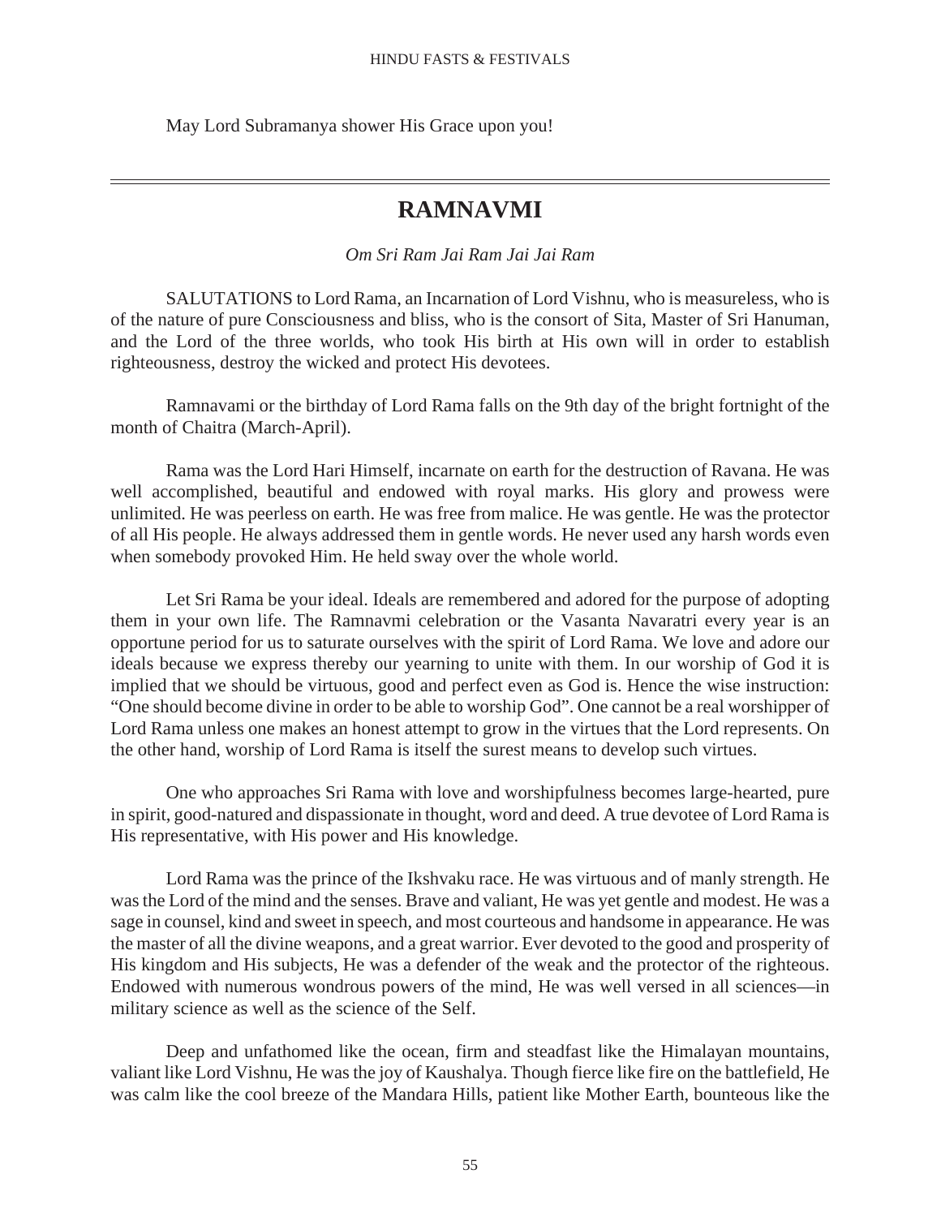May Lord Subramanya shower His Grace upon you!

---

# RAMNAVMI

*Om Sri Ram Jai Ram Jai Jai Ram*

SALUTATIONS to Lord Rama, an Incarnation of Lord Vishnu, who is measureless, who is of the nature of pure Consciousness and bliss, who is the consort of Sita, Master of Sri Hanuman, and the Lord of the three worlds, who took His birth at His own will in order to establish righteousness, destroy the wicked and protect His devotees.

Ramnavami or the birthday of Lord Rama falls on the 9th day of the bright fortnight of the month of Chaitra (March-April).

Rama was the Lord Hari Himself, incarnate on earth for the destruction of Ravana. He was well accomplished, beautiful and endowed with royal marks. His glory and prowess were unlimited. He was peerless on earth. He was free from malice. He was gentle. He was the protector of all His people. He always addressed them in gentle words. He never used any harsh words even when somebody provoked Him. He held sway over the whole world.

Let Sri Rama be your ideal. Ideals are remembered and adored for the purpose of adopting them in your own life. The Ramnavmi celebration or the Vasanta Navaratri every year is an opportune period for us to saturate ourselves with the spirit of Lord Rama. We love and adore our ideals because we express thereby our yearning to unite with them. In our worship of God it is implied that we should be virtuous, good and perfect even as God is. Hence the wise instruction: "One should become divine in order to be able to worship God". One cannot be a real worshipper of Lord Rama unless one makes an honest attempt to grow in the virtues that the Lord represents. On the other hand, worship of Lord Rama is itself the surest means to develop such virtues.

One who approaches Sri Rama with love and worshipfulness becomes large-hearted, pure in spirit, good-natured and dispassionate in thought, word and deed. A true devotee of Lord Rama is His representative, with His power and His knowledge.

Lord Rama was the prince of the Ikshvaku race. He was virtuous and of manly strength. He was the Lord of the mind and the senses. Brave and valiant, He was yet gentle and modest. He was a sage in counsel, kind and sweet in speech, and most courteous and handsome in appearance. He was the master of all the divine weapons, and a great warrior. Ever devoted to the good and prosperity of His kingdom and His subjects, He was a defender of the weak and the protector of the righteous. Endowed with numerous wondrous powers of the mind, He was well versed in all sciences—in military science as well as the science of the Self.

Deep and unfathomed like the ocean, firm and steadfast like the Himalayan mountains, valiant like Lord Vishnu, He was the joy of Kaushalya. Though fierce like fire on the battlefield, He was calm like the cool breeze of the Mandara Hills, patient like Mother Earth, bounteous like the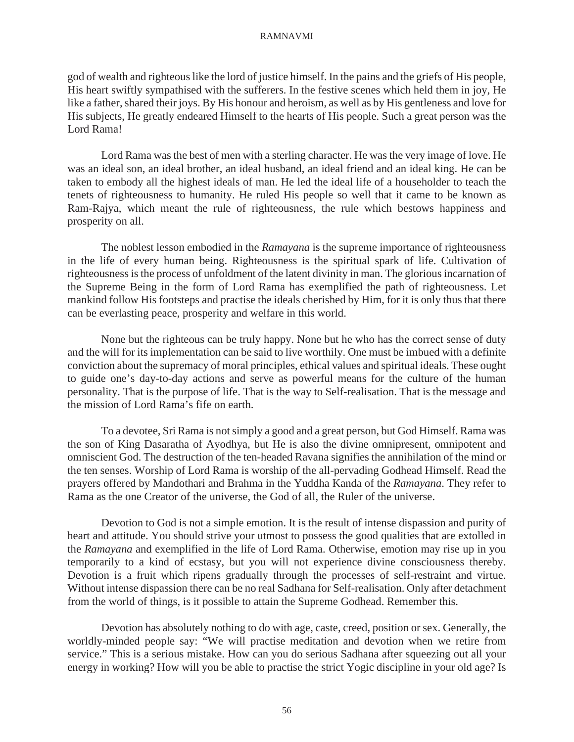god of wealth and righteous like the lord of justice himself. In the pains and the griefs of His people, His heart swiftly sympathised with the sufferers. In the festive scenes which held them in joy, He like a father, shared their joys. By His honour and heroism, as well as by His gentleness and love for His subjects, He greatly endeared Himself to the hearts of His people. Such a great person was the Lord Rama!

Lord Rama was the best of men with a sterling character. He was the very image of love. He was an ideal son, an ideal brother, an ideal husband, an ideal friend and an ideal king. He can be taken to embody all the highest ideals of man. He led the ideal life of a householder to teach the tenets of righteousness to humanity. He ruled His people so well that it came to be known as Ram-Rajya, which meant the rule of righteousness, the rule which bestows happiness and prosperity on all.

The noblest lesson embodied in the *Ramayana* is the supreme importance of righteousness in the life of every human being. Righteousness is the spiritual spark of life. Cultivation of righteousness is the process of unfoldment of the latent divinity in man. The glorious incarnation of the Supreme Being in the form of Lord Rama has exemplified the path of righteousness. Let mankind follow His footsteps and practise the ideals cherished by Him, for it is only thus that there can be everlasting peace, prosperity and welfare in this world.

None but the righteous can be truly happy. None but he who has the correct sense of duty and the will for its implementation can be said to live worthily. One must be imbued with a definite conviction about the supremacy of moral principles, ethical values and spiritual ideals. These ought to guide one's day-to-day actions and serve as powerful means for the culture of the human personality. That is the purpose of life. That is the way to Self-realisation. That is the message and the mission of Lord Rama's fife on earth.

To a devotee, Sri Rama is not simply a good and a great person, but God Himself. Rama was the son of King Dasaratha of Ayodhya, but He is also the divine omnipresent, omnipotent and omniscient God. The destruction of the ten-headed Ravana signifies the annihilation of the mind or the ten senses. Worship of Lord Rama is worship of the all-pervading Godhead Himself. Read the prayers offered by Mandothari and Brahma in the Yuddha Kanda of the *Ramayana*. They refer to Rama as the one Creator of the universe, the God of all, the Ruler of the universe.

Devotion to God is not a simple emotion. It is the result of intense dispassion and purity of heart and attitude. You should strive your utmost to possess the good qualities that are extolled in the *Ramayana* and exemplified in the life of Lord Rama. Otherwise, emotion may rise up in you temporarily to a kind of ecstasy, but you will not experience divine consciousness thereby. Devotion is a fruit which ripens gradually through the processes of self-restraint and virtue. Without intense dispassion there can be no real Sadhana for Self-realisation. Only after detachment from the world of things, is it possible to attain the Supreme Godhead. Remember this.

Devotion has absolutely nothing to do with age, caste, creed, position or sex. Generally, the worldly-minded people say: "We will practise meditation and devotion when we retire from service." This is a serious mistake. How can you do serious Sadhana after squeezing out all your energy in working? How will you be able to practise the strict Yogic discipline in your old age? Is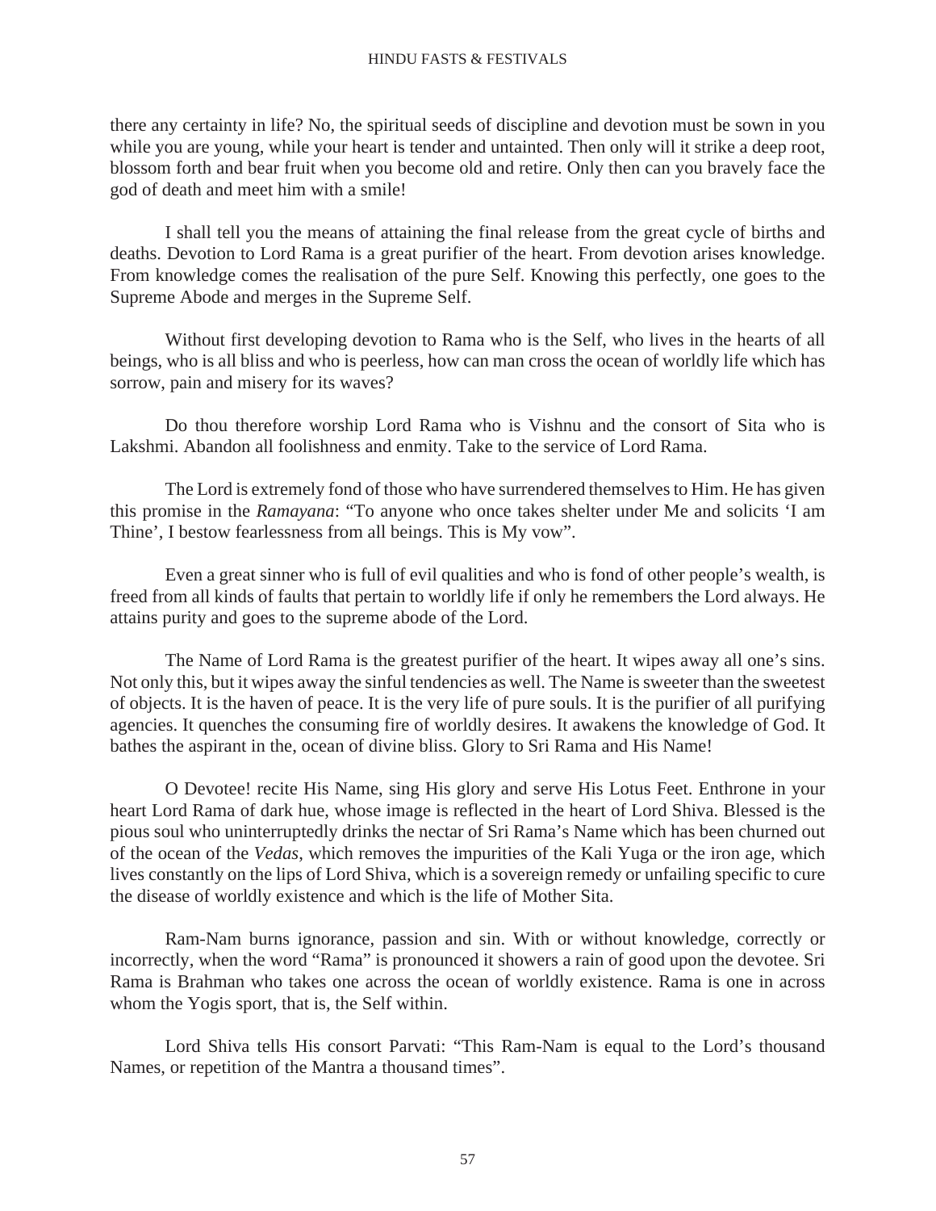there any certainty in life? No, the spiritual seeds of discipline and devotion must be sown in you while you are young, while your heart is tender and untainted. Then only will it strike a deep root, blossom forth and bear fruit when you become old and retire. Only then can you bravely face the god of death and meet him with a smile!

I shall tell you the means of attaining the final release from the great cycle of births and deaths. Devotion to Lord Rama is a great purifier of the heart. From devotion arises knowledge. From knowledge comes the realisation of the pure Self. Knowing this perfectly, one goes to the Supreme Abode and merges in the Supreme Self.

Without first developing devotion to Rama who is the Self, who lives in the hearts of all beings, who is all bliss and who is peerless, how can man cross the ocean of worldly life which has sorrow, pain and misery for its waves?

Do thou therefore worship Lord Rama who is Vishnu and the consort of Sita who is Lakshmi. Abandon all foolishness and enmity. Take to the service of Lord Rama.

The Lord is extremely fond of those who have surrendered themselves to Him. He has given this promise in the *Ramayana*: "To anyone who once takes shelter under Me and solicits 'I am Thine', I bestow fearlessness from all beings. This is My vow".

Even a great sinner who is full of evil qualities and who is fond of other people's wealth, is freed from all kinds of faults that pertain to worldly life if only he remembers the Lord always. He attains purity and goes to the supreme abode of the Lord.

The Name of Lord Rama is the greatest purifier of the heart. It wipes away all one's sins. Not only this, but it wipes away the sinful tendencies as well. The Name is sweeter than the sweetest of objects. It is the haven of peace. It is the very life of pure souls. It is the purifier of all purifying agencies. It quenches the consuming fire of worldly desires. It awakens the knowledge of God. It bathes the aspirant in the, ocean of divine bliss. Glory to Sri Rama and His Name!

O Devotee! recite His Name, sing His glory and serve His Lotus Feet. Enthrone in your heart Lord Rama of dark hue, whose image is reflected in the heart of Lord Shiva. Blessed is the pious soul who uninterruptedly drinks the nectar of Sri Rama's Name which has been churned out of the ocean of the *Vedas*, which removes the impurities of the Kali Yuga or the iron age, which lives constantly on the lips of Lord Shiva, which is a sovereign remedy or unfailing specific to cure the disease of worldly existence and which is the life of Mother Sita.

Ram-Nam burns ignorance, passion and sin. With or without knowledge, correctly or incorrectly, when the word "Rama" is pronounced it showers a rain of good upon the devotee. Sri Rama is Brahman who takes one across the ocean of worldly existence. Rama is one in across whom the Yogis sport, that is, the Self within.

Lord Shiva tells His consort Parvati: "This Ram-Nam is equal to the Lord's thousand Names, or repetition of the Mantra a thousand times".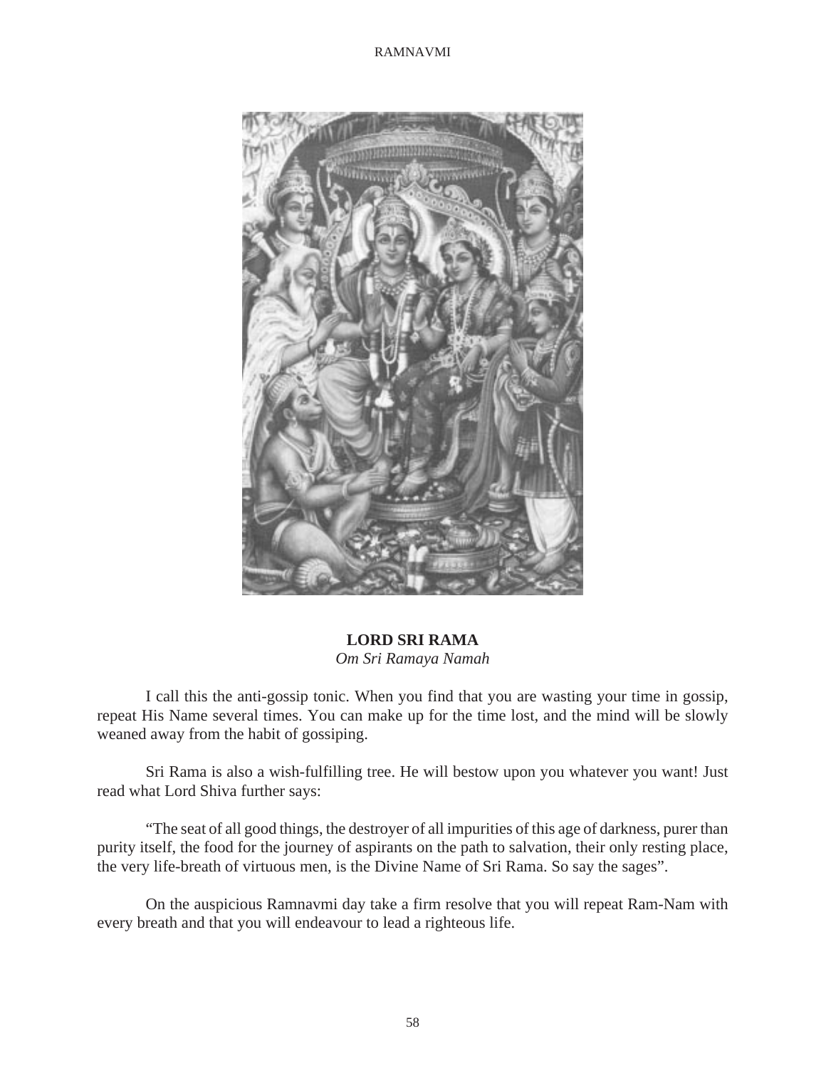**LORD SRI RAMA**
*Om Sri Ramaya Namah*

I call this the anti-gossip tonic. When you find that you are wasting your time in gossip, repeat His Name several times. You can make up for the time lost, and the mind will be slowly weaned away from the habit of gossiping.

Sri Rama is also a wish-fulfilling tree. He will bestow upon you whatever you want! Just read what Lord Shiva further says:

"The seat of all good things, the destroyer of all impurities of this age of darkness, purer than purity itself, the food for the journey of aspirants on the path to salvation, their only resting place, the very life-breath of virtuous men, is the Divine Name of Sri Rama. So say the sages".

On the auspicious Ramnavmi day take a firm resolve that you will repeat Ram-Nam with every breath and that you will endeavour to lead a righteous life.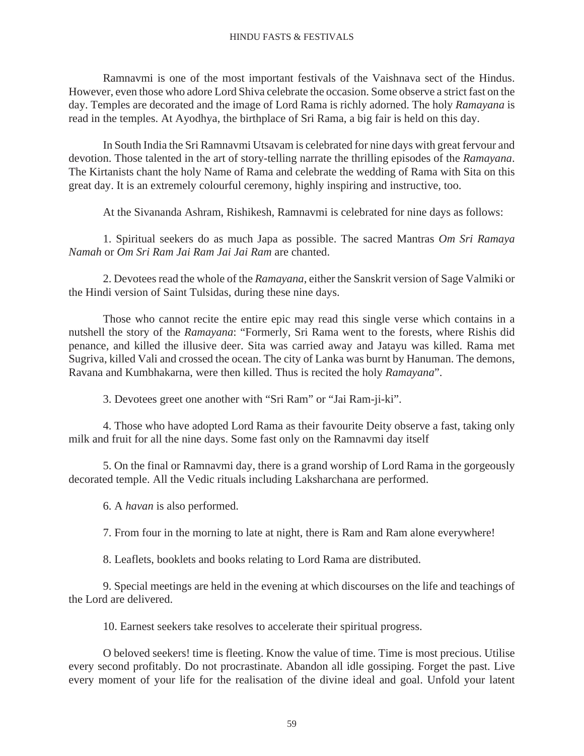Ramnavmi is one of the most important festivals of the Vaishnava sect of the Hindus. However, even those who adore Lord Shiva celebrate the occasion. Some observe a strict fast on the day. Temples are decorated and the image of Lord Rama is richly adorned. The holy *Ramayana* is read in the temples. At Ayodhya, the birthplace of Sri Rama, a big fair is held on this day.

In South India the Sri Ramnavmi Utsavam is celebrated for nine days with great fervour and devotion. Those talented in the art of story-telling narrate the thrilling episodes of the *Ramayana*. The Kirtanists chant the holy Name of Rama and celebrate the wedding of Rama with Sita on this great day. It is an extremely colourful ceremony, highly inspiring and instructive, too.

At the Sivananda Ashram, Rishikesh, Ramnavmi is celebrated for nine days as follows:

1. Spiritual seekers do as much Japa as possible. The sacred Mantras *Om Sri Ramaya Namah* or *Om Sri Ram Jai Ram Jai Jai Ram* are chanted.

2. Devotees read the whole of the *Ramayana*, either the Sanskrit version of Sage Valmiki or the Hindi version of Saint Tulsidas, during these nine days.

Those who cannot recite the entire epic may read this single verse which contains in a nutshell the story of the *Ramayana*: "Formerly, Sri Rama went to the forests, where Rishis did penance, and killed the illusive deer. Sita was carried away and Jatayu was killed. Rama met Sugriva, killed Vali and crossed the ocean. The city of Lanka was burnt by Hanuman. The demons, Ravana and Kumbhakarna, were then killed. Thus is recited the holy *Ramayana*".

3. Devotees greet one another with "Sri Ram" or "Jai Ram-ji-ki".

4. Those who have adopted Lord Rama as their favourite Deity observe a fast, taking only milk and fruit for all the nine days. Some fast only on the Ramnavmi day itself

5. On the final or Ramnavmi day, there is a grand worship of Lord Rama in the gorgeously decorated temple. All the Vedic rituals including Laksharchana are performed.

6. A *havan* is also performed.

7. From four in the morning to late at night, there is Ram and Ram alone everywhere!

8. Leaflets, booklets and books relating to Lord Rama are distributed.

9. Special meetings are held in the evening at which discourses on the life and teachings of the Lord are delivered.

10. Earnest seekers take resolves to accelerate their spiritual progress.

O beloved seekers! time is fleeting. Know the value of time. Time is most precious. Utilise every second profitably. Do not procrastinate. Abandon all idle gossiping. Forget the past. Live every moment of your life for the realisation of the divine ideal and goal. Unfold your latent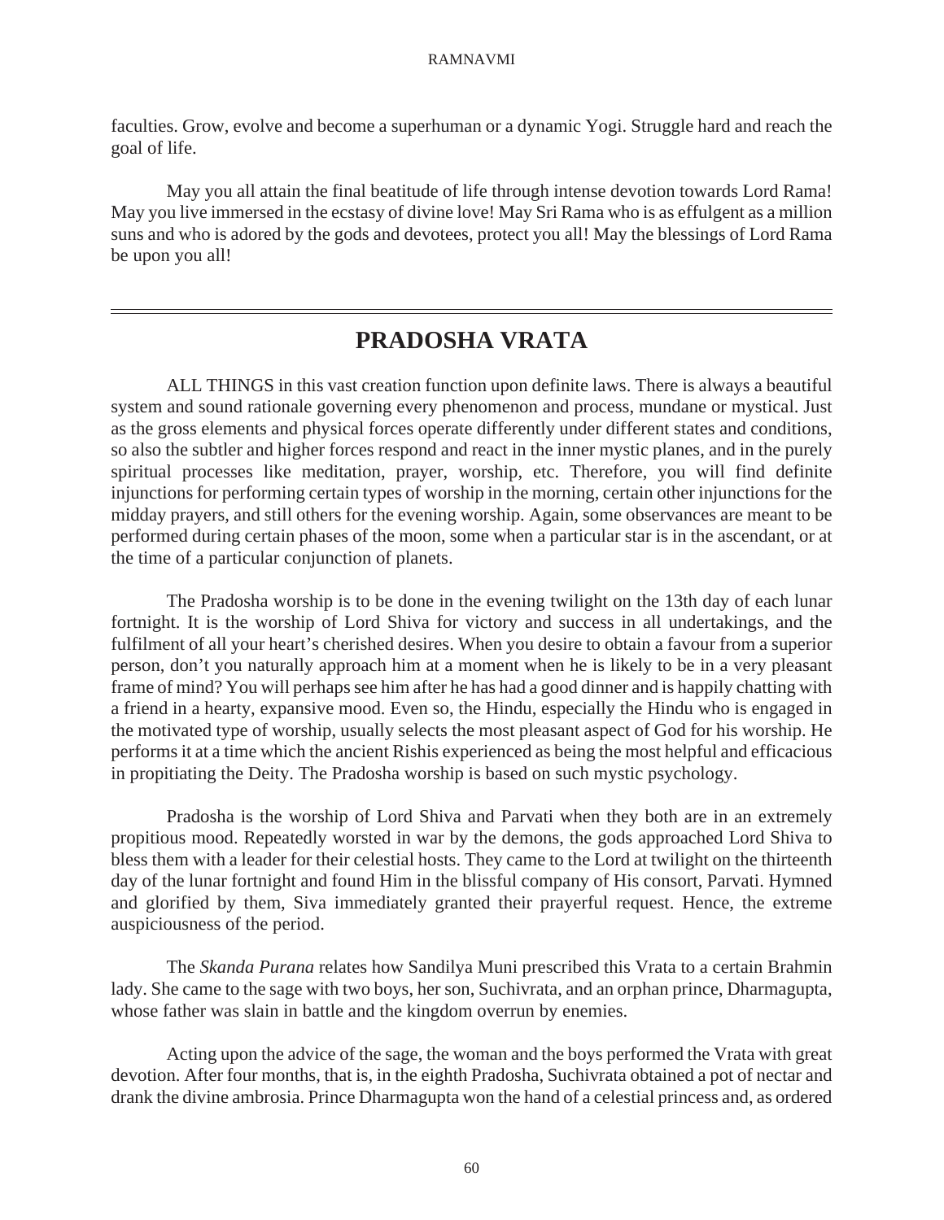faculties. Grow, evolve and become a superhuman or a dynamic Yogi. Struggle hard and reach the goal of life.

May you all attain the final beatitude of life through intense devotion towards Lord Rama! May you live immersed in the ecstasy of divine love! May Sri Rama who is as effulgent as a million suns and who is adored by the gods and devotees, protect you all! May the blessings of Lord Rama be upon you all!

---

# PRADOSHA VRATA

ALL THINGS in this vast creation function upon definite laws. There is always a beautiful system and sound rationale governing every phenomenon and process, mundane or mystical. Just as the gross elements and physical forces operate differently under different states and conditions, so also the subtler and higher forces respond and react in the inner mystic planes, and in the purely spiritual processes like meditation, prayer, worship, etc. Therefore, you will find definite injunctions for performing certain types of worship in the morning, certain other injunctions for the midday prayers, and still others for the evening worship. Again, some observances are meant to be performed during certain phases of the moon, some when a particular star is in the ascendant, or at the time of a particular conjunction of planets.

The Pradosha worship is to be done in the evening twilight on the 13th day of each lunar fortnight. It is the worship of Lord Shiva for victory and success in all undertakings, and the fulfilment of all your heart's cherished desires. When you desire to obtain a favour from a superior person, don't you naturally approach him at a moment when he is likely to be in a very pleasant frame of mind? You will perhaps see him after he has had a good dinner and is happily chatting with a friend in a hearty, expansive mood. Even so, the Hindu, especially the Hindu who is engaged in the motivated type of worship, usually selects the most pleasant aspect of God for his worship. He performs it at a time which the ancient Rishis experienced as being the most helpful and efficacious in propitiating the Deity. The Pradosha worship is based on such mystic psychology.

Pradosha is the worship of Lord Shiva and Parvati when they both are in an extremely propitious mood. Repeatedly worsted in war by the demons, the gods approached Lord Shiva to bless them with a leader for their celestial hosts. They came to the Lord at twilight on the thirteenth day of the lunar fortnight and found Him in the blissful company of His consort, Parvati. Hymned and glorified by them, Siva immediately granted their prayerful request. Hence, the extreme auspiciousness of the period.

The *Skanda Purana* relates how Sandilya Muni prescribed this Vrata to a certain Brahmin lady. She came to the sage with two boys, her son, Suchivrata, and an orphan prince, Dharmagupta, whose father was slain in battle and the kingdom overrun by enemies.

Acting upon the advice of the sage, the woman and the boys performed the Vrata with great devotion. After four months, that is, in the eighth Pradosha, Suchivrata obtained a pot of nectar and drank the divine ambrosia. Prince Dharmagupta won the hand of a celestial princess and, as ordered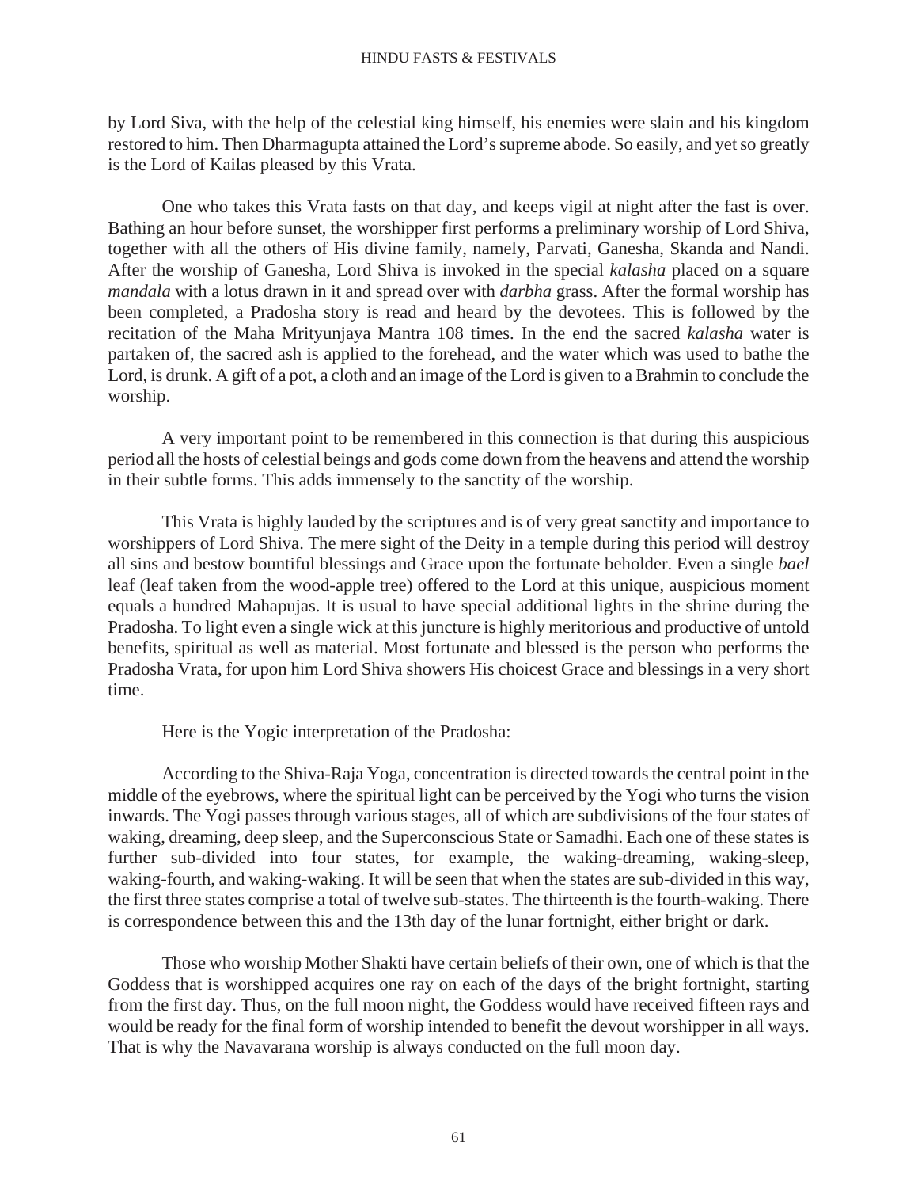by Lord Siva, with the help of the celestial king himself, his enemies were slain and his kingdom restored to him. Then Dharmagupta attained the Lord's supreme abode. So easily, and yet so greatly is the Lord of Kailas pleased by this Vrata.

One who takes this Vrata fasts on that day, and keeps vigil at night after the fast is over. Bathing an hour before sunset, the worshipper first performs a preliminary worship of Lord Shiva, together with all the others of His divine family, namely, Parvati, Ganesha, Skanda and Nandi. After the worship of Ganesha, Lord Shiva is invoked in the special *kalasha* placed on a square *mandala* with a lotus drawn in it and spread over with *darbha* grass. After the formal worship has been completed, a Pradosha story is read and heard by the devotees. This is followed by the recitation of the Maha Mrityunjaya Mantra 108 times. In the end the sacred *kalasha* water is partaken of, the sacred ash is applied to the forehead, and the water which was used to bathe the Lord, is drunk. A gift of a pot, a cloth and an image of the Lord is given to a Brahmin to conclude the worship.

A very important point to be remembered in this connection is that during this auspicious period all the hosts of celestial beings and gods come down from the heavens and attend the worship in their subtle forms. This adds immensely to the sanctity of the worship.

This Vrata is highly lauded by the scriptures and is of very great sanctity and importance to worshippers of Lord Shiva. The mere sight of the Deity in a temple during this period will destroy all sins and bestow bountiful blessings and Grace upon the fortunate beholder. Even a single *bael* leaf (leaf taken from the wood-apple tree) offered to the Lord at this unique, auspicious moment equals a hundred Mahapujas. It is usual to have special additional lights in the shrine during the Pradosha. To light even a single wick at this juncture is highly meritorious and productive of untold benefits, spiritual as well as material. Most fortunate and blessed is the person who performs the Pradosha Vrata, for upon him Lord Shiva showers His choicest Grace and blessings in a very short time.

Here is the Yogic interpretation of the Pradosha:

According to the Shiva-Raja Yoga, concentration is directed towards the central point in the middle of the eyebrows, where the spiritual light can be perceived by the Yogi who turns the vision inwards. The Yogi passes through various stages, all of which are subdivisions of the four states of waking, dreaming, deep sleep, and the Superconscious State or Samadhi. Each one of these states is further sub-divided into four states, for example, the waking-dreaming, waking-sleep, waking-fourth, and waking-waking. It will be seen that when the states are sub-divided in this way, the first three states comprise a total of twelve sub-states. The thirteenth is the fourth-waking. There is correspondence between this and the 13th day of the lunar fortnight, either bright or dark.

Those who worship Mother Shakti have certain beliefs of their own, one of which is that the Goddess that is worshipped acquires one ray on each of the days of the bright fortnight, starting from the first day. Thus, on the full moon night, the Goddess would have received fifteen rays and would be ready for the final form of worship intended to benefit the devout worshipper in all ways. That is why the Navavarana worship is always conducted on the full moon day.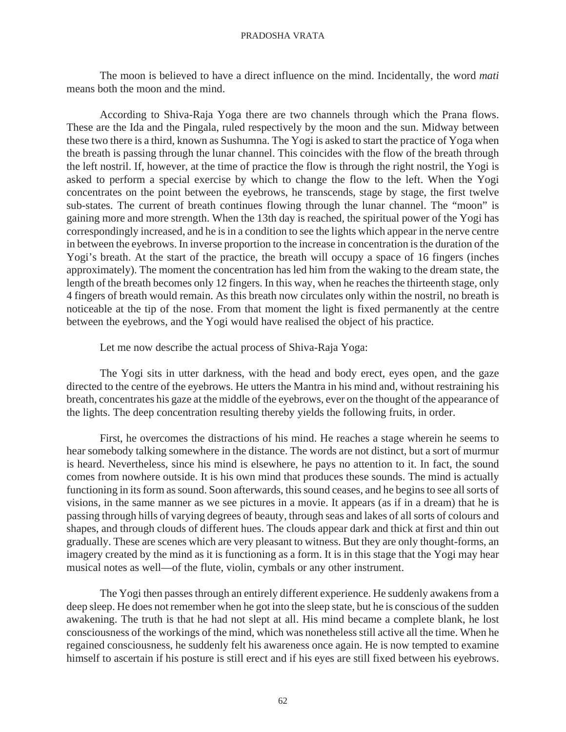The moon is believed to have a direct influence on the mind. Incidentally, the word *mati* means both the moon and the mind.

According to Shiva-Raja Yoga there are two channels through which the Prana flows. These are the Ida and the Pingala, ruled respectively by the moon and the sun. Midway between these two there is a third, known as Sushumna. The Yogi is asked to start the practice of Yoga when the breath is passing through the lunar channel. This coincides with the flow of the breath through the left nostril. If, however, at the time of practice the flow is through the right nostril, the Yogi is asked to perform a special exercise by which to change the flow to the left. When the Yogi concentrates on the point between the eyebrows, he transcends, stage by stage, the first twelve sub-states. The current of breath continues flowing through the lunar channel. The "moon" is gaining more and more strength. When the 13th day is reached, the spiritual power of the Yogi has correspondingly increased, and he is in a condition to see the lights which appear in the nerve centre in between the eyebrows. In inverse proportion to the increase in concentration is the duration of the Yogi's breath. At the start of the practice, the breath will occupy a space of 16 fingers (inches approximately). The moment the concentration has led him from the waking to the dream state, the length of the breath becomes only 12 fingers. In this way, when he reaches the thirteenth stage, only 4 fingers of breath would remain. As this breath now circulates only within the nostril, no breath is noticeable at the tip of the nose. From that moment the light is fixed permanently at the centre between the eyebrows, and the Yogi would have realised the object of his practice.

Let me now describe the actual process of Shiva-Raja Yoga:

The Yogi sits in utter darkness, with the head and body erect, eyes open, and the gaze directed to the centre of the eyebrows. He utters the Mantra in his mind and, without restraining his breath, concentrates his gaze at the middle of the eyebrows, ever on the thought of the appearance of the lights. The deep concentration resulting thereby yields the following fruits, in order.

First, he overcomes the distractions of his mind. He reaches a stage wherein he seems to hear somebody talking somewhere in the distance. The words are not distinct, but a sort of murmur is heard. Nevertheless, since his mind is elsewhere, he pays no attention to it. In fact, the sound comes from nowhere outside. It is his own mind that produces these sounds. The mind is actually functioning in its form as sound. Soon afterwards, this sound ceases, and he begins to see all sorts of visions, in the same manner as we see pictures in a movie. It appears (as if in a dream) that he is passing through hills of varying degrees of beauty, through seas and lakes of all sorts of colours and shapes, and through clouds of different hues. The clouds appear dark and thick at first and thin out gradually. These are scenes which are very pleasant to witness. But they are only thought-forms, an imagery created by the mind as it is functioning as a form. It is in this stage that the Yogi may hear musical notes as well—of the flute, violin, cymbals or any other instrument.

The Yogi then passes through an entirely different experience. He suddenly awakens from a deep sleep. He does not remember when he got into the sleep state, but he is conscious of the sudden awakening. The truth is that he had not slept at all. His mind became a complete blank, he lost consciousness of the workings of the mind, which was nonetheless still active all the time. When he regained consciousness, he suddenly felt his awareness once again. He is now tempted to examine himself to ascertain if his posture is still erect and if his eyes are still fixed between his eyebrows.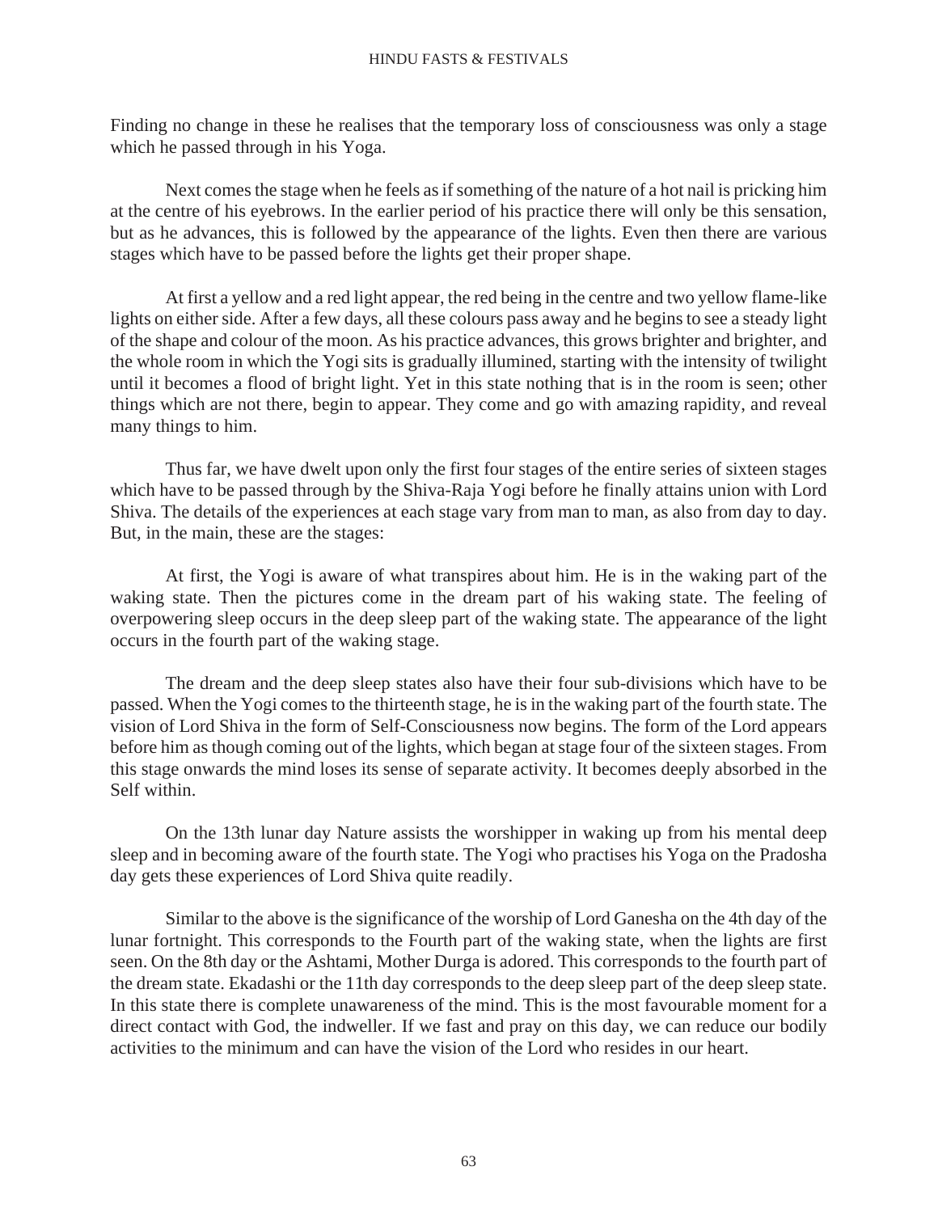Finding no change in these he realises that the temporary loss of consciousness was only a stage which he passed through in his Yoga.

Next comes the stage when he feels as if something of the nature of a hot nail is pricking him at the centre of his eyebrows. In the earlier period of his practice there will only be this sensation, but as he advances, this is followed by the appearance of the lights. Even then there are various stages which have to be passed before the lights get their proper shape.

At first a yellow and a red light appear, the red being in the centre and two yellow flame-like lights on either side. After a few days, all these colours pass away and he begins to see a steady light of the shape and colour of the moon. As his practice advances, this grows brighter and brighter, and the whole room in which the Yogi sits is gradually illumined, starting with the intensity of twilight until it becomes a flood of bright light. Yet in this state nothing that is in the room is seen; other things which are not there, begin to appear. They come and go with amazing rapidity, and reveal many things to him.

Thus far, we have dwelt upon only the first four stages of the entire series of sixteen stages which have to be passed through by the Shiva-Raja Yogi before he finally attains union with Lord Shiva. The details of the experiences at each stage vary from man to man, as also from day to day. But, in the main, these are the stages:

At first, the Yogi is aware of what transpires about him. He is in the waking part of the waking state. Then the pictures come in the dream part of his waking state. The feeling of overpowering sleep occurs in the deep sleep part of the waking state. The appearance of the light occurs in the fourth part of the waking stage.

The dream and the deep sleep states also have their four sub-divisions which have to be passed. When the Yogi comes to the thirteenth stage, he is in the waking part of the fourth state. The vision of Lord Shiva in the form of Self-Consciousness now begins. The form of the Lord appears before him as though coming out of the lights, which began at stage four of the sixteen stages. From this stage onwards the mind loses its sense of separate activity. It becomes deeply absorbed in the Self within.

On the 13th lunar day Nature assists the worshipper in waking up from his mental deep sleep and in becoming aware of the fourth state. The Yogi who practises his Yoga on the Pradosha day gets these experiences of Lord Shiva quite readily.

Similar to the above is the significance of the worship of Lord Ganesha on the 4th day of the lunar fortnight. This corresponds to the Fourth part of the waking state, when the lights are first seen. On the 8th day or the Ashtami, Mother Durga is adored. This corresponds to the fourth part of the dream state. Ekadashi or the 11th day corresponds to the deep sleep part of the deep sleep state. In this state there is complete unawareness of the mind. This is the most favourable moment for a direct contact with God, the indweller. If we fast and pray on this day, we can reduce our bodily activities to the minimum and can have the vision of the Lord who resides in our heart.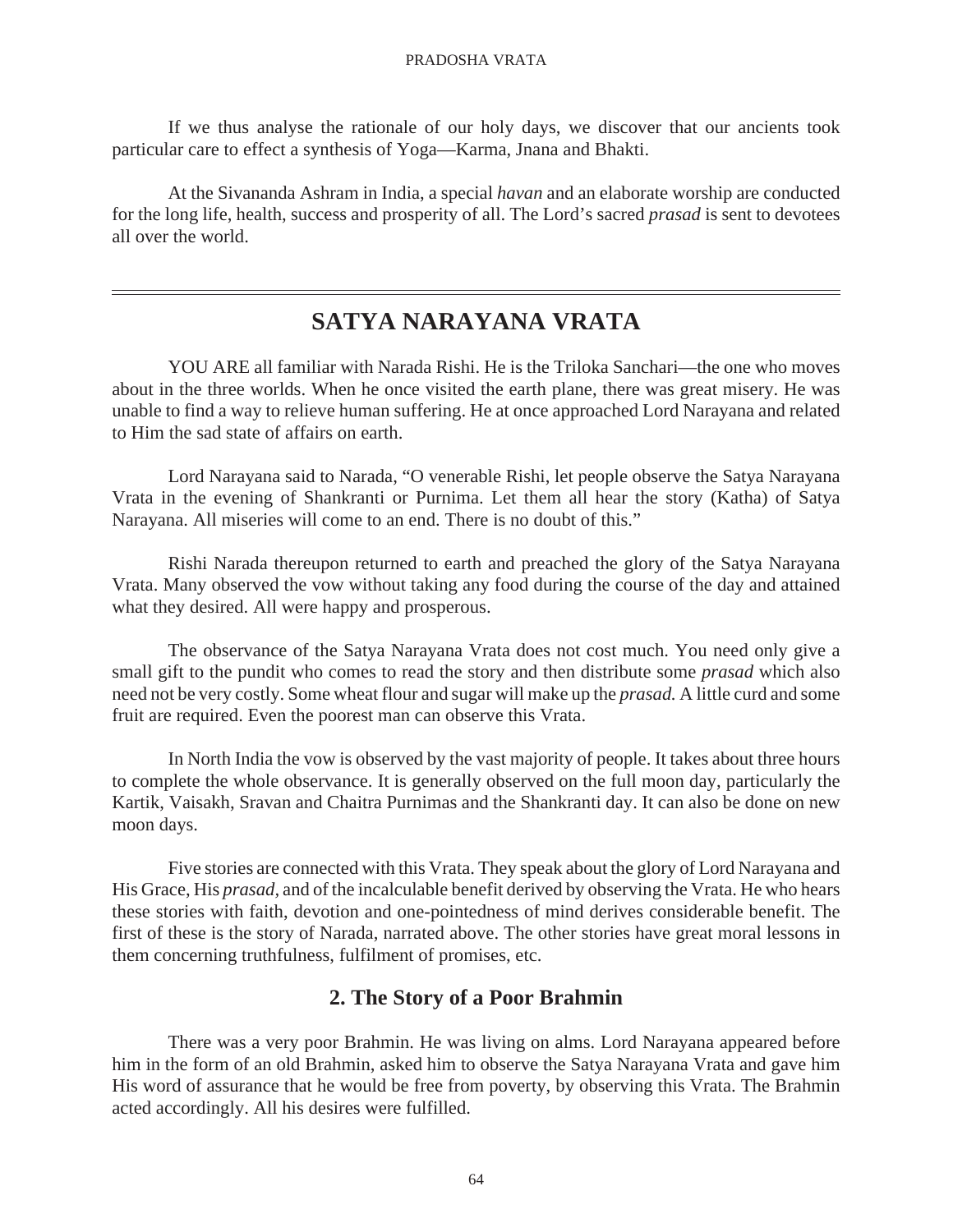If we thus analyse the rationale of our holy days, we discover that our ancients took particular care to effect a synthesis of Yoga—Karma, Jnana and Bhakti.

At the Sivananda Ashram in India, a special *havan* and an elaborate worship are conducted for the long life, health, success and prosperity of all. The Lord's sacred *prasad* is sent to devotees all over the world.

---

# SATYA NARAYANA VRATA

YOU ARE all familiar with Narada Rishi. He is the Triloka Sanchari—the one who moves about in the three worlds. When he once visited the earth plane, there was great misery. He was unable to find a way to relieve human suffering. He at once approached Lord Narayana and related to Him the sad state of affairs on earth.

Lord Narayana said to Narada, "O venerable Rishi, let people observe the Satya Narayana Vrata in the evening of Shankranti or Purnima. Let them all hear the story (Katha) of Satya Narayana. All miseries will come to an end. There is no doubt of this."

Rishi Narada thereupon returned to earth and preached the glory of the Satya Narayana Vrata. Many observed the vow without taking any food during the course of the day and attained what they desired. All were happy and prosperous.

The observance of the Satya Narayana Vrata does not cost much. You need only give a small gift to the pundit who comes to read the story and then distribute some *prasad* which also need not be very costly. Some wheat flour and sugar will make up the *prasad.* A little curd and some fruit are required. Even the poorest man can observe this Vrata.

In North India the vow is observed by the vast majority of people. It takes about three hours to complete the whole observance. It is generally observed on the full moon day, particularly the Kartik, Vaisakh, Sravan and Chaitra Purnimas and the Shankranti day. It can also be done on new moon days.

Five stories are connected with this Vrata. They speak about the glory of Lord Narayana and His Grace, His *prasad,* and of the incalculable benefit derived by observing the Vrata. He who hears these stories with faith, devotion and one-pointedness of mind derives considerable benefit. The first of these is the story of Narada, narrated above. The other stories have great moral lessons in them concerning truthfulness, fulfilment of promises, etc.

## 2. The Story of a Poor Brahmin

There was a very poor Brahmin. He was living on alms. Lord Narayana appeared before him in the form of an old Brahmin, asked him to observe the Satya Narayana Vrata and gave him His word of assurance that he would be free from poverty, by observing this Vrata. The Brahmin acted accordingly. All his desires were fulfilled.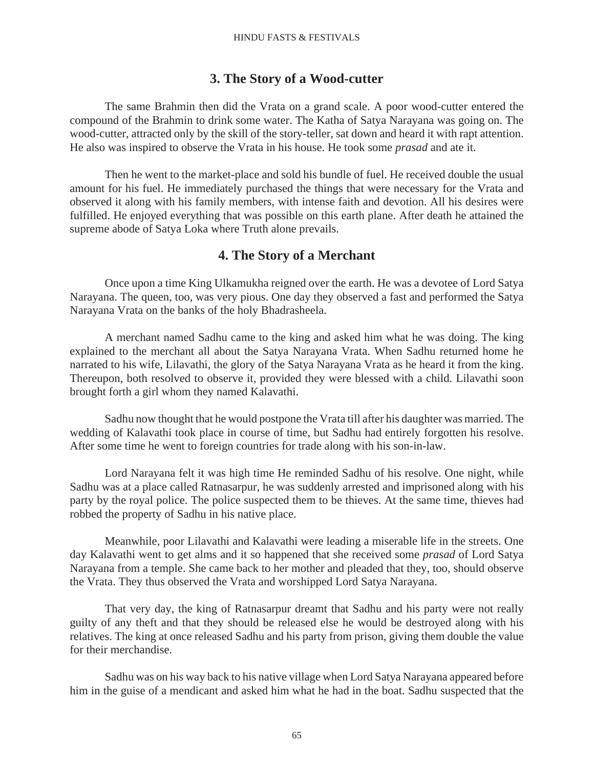## 3. The Story of a Wood-cutter

The same Brahmin then did the Vrata on a grand scale. A poor wood-cutter entered the compound of the Brahmin to drink some water. The Katha of Satya Narayana was going on. The wood-cutter, attracted only by the skill of the story-teller, sat down and heard it with rapt attention. He also was inspired to observe the Vrata in his house. He took some *prasad* and ate it.

Then he went to the market-place and sold his bundle of fuel. He received double the usual amount for his fuel. He immediately purchased the things that were necessary for the Vrata and observed it along with his family members, with intense faith and devotion. All his desires were fulfilled. He enjoyed everything that was possible on this earth plane. After death he attained the supreme abode of Satya Loka where Truth alone prevails.

## 4. The Story of a Merchant

Once upon a time King Ulkamukha reigned over the earth. He was a devotee of Lord Satya Narayana. The queen, too, was very pious. One day they observed a fast and performed the Satya Narayana Vrata on the banks of the holy Bhadrasheela.

A merchant named Sadhu came to the king and asked him what he was doing. The king explained to the merchant all about the Satya Narayana Vrata. When Sadhu returned home he narrated to his wife, Lilavathi, the glory of the Satya Narayana Vrata as he heard it from the king. Thereupon, both resolved to observe it, provided they were blessed with a child. Lilavathi soon brought forth a girl whom they named Kalavathi.

Sadhu now thought that he would postpone the Vrata till after his daughter was married. The wedding of Kalavathi took place in course of time, but Sadhu had entirely forgotten his resolve. After some time he went to foreign countries for trade along with his son-in-law.

Lord Narayana felt it was high time He reminded Sadhu of his resolve. One night, while Sadhu was at a place called Ratnasarpur, he was suddenly arrested and imprisoned along with his party by the royal police. The police suspected them to be thieves. At the same time, thieves had robbed the property of Sadhu in his native place.

Meanwhile, poor Lilavathi and Kalavathi were leading a miserable life in the streets. One day Kalavathi went to get alms and it so happened that she received some *prasad* of Lord Satya Narayana from a temple. She came back to her mother and pleaded that they, too, should observe the Vrata. They thus observed the Vrata and worshipped Lord Satya Narayana.

That very day, the king of Ratnasarpur dreamt that Sadhu and his party were not really guilty of any theft and that they should be released else he would be destroyed along with his relatives. The king at once released Sadhu and his party from prison, giving them double the value for their merchandise.

Sadhu was on his way back to his native village when Lord Satya Narayana appeared before him in the guise of a mendicant and asked him what he had in the boat. Sadhu suspected that the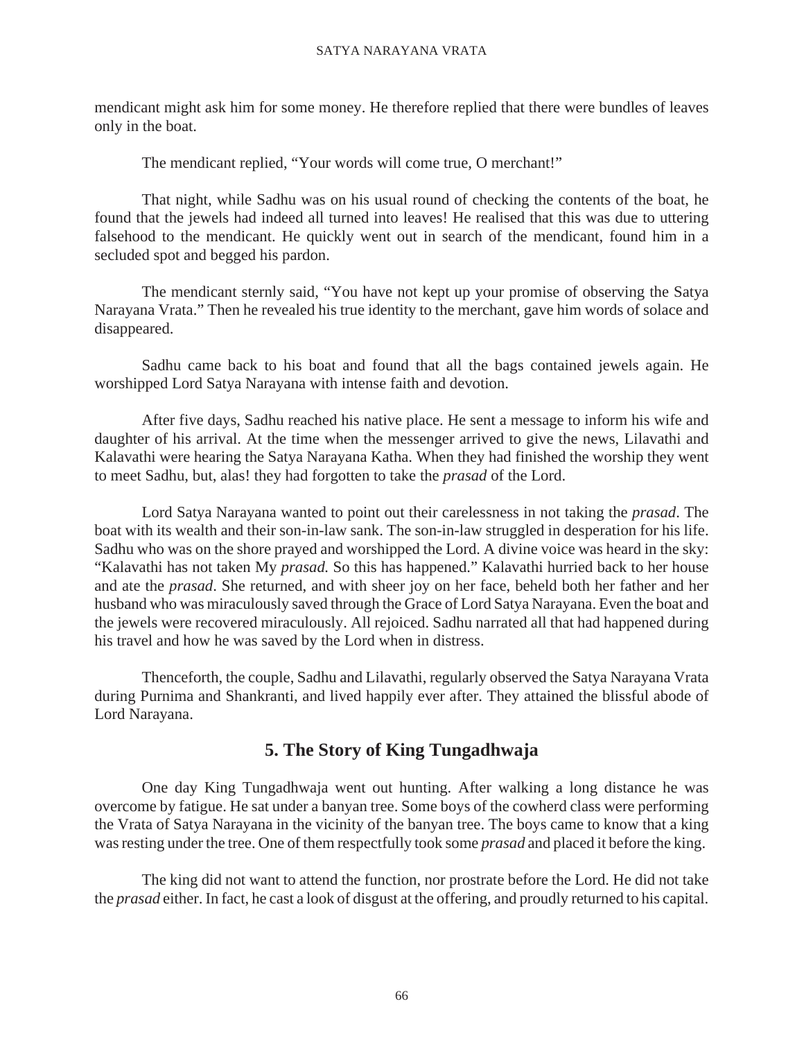mendicant might ask him for some money. He therefore replied that there were bundles of leaves only in the boat.

The mendicant replied, “Your words will come true, O merchant!”

That night, while Sadhu was on his usual round of checking the contents of the boat, he found that the jewels had indeed all turned into leaves! He realised that this was due to uttering falsehood to the mendicant. He quickly went out in search of the mendicant, found him in a secluded spot and begged his pardon.

The mendicant sternly said, “You have not kept up your promise of observing the Satya Narayana Vrata.” Then he revealed his true identity to the merchant, gave him words of solace and disappeared.

Sadhu came back to his boat and found that all the bags contained jewels again. He worshipped Lord Satya Narayana with intense faith and devotion.

After five days, Sadhu reached his native place. He sent a message to inform his wife and daughter of his arrival. At the time when the messenger arrived to give the news, Lilavathi and Kalavathi were hearing the Satya Narayana Katha. When they had finished the worship they went to meet Sadhu, but, alas! they had forgotten to take the *prasad* of the Lord.

Lord Satya Narayana wanted to point out their carelessness in not taking the *prasad*. The boat with its wealth and their son-in-law sank. The son-in-law struggled in desperation for his life. Sadhu who was on the shore prayed and worshipped the Lord. A divine voice was heard in the sky: “Kalavathi has not taken My *prasad.* So this has happened.” Kalavathi hurried back to her house and ate the *prasad*. She returned, and with sheer joy on her face, beheld both her father and her husband who was miraculously saved through the Grace of Lord Satya Narayana. Even the boat and the jewels were recovered miraculously. All rejoiced. Sadhu narrated all that had happened during his travel and how he was saved by the Lord when in distress.

Thenceforth, the couple, Sadhu and Lilavathi, regularly observed the Satya Narayana Vrata during Purnima and Shankranti, and lived happily ever after. They attained the blissful abode of Lord Narayana.

## 5. The Story of King Tungadhwaja

One day King Tungadhwaja went out hunting. After walking a long distance he was overcome by fatigue. He sat under a banyan tree. Some boys of the cowherd class were performing the Vrata of Satya Narayana in the vicinity of the banyan tree. The boys came to know that a king was resting under the tree. One of them respectfully took some *prasad* and placed it before the king.

The king did not want to attend the function, nor prostrate before the Lord. He did not take the *prasad* either. In fact, he cast a look of disgust at the offering, and proudly returned to his capital.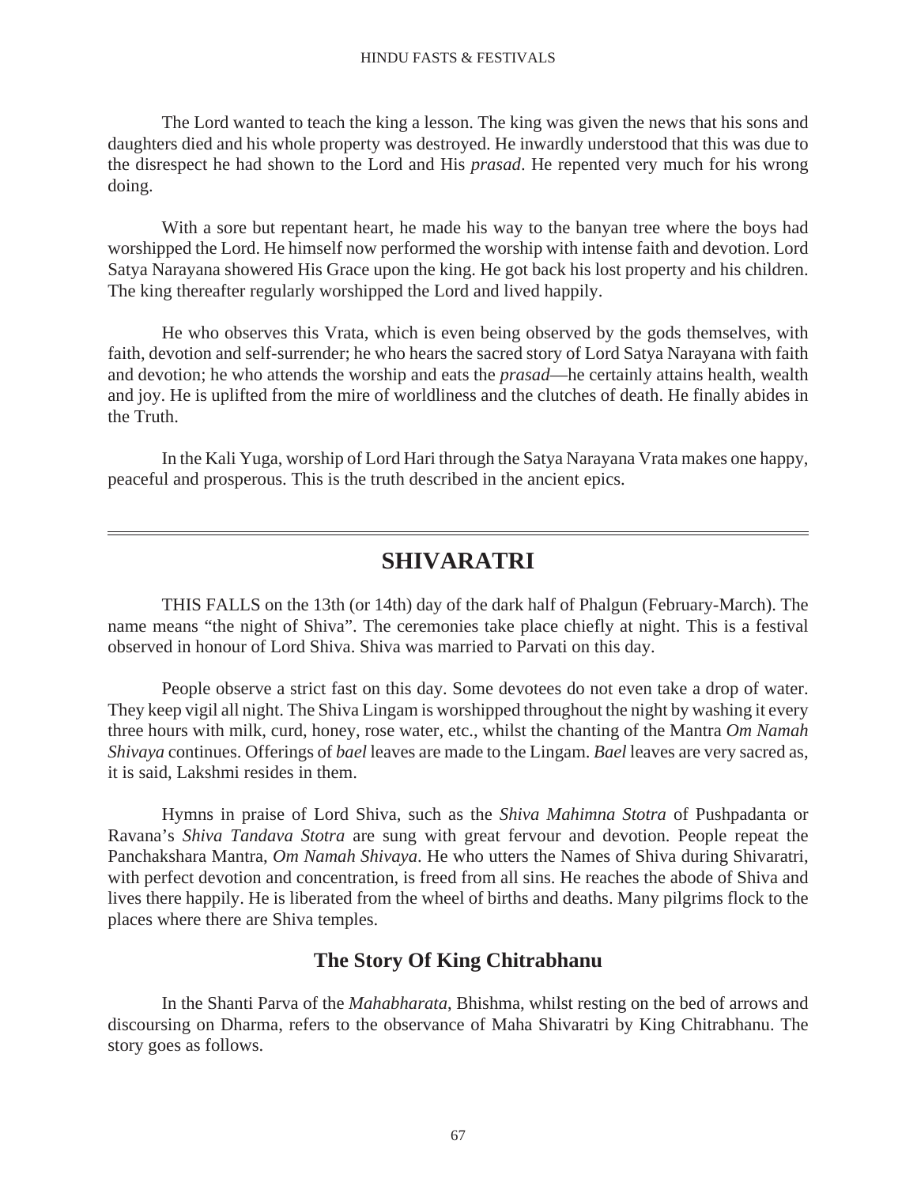The Lord wanted to teach the king a lesson. The king was given the news that his sons and daughters died and his whole property was destroyed. He inwardly understood that this was due to the disrespect he had shown to the Lord and His *prasad*. He repented very much for his wrong doing.

With a sore but repentant heart, he made his way to the banyan tree where the boys had worshipped the Lord. He himself now performed the worship with intense faith and devotion. Lord Satya Narayana showered His Grace upon the king. He got back his lost property and his children. The king thereafter regularly worshipped the Lord and lived happily.

He who observes this Vrata, which is even being observed by the gods themselves, with faith, devotion and self-surrender; he who hears the sacred story of Lord Satya Narayana with faith and devotion; he who attends the worship and eats the *prasad*—he certainly attains health, wealth and joy. He is uplifted from the mire of worldliness and the clutches of death. He finally abides in the Truth.

In the Kali Yuga, worship of Lord Hari through the Satya Narayana Vrata makes one happy, peaceful and prosperous. This is the truth described in the ancient epics.

---

# SHIVARATRI

THIS FALLS on the 13th (or 14th) day of the dark half of Phalgun (February-March). The name means "the night of Shiva". The ceremonies take place chiefly at night. This is a festival observed in honour of Lord Shiva. Shiva was married to Parvati on this day.

People observe a strict fast on this day. Some devotees do not even take a drop of water. They keep vigil all night. The Shiva Lingam is worshipped throughout the night by washing it every three hours with milk, curd, honey, rose water, etc., whilst the chanting of the Mantra *Om Namah Shivaya* continues. Offerings of *bael* leaves are made to the Lingam. *Bael* leaves are very sacred as, it is said, Lakshmi resides in them.

Hymns in praise of Lord Shiva, such as the *Shiva Mahimna Stotra* of Pushpadanta or Ravana's *Shiva Tandava Stotra* are sung with great fervour and devotion. People repeat the Panchakshara Mantra, *Om Namah Shivaya*. He who utters the Names of Shiva during Shivaratri, with perfect devotion and concentration, is freed from all sins. He reaches the abode of Shiva and lives there happily. He is liberated from the wheel of births and deaths. Many pilgrims flock to the places where there are Shiva temples.

## The Story Of King Chitrabhanu

In the Shanti Parva of the *Mahabharata*, Bhishma, whilst resting on the bed of arrows and discoursing on Dharma, refers to the observance of Maha Shivaratri by King Chitrabhanu. The story goes as follows.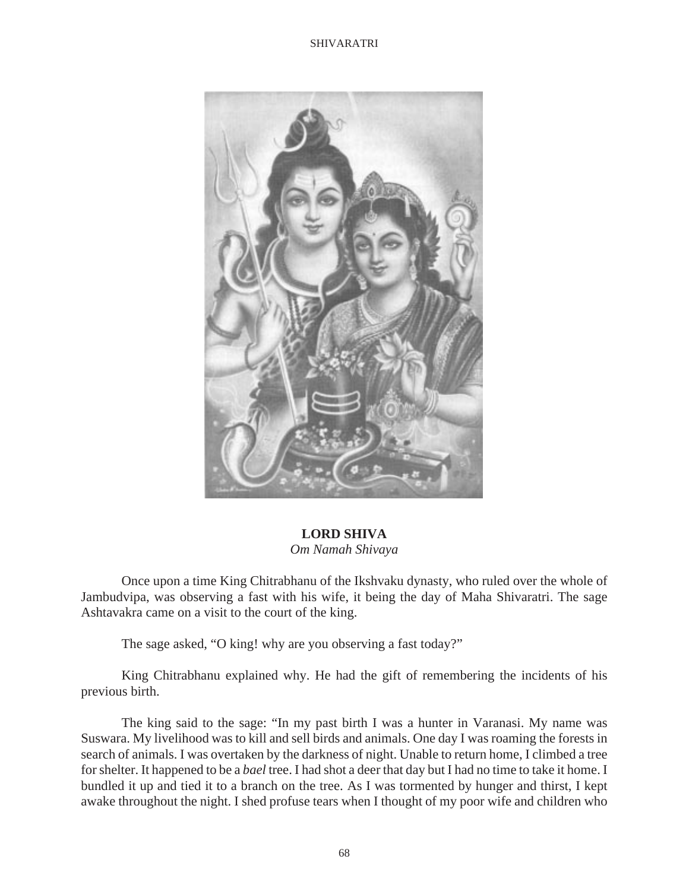**LORD SHIVA**
*Om Namah Shivaya*

Once upon a time King Chitrabhanu of the Ikshvaku dynasty, who ruled over the whole of Jambudvipa, was observing a fast with his wife, it being the day of Maha Shivaratri. The sage Ashtavakra came on a visit to the court of the king.

The sage asked, "O king! why are you observing a fast today?"

King Chitrabhanu explained why. He had the gift of remembering the incidents of his previous birth.

The king said to the sage: "In my past birth I was a hunter in Varanasi. My name was Suswara. My livelihood was to kill and sell birds and animals. One day I was roaming the forests in search of animals. I was overtaken by the darkness of night. Unable to return home, I climbed a tree for shelter. It happened to be a *bael* tree. I had shot a deer that day but I had no time to take it home. I bundled it up and tied it to a branch on the tree. As I was tormented by hunger and thirst, I kept awake throughout the night. I shed profuse tears when I thought of my poor wife and children who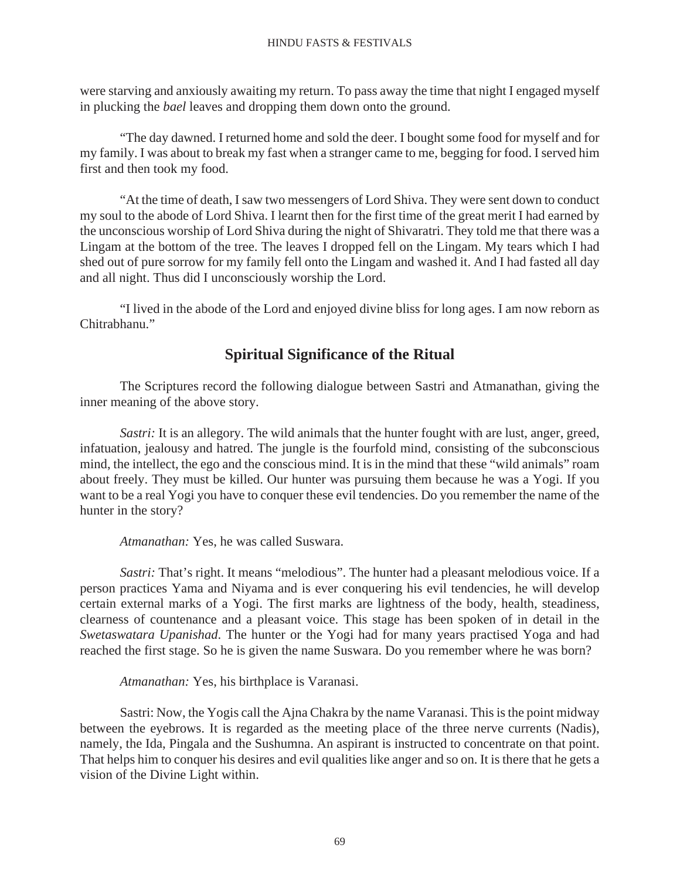were starving and anxiously awaiting my return. To pass away the time that night I engaged myself in plucking the *bael* leaves and dropping them down onto the ground.

"The day dawned. I returned home and sold the deer. I bought some food for myself and for my family. I was about to break my fast when a stranger came to me, begging for food. I served him first and then took my food.

"At the time of death, I saw two messengers of Lord Shiva. They were sent down to conduct my soul to the abode of Lord Shiva. I learnt then for the first time of the great merit I had earned by the unconscious worship of Lord Shiva during the night of Shivaratri. They told me that there was a Lingam at the bottom of the tree. The leaves I dropped fell on the Lingam. My tears which I had shed out of pure sorrow for my family fell onto the Lingam and washed it. And I had fasted all day and all night. Thus did I unconsciously worship the Lord.

"I lived in the abode of the Lord and enjoyed divine bliss for long ages. I am now reborn as Chitrabhanu."

## Spiritual Significance of the Ritual

The Scriptures record the following dialogue between Sastri and Atmanathan, giving the inner meaning of the above story.

*Sastri:* It is an allegory. The wild animals that the hunter fought with are lust, anger, greed, infatuation, jealousy and hatred. The jungle is the fourfold mind, consisting of the subconscious mind, the intellect, the ego and the conscious mind. It is in the mind that these "wild animals" roam about freely. They must be killed. Our hunter was pursuing them because he was a Yogi. If you want to be a real Yogi you have to conquer these evil tendencies. Do you remember the name of the hunter in the story?

*Atmanathan:* Yes, he was called Suswara.

*Sastri:* That's right. It means "melodious". The hunter had a pleasant melodious voice. If a person practices Yama and Niyama and is ever conquering his evil tendencies, he will develop certain external marks of a Yogi. The first marks are lightness of the body, health, steadiness, clearness of countenance and a pleasant voice. This stage has been spoken of in detail in the *Swetaswatara Upanishad*. The hunter or the Yogi had for many years practised Yoga and had reached the first stage. So he is given the name Suswara. Do you remember where he was born?

*Atmanathan:* Yes, his birthplace is Varanasi.

Sastri: Now, the Yogis call the Ajna Chakra by the name Varanasi. This is the point midway between the eyebrows. It is regarded as the meeting place of the three nerve currents (Nadis), namely, the Ida, Pingala and the Sushumna. An aspirant is instructed to concentrate on that point. That helps him to conquer his desires and evil qualities like anger and so on. It is there that he gets a vision of the Divine Light within.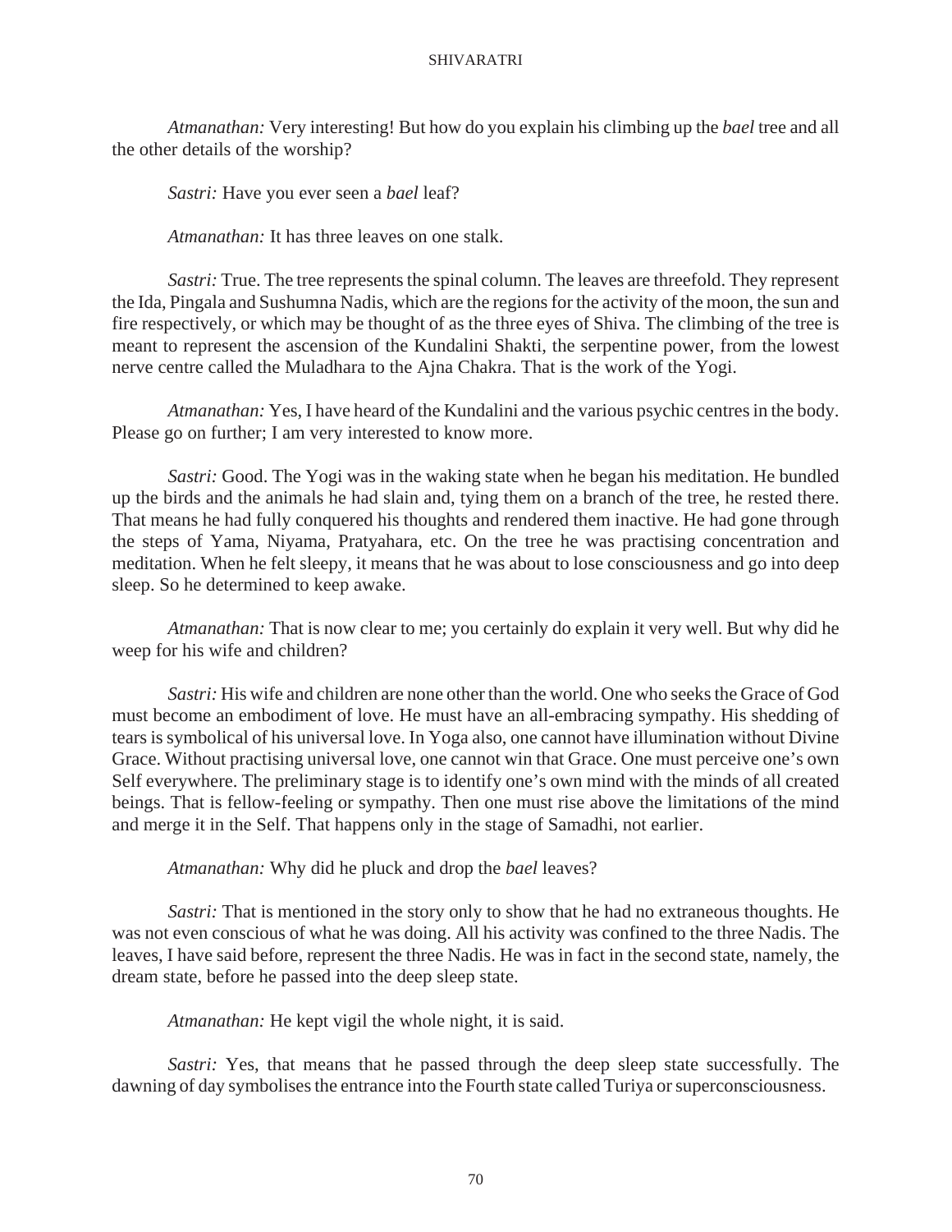*Atmanathan:* Very interesting! But how do you explain his climbing up the *bael* tree and all the other details of the worship?

*Sastri:* Have you ever seen a *bael* leaf?

*Atmanathan:* It has three leaves on one stalk.

*Sastri:* True. The tree represents the spinal column. The leaves are threefold. They represent the Ida, Pingala and Sushumna Nadis, which are the regions for the activity of the moon, the sun and fire respectively, or which may be thought of as the three eyes of Shiva. The climbing of the tree is meant to represent the ascension of the Kundalini Shakti, the serpentine power, from the lowest nerve centre called the Muladhara to the Ajna Chakra. That is the work of the Yogi.

*Atmanathan:* Yes, I have heard of the Kundalini and the various psychic centres in the body. Please go on further; I am very interested to know more.

*Sastri:* Good. The Yogi was in the waking state when he began his meditation. He bundled up the birds and the animals he had slain and, tying them on a branch of the tree, he rested there. That means he had fully conquered his thoughts and rendered them inactive. He had gone through the steps of Yama, Niyama, Pratyahara, etc. On the tree he was practising concentration and meditation. When he felt sleepy, it means that he was about to lose consciousness and go into deep sleep. So he determined to keep awake.

*Atmanathan:* That is now clear to me; you certainly do explain it very well. But why did he weep for his wife and children?

*Sastri:* His wife and children are none other than the world. One who seeks the Grace of God must become an embodiment of love. He must have an all-embracing sympathy. His shedding of tears is symbolical of his universal love. In Yoga also, one cannot have illumination without Divine Grace. Without practising universal love, one cannot win that Grace. One must perceive one's own Self everywhere. The preliminary stage is to identify one's own mind with the minds of all created beings. That is fellow-feeling or sympathy. Then one must rise above the limitations of the mind and merge it in the Self. That happens only in the stage of Samadhi, not earlier.

*Atmanathan:* Why did he pluck and drop the *bael* leaves?

*Sastri:* That is mentioned in the story only to show that he had no extraneous thoughts. He was not even conscious of what he was doing. All his activity was confined to the three Nadis. The leaves, I have said before, represent the three Nadis. He was in fact in the second state, namely, the dream state, before he passed into the deep sleep state.

*Atmanathan:* He kept vigil the whole night, it is said.

*Sastri:* Yes, that means that he passed through the deep sleep state successfully. The dawning of day symbolises the entrance into the Fourth state called Turiya or superconsciousness.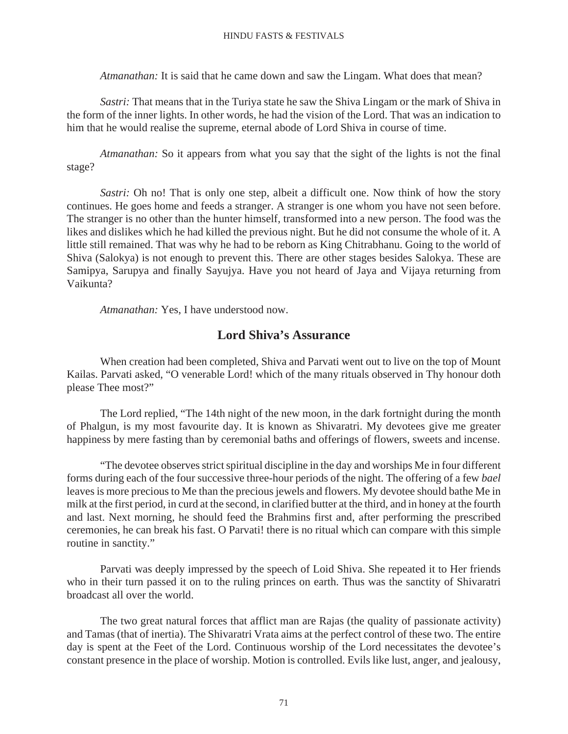*Atmanathan:* It is said that he came down and saw the Lingam. What does that mean?

*Sastri:* That means that in the Turiya state he saw the Shiva Lingam or the mark of Shiva in the form of the inner lights. In other words, he had the vision of the Lord. That was an indication to him that he would realise the supreme, eternal abode of Lord Shiva in course of time.

*Atmanathan:* So it appears from what you say that the sight of the lights is not the final stage?

*Sastri:* Oh no! That is only one step, albeit a difficult one. Now think of how the story continues. He goes home and feeds a stranger. A stranger is one whom you have not seen before. The stranger is no other than the hunter himself, transformed into a new person. The food was the likes and dislikes which he had killed the previous night. But he did not consume the whole of it. A little still remained. That was why he had to be reborn as King Chitrabhanu. Going to the world of Shiva (Salokya) is not enough to prevent this. There are other stages besides Salokya. These are Samipya, Sarupya and finally Sayujya. Have you not heard of Jaya and Vijaya returning from Vaikunta?

*Atmanathan:* Yes, I have understood now.

## Lord Shiva's Assurance

When creation had been completed, Shiva and Parvati went out to live on the top of Mount Kailas. Parvati asked, "O venerable Lord! which of the many rituals observed in Thy honour doth please Thee most?"

The Lord replied, "The 14th night of the new moon, in the dark fortnight during the month of Phalgun, is my most favourite day. It is known as Shivaratri. My devotees give me greater happiness by mere fasting than by ceremonial baths and offerings of flowers, sweets and incense.

"The devotee observes strict spiritual discipline in the day and worships Me in four different forms during each of the four successive three-hour periods of the night. The offering of a few *bael* leaves is more precious to Me than the precious jewels and flowers. My devotee should bathe Me in milk at the first period, in curd at the second, in clarified butter at the third, and in honey at the fourth and last. Next morning, he should feed the Brahmins first and, after performing the prescribed ceremonies, he can break his fast. O Parvati! there is no ritual which can compare with this simple routine in sanctity."

Parvati was deeply impressed by the speech of Loid Shiva. She repeated it to Her friends who in their turn passed it on to the ruling princes on earth. Thus was the sanctity of Shivaratri broadcast all over the world.

The two great natural forces that afflict man are Rajas (the quality of passionate activity) and Tamas (that of inertia). The Shivaratri Vrata aims at the perfect control of these two. The entire day is spent at the Feet of the Lord. Continuous worship of the Lord necessitates the devotee's constant presence in the place of worship. Motion is controlled. Evils like lust, anger, and jealousy,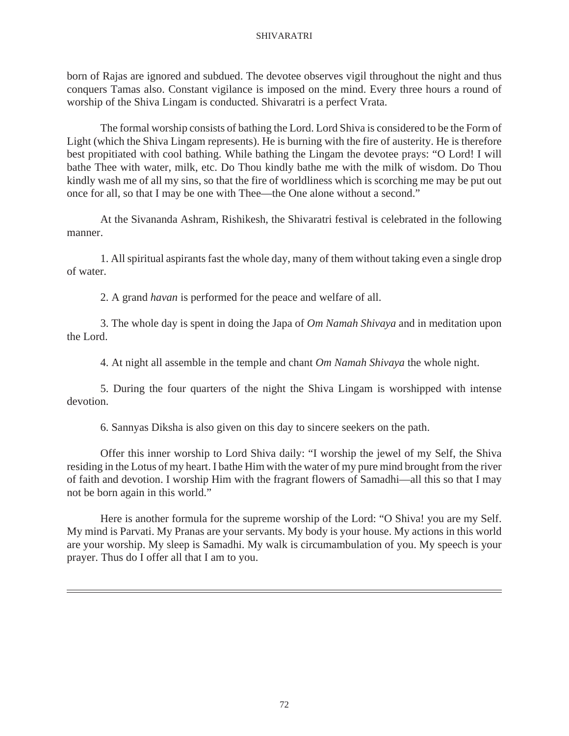born of Rajas are ignored and subdued. The devotee observes vigil throughout the night and thus conquers Tamas also. Constant vigilance is imposed on the mind. Every three hours a round of worship of the Shiva Lingam is conducted. Shivaratri is a perfect Vrata.

The formal worship consists of bathing the Lord. Lord Shiva is considered to be the Form of Light (which the Shiva Lingam represents). He is burning with the fire of austerity. He is therefore best propitiated with cool bathing. While bathing the Lingam the devotee prays: "O Lord! I will bathe Thee with water, milk, etc. Do Thou kindly bathe me with the milk of wisdom. Do Thou kindly wash me of all my sins, so that the fire of worldliness which is scorching me may be put out once for all, so that I may be one with Thee—the One alone without a second."

At the Sivananda Ashram, Rishikesh, the Shivaratri festival is celebrated in the following manner.

1. All spiritual aspirants fast the whole day, many of them without taking even a single drop of water.

2. A grand *havan* is performed for the peace and welfare of all.

3. The whole day is spent in doing the Japa of *Om Namah Shivaya* and in meditation upon the Lord.

4. At night all assemble in the temple and chant *Om Namah Shivaya* the whole night.

5. During the four quarters of the night the Shiva Lingam is worshipped with intense devotion.

6. Sannyas Diksha is also given on this day to sincere seekers on the path.

Offer this inner worship to Lord Shiva daily: "I worship the jewel of my Self, the Shiva residing in the Lotus of my heart. I bathe Him with the water of my pure mind brought from the river of faith and devotion. I worship Him with the fragrant flowers of Samadhi—all this so that I may not be born again in this world."

Here is another formula for the supreme worship of the Lord: "O Shiva! you are my Self. My mind is Parvati. My Pranas are your servants. My body is your house. My actions in this world are your worship. My sleep is Samadhi. My walk is circumambulation of you. My speech is your prayer. Thus do I offer all that I am to you.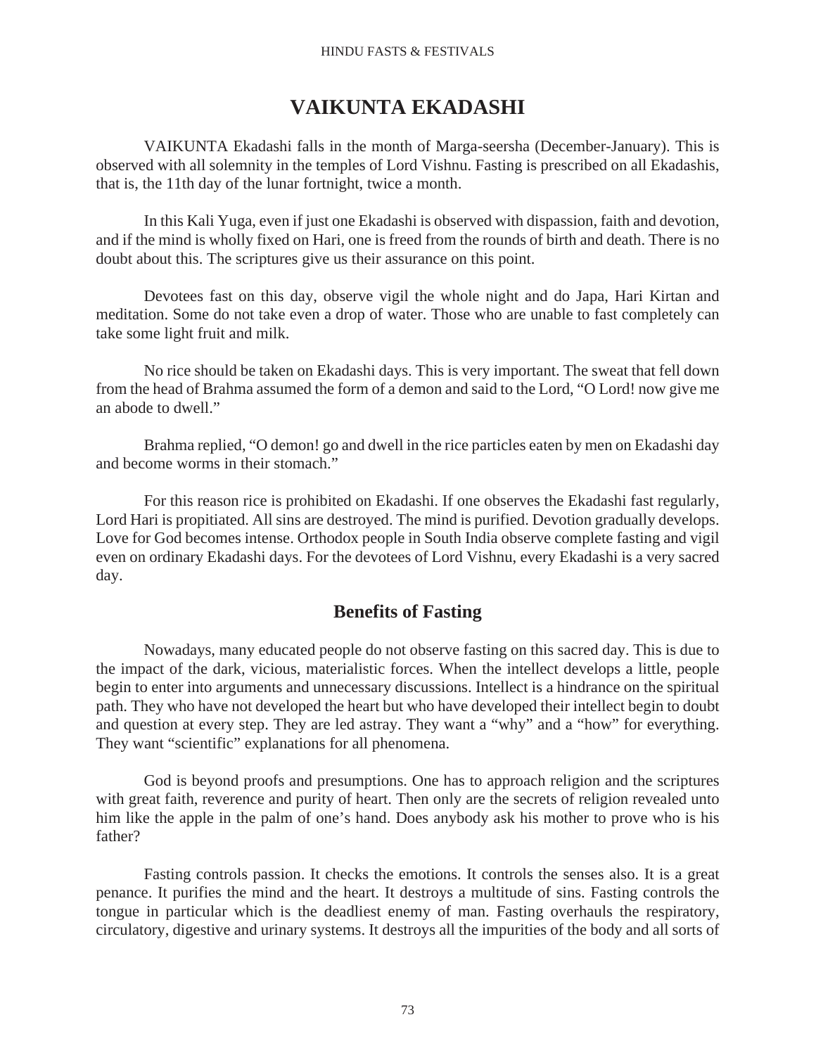# VAIKUNTA EKADASHI

VAIKUNTA Ekadashi falls in the month of Marga-seersha (December-January). This is observed with all solemnity in the temples of Lord Vishnu. Fasting is prescribed on all Ekadashis, that is, the 11th day of the lunar fortnight, twice a month.

In this Kali Yuga, even if just one Ekadashi is observed with dispassion, faith and devotion, and if the mind is wholly fixed on Hari, one is freed from the rounds of birth and death. There is no doubt about this. The scriptures give us their assurance on this point.

Devotees fast on this day, observe vigil the whole night and do Japa, Hari Kirtan and meditation. Some do not take even a drop of water. Those who are unable to fast completely can take some light fruit and milk.

No rice should be taken on Ekadashi days. This is very important. The sweat that fell down from the head of Brahma assumed the form of a demon and said to the Lord, "O Lord! now give me an abode to dwell."

Brahma replied, "O demon! go and dwell in the rice particles eaten by men on Ekadashi day and become worms in their stomach."

For this reason rice is prohibited on Ekadashi. If one observes the Ekadashi fast regularly, Lord Hari is propitiated. All sins are destroyed. The mind is purified. Devotion gradually develops. Love for God becomes intense. Orthodox people in South India observe complete fasting and vigil even on ordinary Ekadashi days. For the devotees of Lord Vishnu, every Ekadashi is a very sacred day.

## Benefits of Fasting

Nowadays, many educated people do not observe fasting on this sacred day. This is due to the impact of the dark, vicious, materialistic forces. When the intellect develops a little, people begin to enter into arguments and unnecessary discussions. Intellect is a hindrance on the spiritual path. They who have not developed the heart but who have developed their intellect begin to doubt and question at every step. They are led astray. They want a "why" and a "how" for everything. They want "scientific" explanations for all phenomena.

God is beyond proofs and presumptions. One has to approach religion and the scriptures with great faith, reverence and purity of heart. Then only are the secrets of religion revealed unto him like the apple in the palm of one's hand. Does anybody ask his mother to prove who is his father?

Fasting controls passion. It checks the emotions. It controls the senses also. It is a great penance. It purifies the mind and the heart. It destroys a multitude of sins. Fasting controls the tongue in particular which is the deadliest enemy of man. Fasting overhauls the respiratory, circulatory, digestive and urinary systems. It destroys all the impurities of the body and all sorts of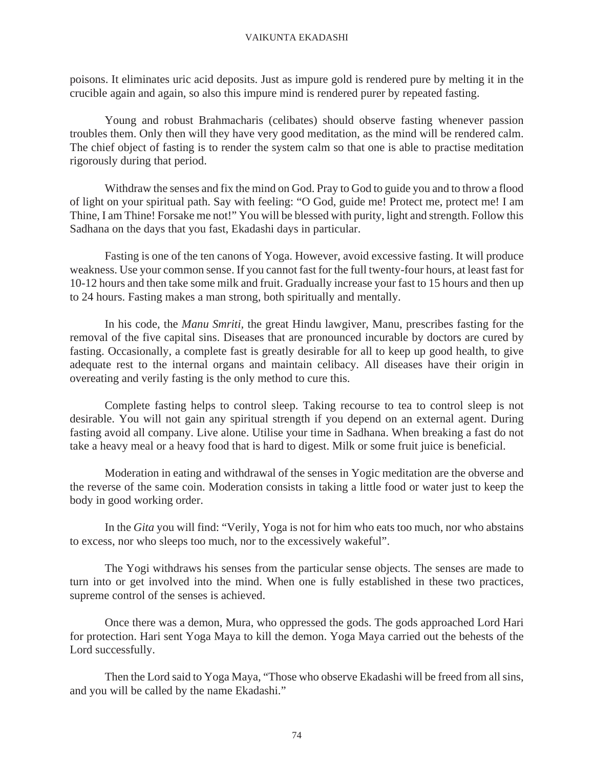poisons. It eliminates uric acid deposits. Just as impure gold is rendered pure by melting it in the crucible again and again, so also this impure mind is rendered purer by repeated fasting.

Young and robust Brahmacharis (celibates) should observe fasting whenever passion troubles them. Only then will they have very good meditation, as the mind will be rendered calm. The chief object of fasting is to render the system calm so that one is able to practise meditation rigorously during that period.

Withdraw the senses and fix the mind on God. Pray to God to guide you and to throw a flood of light on your spiritual path. Say with feeling: "O God, guide me! Protect me, protect me! I am Thine, I am Thine! Forsake me not!" You will be blessed with purity, light and strength. Follow this Sadhana on the days that you fast, Ekadashi days in particular.

Fasting is one of the ten canons of Yoga. However, avoid excessive fasting. It will produce weakness. Use your common sense. If you cannot fast for the full twenty-four hours, at least fast for 10-12 hours and then take some milk and fruit. Gradually increase your fast to 15 hours and then up to 24 hours. Fasting makes a man strong, both spiritually and mentally.

In his code, the *Manu Smriti*, the great Hindu lawgiver, Manu, prescribes fasting for the removal of the five capital sins. Diseases that are pronounced incurable by doctors are cured by fasting. Occasionally, a complete fast is greatly desirable for all to keep up good health, to give adequate rest to the internal organs and maintain celibacy. All diseases have their origin in overeating and verily fasting is the only method to cure this.

Complete fasting helps to control sleep. Taking recourse to tea to control sleep is not desirable. You will not gain any spiritual strength if you depend on an external agent. During fasting avoid all company. Live alone. Utilise your time in Sadhana. When breaking a fast do not take a heavy meal or a heavy food that is hard to digest. Milk or some fruit juice is beneficial.

Moderation in eating and withdrawal of the senses in Yogic meditation are the obverse and the reverse of the same coin. Moderation consists in taking a little food or water just to keep the body in good working order.

In the *Gita* you will find: "Verily, Yoga is not for him who eats too much, nor who abstains to excess, nor who sleeps too much, nor to the excessively wakeful".

The Yogi withdraws his senses from the particular sense objects. The senses are made to turn into or get involved into the mind. When one is fully established in these two practices, supreme control of the senses is achieved.

Once there was a demon, Mura, who oppressed the gods. The gods approached Lord Hari for protection. Hari sent Yoga Maya to kill the demon. Yoga Maya carried out the behests of the Lord successfully.

Then the Lord said to Yoga Maya, "Those who observe Ekadashi will be freed from all sins, and you will be called by the name Ekadashi."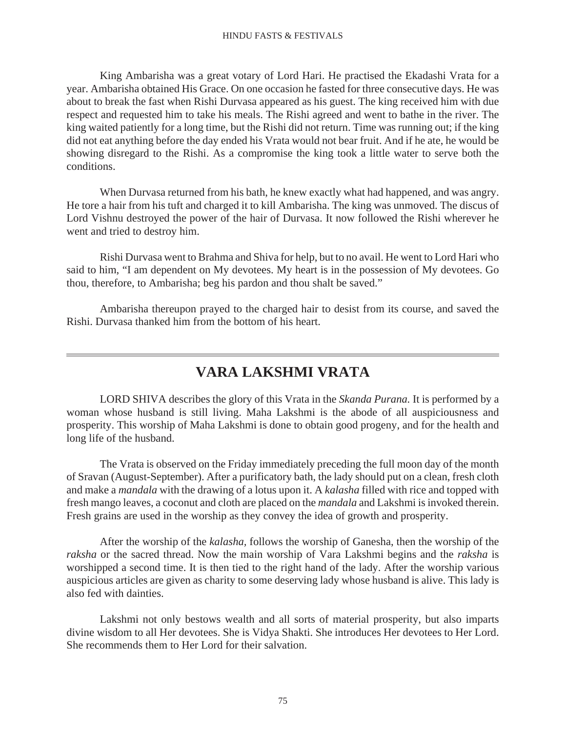King Ambarisha was a great votary of Lord Hari. He practised the Ekadashi Vrata for a year. Ambarisha obtained His Grace. On one occasion he fasted for three consecutive days. He was about to break the fast when Rishi Durvasa appeared as his guest. The king received him with due respect and requested him to take his meals. The Rishi agreed and went to bathe in the river. The king waited patiently for a long time, but the Rishi did not return. Time was running out; if the king did not eat anything before the day ended his Vrata would not bear fruit. And if he ate, he would be showing disregard to the Rishi. As a compromise the king took a little water to serve both the conditions.

When Durvasa returned from his bath, he knew exactly what had happened, and was angry. He tore a hair from his tuft and charged it to kill Ambarisha. The king was unmoved. The discus of Lord Vishnu destroyed the power of the hair of Durvasa. It now followed the Rishi wherever he went and tried to destroy him.

Rishi Durvasa went to Brahma and Shiva for help, but to no avail. He went to Lord Hari who said to him, "I am dependent on My devotees. My heart is in the possession of My devotees. Go thou, therefore, to Ambarisha; beg his pardon and thou shalt be saved."

Ambarisha thereupon prayed to the charged hair to desist from its course, and saved the Rishi. Durvasa thanked him from the bottom of his heart.

---

# VARA LAKSHMI VRATA

LORD SHIVA describes the glory of this Vrata in the *Skanda Purana.* It is performed by a woman whose husband is still living. Maha Lakshmi is the abode of all auspiciousness and prosperity. This worship of Maha Lakshmi is done to obtain good progeny, and for the health and long life of the husband.

The Vrata is observed on the Friday immediately preceding the full moon day of the month of Sravan (August-September). After a purificatory bath, the lady should put on a clean, fresh cloth and make a *mandala* with the drawing of a lotus upon it. A *kalasha* filled with rice and topped with fresh mango leaves, a coconut and cloth are placed on the *mandala* and Lakshmi is invoked therein. Fresh grains are used in the worship as they convey the idea of growth and prosperity.

After the worship of the *kalasha,* follows the worship of Ganesha, then the worship of the *raksha* or the sacred thread. Now the main worship of Vara Lakshmi begins and the *raksha* is worshipped a second time. It is then tied to the right hand of the lady. After the worship various auspicious articles are given as charity to some deserving lady whose husband is alive. This lady is also fed with dainties.

Lakshmi not only bestows wealth and all sorts of material prosperity, but also imparts divine wisdom to all Her devotees. She is Vidya Shakti. She introduces Her devotees to Her Lord. She recommends them to Her Lord for their salvation.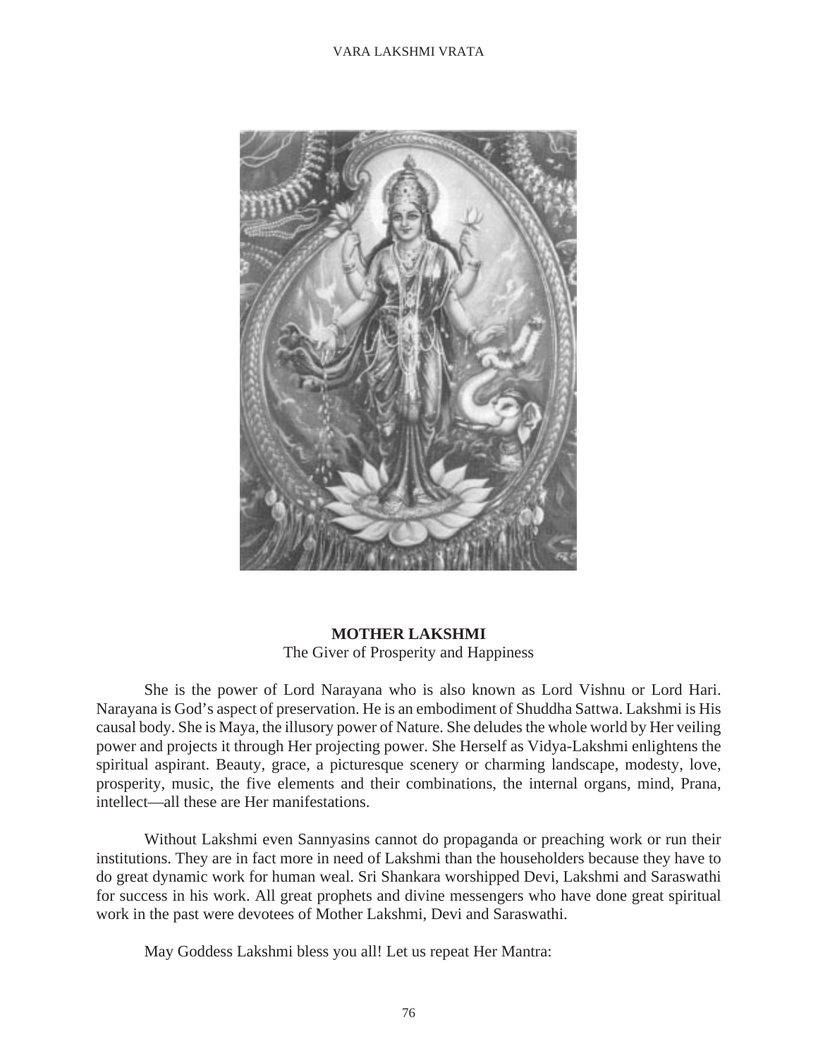**MOTHER LAKSHMI**

The Giver of Prosperity and Happiness

She is the power of Lord Narayana who is also known as Lord Vishnu or Lord Hari. Narayana is God's aspect of preservation. He is an embodiment of Shuddha Sattwa. Lakshmi is His causal body. She is Maya, the illusory power of Nature. She deludes the whole world by Her veiling power and projects it through Her projecting power. She Herself as Vidya-Lakshmi enlightens the spiritual aspirant. Beauty, grace, a picturesque scenery or charming landscape, modesty, love, prosperity, music, the five elements and their combinations, the internal organs, mind, Prana, intellect—all these are Her manifestations.

Without Lakshmi even Sannyasins cannot do propaganda or preaching work or run their institutions. They are in fact more in need of Lakshmi than the householders because they have to do great dynamic work for human weal. Sri Shankara worshipped Devi, Lakshmi and Saraswathi for success in his work. All great prophets and divine messengers who have done great spiritual work in the past were devotees of Mother Lakshmi, Devi and Saraswathi.

May Goddess Lakshmi bless you all! Let us repeat Her Mantra: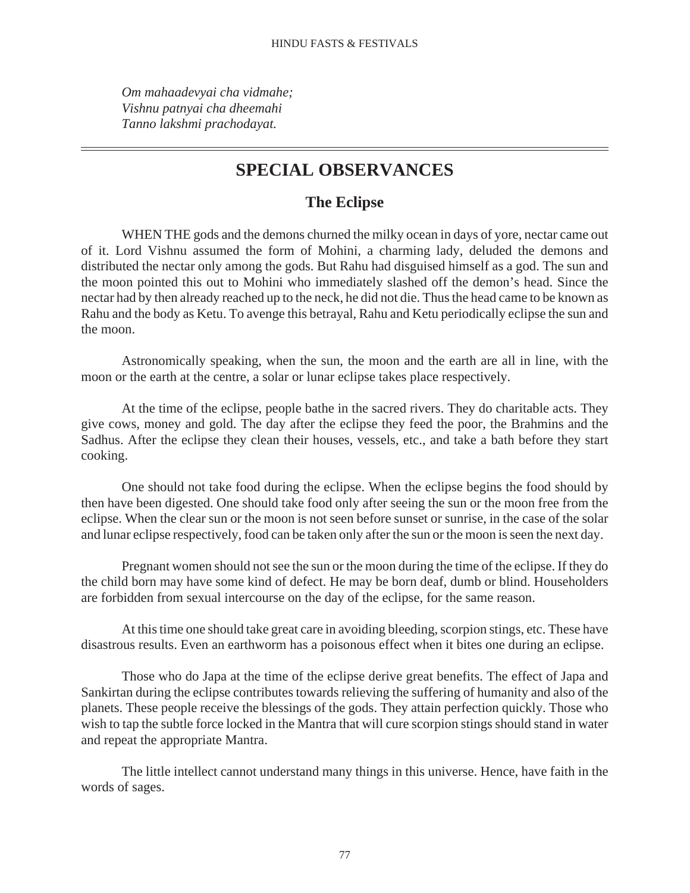*Om mahaadevyai cha vidmahe;*
*Vishnu patnyai cha dheemahi*
*Tanno lakshmi prachodayat.*

# SPECIAL OBSERVANCES

## The Eclipse

WHEN THE gods and the demons churned the milky ocean in days of yore, nectar came out of it. Lord Vishnu assumed the form of Mohini, a charming lady, deluded the demons and distributed the nectar only among the gods. But Rahu had disguised himself as a god. The sun and the moon pointed this out to Mohini who immediately slashed off the demon's head. Since the nectar had by then already reached up to the neck, he did not die. Thus the head came to be known as Rahu and the body as Ketu. To avenge this betrayal, Rahu and Ketu periodically eclipse the sun and the moon.

Astronomically speaking, when the sun, the moon and the earth are all in line, with the moon or the earth at the centre, a solar or lunar eclipse takes place respectively.

At the time of the eclipse, people bathe in the sacred rivers. They do charitable acts. They give cows, money and gold. The day after the eclipse they feed the poor, the Brahmins and the Sadhus. After the eclipse they clean their houses, vessels, etc., and take a bath before they start cooking.

One should not take food during the eclipse. When the eclipse begins the food should by then have been digested. One should take food only after seeing the sun or the moon free from the eclipse. When the clear sun or the moon is not seen before sunset or sunrise, in the case of the solar and lunar eclipse respectively, food can be taken only after the sun or the moon is seen the next day.

Pregnant women should not see the sun or the moon during the time of the eclipse. If they do the child born may have some kind of defect. He may be born deaf, dumb or blind. Householders are forbidden from sexual intercourse on the day of the eclipse, for the same reason.

At this time one should take great care in avoiding bleeding, scorpion stings, etc. These have disastrous results. Even an earthworm has a poisonous effect when it bites one during an eclipse.

Those who do Japa at the time of the eclipse derive great benefits. The effect of Japa and Sankirtan during the eclipse contributes towards relieving the suffering of humanity and also of the planets. These people receive the blessings of the gods. They attain perfection quickly. Those who wish to tap the subtle force locked in the Mantra that will cure scorpion stings should stand in water and repeat the appropriate Mantra.

The little intellect cannot understand many things in this universe. Hence, have faith in the words of sages.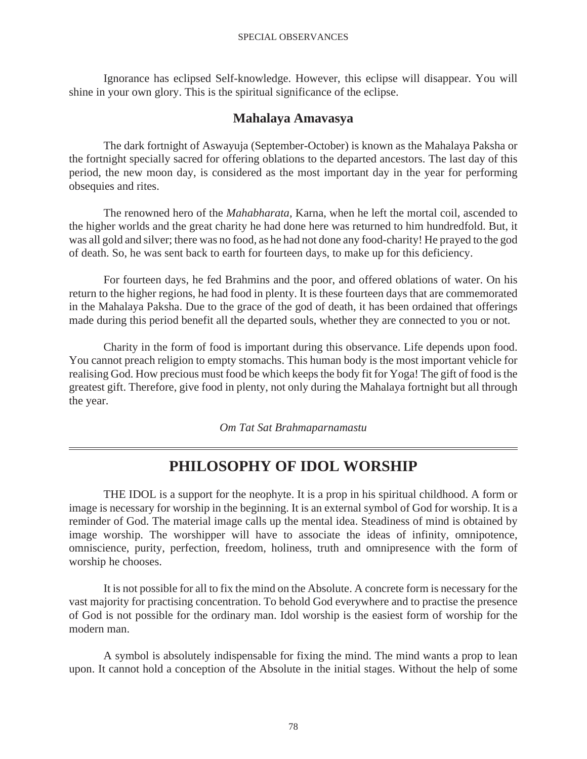Ignorance has eclipsed Self-knowledge. However, this eclipse will disappear. You will shine in your own glory. This is the spiritual significance of the eclipse.

### Mahalaya Amavasya

The dark fortnight of Aswayuja (September-October) is known as the Mahalaya Paksha or the fortnight specially sacred for offering oblations to the departed ancestors. The last day of this period, the new moon day, is considered as the most important day in the year for performing obsequies and rites.

The renowned hero of the *Mahabharata*, Karna, when he left the mortal coil, ascended to the higher worlds and the great charity he had done here was returned to him hundredfold. But, it was all gold and silver; there was no food, as he had not done any food-charity! He prayed to the god of death. So, he was sent back to earth for fourteen days, to make up for this deficiency.

For fourteen days, he fed Brahmins and the poor, and offered oblations of water. On his return to the higher regions, he had food in plenty. It is these fourteen days that are commemorated in the Mahalaya Paksha. Due to the grace of the god of death, it has been ordained that offerings made during this period benefit all the departed souls, whether they are connected to you or not.

Charity in the form of food is important during this observance. Life depends upon food. You cannot preach religion to empty stomachs. This human body is the most important vehicle for realising God. How precious must food be which keeps the body fit for Yoga! The gift of food is the greatest gift. Therefore, give food in plenty, not only during the Mahalaya fortnight but all through the year.

*Om Tat Sat Brahmaparnamastu*

---

## PHILOSOPHY OF IDOL WORSHIP

THE IDOL is a support for the neophyte. It is a prop in his spiritual childhood. A form or image is necessary for worship in the beginning. It is an external symbol of God for worship. It is a reminder of God. The material image calls up the mental idea. Steadiness of mind is obtained by image worship. The worshipper will have to associate the ideas of infinity, omnipotence, omniscience, purity, perfection, freedom, holiness, truth and omnipresence with the form of worship he chooses.

It is not possible for all to fix the mind on the Absolute. A concrete form is necessary for the vast majority for practising concentration. To behold God everywhere and to practise the presence of God is not possible for the ordinary man. Idol worship is the easiest form of worship for the modern man.

A symbol is absolutely indispensable for fixing the mind. The mind wants a prop to lean upon. It cannot hold a conception of the Absolute in the initial stages. Without the help of some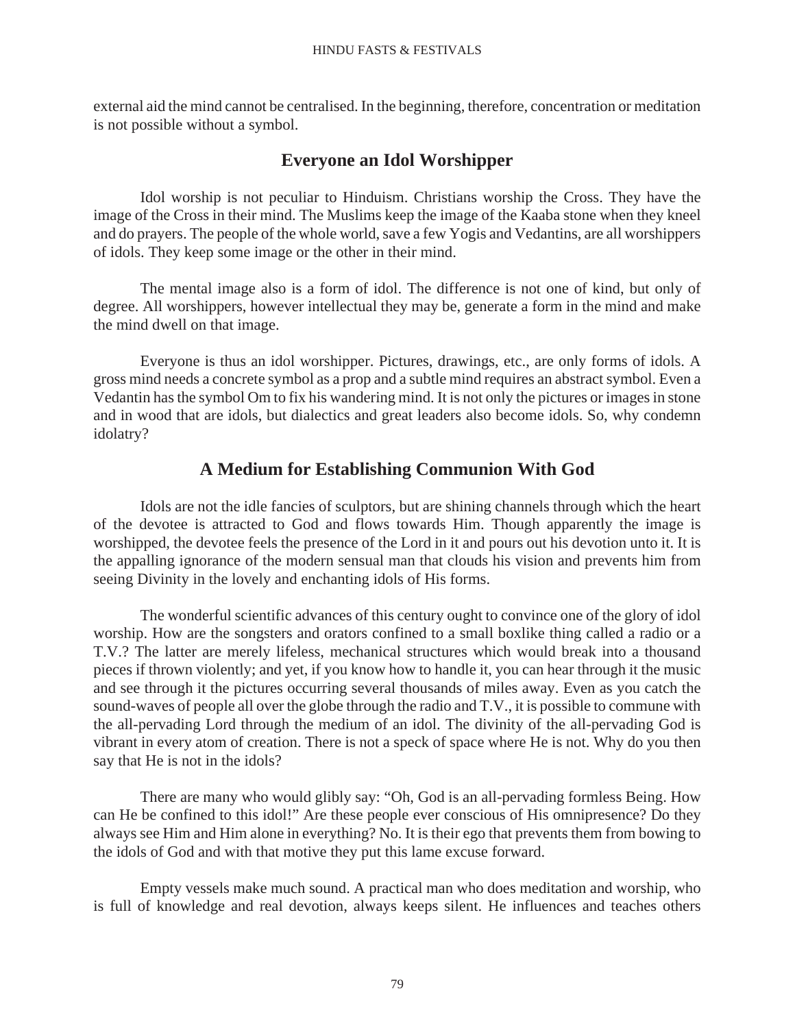external aid the mind cannot be centralised. In the beginning, therefore, concentration or meditation is not possible without a symbol.

## Everyone an Idol Worshipper

Idol worship is not peculiar to Hinduism. Christians worship the Cross. They have the image of the Cross in their mind. The Muslims keep the image of the Kaaba stone when they kneel and do prayers. The people of the whole world, save a few Yogis and Vedantins, are all worshippers of idols. They keep some image or the other in their mind.

The mental image also is a form of idol. The difference is not one of kind, but only of degree. All worshippers, however intellectual they may be, generate a form in the mind and make the mind dwell on that image.

Everyone is thus an idol worshipper. Pictures, drawings, etc., are only forms of idols. A gross mind needs a concrete symbol as a prop and a subtle mind requires an abstract symbol. Even a Vedantin has the symbol Om to fix his wandering mind. It is not only the pictures or images in stone and in wood that are idols, but dialectics and great leaders also become idols. So, why condemn idolatry?

## A Medium for Establishing Communion With God

Idols are not the idle fancies of sculptors, but are shining channels through which the heart of the devotee is attracted to God and flows towards Him. Though apparently the image is worshipped, the devotee feels the presence of the Lord in it and pours out his devotion unto it. It is the appalling ignorance of the modern sensual man that clouds his vision and prevents him from seeing Divinity in the lovely and enchanting idols of His forms.

The wonderful scientific advances of this century ought to convince one of the glory of idol worship. How are the songsters and orators confined to a small boxlike thing called a radio or a T.V.? The latter are merely lifeless, mechanical structures which would break into a thousand pieces if thrown violently; and yet, if you know how to handle it, you can hear through it the music and see through it the pictures occurring several thousands of miles away. Even as you catch the sound-waves of people all over the globe through the radio and T.V., it is possible to commune with the all-pervading Lord through the medium of an idol. The divinity of the all-pervading God is vibrant in every atom of creation. There is not a speck of space where He is not. Why do you then say that He is not in the idols?

There are many who would glibly say: "Oh, God is an all-pervading formless Being. How can He be confined to this idol!" Are these people ever conscious of His omnipresence? Do they always see Him and Him alone in everything? No. It is their ego that prevents them from bowing to the idols of God and with that motive they put this lame excuse forward.

Empty vessels make much sound. A practical man who does meditation and worship, who is full of knowledge and real devotion, always keeps silent. He influences and teaches others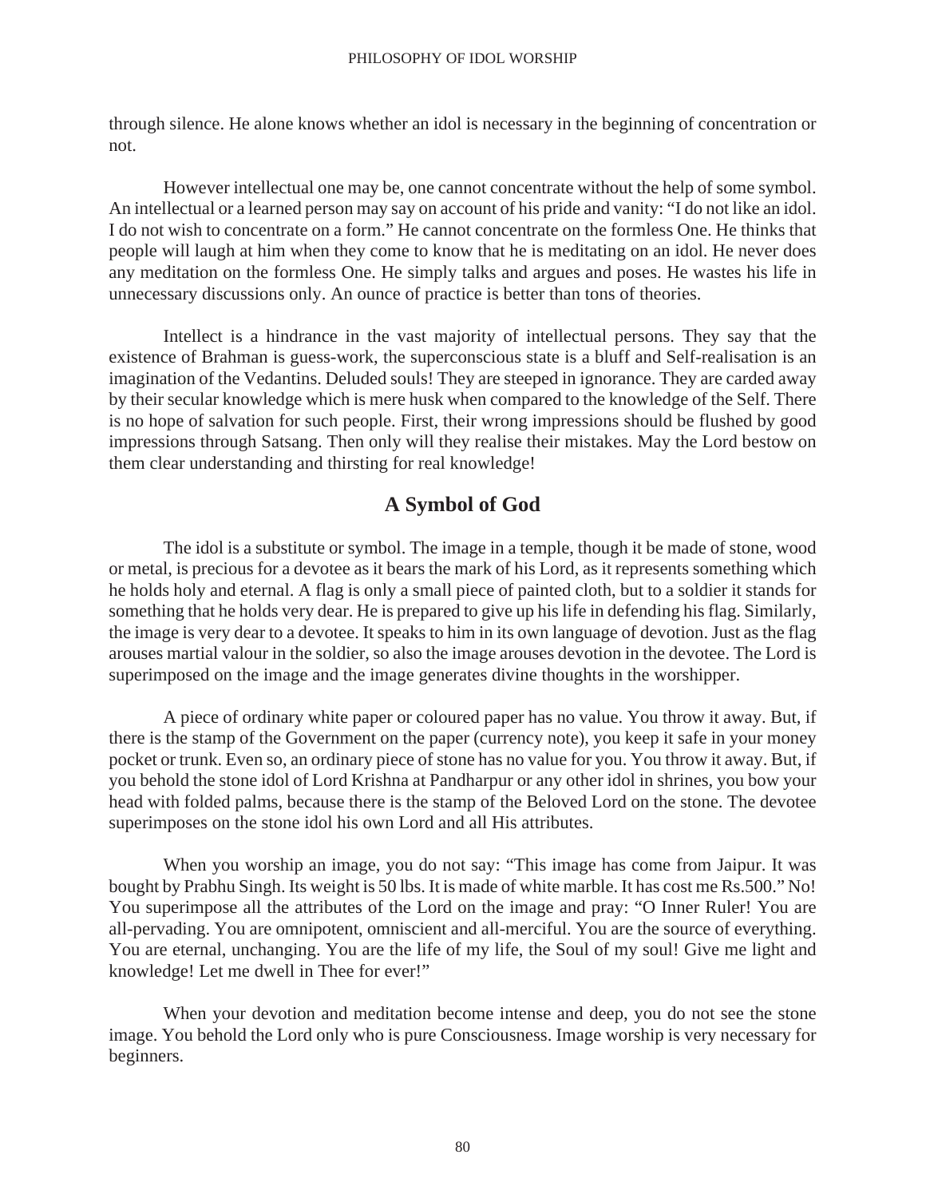through silence. He alone knows whether an idol is necessary in the beginning of concentration or not.

However intellectual one may be, one cannot concentrate without the help of some symbol. An intellectual or a learned person may say on account of his pride and vanity: "I do not like an idol. I do not wish to concentrate on a form." He cannot concentrate on the formless One. He thinks that people will laugh at him when they come to know that he is meditating on an idol. He never does any meditation on the formless One. He simply talks and argues and poses. He wastes his life in unnecessary discussions only. An ounce of practice is better than tons of theories.

Intellect is a hindrance in the vast majority of intellectual persons. They say that the existence of Brahman is guess-work, the superconscious state is a bluff and Self-realisation is an imagination of the Vedantins. Deluded souls! They are steeped in ignorance. They are carded away by their secular knowledge which is mere husk when compared to the knowledge of the Self. There is no hope of salvation for such people. First, their wrong impressions should be flushed by good impressions through Satsang. Then only will they realise their mistakes. May the Lord bestow on them clear understanding and thirsting for real knowledge!

## A Symbol of God

The idol is a substitute or symbol. The image in a temple, though it be made of stone, wood or metal, is precious for a devotee as it bears the mark of his Lord, as it represents something which he holds holy and eternal. A flag is only a small piece of painted cloth, but to a soldier it stands for something that he holds very dear. He is prepared to give up his life in defending his flag. Similarly, the image is very dear to a devotee. It speaks to him in its own language of devotion. Just as the flag arouses martial valour in the soldier, so also the image arouses devotion in the devotee. The Lord is superimposed on the image and the image generates divine thoughts in the worshipper.

A piece of ordinary white paper or coloured paper has no value. You throw it away. But, if there is the stamp of the Government on the paper (currency note), you keep it safe in your money pocket or trunk. Even so, an ordinary piece of stone has no value for you. You throw it away. But, if you behold the stone idol of Lord Krishna at Pandharpur or any other idol in shrines, you bow your head with folded palms, because there is the stamp of the Beloved Lord on the stone. The devotee superimposes on the stone idol his own Lord and all His attributes.

When you worship an image, you do not say: "This image has come from Jaipur. It was bought by Prabhu Singh. Its weight is 50 lbs. It is made of white marble. It has cost me Rs.500." No! You superimpose all the attributes of the Lord on the image and pray: "O Inner Ruler! You are all-pervading. You are omnipotent, omniscient and all-merciful. You are the source of everything. You are eternal, unchanging. You are the life of my life, the Soul of my soul! Give me light and knowledge! Let me dwell in Thee for ever!"

When your devotion and meditation become intense and deep, you do not see the stone image. You behold the Lord only who is pure Consciousness. Image worship is very necessary for beginners.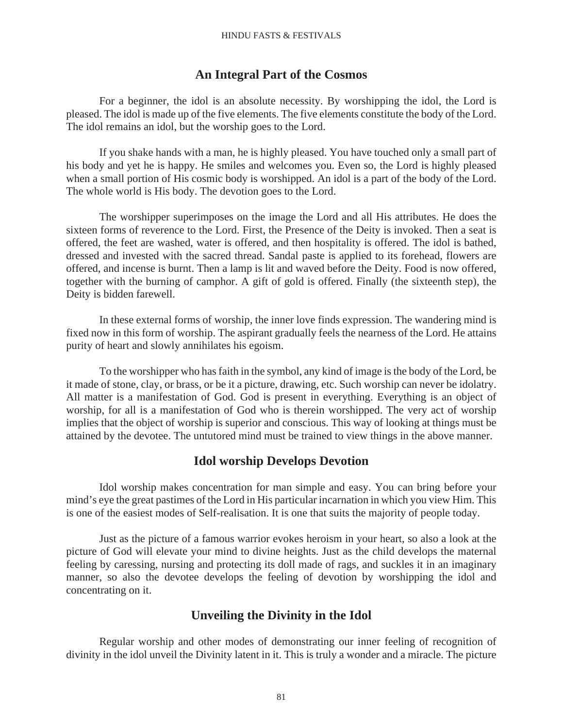## An Integral Part of the Cosmos

For a beginner, the idol is an absolute necessity. By worshipping the idol, the Lord is pleased. The idol is made up of the five elements. The five elements constitute the body of the Lord. The idol remains an idol, but the worship goes to the Lord.

If you shake hands with a man, he is highly pleased. You have touched only a small part of his body and yet he is happy. He smiles and welcomes you. Even so, the Lord is highly pleased when a small portion of His cosmic body is worshipped. An idol is a part of the body of the Lord. The whole world is His body. The devotion goes to the Lord.

The worshipper superimposes on the image the Lord and all His attributes. He does the sixteen forms of reverence to the Lord. First, the Presence of the Deity is invoked. Then a seat is offered, the feet are washed, water is offered, and then hospitality is offered. The idol is bathed, dressed and invested with the sacred thread. Sandal paste is applied to its forehead, flowers are offered, and incense is burnt. Then a lamp is lit and waved before the Deity. Food is now offered, together with the burning of camphor. A gift of gold is offered. Finally (the sixteenth step), the Deity is bidden farewell.

In these external forms of worship, the inner love finds expression. The wandering mind is fixed now in this form of worship. The aspirant gradually feels the nearness of the Lord. He attains purity of heart and slowly annihilates his egoism.

To the worshipper who has faith in the symbol, any kind of image is the body of the Lord, be it made of stone, clay, or brass, or be it a picture, drawing, etc. Such worship can never be idolatry. All matter is a manifestation of God. God is present in everything. Everything is an object of worship, for all is a manifestation of God who is therein worshipped. The very act of worship implies that the object of worship is superior and conscious. This way of looking at things must be attained by the devotee. The untutored mind must be trained to view things in the above manner.

## Idol worship Develops Devotion

Idol worship makes concentration for man simple and easy. You can bring before your mind's eye the great pastimes of the Lord in His particular incarnation in which you view Him. This is one of the easiest modes of Self-realisation. It is one that suits the majority of people today.

Just as the picture of a famous warrior evokes heroism in your heart, so also a look at the picture of God will elevate your mind to divine heights. Just as the child develops the maternal feeling by caressing, nursing and protecting its doll made of rags, and suckles it in an imaginary manner, so also the devotee develops the feeling of devotion by worshipping the idol and concentrating on it.

## Unveiling the Divinity in the Idol

Regular worship and other modes of demonstrating our inner feeling of recognition of divinity in the idol unveil the Divinity latent in it. This is truly a wonder and a miracle. The picture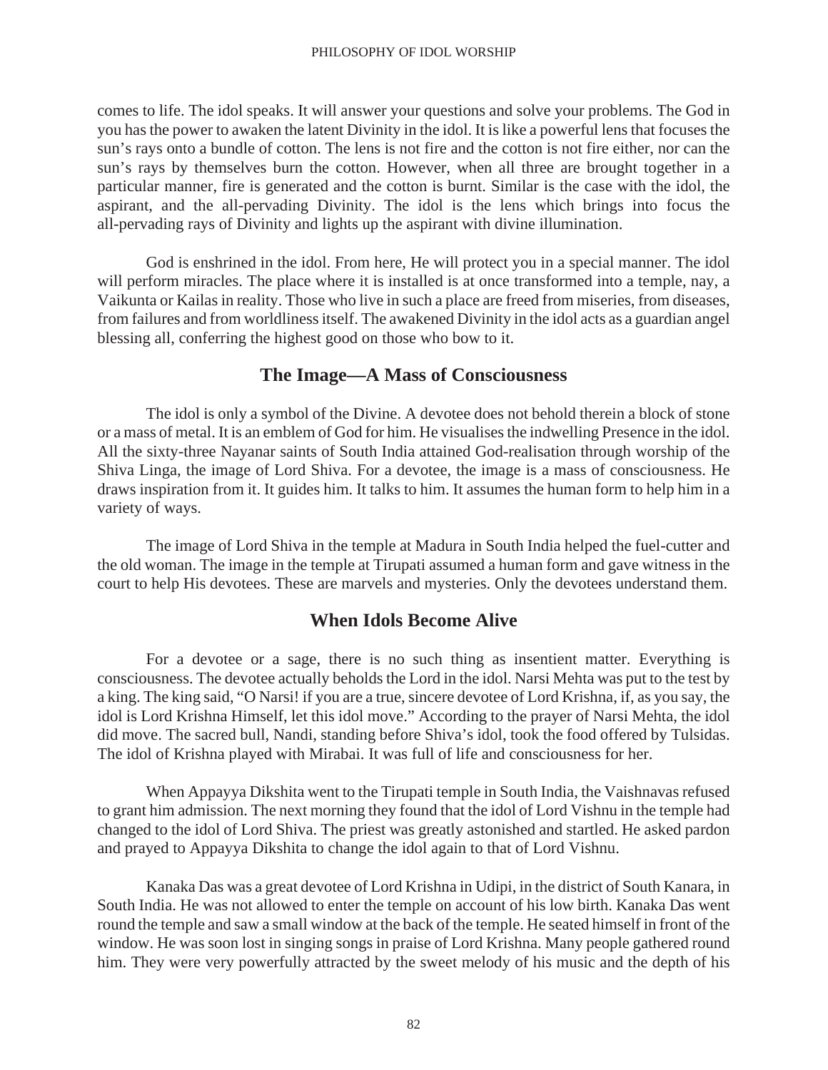comes to life. The idol speaks. It will answer your questions and solve your problems. The God in you has the power to awaken the latent Divinity in the idol. It is like a powerful lens that focuses the sun's rays onto a bundle of cotton. The lens is not fire and the cotton is not fire either, nor can the sun's rays by themselves burn the cotton. However, when all three are brought together in a particular manner, fire is generated and the cotton is burnt. Similar is the case with the idol, the aspirant, and the all-pervading Divinity. The idol is the lens which brings into focus the all-pervading rays of Divinity and lights up the aspirant with divine illumination.

God is enshrined in the idol. From here, He will protect you in a special manner. The idol will perform miracles. The place where it is installed is at once transformed into a temple, nay, a Vaikunta or Kailas in reality. Those who live in such a place are freed from miseries, from diseases, from failures and from worldliness itself. The awakened Divinity in the idol acts as a guardian angel blessing all, conferring the highest good on those who bow to it.

## The Image—A Mass of Consciousness

The idol is only a symbol of the Divine. A devotee does not behold therein a block of stone or a mass of metal. It is an emblem of God for him. He visualises the indwelling Presence in the idol. All the sixty-three Nayanar saints of South India attained God-realisation through worship of the Shiva Linga, the image of Lord Shiva. For a devotee, the image is a mass of consciousness. He draws inspiration from it. It guides him. It talks to him. It assumes the human form to help him in a variety of ways.

The image of Lord Shiva in the temple at Madura in South India helped the fuel-cutter and the old woman. The image in the temple at Tirupati assumed a human form and gave witness in the court to help His devotees. These are marvels and mysteries. Only the devotees understand them.

## When Idols Become Alive

For a devotee or a sage, there is no such thing as insentient matter. Everything is consciousness. The devotee actually beholds the Lord in the idol. Narsi Mehta was put to the test by a king. The king said, "O Narsi! if you are a true, sincere devotee of Lord Krishna, if, as you say, the idol is Lord Krishna Himself, let this idol move." According to the prayer of Narsi Mehta, the idol did move. The sacred bull, Nandi, standing before Shiva's idol, took the food offered by Tulsidas. The idol of Krishna played with Mirabai. It was full of life and consciousness for her.

When Appayya Dikshita went to the Tirupati temple in South India, the Vaishnavas refused to grant him admission. The next morning they found that the idol of Lord Vishnu in the temple had changed to the idol of Lord Shiva. The priest was greatly astonished and startled. He asked pardon and prayed to Appayya Dikshita to change the idol again to that of Lord Vishnu.

Kanaka Das was a great devotee of Lord Krishna in Udipi, in the district of South Kanara, in South India. He was not allowed to enter the temple on account of his low birth. Kanaka Das went round the temple and saw a small window at the back of the temple. He seated himself in front of the window. He was soon lost in singing songs in praise of Lord Krishna. Many people gathered round him. They were very powerfully attracted by the sweet melody of his music and the depth of his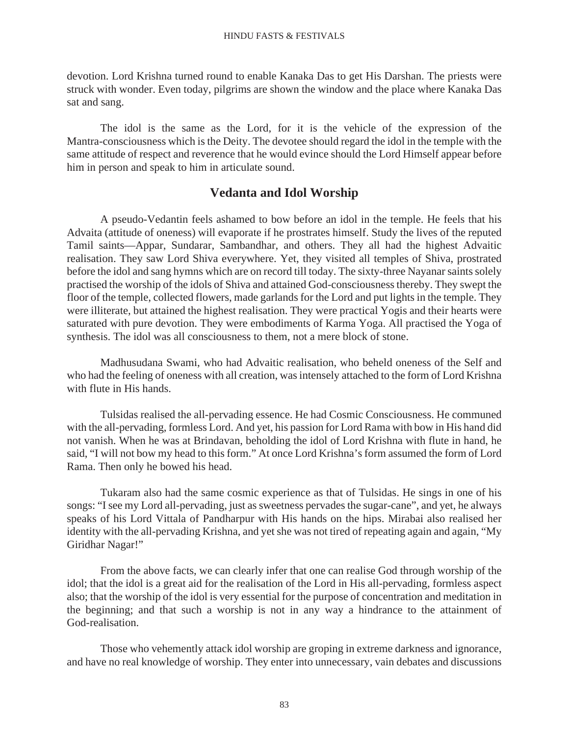devotion. Lord Krishna turned round to enable Kanaka Das to get His Darshan. The priests were struck with wonder. Even today, pilgrims are shown the window and the place where Kanaka Das sat and sang.

The idol is the same as the Lord, for it is the vehicle of the expression of the Mantra-consciousness which is the Deity. The devotee should regard the idol in the temple with the same attitude of respect and reverence that he would evince should the Lord Himself appear before him in person and speak to him in articulate sound.

## Vedanta and Idol Worship

A pseudo-Vedantin feels ashamed to bow before an idol in the temple. He feels that his Advaita (attitude of oneness) will evaporate if he prostrates himself. Study the lives of the reputed Tamil saints—Appar, Sundarar, Sambandhar, and others. They all had the highest Advaitic realisation. They saw Lord Shiva everywhere. Yet, they visited all temples of Shiva, prostrated before the idol and sang hymns which are on record till today. The sixty-three Nayanar saints solely practised the worship of the idols of Shiva and attained God-consciousness thereby. They swept the floor of the temple, collected flowers, made garlands for the Lord and put lights in the temple. They were illiterate, but attained the highest realisation. They were practical Yogis and their hearts were saturated with pure devotion. They were embodiments of Karma Yoga. All practised the Yoga of synthesis. The idol was all consciousness to them, not a mere block of stone.

Madhusudana Swami, who had Advaitic realisation, who beheld oneness of the Self and who had the feeling of oneness with all creation, was intensely attached to the form of Lord Krishna with flute in His hands.

Tulsidas realised the all-pervading essence. He had Cosmic Consciousness. He communed with the all-pervading, formless Lord. And yet, his passion for Lord Rama with bow in His hand did not vanish. When he was at Brindavan, beholding the idol of Lord Krishna with flute in hand, he said, "I will not bow my head to this form." At once Lord Krishna's form assumed the form of Lord Rama. Then only he bowed his head.

Tukaram also had the same cosmic experience as that of Tulsidas. He sings in one of his songs: "I see my Lord all-pervading, just as sweetness pervades the sugar-cane", and yet, he always speaks of his Lord Vittala of Pandharpur with His hands on the hips. Mirabai also realised her identity with the all-pervading Krishna, and yet she was not tired of repeating again and again, "My Giridhar Nagar!"

From the above facts, we can clearly infer that one can realise God through worship of the idol; that the idol is a great aid for the realisation of the Lord in His all-pervading, formless aspect also; that the worship of the idol is very essential for the purpose of concentration and meditation in the beginning; and that such a worship is not in any way a hindrance to the attainment of God-realisation.

Those who vehemently attack idol worship are groping in extreme darkness and ignorance, and have no real knowledge of worship. They enter into unnecessary, vain debates and discussions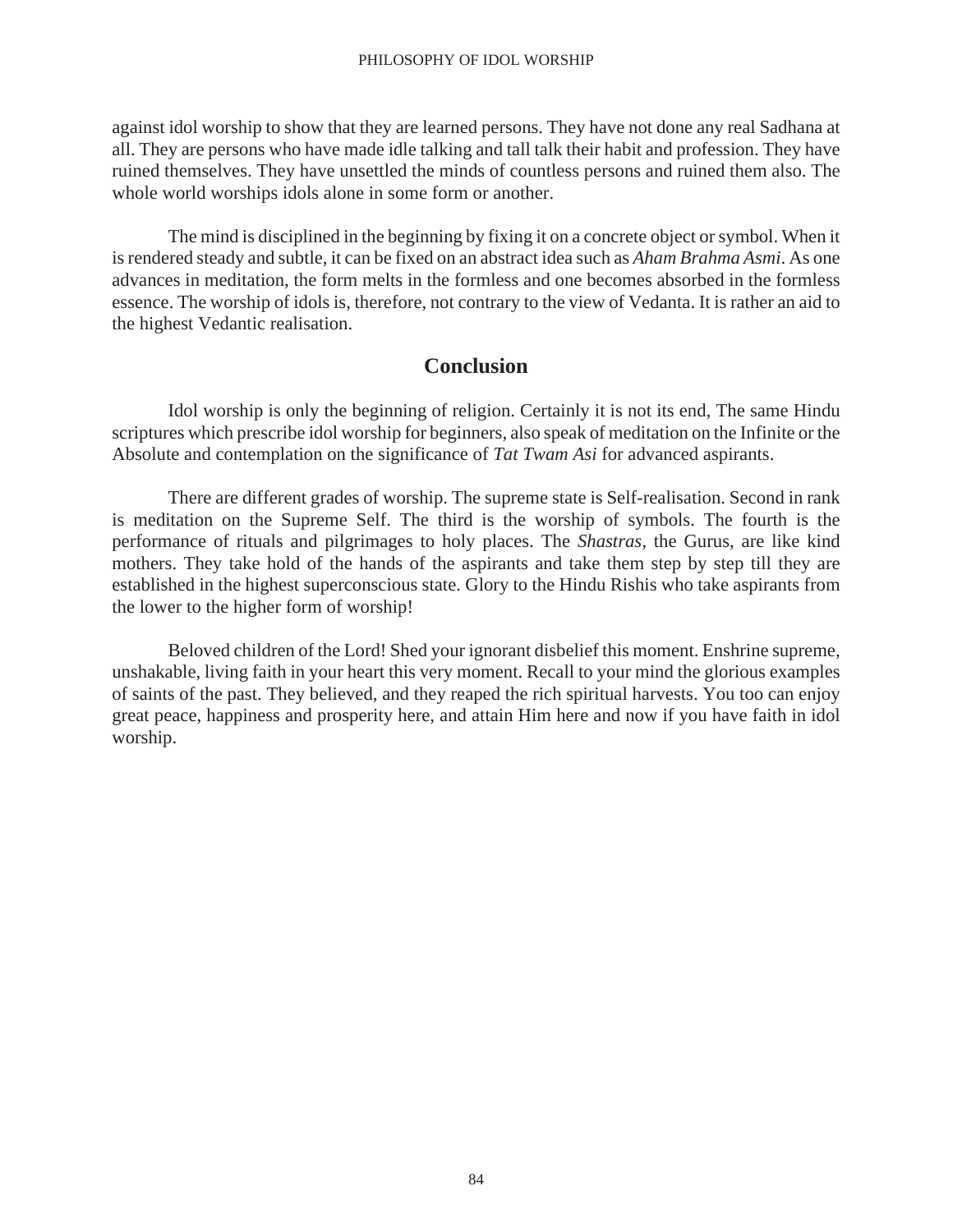against idol worship to show that they are learned persons. They have not done any real Sadhana at all. They are persons who have made idle talking and tall talk their habit and profession. They have ruined themselves. They have unsettled the minds of countless persons and ruined them also. The whole world worships idols alone in some form or another.

The mind is disciplined in the beginning by fixing it on a concrete object or symbol. When it is rendered steady and subtle, it can be fixed on an abstract idea such as *Aham Brahma Asmi*. As one advances in meditation, the form melts in the formless and one becomes absorbed in the formless essence. The worship of idols is, therefore, not contrary to the view of Vedanta. It is rather an aid to the highest Vedantic realisation.

## Conclusion

Idol worship is only the beginning of religion. Certainly it is not its end, The same Hindu scriptures which prescribe idol worship for beginners, also speak of meditation on the Infinite or the Absolute and contemplation on the significance of *Tat Twam Asi* for advanced aspirants.

There are different grades of worship. The supreme state is Self-realisation. Second in rank is meditation on the Supreme Self. The third is the worship of symbols. The fourth is the performance of rituals and pilgrimages to holy places. The *Shastras*, the Gurus, are like kind mothers. They take hold of the hands of the aspirants and take them step by step till they are established in the highest superconscious state. Glory to the Hindu Rishis who take aspirants from the lower to the higher form of worship!

Beloved children of the Lord! Shed your ignorant disbelief this moment. Enshrine supreme, unshakable, living faith in your heart this very moment. Recall to your mind the glorious examples of saints of the past. They believed, and they reaped the rich spiritual harvests. You too can enjoy great peace, happiness and prosperity here, and attain Him here and now if you have faith in idol worship.